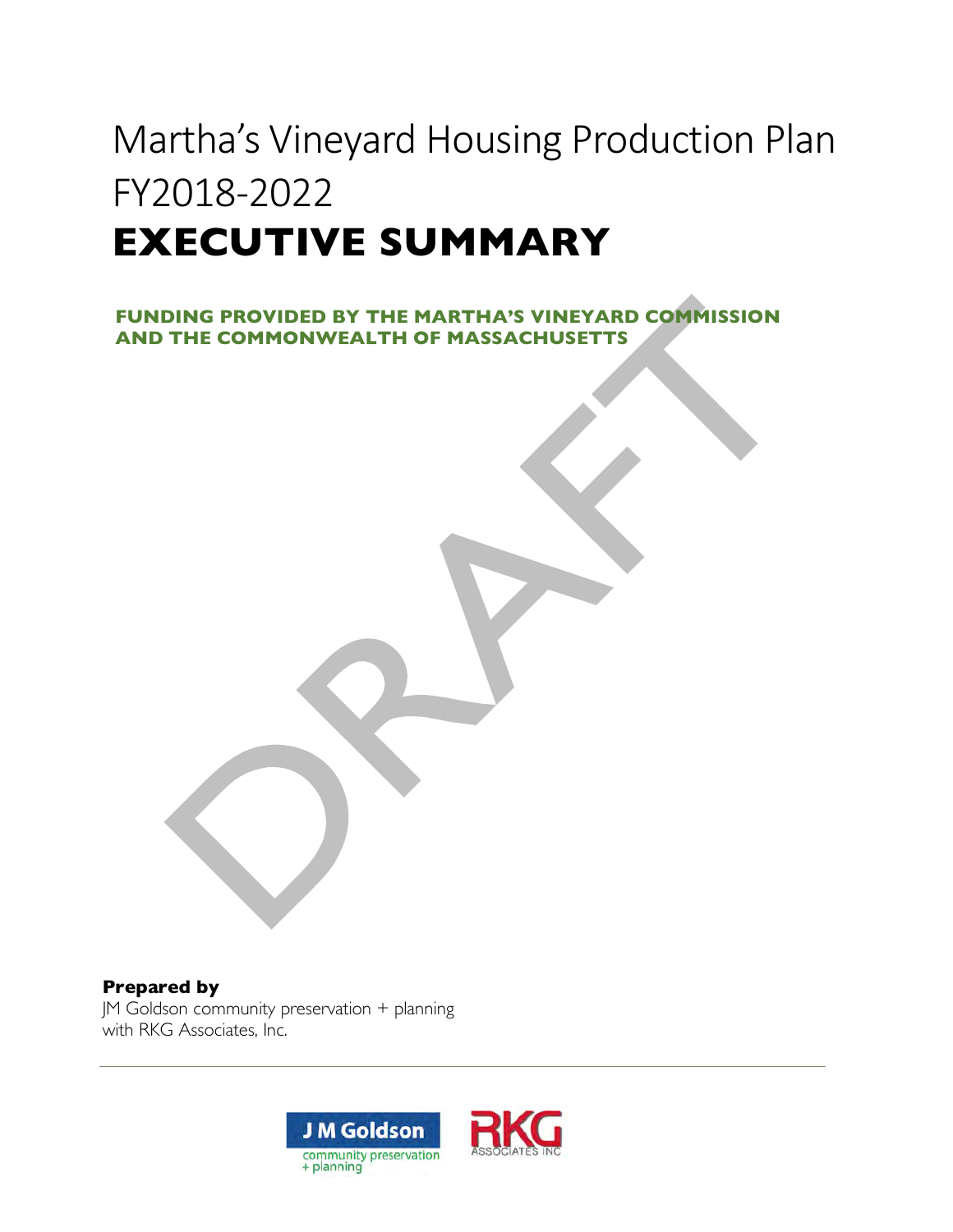# Martha's Vineyard Housing Production Plan FY2018-2022

# EXECUTIVE SUMMARY

**FUNDING PROVIDED BY THE MARTHA'S VINEYARD COMMISSION AND THE COMMONWEALTH OF MASSACHUSETTS**

DRAFT

**Prepared by**
JM Goldson community preservation + planning
with RKG Associates, Inc.

J M Goldson community preservation + planning

RKG ASSOCIATES INC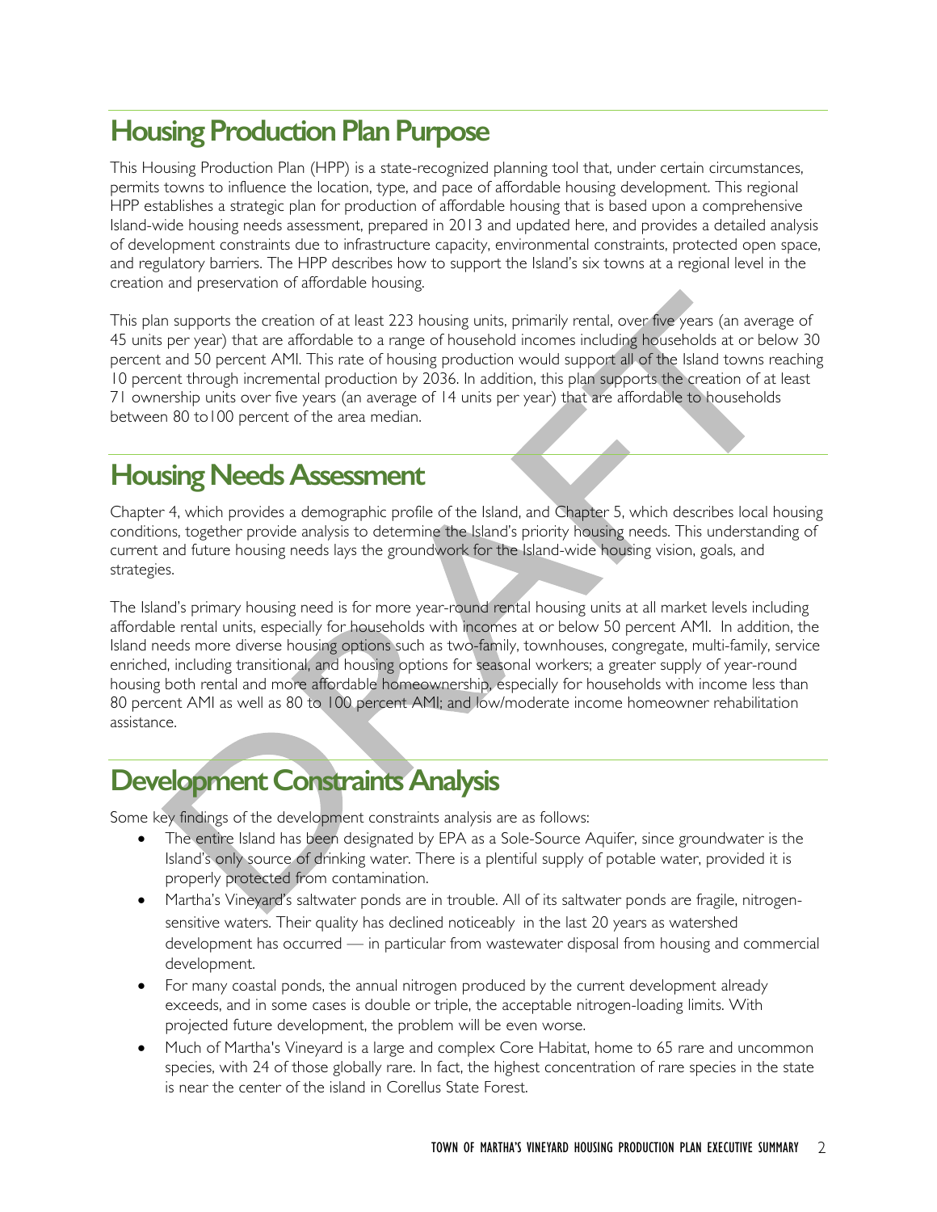# Housing Production Plan Purpose

This Housing Production Plan (HPP) is a state-recognized planning tool that, under certain circumstances, permits towns to influence the location, type, and pace of affordable housing development. This regional HPP establishes a strategic plan for production of affordable housing that is based upon a comprehensive Island-wide housing needs assessment, prepared in 2013 and updated here, and provides a detailed analysis of development constraints due to infrastructure capacity, environmental constraints, protected open space, and regulatory barriers. The HPP describes how to support the Island's six towns at a regional level in the creation and preservation of affordable housing.

This plan supports the creation of at least 223 housing units, primarily rental, over five years (an average of 45 units per year) that are affordable to a range of household incomes including households at or below 30 percent and 50 percent AMI. This rate of housing production would support all of the Island towns reaching 10 percent through incremental production by 2036. In addition, this plan supports the creation of at least 71 ownership units over five years (an average of 14 units per year) that are affordable to households between 80 to100 percent of the area median.

# Housing Needs Assessment

Chapter 4, which provides a demographic profile of the Island, and Chapter 5, which describes local housing conditions, together provide analysis to determine the Island's priority housing needs. This understanding of current and future housing needs lays the groundwork for the Island-wide housing vision, goals, and strategies.

The Island's primary housing need is for more year-round rental housing units at all market levels including affordable rental units, especially for households with incomes at or below 50 percent AMI. In addition, the Island needs more diverse housing options such as two-family, townhouses, congregate, multi-family, service enriched, including transitional, and housing options for seasonal workers; a greater supply of year-round housing both rental and more affordable homeownership, especially for households with income less than 80 percent AMI as well as 80 to 100 percent AMI; and low/moderate income homeowner rehabilitation assistance.

# Development Constraints Analysis

Some key findings of the development constraints analysis are as follows:

- The entire Island has been designated by EPA as a Sole-Source Aquifer, since groundwater is the Island's only source of drinking water. There is a plentiful supply of potable water, provided it is properly protected from contamination.
- Martha's Vineyard's saltwater ponds are in trouble. All of its saltwater ponds are fragile, nitrogen-sensitive waters. Their quality has declined noticeably in the last 20 years as watershed development has occurred — in particular from wastewater disposal from housing and commercial development.
- For many coastal ponds, the annual nitrogen produced by the current development already exceeds, and in some cases is double or triple, the acceptable nitrogen-loading limits. With projected future development, the problem will be even worse.
- Much of Martha's Vineyard is a large and complex Core Habitat, home to 65 rare and uncommon species, with 24 of those globally rare. In fact, the highest concentration of rare species in the state is near the center of the island in Corellus State Forest.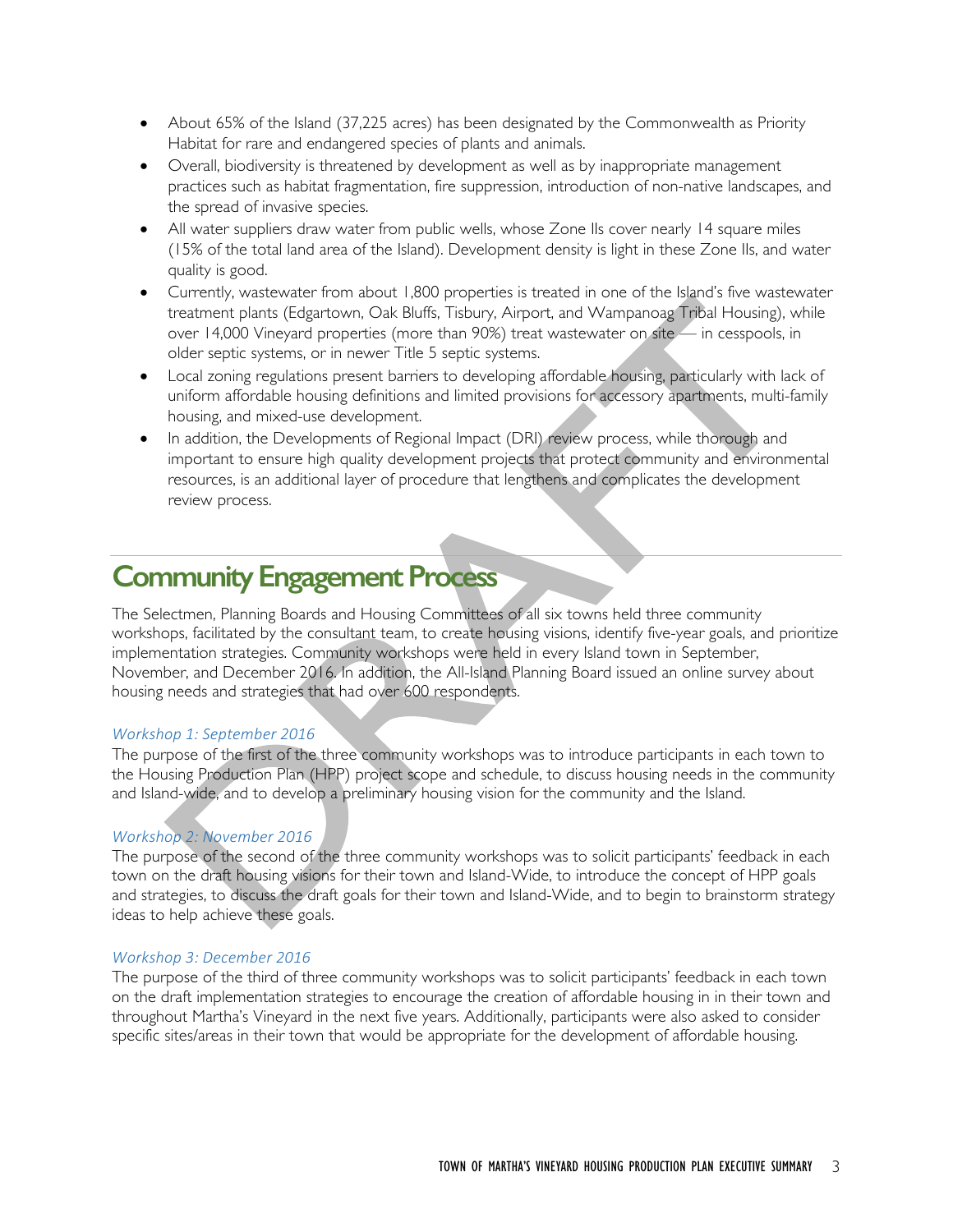- About 65% of the Island (37,225 acres) has been designated by the Commonwealth as Priority Habitat for rare and endangered species of plants and animals.
- Overall, biodiversity is threatened by development as well as by inappropriate management practices such as habitat fragmentation, fire suppression, introduction of non-native landscapes, and the spread of invasive species.
- All water suppliers draw water from public wells, whose Zone IIs cover nearly 14 square miles (15% of the total land area of the Island). Development density is light in these Zone IIs, and water quality is good.
- Currently, wastewater from about 1,800 properties is treated in one of the Island's five wastewater treatment plants (Edgartown, Oak Bluffs, Tisbury, Airport, and Wampanoag Tribal Housing), while over 14,000 Vineyard properties (more than 90%) treat wastewater on site — in cesspools, in older septic systems, or in newer Title 5 septic systems.
- Local zoning regulations present barriers to developing affordable housing, particularly with lack of uniform affordable housing definitions and limited provisions for accessory apartments, multi-family housing, and mixed-use development.
- In addition, the Developments of Regional Impact (DRI) review process, while thorough and important to ensure high quality development projects that protect community and environmental resources, is an additional layer of procedure that lengthens and complicates the development review process.

# Community Engagement Process

The Selectmen, Planning Boards and Housing Committees of all six towns held three community workshops, facilitated by the consultant team, to create housing visions, identify five-year goals, and prioritize implementation strategies. Community workshops were held in every Island town in September, November, and December 2016. In addition, the All-Island Planning Board issued an online survey about housing needs and strategies that had over 600 respondents.

*Workshop 1: September 2016*

The purpose of the first of the three community workshops was to introduce participants in each town to the Housing Production Plan (HPP) project scope and schedule, to discuss housing needs in the community and Island-wide, and to develop a preliminary housing vision for the community and the Island.

*Workshop 2: November 2016*

The purpose of the second of the three community workshops was to solicit participants' feedback in each town on the draft housing visions for their town and Island-Wide, to introduce the concept of HPP goals and strategies, to discuss the draft goals for their town and Island-Wide, and to begin to brainstorm strategy ideas to help achieve these goals.

*Workshop 3: December 2016*

The purpose of the third of three community workshops was to solicit participants' feedback in each town on the draft implementation strategies to encourage the creation of affordable housing in in their town and throughout Martha's Vineyard in the next five years. Additionally, participants were also asked to consider specific sites/areas in their town that would be appropriate for the development of affordable housing.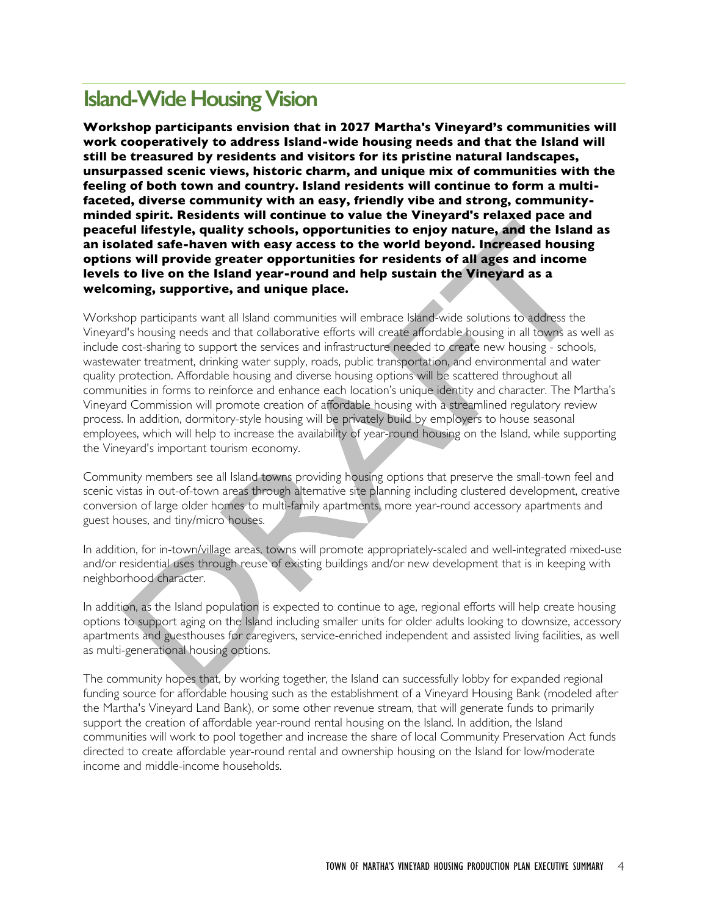# Island-Wide Housing Vision

**Workshop participants envision that in 2027 Martha's Vineyard's communities will work cooperatively to address Island-wide housing needs and that the Island will still be treasured by residents and visitors for its pristine natural landscapes, unsurpassed scenic views, historic charm, and unique mix of communities with the feeling of both town and country. Island residents will continue to form a multi-faceted, diverse community with an easy, friendly vibe and strong, community-minded spirit. Residents will continue to value the Vineyard's relaxed pace and peaceful lifestyle, quality schools, opportunities to enjoy nature, and the Island as an isolated safe-haven with easy access to the world beyond. Increased housing options will provide greater opportunities for residents of all ages and income levels to live on the Island year-round and help sustain the Vineyard as a welcoming, supportive, and unique place.**

Workshop participants want all Island communities will embrace Island-wide solutions to address the Vineyard's housing needs and that collaborative efforts will create affordable housing in all towns as well as include cost-sharing to support the services and infrastructure needed to create new housing - schools, wastewater treatment, drinking water supply, roads, public transportation, and environmental and water quality protection. Affordable housing and diverse housing options will be scattered throughout all communities in forms to reinforce and enhance each location's unique identity and character. The Martha's Vineyard Commission will promote creation of affordable housing with a streamlined regulatory review process. In addition, dormitory-style housing will be privately build by employers to house seasonal employees, which will help to increase the availability of year-round housing on the Island, while supporting the Vineyard's important tourism economy.

Community members see all Island towns providing housing options that preserve the small-town feel and scenic vistas in out-of-town areas through alternative site planning including clustered development, creative conversion of large older homes to multi-family apartments, more year-round accessory apartments and guest houses, and tiny/micro houses.

In addition, for in-town/village areas, towns will promote appropriately-scaled and well-integrated mixed-use and/or residential uses through reuse of existing buildings and/or new development that is in keeping with neighborhood character.

In addition, as the Island population is expected to continue to age, regional efforts will help create housing options to support aging on the Island including smaller units for older adults looking to downsize, accessory apartments and guesthouses for caregivers, service-enriched independent and assisted living facilities, as well as multi-generational housing options.

The community hopes that, by working together, the Island can successfully lobby for expanded regional funding source for affordable housing such as the establishment of a Vineyard Housing Bank (modeled after the Martha's Vineyard Land Bank), or some other revenue stream, that will generate funds to primarily support the creation of affordable year-round rental housing on the Island. In addition, the Island communities will work to pool together and increase the share of local Community Preservation Act funds directed to create affordable year-round rental and ownership housing on the Island for low/moderate income and middle-income households.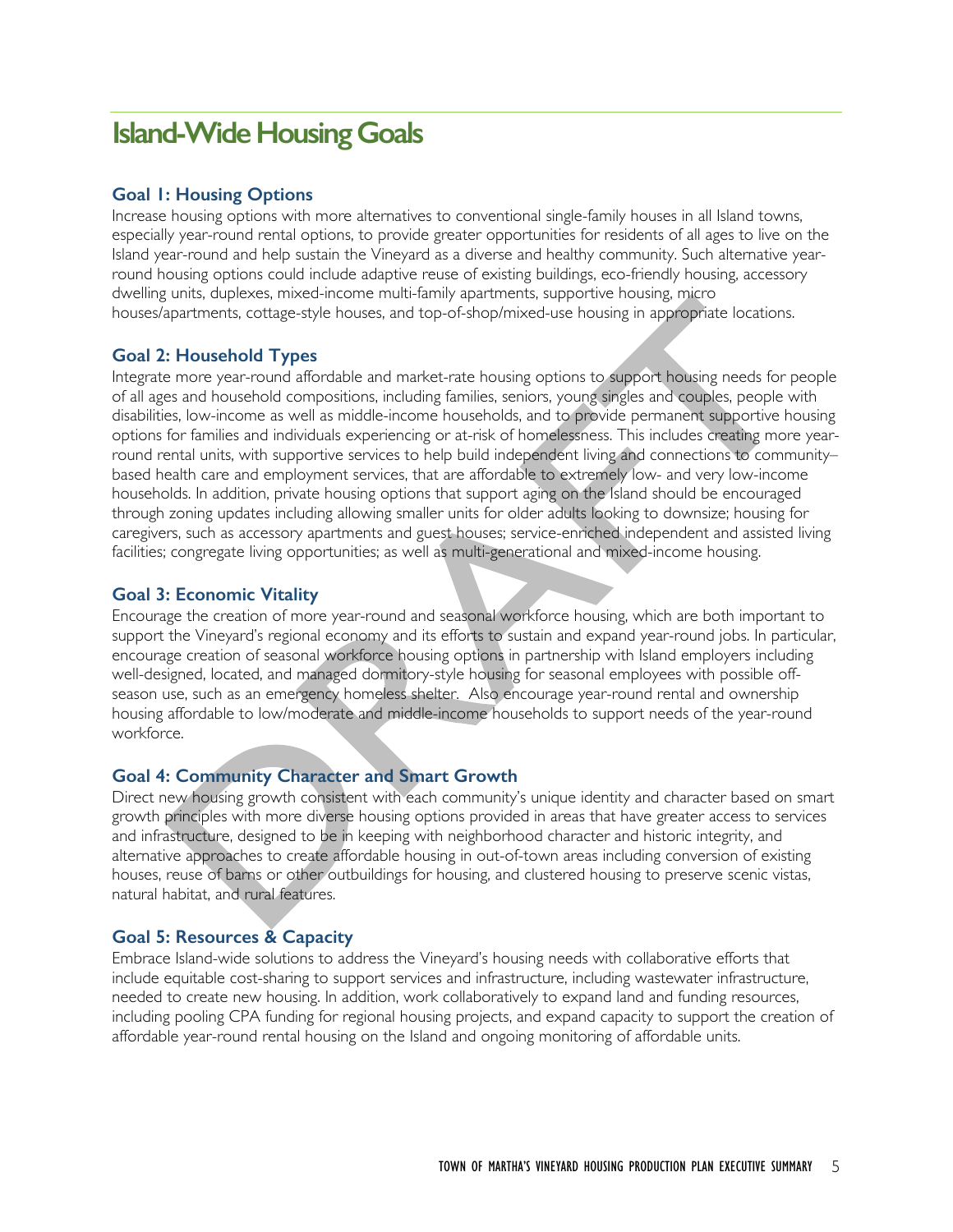# Island-Wide Housing Goals

### Goal 1: Housing Options

Increase housing options with more alternatives to conventional single-family houses in all Island towns, especially year-round rental options, to provide greater opportunities for residents of all ages to live on the Island year-round and help sustain the Vineyard as a diverse and healthy community. Such alternative year-round housing options could include adaptive reuse of existing buildings, eco-friendly housing, accessory dwelling units, duplexes, mixed-income multi-family apartments, supportive housing, micro houses/apartments, cottage-style houses, and top-of-shop/mixed-use housing in appropriate locations.

### Goal 2: Household Types

Integrate more year-round affordable and market-rate housing options to support housing needs for people of all ages and household compositions, including families, seniors, young singles and couples, people with disabilities, low-income as well as middle-income households, and to provide permanent supportive housing options for families and individuals experiencing or at-risk of homelessness. This includes creating more year-round rental units, with supportive services to help build independent living and connections to community–based health care and employment services, that are affordable to extremely low- and very low-income households. In addition, private housing options that support aging on the Island should be encouraged through zoning updates including allowing smaller units for older adults looking to downsize; housing for caregivers, such as accessory apartments and guest houses; service-enriched independent and assisted living facilities; congregate living opportunities; as well as multi-generational and mixed-income housing.

### Goal 3: Economic Vitality

Encourage the creation of more year-round and seasonal workforce housing, which are both important to support the Vineyard's regional economy and its efforts to sustain and expand year-round jobs. In particular, encourage creation of seasonal workforce housing options in partnership with Island employers including well-designed, located, and managed dormitory-style housing for seasonal employees with possible off-season use, such as an emergency homeless shelter. Also encourage year-round rental and ownership housing affordable to low/moderate and middle-income households to support needs of the year-round workforce.

### Goal 4: Community Character and Smart Growth

Direct new housing growth consistent with each community's unique identity and character based on smart growth principles with more diverse housing options provided in areas that have greater access to services and infrastructure, designed to be in keeping with neighborhood character and historic integrity, and alternative approaches to create affordable housing in out-of-town areas including conversion of existing houses, reuse of barns or other outbuildings for housing, and clustered housing to preserve scenic vistas, natural habitat, and rural features.

### Goal 5: Resources & Capacity

Embrace Island-wide solutions to address the Vineyard's housing needs with collaborative efforts that include equitable cost-sharing to support services and infrastructure, including wastewater infrastructure, needed to create new housing. In addition, work collaboratively to expand land and funding resources, including pooling CPA funding for regional housing projects, and expand capacity to support the creation of affordable year-round rental housing on the Island and ongoing monitoring of affordable units.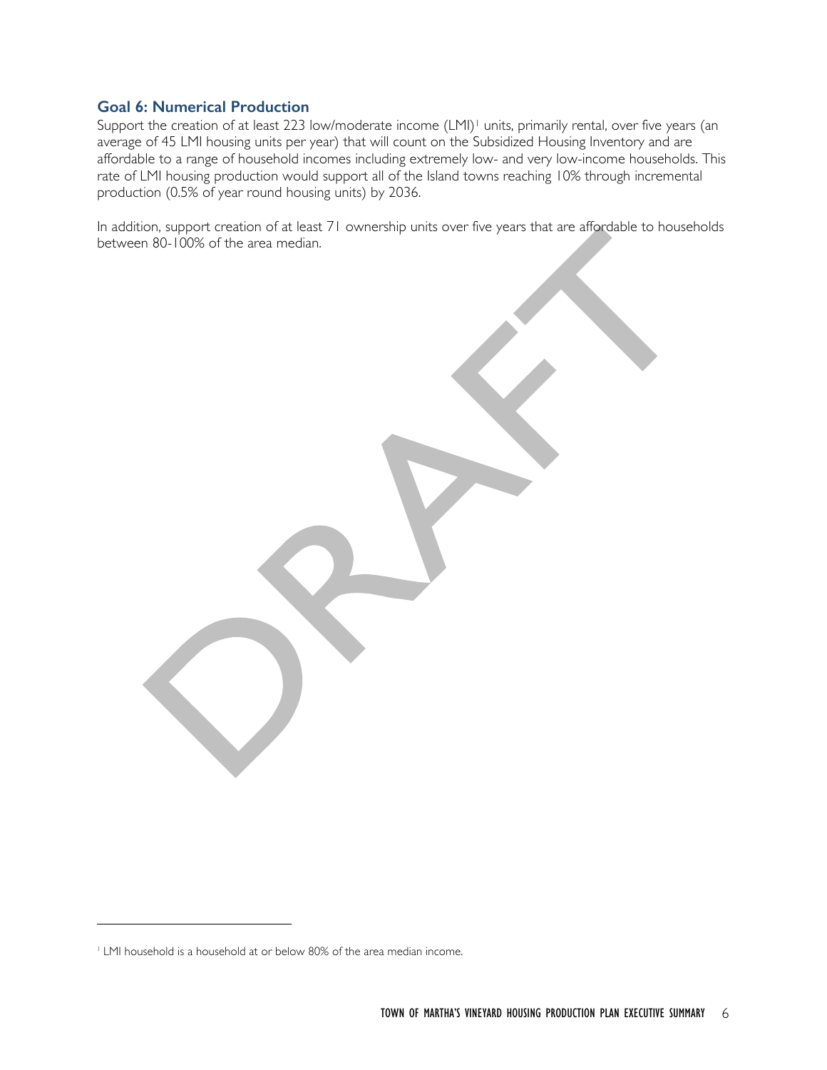### Goal 6: Numerical Production

Support the creation of at least 223 low/moderate income (LMI)[1] units, primarily rental, over five years (an average of 45 LMI housing units per year) that will count on the Subsidized Housing Inventory and are affordable to a range of household incomes including extremely low- and very low-income households. This rate of LMI housing production would support all of the Island towns reaching 10% through incremental production (0.5% of year round housing units) by 2036.

In addition, support creation of at least 71 ownership units over five years that are affordable to households between 80-100% of the area median.

---

[1] LMI household is a household at or below 80% of the area median income.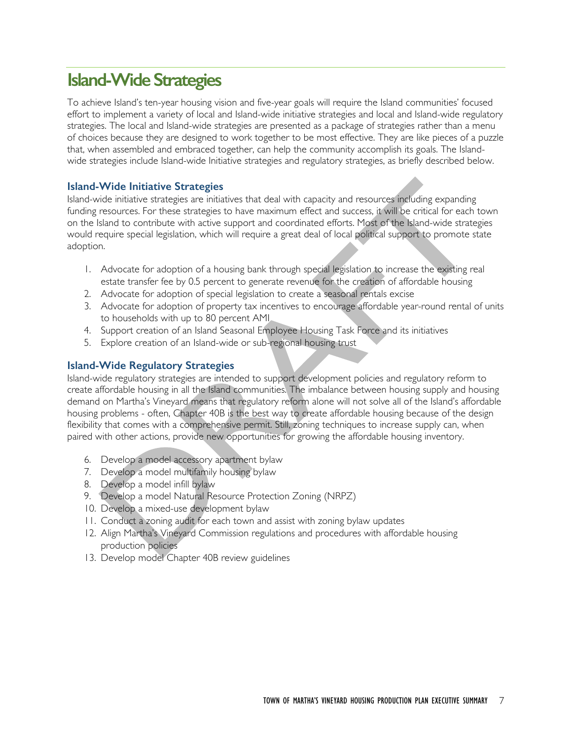# Island-Wide Strategies

To achieve Island's ten-year housing vision and five-year goals will require the Island communities' focused effort to implement a variety of local and Island-wide initiative strategies and local and Island-wide regulatory strategies. The local and Island-wide strategies are presented as a package of strategies rather than a menu of choices because they are designed to work together to be most effective. They are like pieces of a puzzle that, when assembled and embraced together, can help the community accomplish its goals. The Island-wide strategies include Island-wide Initiative strategies and regulatory strategies, as briefly described below.

### Island-Wide Initiative Strategies

Island-wide initiative strategies are initiatives that deal with capacity and resources including expanding funding resources. For these strategies to have maximum effect and success, it will be critical for each town on the Island to contribute with active support and coordinated efforts. Most of the Island-wide strategies would require special legislation, which will require a great deal of local political support to promote state adoption.

1. Advocate for adoption of a housing bank through special legislation to increase the existing real estate transfer fee by 0.5 percent to generate revenue for the creation of affordable housing
2. Advocate for adoption of special legislation to create a seasonal rentals excise
3. Advocate for adoption of property tax incentives to encourage affordable year-round rental of units to households with up to 80 percent AMI
4. Support creation of an Island Seasonal Employee Housing Task Force and its initiatives
5. Explore creation of an Island-wide or sub-regional housing trust

### Island-Wide Regulatory Strategies

Island-wide regulatory strategies are intended to support development policies and regulatory reform to create affordable housing in all the Island communities. The imbalance between housing supply and housing demand on Martha's Vineyard means that regulatory reform alone will not solve all of the Island's affordable housing problems - often, Chapter 40B is the best way to create affordable housing because of the design flexibility that comes with a comprehensive permit. Still, zoning techniques to increase supply can, when paired with other actions, provide new opportunities for growing the affordable housing inventory.

6. Develop a model accessory apartment bylaw
7. Develop a model multifamily housing bylaw
8. Develop a model infill bylaw
9. Develop a model Natural Resource Protection Zoning (NRPZ)
10. Develop a mixed-use development bylaw
11. Conduct a zoning audit for each town and assist with zoning bylaw updates
12. Align Martha's Vineyard Commission regulations and procedures with affordable housing production policies
13. Develop model Chapter 40B review guidelines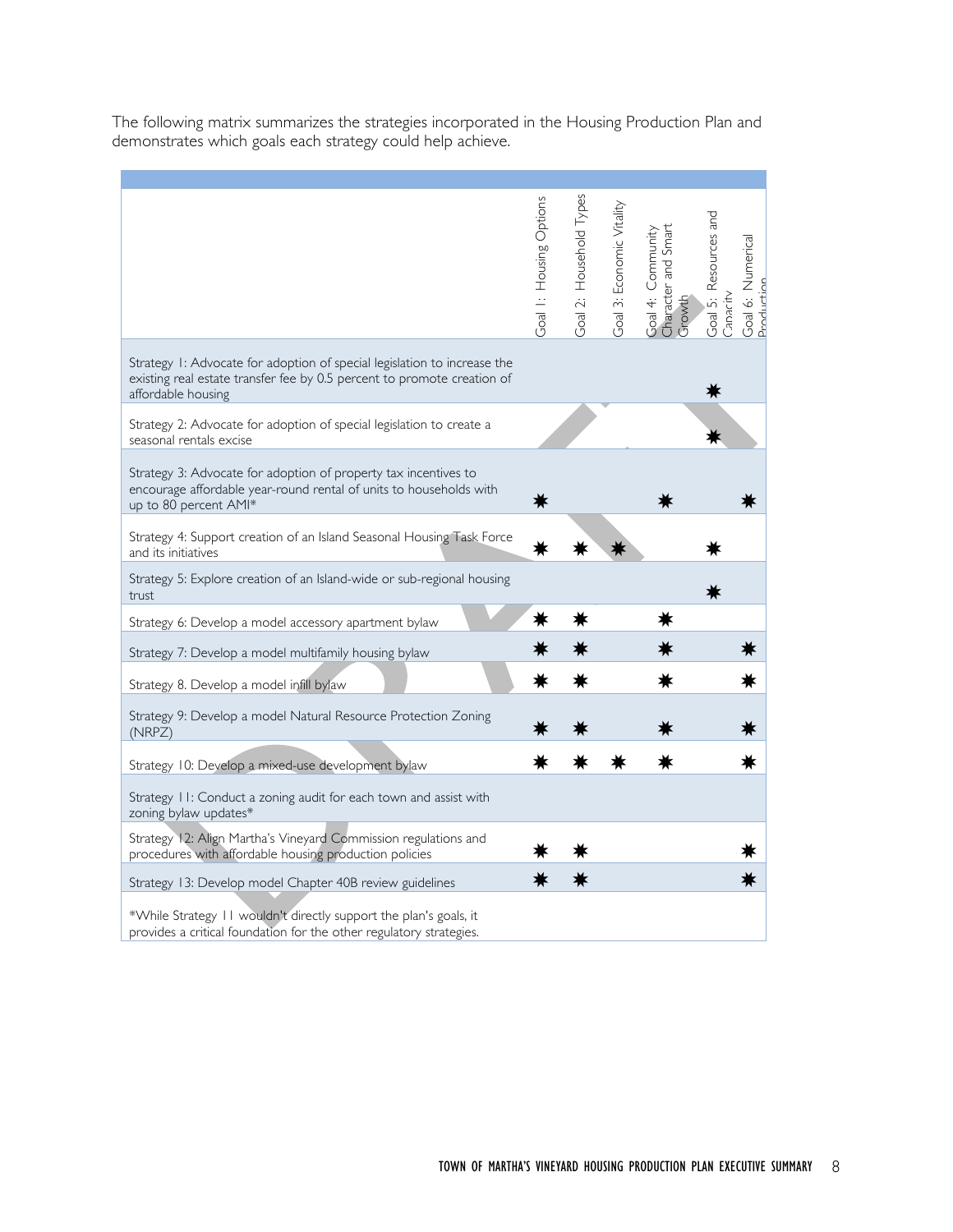The following matrix summarizes the strategies incorporated in the Housing Production Plan and demonstrates which goals each strategy could help achieve.

| | Goal 1: Housing Options | Goal 2: Household Types | Goal 3: Economic Vitality | Goal 4: Community Character and Smart Growth | Goal 5: Resources and Capacity | Goal 6: Numerical Production |
|---|---|---|---|---|---|---|
| Strategy 1: Advocate for adoption of special legislation to increase the existing real estate transfer fee by 0.5 percent to promote creation of affordable housing | | | | | ✷ | |
| Strategy 2: Advocate for adoption of special legislation to create a seasonal rentals excise | | | | | ✷ | |
| Strategy 3: Advocate for adoption of property tax incentives to encourage affordable year-round rental of units to households with up to 80 percent AMI* | ✷ | | | ✷ | | ✷ |
| Strategy 4: Support creation of an Island Seasonal Housing Task Force and its initiatives | ✷ | ✷ | ✷ | | ✷ | |
| Strategy 5: Explore creation of an Island-wide or sub-regional housing trust | | | | | ✷ | |
| Strategy 6: Develop a model accessory apartment bylaw | ✷ | ✷ | | ✷ | | |
| Strategy 7: Develop a model multifamily housing bylaw | ✷ | ✷ | | ✷ | | ✷ |
| Strategy 8. Develop a model infill bylaw | ✷ | ✷ | | ✷ | | ✷ |
| Strategy 9: Develop a model Natural Resource Protection Zoning (NRPZ) | ✷ | ✷ | | ✷ | | ✷ |
| Strategy 10: Develop a mixed-use development bylaw | ✷ | ✷ | ✷ | ✷ | | ✷ |
| Strategy 11: Conduct a zoning audit for each town and assist with zoning bylaw updates* | | | | | | |
| Strategy 12: Align Martha's Vineyard Commission regulations and procedures with affordable housing production policies | ✷ | ✷ | | | | ✷ |
| Strategy 13: Develop model Chapter 40B review guidelines | ✷ | ✷ | | | | ✷ |
| *While Strategy 11 wouldn't directly support the plan's goals, it provides a critical foundation for the other regulatory strategies. | | | | | | |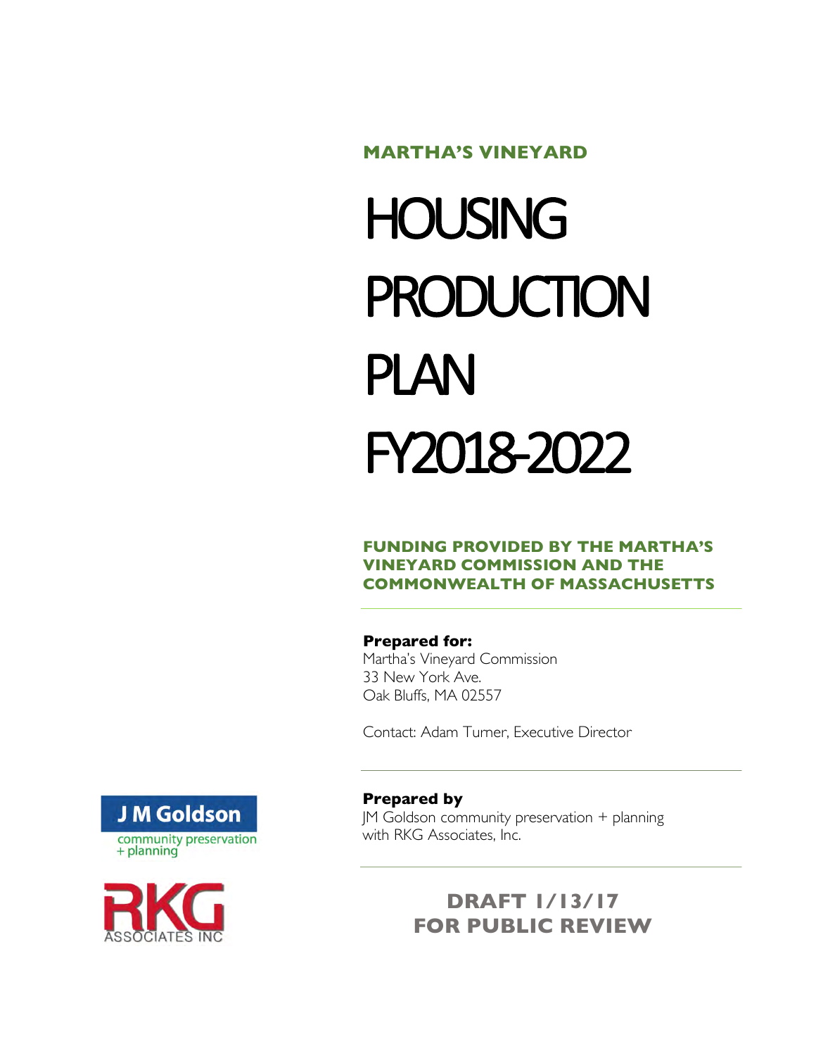**MARTHA'S VINEYARD**

# HOUSING PRODUCTION PLAN FY2018-2022

**FUNDING PROVIDED BY THE MARTHA'S VINEYARD COMMISSION AND THE COMMONWEALTH OF MASSACHUSETTS**

**Prepared for:**
Martha's Vineyard Commission
33 New York Ave.
Oak Bluffs, MA 02557

Contact: Adam Turner, Executive Director

**Prepared by**
JM Goldson community preservation + planning
with RKG Associates, Inc.

J M Goldson
community preservation
+ planning

RKG
ASSOCIATES INC

**DRAFT 1/13/17**
**FOR PUBLIC REVIEW**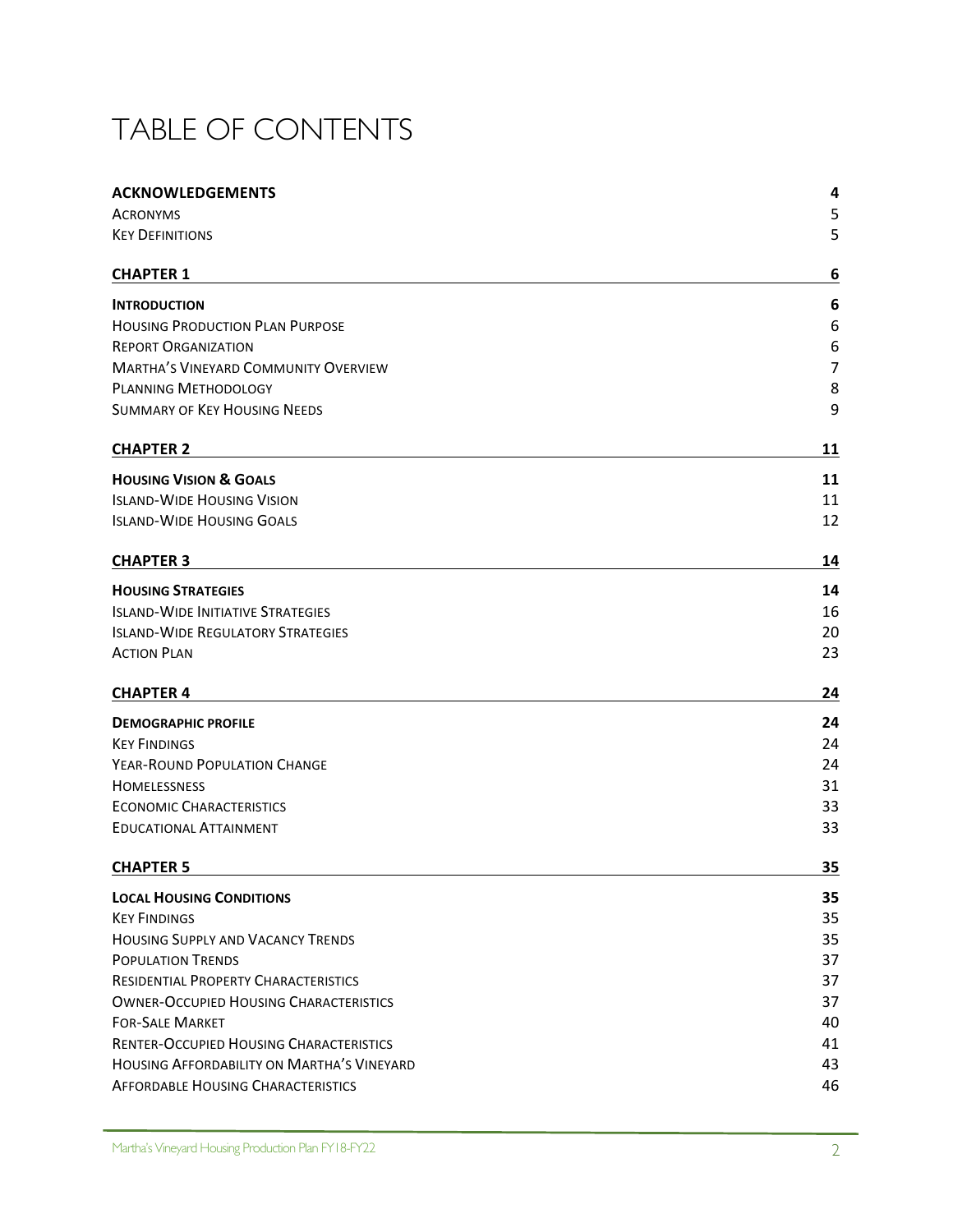# TABLE OF CONTENTS

| | |
|---|---|
| **ACKNOWLEDGEMENTS** | **4** |
| ACRONYMS | 5 |
| KEY DEFINITIONS | 5 |
| **CHAPTER 1** | **6** |
| **INTRODUCTION** | **6** |
| HOUSING PRODUCTION PLAN PURPOSE | 6 |
| REPORT ORGANIZATION | 6 |
| MARTHA'S VINEYARD COMMUNITY OVERVIEW | 7 |
| PLANNING METHODOLOGY | 8 |
| SUMMARY OF KEY HOUSING NEEDS | 9 |
| **CHAPTER 2** | **11** |
| **HOUSING VISION & GOALS** | **11** |
| ISLAND-WIDE HOUSING VISION | 11 |
| ISLAND-WIDE HOUSING GOALS | 12 |
| **CHAPTER 3** | **14** |
| **HOUSING STRATEGIES** | **14** |
| ISLAND-WIDE INITIATIVE STRATEGIES | 16 |
| ISLAND-WIDE REGULATORY STRATEGIES | 20 |
| ACTION PLAN | 23 |
| **CHAPTER 4** | **24** |
| **DEMOGRAPHIC PROFILE** | **24** |
| KEY FINDINGS | 24 |
| YEAR-ROUND POPULATION CHANGE | 24 |
| HOMELESSNESS | 31 |
| ECONOMIC CHARACTERISTICS | 33 |
| EDUCATIONAL ATTAINMENT | 33 |
| **CHAPTER 5** | **35** |
| **LOCAL HOUSING CONDITIONS** | **35** |
| KEY FINDINGS | 35 |
| HOUSING SUPPLY AND VACANCY TRENDS | 35 |
| POPULATION TRENDS | 37 |
| RESIDENTIAL PROPERTY CHARACTERISTICS | 37 |
| OWNER-OCCUPIED HOUSING CHARACTERISTICS | 37 |
| FOR-SALE MARKET | 40 |
| RENTER-OCCUPIED HOUSING CHARACTERISTICS | 41 |
| HOUSING AFFORDABILITY ON MARTHA'S VINEYARD | 43 |
| AFFORDABLE HOUSING CHARACTERISTICS | 46 |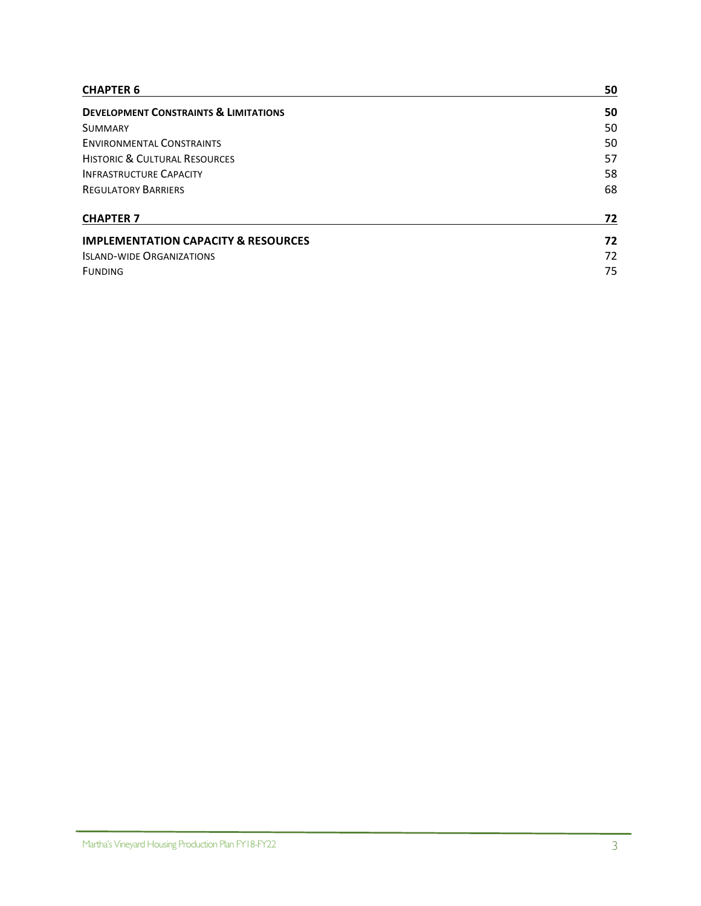| | |
|---|---|
| **CHAPTER 6** | **50** |
| **DEVELOPMENT CONSTRAINTS & LIMITATIONS** | **50** |
| SUMMARY | 50 |
| ENVIRONMENTAL CONSTRAINTS | 50 |
| HISTORIC & CULTURAL RESOURCES | 57 |
| INFRASTRUCTURE CAPACITY | 58 |
| REGULATORY BARRIERS | 68 |
| **CHAPTER 7** | **72** |
| **IMPLEMENTATION CAPACITY & RESOURCES** | **72** |
| ISLAND-WIDE ORGANIZATIONS | 72 |
| FUNDING | 75 |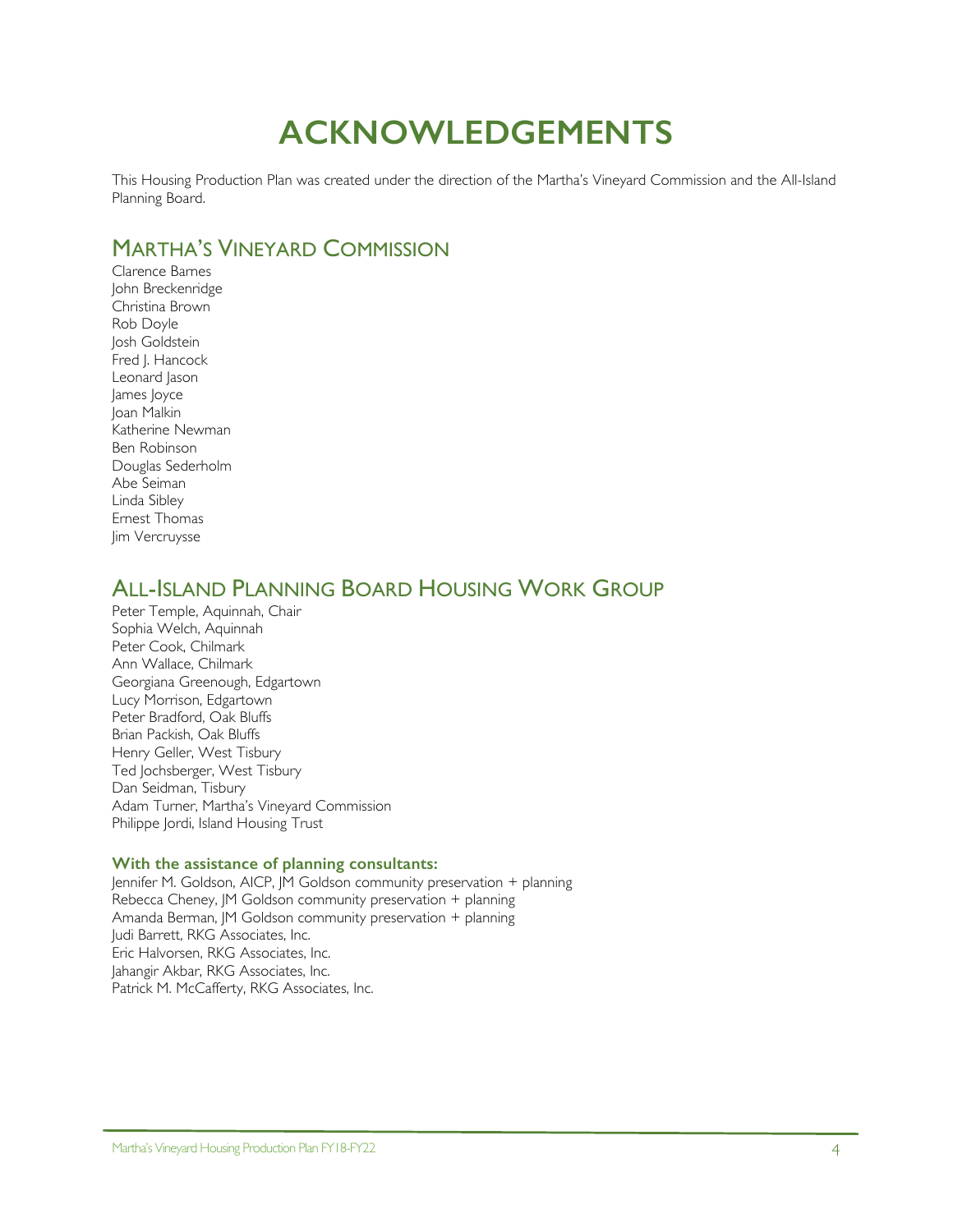# ACKNOWLEDGEMENTS

This Housing Production Plan was created under the direction of the Martha's Vineyard Commission and the All-Island Planning Board.

## MARTHA'S VINEYARD COMMISSION

Clarence Barnes
John Breckenridge
Christina Brown
Rob Doyle
Josh Goldstein
Fred J. Hancock
Leonard Jason
James Joyce
Joan Malkin
Katherine Newman
Ben Robinson
Douglas Sederholm
Abe Seiman
Linda Sibley
Ernest Thomas
Jim Vercruysse

## ALL-ISLAND PLANNING BOARD HOUSING WORK GROUP

Peter Temple, Aquinnah, Chair
Sophia Welch, Aquinnah
Peter Cook, Chilmark
Ann Wallace, Chilmark
Georgiana Greenough, Edgartown
Lucy Morrison, Edgartown
Peter Bradford, Oak Bluffs
Brian Packish, Oak Bluffs
Henry Geller, West Tisbury
Ted Jochsberger, West Tisbury
Dan Seidman, Tisbury
Adam Turner, Martha's Vineyard Commission
Philippe Jordi, Island Housing Trust

**With the assistance of planning consultants:**

Jennifer M. Goldson, AICP, JM Goldson community preservation + planning
Rebecca Cheney, JM Goldson community preservation + planning
Amanda Berman, JM Goldson community preservation + planning
Judi Barrett, RKG Associates, Inc.
Eric Halvorsen, RKG Associates, Inc.
Jahangir Akbar, RKG Associates, Inc.
Patrick M. McCafferty, RKG Associates, Inc.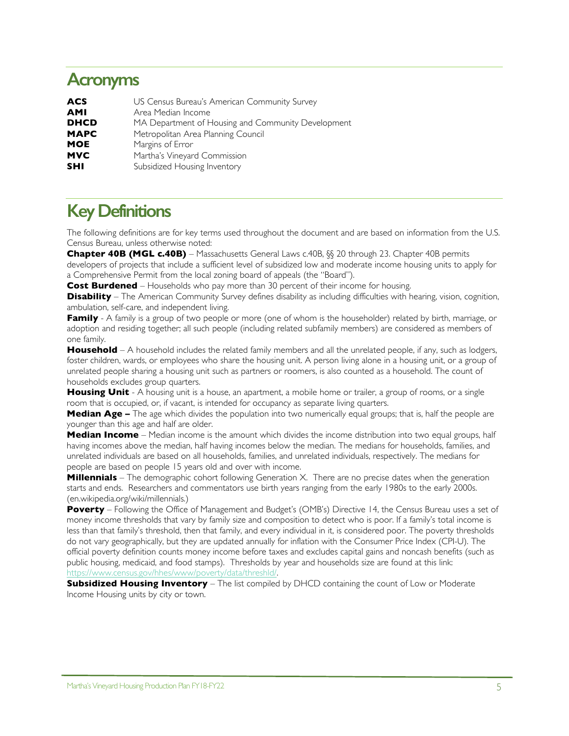## Acronyms

| | |
|---|---|
| **ACS** | US Census Bureau's American Community Survey |
| **AMI** | Area Median Income |
| **DHCD** | MA Department of Housing and Community Development |
| **MAPC** | Metropolitan Area Planning Council |
| **MOE** | Margins of Error |
| **MVC** | Martha's Vineyard Commission |
| **SHI** | Subsidized Housing Inventory |

## Key Definitions

The following definitions are for key terms used throughout the document and are based on information from the U.S. Census Bureau, unless otherwise noted:

**Chapter 40B (MGL c.40B)** – Massachusetts General Laws c.40B, §§ 20 through 23. Chapter 40B permits developers of projects that include a sufficient level of subsidized low and moderate income housing units to apply for a Comprehensive Permit from the local zoning board of appeals (the "Board").

**Cost Burdened** – Households who pay more than 30 percent of their income for housing.

**Disability** – The American Community Survey defines disability as including difficulties with hearing, vision, cognition, ambulation, self-care, and independent living.

**Family** - A family is a group of two people or more (one of whom is the householder) related by birth, marriage, or adoption and residing together; all such people (including related subfamily members) are considered as members of one family.

**Household** – A household includes the related family members and all the unrelated people, if any, such as lodgers, foster children, wards, or employees who share the housing unit. A person living alone in a housing unit, or a group of unrelated people sharing a housing unit such as partners or roomers, is also counted as a household. The count of households excludes group quarters.

**Housing Unit** - A housing unit is a house, an apartment, a mobile home or trailer, a group of rooms, or a single room that is occupied, or, if vacant, is intended for occupancy as separate living quarters.

**Median Age –** The age which divides the population into two numerically equal groups; that is, half the people are younger than this age and half are older.

**Median Income** – Median income is the amount which divides the income distribution into two equal groups, half having incomes above the median, half having incomes below the median. The medians for households, families, and unrelated individuals are based on all households, families, and unrelated individuals, respectively. The medians for people are based on people 15 years old and over with income.

**Millennials** – The demographic cohort following Generation X. There are no precise dates when the generation starts and ends. Researchers and commentators use birth years ranging from the early 1980s to the early 2000s. (en.wikipedia.org/wiki/millennials.)

**Poverty** – Following the Office of Management and Budget's (OMB's) Directive 14, the Census Bureau uses a set of money income thresholds that vary by family size and composition to detect who is poor. If a family's total income is less than that family's threshold, then that family, and every individual in it, is considered poor. The poverty thresholds do not vary geographically, but they are updated annually for inflation with the Consumer Price Index (CPI-U). The official poverty definition counts money income before taxes and excludes capital gains and noncash benefits (such as public housing, medicaid, and food stamps). Thresholds by year and households size are found at this link: https://www.census.gov/hhes/www/poverty/data/threshld/.

**Subsidized Housing Inventory** – The list compiled by DHCD containing the count of Low or Moderate Income Housing units by city or town.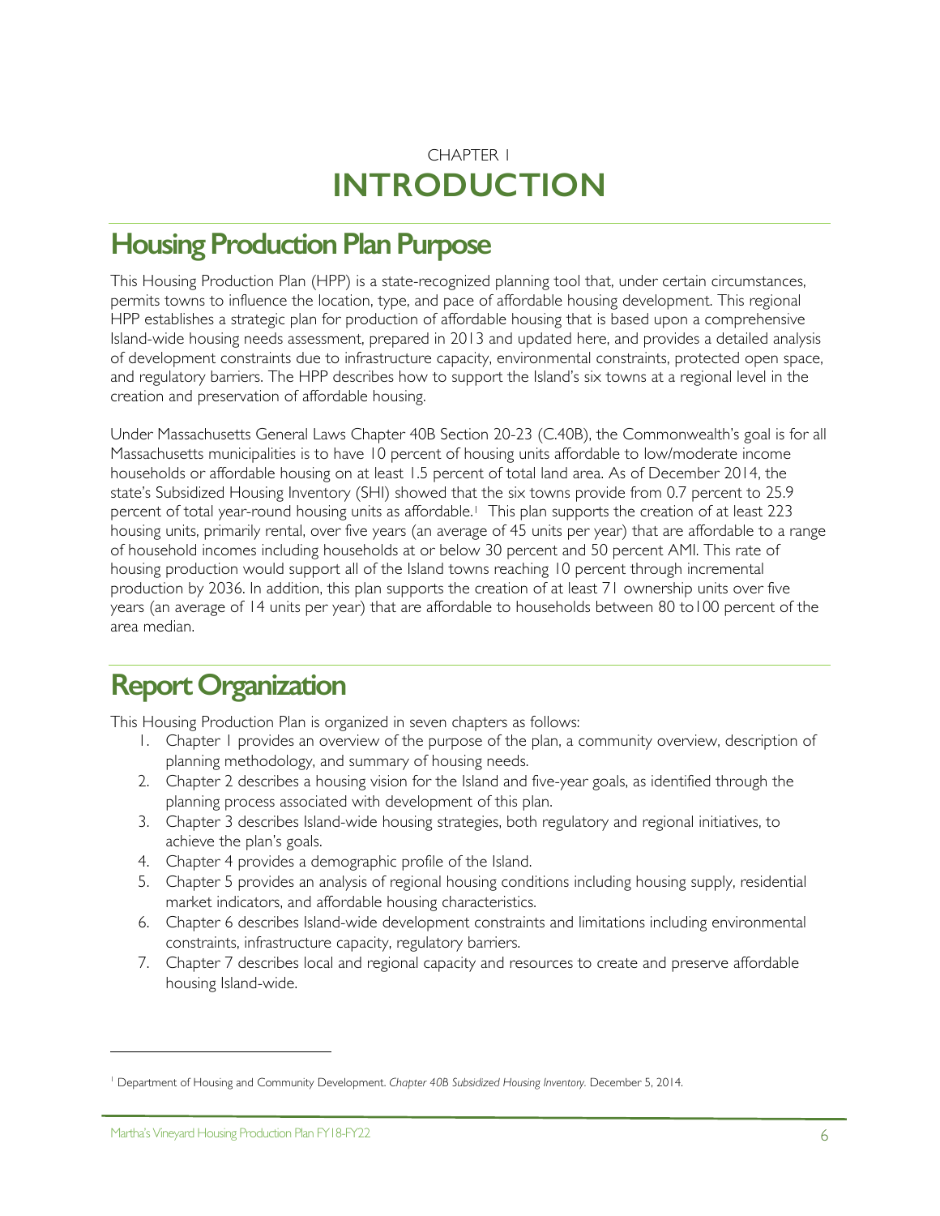CHAPTER 1

# INTRODUCTION

## Housing Production Plan Purpose

This Housing Production Plan (HPP) is a state-recognized planning tool that, under certain circumstances, permits towns to influence the location, type, and pace of affordable housing development. This regional HPP establishes a strategic plan for production of affordable housing that is based upon a comprehensive Island-wide housing needs assessment, prepared in 2013 and updated here, and provides a detailed analysis of development constraints due to infrastructure capacity, environmental constraints, protected open space, and regulatory barriers. The HPP describes how to support the Island's six towns at a regional level in the creation and preservation of affordable housing.

Under Massachusetts General Laws Chapter 40B Section 20-23 (C.40B), the Commonwealth's goal is for all Massachusetts municipalities is to have 10 percent of housing units affordable to low/moderate income households or affordable housing on at least 1.5 percent of total land area. As of December 2014, the state's Subsidized Housing Inventory (SHI) showed that the six towns provide from 0.7 percent to 25.9 percent of total year-round housing units as affordable.[1] This plan supports the creation of at least 223 housing units, primarily rental, over five years (an average of 45 units per year) that are affordable to a range of household incomes including households at or below 30 percent and 50 percent AMI. This rate of housing production would support all of the Island towns reaching 10 percent through incremental production by 2036. In addition, this plan supports the creation of at least 71 ownership units over five years (an average of 14 units per year) that are affordable to households between 80 to100 percent of the area median.

## Report Organization

This Housing Production Plan is organized in seven chapters as follows:

1. Chapter 1 provides an overview of the purpose of the plan, a community overview, description of planning methodology, and summary of housing needs.
2. Chapter 2 describes a housing vision for the Island and five-year goals, as identified through the planning process associated with development of this plan.
3. Chapter 3 describes Island-wide housing strategies, both regulatory and regional initiatives, to achieve the plan's goals.
4. Chapter 4 provides a demographic profile of the Island.
5. Chapter 5 provides an analysis of regional housing conditions including housing supply, residential market indicators, and affordable housing characteristics.
6. Chapter 6 describes Island-wide development constraints and limitations including environmental constraints, infrastructure capacity, regulatory barriers.
7. Chapter 7 describes local and regional capacity and resources to create and preserve affordable housing Island-wide.

---

[1] Department of Housing and Community Development. *Chapter 40B Subsidized Housing Inventory.* December 5, 2014.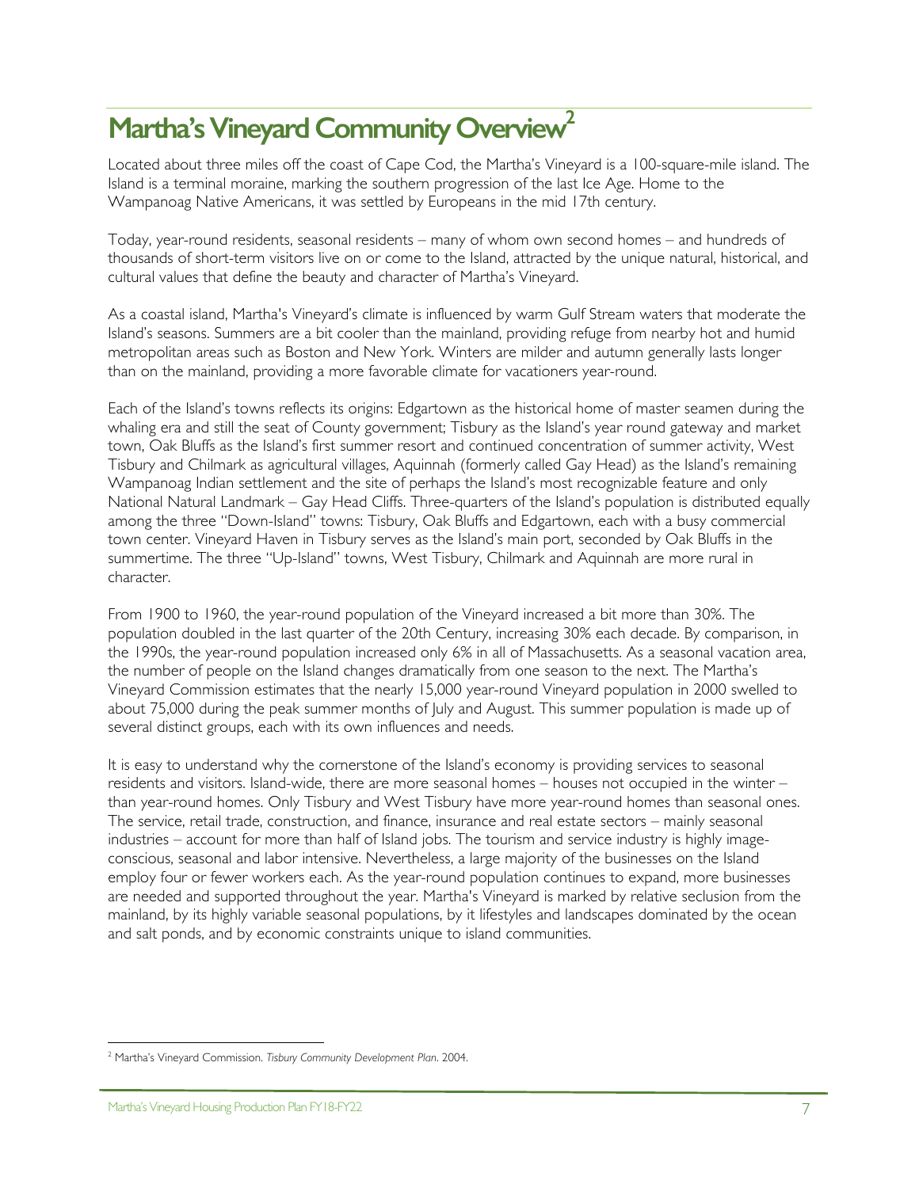# Martha's Vineyard Community Overview[2]

Located about three miles off the coast of Cape Cod, the Martha's Vineyard is a 100-square-mile island. The Island is a terminal moraine, marking the southern progression of the last Ice Age. Home to the Wampanoag Native Americans, it was settled by Europeans in the mid 17th century.

Today, year-round residents, seasonal residents – many of whom own second homes – and hundreds of thousands of short-term visitors live on or come to the Island, attracted by the unique natural, historical, and cultural values that define the beauty and character of Martha's Vineyard.

As a coastal island, Martha's Vineyard's climate is influenced by warm Gulf Stream waters that moderate the Island's seasons. Summers are a bit cooler than the mainland, providing refuge from nearby hot and humid metropolitan areas such as Boston and New York. Winters are milder and autumn generally lasts longer than on the mainland, providing a more favorable climate for vacationers year-round.

Each of the Island's towns reflects its origins: Edgartown as the historical home of master seamen during the whaling era and still the seat of County government; Tisbury as the Island's year round gateway and market town, Oak Bluffs as the Island's first summer resort and continued concentration of summer activity, West Tisbury and Chilmark as agricultural villages, Aquinnah (formerly called Gay Head) as the Island's remaining Wampanoag Indian settlement and the site of perhaps the Island's most recognizable feature and only National Natural Landmark – Gay Head Cliffs. Three-quarters of the Island's population is distributed equally among the three "Down-Island" towns: Tisbury, Oak Bluffs and Edgartown, each with a busy commercial town center. Vineyard Haven in Tisbury serves as the Island's main port, seconded by Oak Bluffs in the summertime. The three "Up-Island" towns, West Tisbury, Chilmark and Aquinnah are more rural in character.

From 1900 to 1960, the year-round population of the Vineyard increased a bit more than 30%. The population doubled in the last quarter of the 20th Century, increasing 30% each decade. By comparison, in the 1990s, the year-round population increased only 6% in all of Massachusetts. As a seasonal vacation area, the number of people on the Island changes dramatically from one season to the next. The Martha's Vineyard Commission estimates that the nearly 15,000 year-round Vineyard population in 2000 swelled to about 75,000 during the peak summer months of July and August. This summer population is made up of several distinct groups, each with its own influences and needs.

It is easy to understand why the cornerstone of the Island's economy is providing services to seasonal residents and visitors. Island-wide, there are more seasonal homes – houses not occupied in the winter – than year-round homes. Only Tisbury and West Tisbury have more year-round homes than seasonal ones. The service, retail trade, construction, and finance, insurance and real estate sectors – mainly seasonal industries – account for more than half of Island jobs. The tourism and service industry is highly image-conscious, seasonal and labor intensive. Nevertheless, a large majority of the businesses on the Island employ four or fewer workers each. As the year-round population continues to expand, more businesses are needed and supported throughout the year. Martha's Vineyard is marked by relative seclusion from the mainland, by its highly variable seasonal populations, by it lifestyles and landscapes dominated by the ocean and salt ponds, and by economic constraints unique to island communities.

---

[2] Martha's Vineyard Commission. *Tisbury Community Development Plan*. 2004.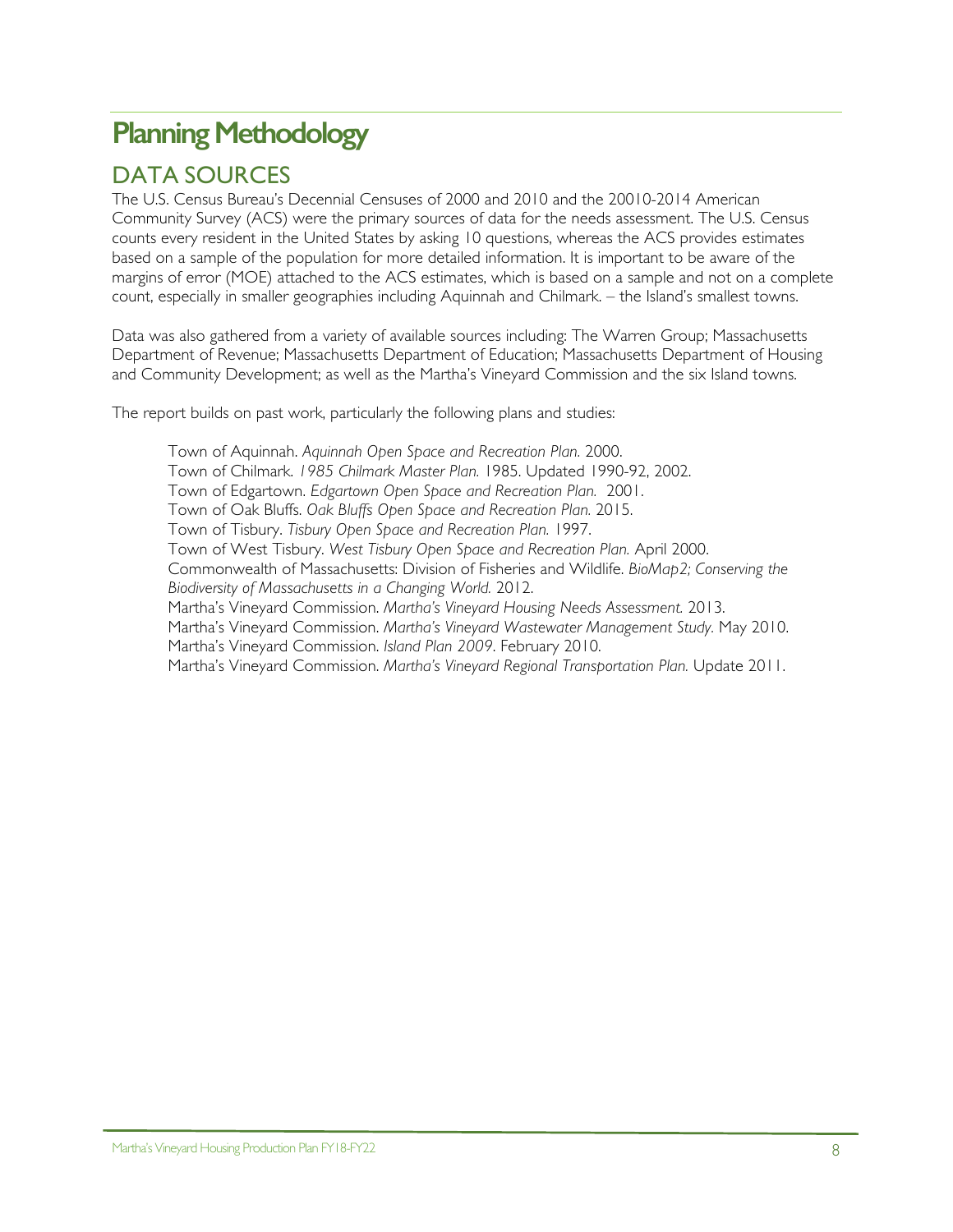# Planning Methodology

## DATA SOURCES

The U.S. Census Bureau's Decennial Censuses of 2000 and 2010 and the 20010-2014 American Community Survey (ACS) were the primary sources of data for the needs assessment. The U.S. Census counts every resident in the United States by asking 10 questions, whereas the ACS provides estimates based on a sample of the population for more detailed information. It is important to be aware of the margins of error (MOE) attached to the ACS estimates, which is based on a sample and not on a complete count, especially in smaller geographies including Aquinnah and Chilmark. – the Island's smallest towns.

Data was also gathered from a variety of available sources including: The Warren Group; Massachusetts Department of Revenue; Massachusetts Department of Education; Massachusetts Department of Housing and Community Development; as well as the Martha's Vineyard Commission and the six Island towns.

The report builds on past work, particularly the following plans and studies:

Town of Aquinnah. *Aquinnah Open Space and Recreation Plan.* 2000.
Town of Chilmark. *1985 Chilmark Master Plan.* 1985. Updated 1990-92, 2002.
Town of Edgartown. *Edgartown Open Space and Recreation Plan.* 2001.
Town of Oak Bluffs. *Oak Bluffs Open Space and Recreation Plan.* 2015.
Town of Tisbury. *Tisbury Open Space and Recreation Plan.* 1997.
Town of West Tisbury. *West Tisbury Open Space and Recreation Plan.* April 2000.
Commonwealth of Massachusetts: Division of Fisheries and Wildlife. *BioMap2; Conserving the Biodiversity of Massachusetts in a Changing World.* 2012.
Martha's Vineyard Commission. *Martha's Vineyard Housing Needs Assessment.* 2013.
Martha's Vineyard Commission. *Martha's Vineyard Wastewater Management Study.* May 2010.
Martha's Vineyard Commission. *Island Plan 2009*. February 2010.
Martha's Vineyard Commission. *Martha's Vineyard Regional Transportation Plan.* Update 2011.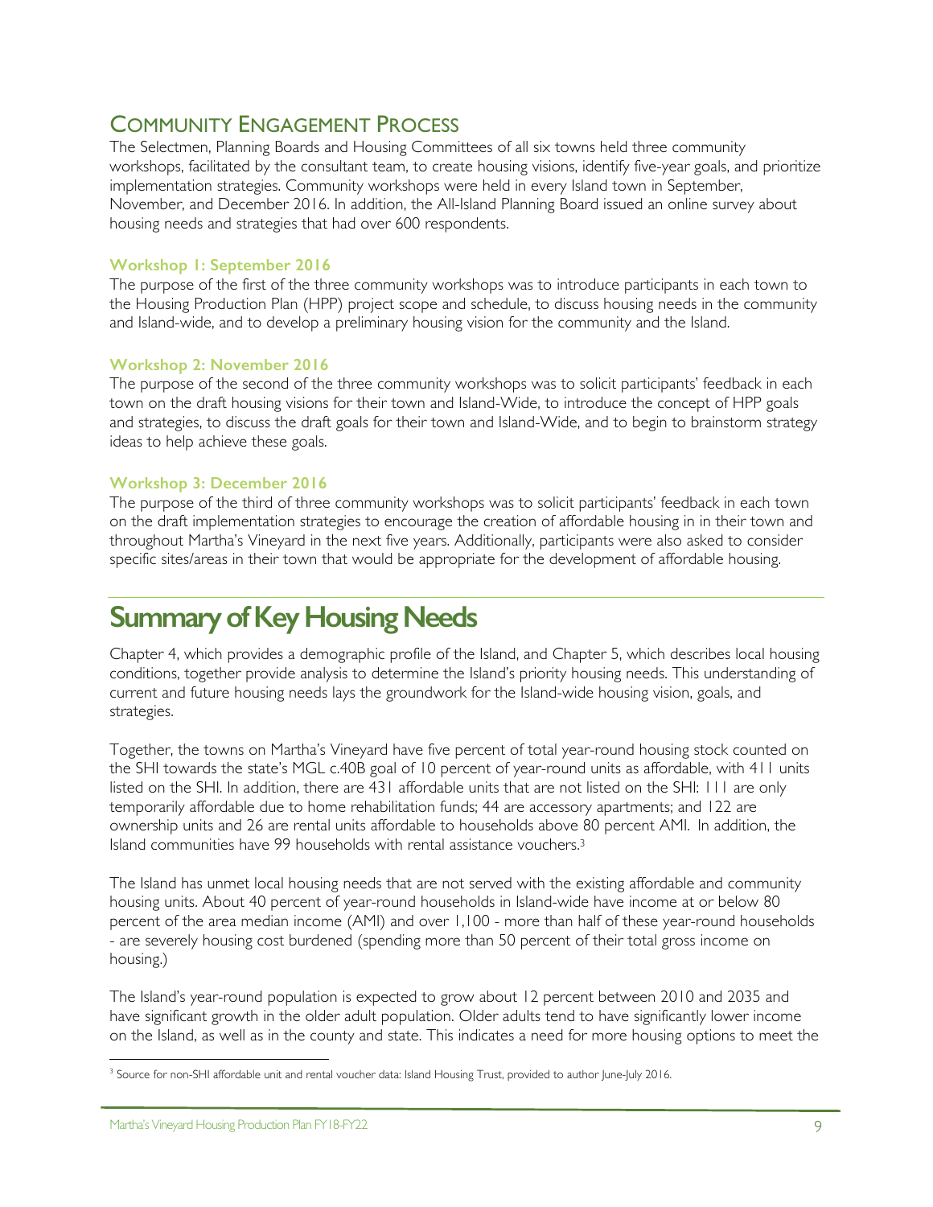## Community Engagement Process

The Selectmen, Planning Boards and Housing Committees of all six towns held three community workshops, facilitated by the consultant team, to create housing visions, identify five-year goals, and prioritize implementation strategies. Community workshops were held in every Island town in September, November, and December 2016. In addition, the All-Island Planning Board issued an online survey about housing needs and strategies that had over 600 respondents.

### Workshop 1: September 2016

The purpose of the first of the three community workshops was to introduce participants in each town to the Housing Production Plan (HPP) project scope and schedule, to discuss housing needs in the community and Island-wide, and to develop a preliminary housing vision for the community and the Island.

### Workshop 2: November 2016

The purpose of the second of the three community workshops was to solicit participants' feedback in each town on the draft housing visions for their town and Island-Wide, to introduce the concept of HPP goals and strategies, to discuss the draft goals for their town and Island-Wide, and to begin to brainstorm strategy ideas to help achieve these goals.

### Workshop 3: December 2016

The purpose of the third of three community workshops was to solicit participants' feedback in each town on the draft implementation strategies to encourage the creation of affordable housing in in their town and throughout Martha's Vineyard in the next five years. Additionally, participants were also asked to consider specific sites/areas in their town that would be appropriate for the development of affordable housing.

# Summary of Key Housing Needs

Chapter 4, which provides a demographic profile of the Island, and Chapter 5, which describes local housing conditions, together provide analysis to determine the Island's priority housing needs. This understanding of current and future housing needs lays the groundwork for the Island-wide housing vision, goals, and strategies.

Together, the towns on Martha's Vineyard have five percent of total year-round housing stock counted on the SHI towards the state's MGL c.40B goal of 10 percent of year-round units as affordable, with 411 units listed on the SHI. In addition, there are 431 affordable units that are not listed on the SHI: 111 are only temporarily affordable due to home rehabilitation funds; 44 are accessory apartments; and 122 are ownership units and 26 are rental units affordable to households above 80 percent AMI. In addition, the Island communities have 99 households with rental assistance vouchers.[3]

The Island has unmet local housing needs that are not served with the existing affordable and community housing units. About 40 percent of year-round households in Island-wide have income at or below 80 percent of the area median income (AMI) and over 1,100 - more than half of these year-round households - are severely housing cost burdened (spending more than 50 percent of their total gross income on housing.)

The Island's year-round population is expected to grow about 12 percent between 2010 and 2035 and have significant growth in the older adult population. Older adults tend to have significantly lower income on the Island, as well as in the county and state. This indicates a need for more housing options to meet the

[3] Source for non-SHI affordable unit and rental voucher data: Island Housing Trust, provided to author June-July 2016.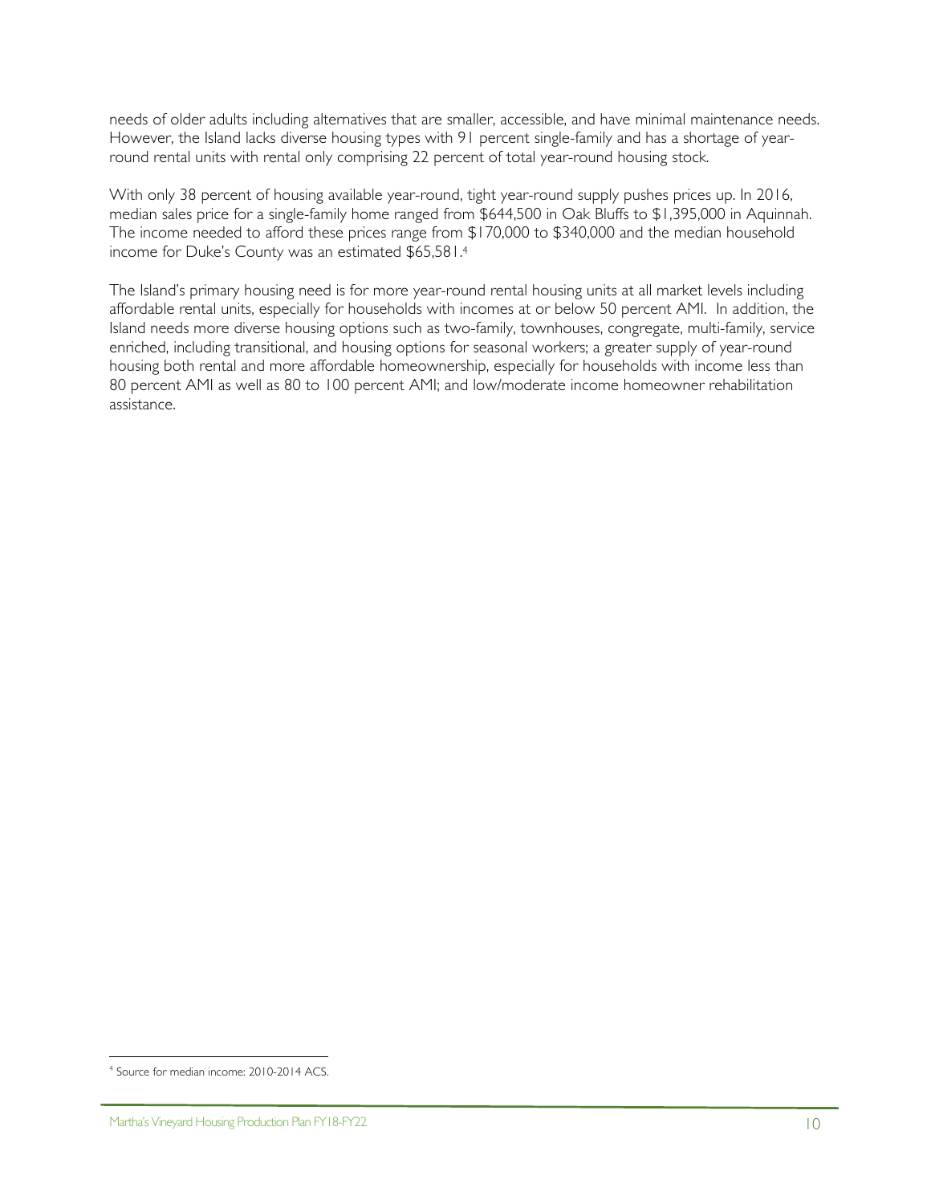needs of older adults including alternatives that are smaller, accessible, and have minimal maintenance needs. However, the Island lacks diverse housing types with 91 percent single-family and has a shortage of year-round rental units with rental only comprising 22 percent of total year-round housing stock.

With only 38 percent of housing available year-round, tight year-round supply pushes prices up. In 2016, median sales price for a single-family home ranged from $644,500 in Oak Bluffs to $1,395,000 in Aquinnah. The income needed to afford these prices range from $170,000 to $340,000 and the median household income for Duke's County was an estimated $65,581.[4]

The Island's primary housing need is for more year-round rental housing units at all market levels including affordable rental units, especially for households with incomes at or below 50 percent AMI. In addition, the Island needs more diverse housing options such as two-family, townhouses, congregate, multi-family, service enriched, including transitional, and housing options for seasonal workers; a greater supply of year-round housing both rental and more affordable homeownership, especially for households with income less than 80 percent AMI as well as 80 to 100 percent AMI; and low/moderate income homeowner rehabilitation assistance.

[4] Source for median income: 2010-2014 ACS.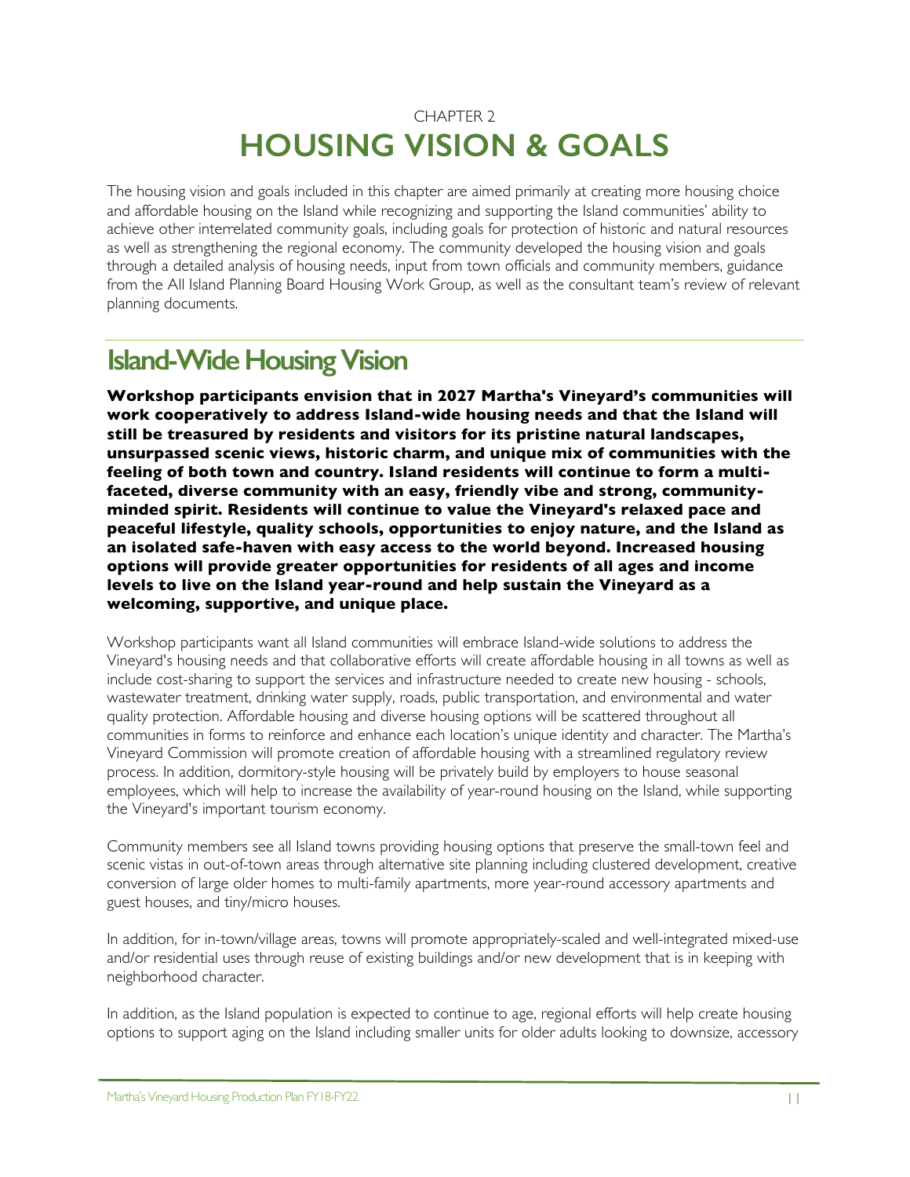CHAPTER 2

# HOUSING VISION & GOALS

The housing vision and goals included in this chapter are aimed primarily at creating more housing choice and affordable housing on the Island while recognizing and supporting the Island communities' ability to achieve other interrelated community goals, including goals for protection of historic and natural resources as well as strengthening the regional economy. The community developed the housing vision and goals through a detailed analysis of housing needs, input from town officials and community members, guidance from the All Island Planning Board Housing Work Group, as well as the consultant team's review of relevant planning documents.

## Island-Wide Housing Vision

**Workshop participants envision that in 2027 Martha's Vineyard's communities will work cooperatively to address Island-wide housing needs and that the Island will still be treasured by residents and visitors for its pristine natural landscapes, unsurpassed scenic views, historic charm, and unique mix of communities with the feeling of both town and country. Island residents will continue to form a multi-faceted, diverse community with an easy, friendly vibe and strong, community-minded spirit. Residents will continue to value the Vineyard's relaxed pace and peaceful lifestyle, quality schools, opportunities to enjoy nature, and the Island as an isolated safe-haven with easy access to the world beyond. Increased housing options will provide greater opportunities for residents of all ages and income levels to live on the Island year-round and help sustain the Vineyard as a welcoming, supportive, and unique place.**

Workshop participants want all Island communities will embrace Island-wide solutions to address the Vineyard's housing needs and that collaborative efforts will create affordable housing in all towns as well as include cost-sharing to support the services and infrastructure needed to create new housing - schools, wastewater treatment, drinking water supply, roads, public transportation, and environmental and water quality protection. Affordable housing and diverse housing options will be scattered throughout all communities in forms to reinforce and enhance each location's unique identity and character. The Martha's Vineyard Commission will promote creation of affordable housing with a streamlined regulatory review process. In addition, dormitory-style housing will be privately build by employers to house seasonal employees, which will help to increase the availability of year-round housing on the Island, while supporting the Vineyard's important tourism economy.

Community members see all Island towns providing housing options that preserve the small-town feel and scenic vistas in out-of-town areas through alternative site planning including clustered development, creative conversion of large older homes to multi-family apartments, more year-round accessory apartments and guest houses, and tiny/micro houses.

In addition, for in-town/village areas, towns will promote appropriately-scaled and well-integrated mixed-use and/or residential uses through reuse of existing buildings and/or new development that is in keeping with neighborhood character.

In addition, as the Island population is expected to continue to age, regional efforts will help create housing options to support aging on the Island including smaller units for older adults looking to downsize, accessory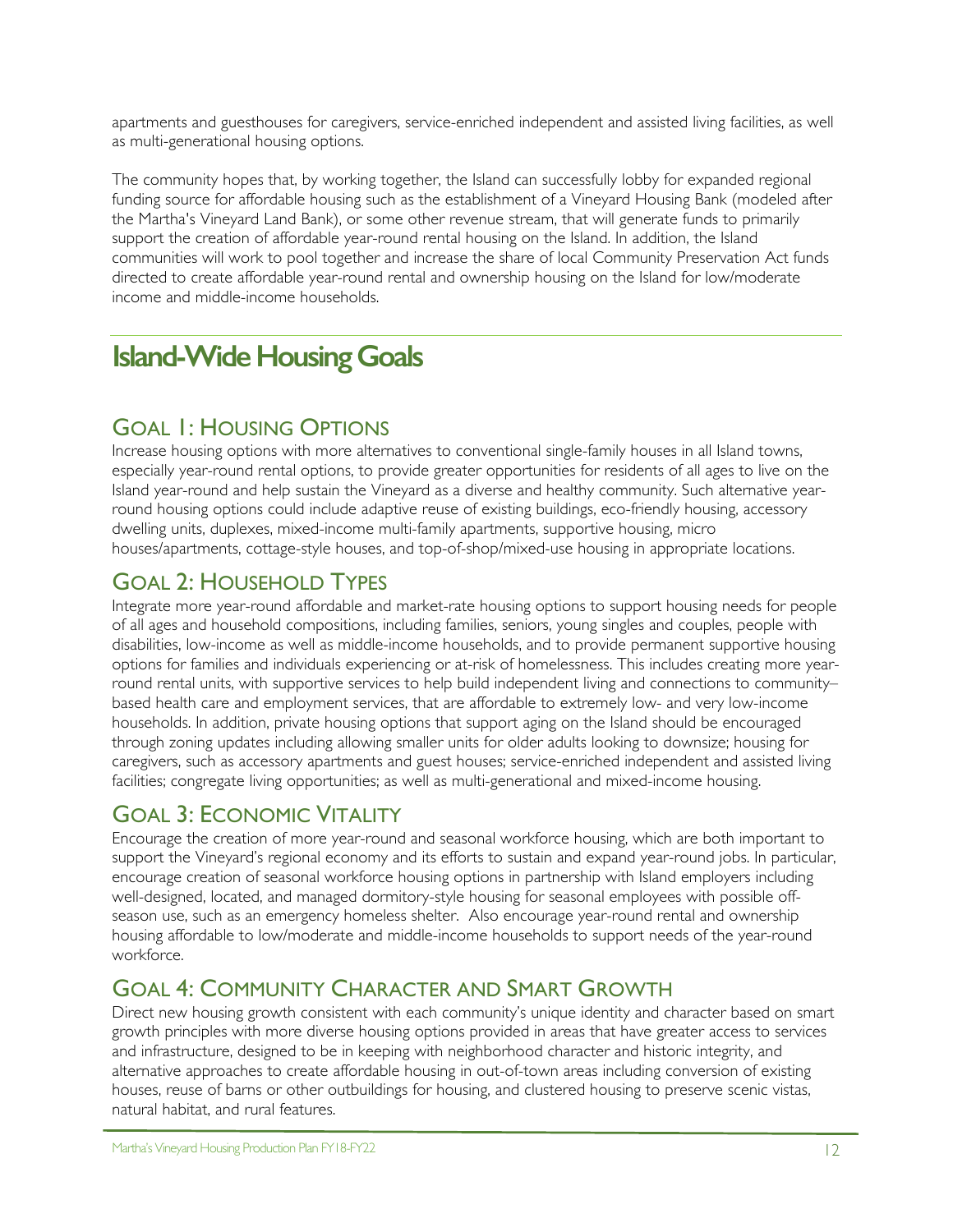apartments and guesthouses for caregivers, service-enriched independent and assisted living facilities, as well as multi-generational housing options.

The community hopes that, by working together, the Island can successfully lobby for expanded regional funding source for affordable housing such as the establishment of a Vineyard Housing Bank (modeled after the Martha's Vineyard Land Bank), or some other revenue stream, that will generate funds to primarily support the creation of affordable year-round rental housing on the Island. In addition, the Island communities will work to pool together and increase the share of local Community Preservation Act funds directed to create affordable year-round rental and ownership housing on the Island for low/moderate income and middle-income households.

# Island-Wide Housing Goals

## Goal 1: Housing Options

Increase housing options with more alternatives to conventional single-family houses in all Island towns, especially year-round rental options, to provide greater opportunities for residents of all ages to live on the Island year-round and help sustain the Vineyard as a diverse and healthy community. Such alternative year-round housing options could include adaptive reuse of existing buildings, eco-friendly housing, accessory dwelling units, duplexes, mixed-income multi-family apartments, supportive housing, micro houses/apartments, cottage-style houses, and top-of-shop/mixed-use housing in appropriate locations.

## Goal 2: Household Types

Integrate more year-round affordable and market-rate housing options to support housing needs for people of all ages and household compositions, including families, seniors, young singles and couples, people with disabilities, low-income as well as middle-income households, and to provide permanent supportive housing options for families and individuals experiencing or at-risk of homelessness. This includes creating more year-round rental units, with supportive services to help build independent living and connections to community–based health care and employment services, that are affordable to extremely low- and very low-income households. In addition, private housing options that support aging on the Island should be encouraged through zoning updates including allowing smaller units for older adults looking to downsize; housing for caregivers, such as accessory apartments and guest houses; service-enriched independent and assisted living facilities; congregate living opportunities; as well as multi-generational and mixed-income housing.

## Goal 3: Economic Vitality

Encourage the creation of more year-round and seasonal workforce housing, which are both important to support the Vineyard's regional economy and its efforts to sustain and expand year-round jobs. In particular, encourage creation of seasonal workforce housing options in partnership with Island employers including well-designed, located, and managed dormitory-style housing for seasonal employees with possible off-season use, such as an emergency homeless shelter. Also encourage year-round rental and ownership housing affordable to low/moderate and middle-income households to support needs of the year-round workforce.

## Goal 4: Community Character and Smart Growth

Direct new housing growth consistent with each community's unique identity and character based on smart growth principles with more diverse housing options provided in areas that have greater access to services and infrastructure, designed to be in keeping with neighborhood character and historic integrity, and alternative approaches to create affordable housing in out-of-town areas including conversion of existing houses, reuse of barns or other outbuildings for housing, and clustered housing to preserve scenic vistas, natural habitat, and rural features.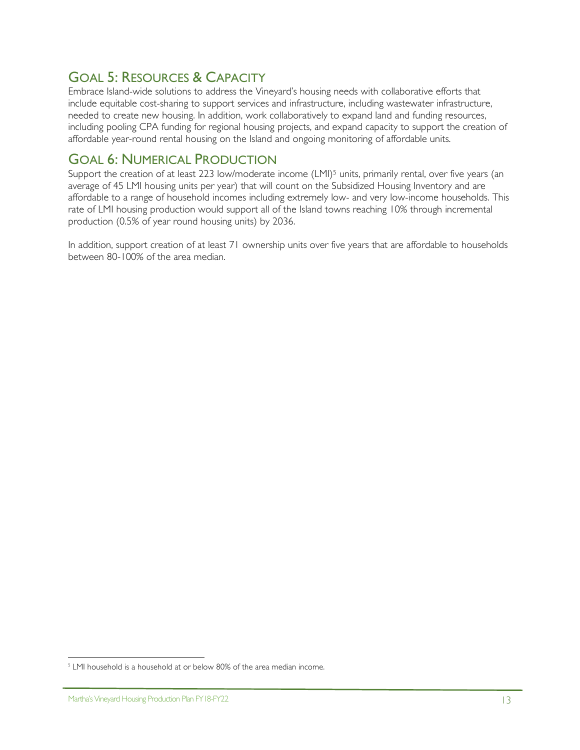## GOAL 5: RESOURCES & CAPACITY

Embrace Island-wide solutions to address the Vineyard's housing needs with collaborative efforts that include equitable cost-sharing to support services and infrastructure, including wastewater infrastructure, needed to create new housing. In addition, work collaboratively to expand land and funding resources, including pooling CPA funding for regional housing projects, and expand capacity to support the creation of affordable year-round rental housing on the Island and ongoing monitoring of affordable units.

## GOAL 6: NUMERICAL PRODUCTION

Support the creation of at least 223 low/moderate income (LMI)[5] units, primarily rental, over five years (an average of 45 LMI housing units per year) that will count on the Subsidized Housing Inventory and are affordable to a range of household incomes including extremely low- and very low-income households. This rate of LMI housing production would support all of the Island towns reaching 10% through incremental production (0.5% of year round housing units) by 2036.

In addition, support creation of at least 71 ownership units over five years that are affordable to households between 80-100% of the area median.

[5] LMI household is a household at or below 80% of the area median income.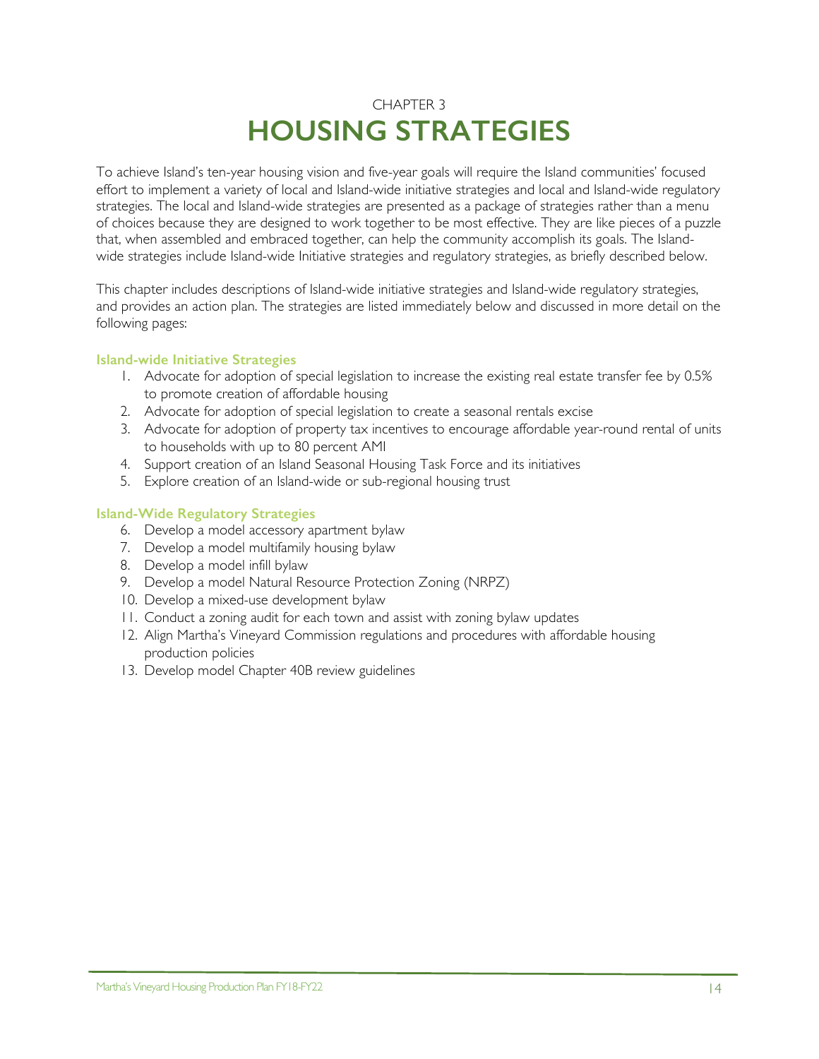CHAPTER 3

# HOUSING STRATEGIES

To achieve Island's ten-year housing vision and five-year goals will require the Island communities' focused effort to implement a variety of local and Island-wide initiative strategies and local and Island-wide regulatory strategies. The local and Island-wide strategies are presented as a package of strategies rather than a menu of choices because they are designed to work together to be most effective. They are like pieces of a puzzle that, when assembled and embraced together, can help the community accomplish its goals. The Island-wide strategies include Island-wide Initiative strategies and regulatory strategies, as briefly described below.

This chapter includes descriptions of Island-wide initiative strategies and Island-wide regulatory strategies, and provides an action plan. The strategies are listed immediately below and discussed in more detail on the following pages:

### Island-wide Initiative Strategies

1. Advocate for adoption of special legislation to increase the existing real estate transfer fee by 0.5% to promote creation of affordable housing
2. Advocate for adoption of special legislation to create a seasonal rentals excise
3. Advocate for adoption of property tax incentives to encourage affordable year-round rental of units to households with up to 80 percent AMI
4. Support creation of an Island Seasonal Housing Task Force and its initiatives
5. Explore creation of an Island-wide or sub-regional housing trust

### Island-Wide Regulatory Strategies

6. Develop a model accessory apartment bylaw
7. Develop a model multifamily housing bylaw
8. Develop a model infill bylaw
9. Develop a model Natural Resource Protection Zoning (NRPZ)
10. Develop a mixed-use development bylaw
11. Conduct a zoning audit for each town and assist with zoning bylaw updates
12. Align Martha's Vineyard Commission regulations and procedures with affordable housing production policies
13. Develop model Chapter 40B review guidelines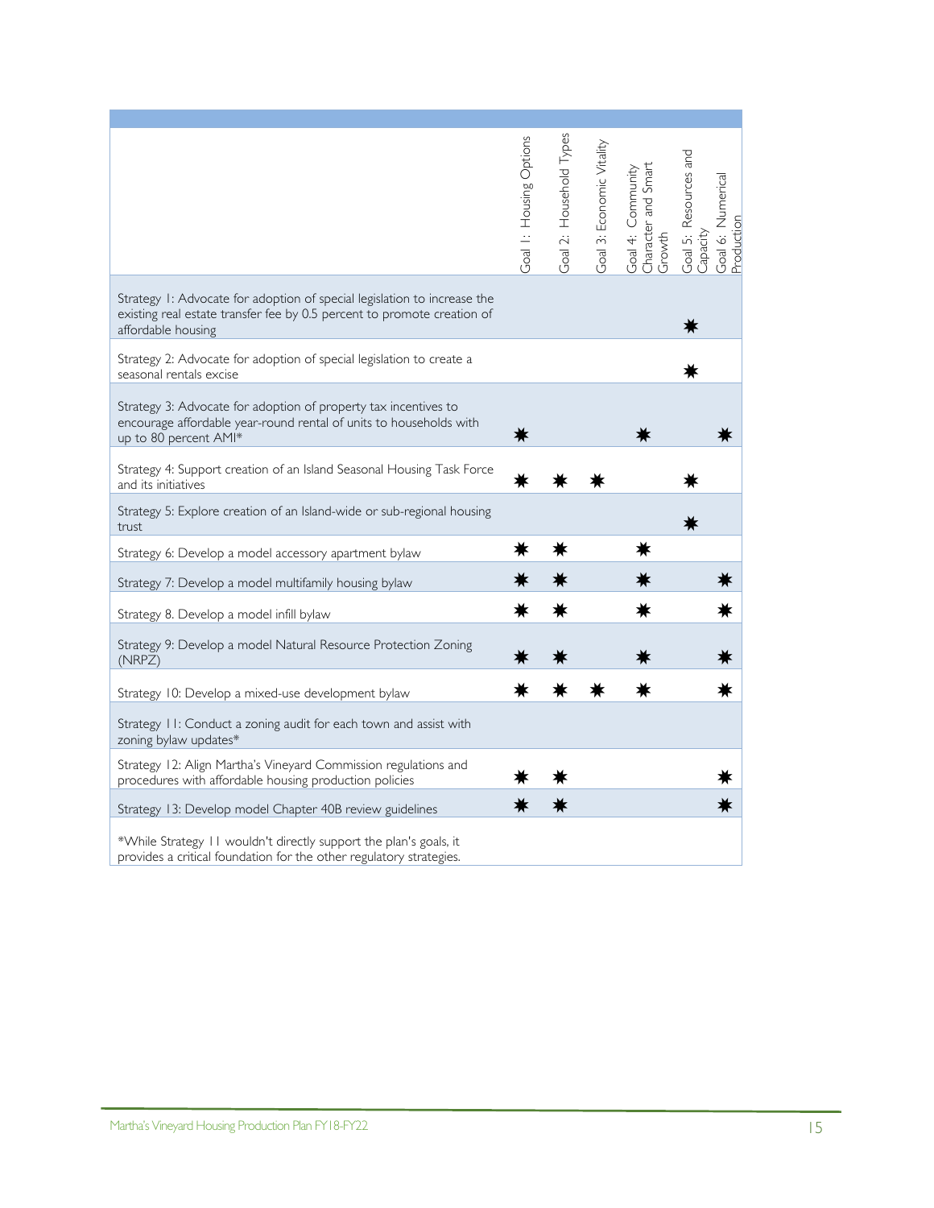| | Goal 1: Housing Options | Goal 2: Household Types | Goal 3: Economic Vitality | Goal 4: Community Character and Smart Growth | Goal 5: Resources and Capacity | Goal 6: Numerical Production |
|---|---|---|---|---|---|---|
| Strategy 1: Advocate for adoption of special legislation to increase the existing real estate transfer fee by 0.5 percent to promote creation of affordable housing | | | | | ✷ | |
| Strategy 2: Advocate for adoption of special legislation to create a seasonal rentals excise | | | | | ✷ | |
| Strategy 3: Advocate for adoption of property tax incentives to encourage affordable year-round rental of units to households with up to 80 percent AMI* | ✷ | | | ✷ | | ✷ |
| Strategy 4: Support creation of an Island Seasonal Housing Task Force and its initiatives | ✷ | ✷ | ✷ | | ✷ | |
| Strategy 5: Explore creation of an Island-wide or sub-regional housing trust | | | | | ✷ | |
| Strategy 6: Develop a model accessory apartment bylaw | ✷ | ✷ | | ✷ | | |
| Strategy 7: Develop a model multifamily housing bylaw | ✷ | ✷ | | ✷ | | ✷ |
| Strategy 8. Develop a model infill bylaw | ✷ | ✷ | | ✷ | | ✷ |
| Strategy 9: Develop a model Natural Resource Protection Zoning (NRPZ) | ✷ | ✷ | | ✷ | | ✷ |
| Strategy 10: Develop a mixed-use development bylaw | ✷ | ✷ | ✷ | ✷ | | ✷ |
| Strategy 11: Conduct a zoning audit for each town and assist with zoning bylaw updates* | | | | | | |
| Strategy 12: Align Martha's Vineyard Commission regulations and procedures with affordable housing production policies | ✷ | ✷ | | | | ✷ |
| Strategy 13: Develop model Chapter 40B review guidelines | ✷ | ✷ | | | | ✷ |
| *While Strategy 11 wouldn't directly support the plan's goals, it provides a critical foundation for the other regulatory strategies. | | | | | | |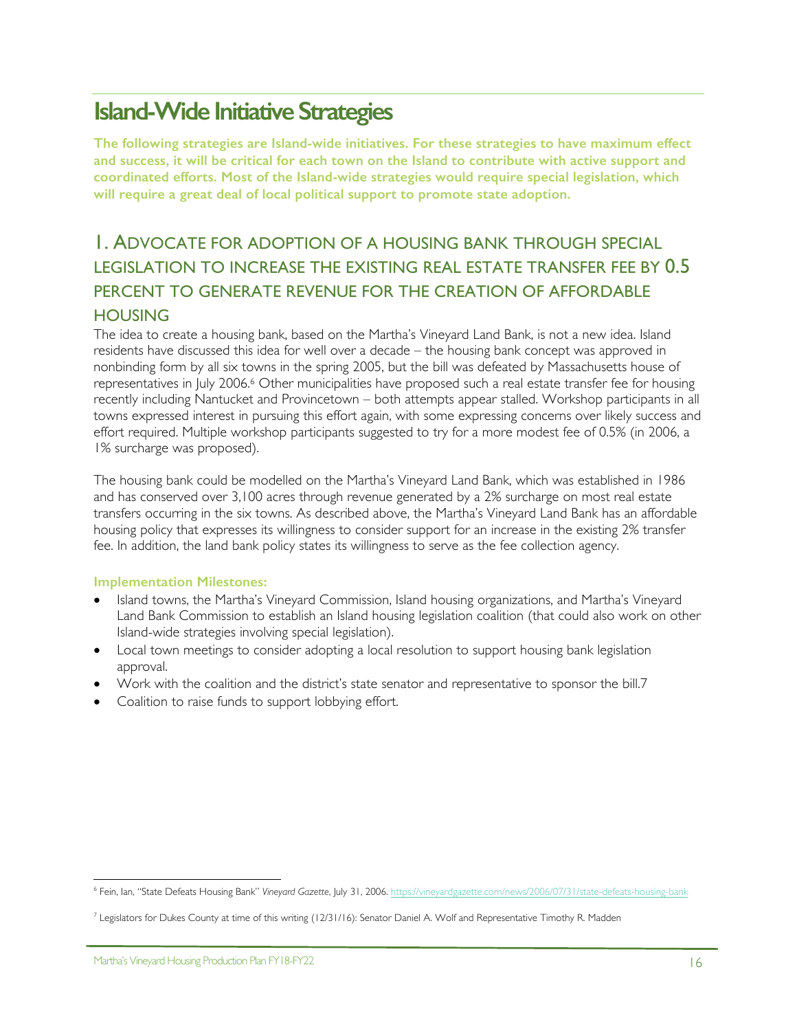# Island-Wide Initiative Strategies

**The following strategies are Island-wide initiatives. For these strategies to have maximum effect and success, it will be critical for each town on the Island to contribute with active support and coordinated efforts. Most of the Island-wide strategies would require special legislation, which will require a great deal of local political support to promote state adoption.**

## 1. ADVOCATE FOR ADOPTION OF A HOUSING BANK THROUGH SPECIAL LEGISLATION TO INCREASE THE EXISTING REAL ESTATE TRANSFER FEE BY 0.5 PERCENT TO GENERATE REVENUE FOR THE CREATION OF AFFORDABLE HOUSING

The idea to create a housing bank, based on the Martha's Vineyard Land Bank, is not a new idea. Island residents have discussed this idea for well over a decade – the housing bank concept was approved in nonbinding form by all six towns in the spring 2005, but the bill was defeated by Massachusetts house of representatives in July 2006.[6] Other municipalities have proposed such a real estate transfer fee for housing recently including Nantucket and Provincetown – both attempts appear stalled. Workshop participants in all towns expressed interest in pursuing this effort again, with some expressing concerns over likely success and effort required. Multiple workshop participants suggested to try for a more modest fee of 0.5% (in 2006, a 1% surcharge was proposed).

The housing bank could be modelled on the Martha's Vineyard Land Bank, which was established in 1986 and has conserved over 3,100 acres through revenue generated by a 2% surcharge on most real estate transfers occurring in the six towns. As described above, the Martha's Vineyard Land Bank has an affordable housing policy that expresses its willingness to consider support for an increase in the existing 2% transfer fee. In addition, the land bank policy states its willingness to serve as the fee collection agency.

### Implementation Milestones:

- Island towns, the Martha's Vineyard Commission, Island housing organizations, and Martha's Vineyard Land Bank Commission to establish an Island housing legislation coalition (that could also work on other Island-wide strategies involving special legislation).
- Local town meetings to consider adopting a local resolution to support housing bank legislation approval.
- Work with the coalition and the district's state senator and representative to sponsor the bill.7
- Coalition to raise funds to support lobbying effort.

---

[6] Fein, Ian, "State Defeats Housing Bank" *Vineyard Gazette*, July 31, 2006. https://vineyardgazette.com/news/2006/07/31/state-defeats-housing-bank

[7] Legislators for Dukes County at time of this writing (12/31/16): Senator Daniel A. Wolf and Representative Timothy R. Madden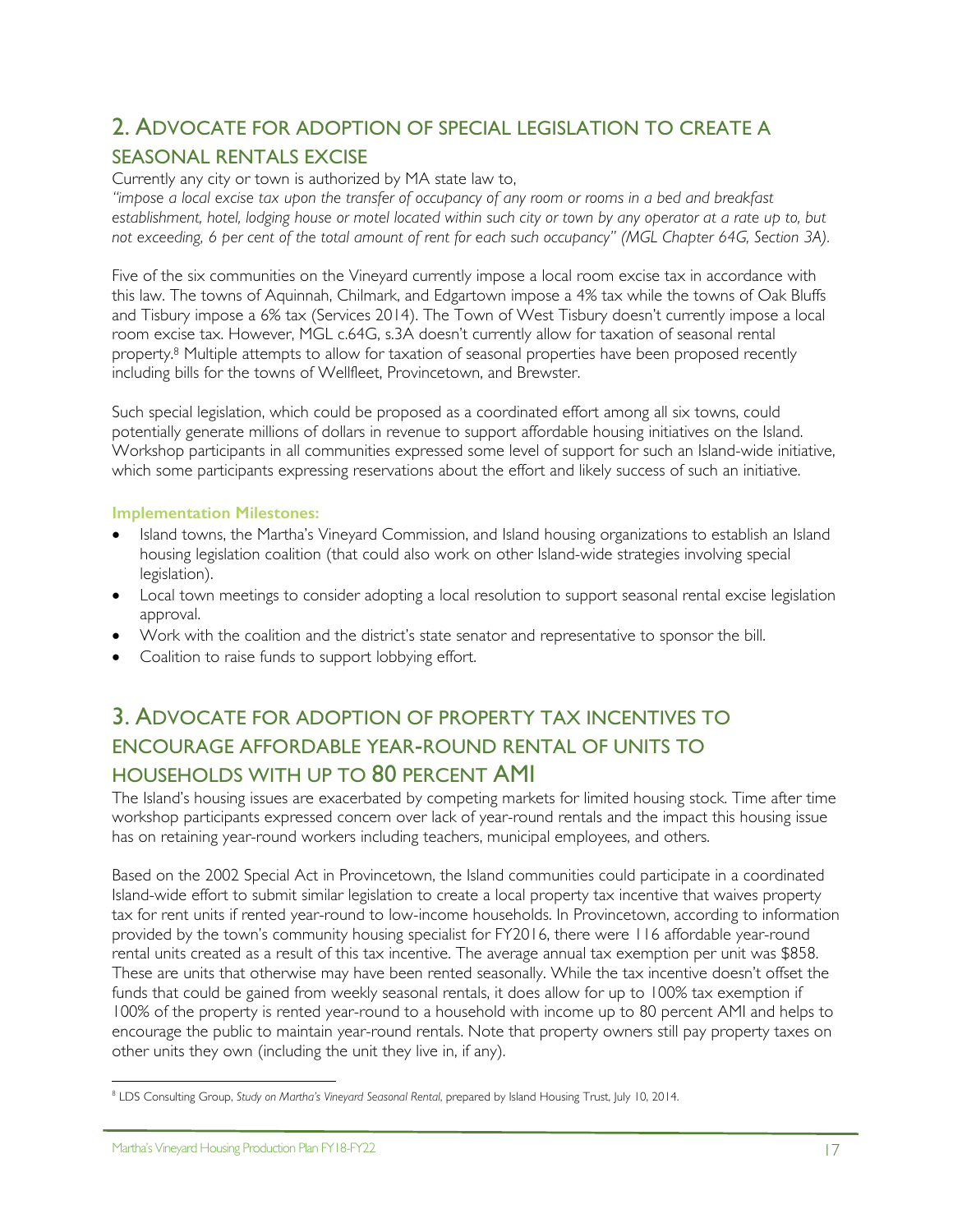## 2. Advocate for Adoption of Special Legislation to Create a Seasonal Rentals Excise

Currently any city or town is authorized by MA state law to,

*"impose a local excise tax upon the transfer of occupancy of any room or rooms in a bed and breakfast establishment, hotel, lodging house or motel located within such city or town by any operator at a rate up to, but not exceeding, 6 per cent of the total amount of rent for each such occupancy" (MGL Chapter 64G, Section 3A).*

Five of the six communities on the Vineyard currently impose a local room excise tax in accordance with this law. The towns of Aquinnah, Chilmark, and Edgartown impose a 4% tax while the towns of Oak Bluffs and Tisbury impose a 6% tax (Services 2014). The Town of West Tisbury doesn't currently impose a local room excise tax. However, MGL c.64G, s.3A doesn't currently allow for taxation of seasonal rental property.[8] Multiple attempts to allow for taxation of seasonal properties have been proposed recently including bills for the towns of Wellfleet, Provincetown, and Brewster.

Such special legislation, which could be proposed as a coordinated effort among all six towns, could potentially generate millions of dollars in revenue to support affordable housing initiatives on the Island. Workshop participants in all communities expressed some level of support for such an Island-wide initiative, which some participants expressing reservations about the effort and likely success of such an initiative.

**Implementation Milestones:**

- Island towns, the Martha's Vineyard Commission, and Island housing organizations to establish an Island housing legislation coalition (that could also work on other Island-wide strategies involving special legislation).
- Local town meetings to consider adopting a local resolution to support seasonal rental excise legislation approval.
- Work with the coalition and the district's state senator and representative to sponsor the bill.
- Coalition to raise funds to support lobbying effort.

## 3. Advocate for Adoption of Property Tax Incentives to Encourage Affordable Year-Round Rental of Units to Households with up to 80 Percent AMI

The Island's housing issues are exacerbated by competing markets for limited housing stock. Time after time workshop participants expressed concern over lack of year-round rentals and the impact this housing issue has on retaining year-round workers including teachers, municipal employees, and others.

Based on the 2002 Special Act in Provincetown, the Island communities could participate in a coordinated Island-wide effort to submit similar legislation to create a local property tax incentive that waives property tax for rent units if rented year-round to low-income households. In Provincetown, according to information provided by the town's community housing specialist for FY2016, there were 116 affordable year-round rental units created as a result of this tax incentive. The average annual tax exemption per unit was $858. These are units that otherwise may have been rented seasonally. While the tax incentive doesn't offset the funds that could be gained from weekly seasonal rentals, it does allow for up to 100% tax exemption if 100% of the property is rented year-round to a household with income up to 80 percent AMI and helps to encourage the public to maintain year-round rentals. Note that property owners still pay property taxes on other units they own (including the unit they live in, if any).

[8] LDS Consulting Group, *Study on Martha's Vineyard Seasonal Rental*, prepared by Island Housing Trust, July 10, 2014.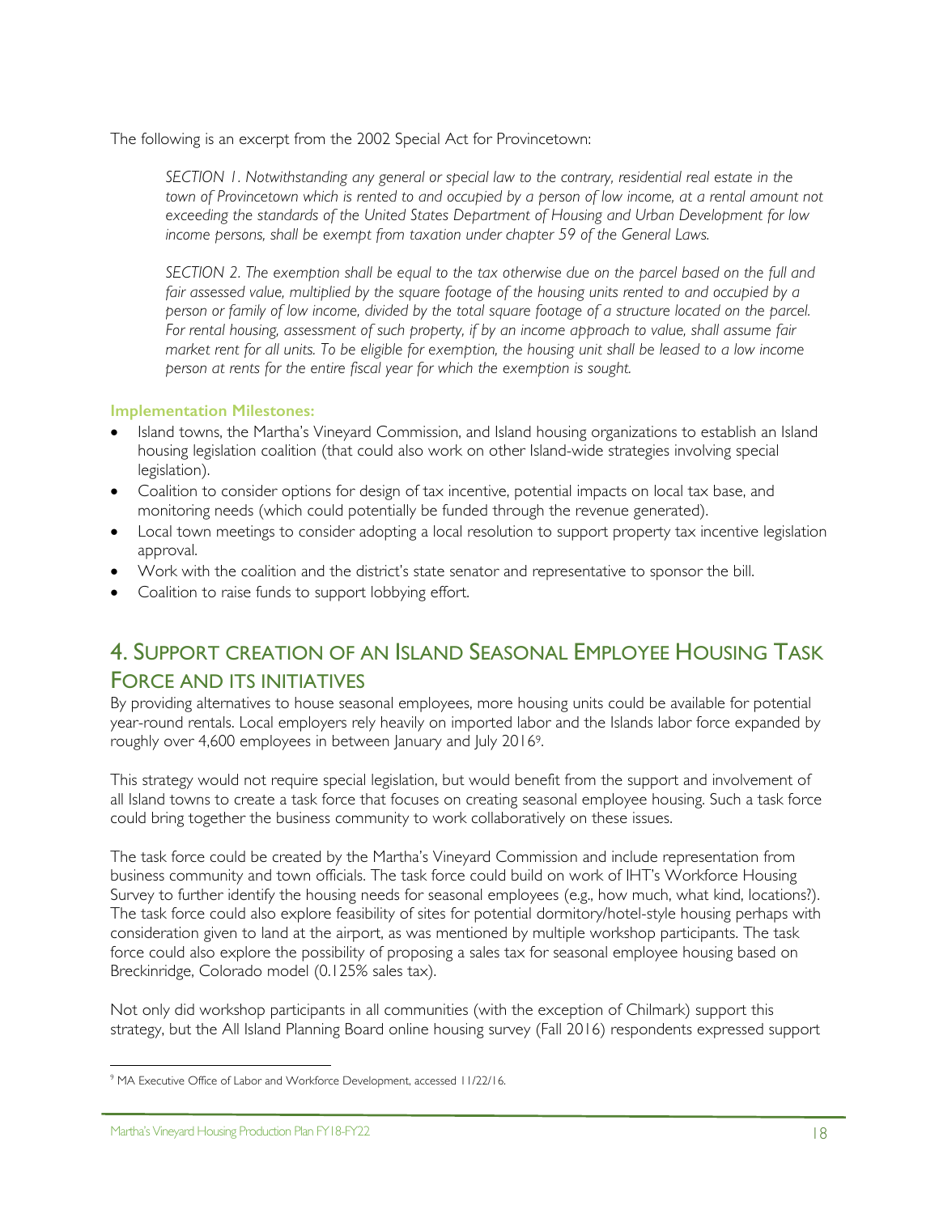The following is an excerpt from the 2002 Special Act for Provincetown:

> *SECTION 1. Notwithstanding any general or special law to the contrary, residential real estate in the town of Provincetown which is rented to and occupied by a person of low income, at a rental amount not exceeding the standards of the United States Department of Housing and Urban Development for low income persons, shall be exempt from taxation under chapter 59 of the General Laws.*
>
> *SECTION 2. The exemption shall be equal to the tax otherwise due on the parcel based on the full and fair assessed value, multiplied by the square footage of the housing units rented to and occupied by a person or family of low income, divided by the total square footage of a structure located on the parcel. For rental housing, assessment of such property, if by an income approach to value, shall assume fair market rent for all units. To be eligible for exemption, the housing unit shall be leased to a low income person at rents for the entire fiscal year for which the exemption is sought.*

**Implementation Milestones:**

- Island towns, the Martha's Vineyard Commission, and Island housing organizations to establish an Island housing legislation coalition (that could also work on other Island-wide strategies involving special legislation).
- Coalition to consider options for design of tax incentive, potential impacts on local tax base, and monitoring needs (which could potentially be funded through the revenue generated).
- Local town meetings to consider adopting a local resolution to support property tax incentive legislation approval.
- Work with the coalition and the district's state senator and representative to sponsor the bill.
- Coalition to raise funds to support lobbying effort.

## 4. Support creation of an Island Seasonal Employee Housing Task Force and its initiatives

By providing alternatives to house seasonal employees, more housing units could be available for potential year-round rentals. Local employers rely heavily on imported labor and the Islands labor force expanded by roughly over 4,600 employees in between January and July 2016[9].

This strategy would not require special legislation, but would benefit from the support and involvement of all Island towns to create a task force that focuses on creating seasonal employee housing. Such a task force could bring together the business community to work collaboratively on these issues.

The task force could be created by the Martha's Vineyard Commission and include representation from business community and town officials. The task force could build on work of IHT's Workforce Housing Survey to further identify the housing needs for seasonal employees (e.g., how much, what kind, locations?). The task force could also explore feasibility of sites for potential dormitory/hotel-style housing perhaps with consideration given to land at the airport, as was mentioned by multiple workshop participants. The task force could also explore the possibility of proposing a sales tax for seasonal employee housing based on Breckinridge, Colorado model (0.125% sales tax).

Not only did workshop participants in all communities (with the exception of Chilmark) support this strategy, but the All Island Planning Board online housing survey (Fall 2016) respondents expressed support

[9] MA Executive Office of Labor and Workforce Development, accessed 11/22/16.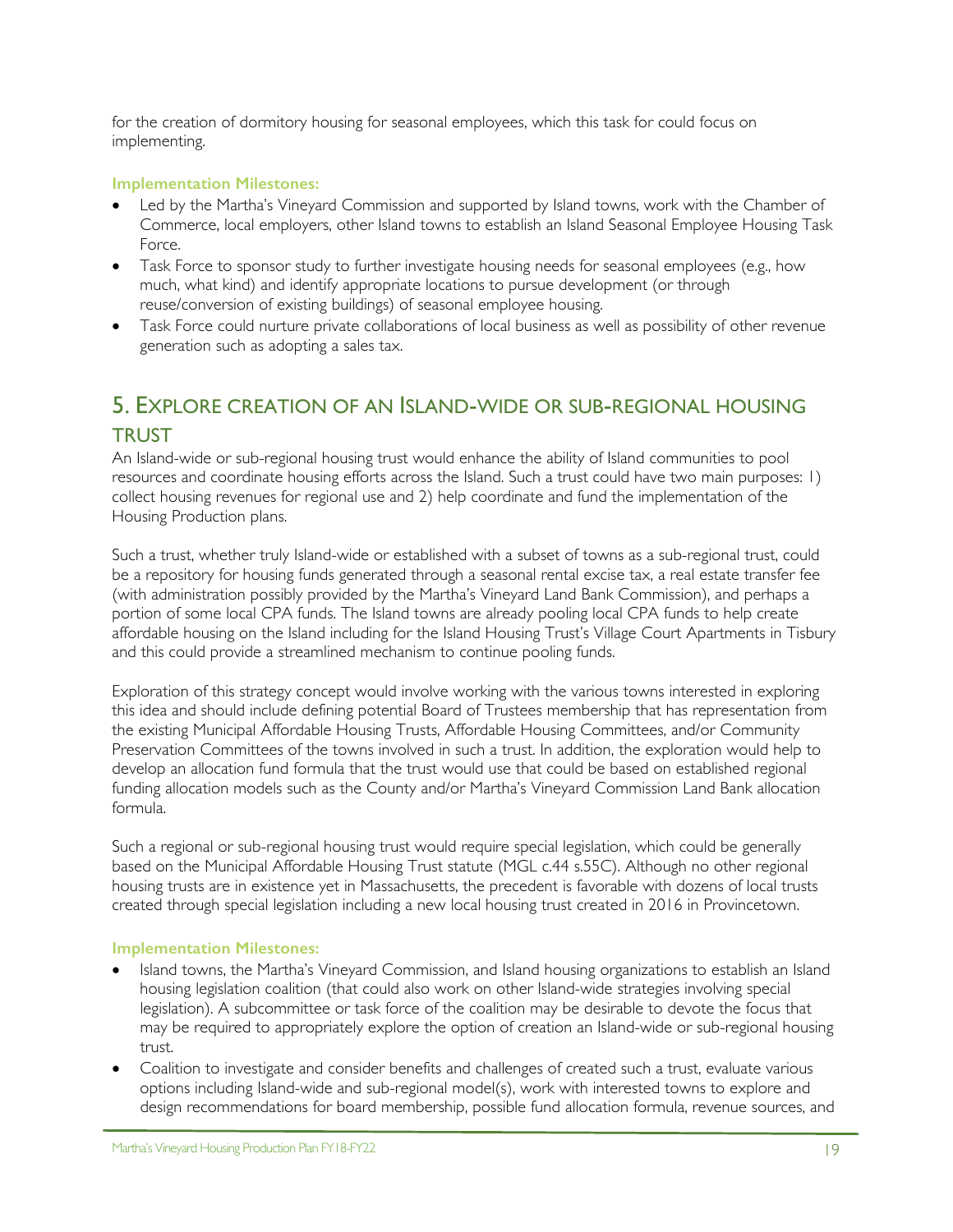for the creation of dormitory housing for seasonal employees, which this task for could focus on implementing.

**Implementation Milestones:**

- Led by the Martha's Vineyard Commission and supported by Island towns, work with the Chamber of Commerce, local employers, other Island towns to establish an Island Seasonal Employee Housing Task Force.
- Task Force to sponsor study to further investigate housing needs for seasonal employees (e.g., how much, what kind) and identify appropriate locations to pursue development (or through reuse/conversion of existing buildings) of seasonal employee housing.
- Task Force could nurture private collaborations of local business as well as possibility of other revenue generation such as adopting a sales tax.

## 5. Explore creation of an Island-wide or sub-regional housing trust

An Island-wide or sub-regional housing trust would enhance the ability of Island communities to pool resources and coordinate housing efforts across the Island. Such a trust could have two main purposes: 1) collect housing revenues for regional use and 2) help coordinate and fund the implementation of the Housing Production plans.

Such a trust, whether truly Island-wide or established with a subset of towns as a sub-regional trust, could be a repository for housing funds generated through a seasonal rental excise tax, a real estate transfer fee (with administration possibly provided by the Martha's Vineyard Land Bank Commission), and perhaps a portion of some local CPA funds. The Island towns are already pooling local CPA funds to help create affordable housing on the Island including for the Island Housing Trust's Village Court Apartments in Tisbury and this could provide a streamlined mechanism to continue pooling funds.

Exploration of this strategy concept would involve working with the various towns interested in exploring this idea and should include defining potential Board of Trustees membership that has representation from the existing Municipal Affordable Housing Trusts, Affordable Housing Committees, and/or Community Preservation Committees of the towns involved in such a trust. In addition, the exploration would help to develop an allocation fund formula that the trust would use that could be based on established regional funding allocation models such as the County and/or Martha's Vineyard Commission Land Bank allocation formula.

Such a regional or sub-regional housing trust would require special legislation, which could be generally based on the Municipal Affordable Housing Trust statute (MGL c.44 s.55C). Although no other regional housing trusts are in existence yet in Massachusetts, the precedent is favorable with dozens of local trusts created through special legislation including a new local housing trust created in 2016 in Provincetown.

**Implementation Milestones:**

- Island towns, the Martha's Vineyard Commission, and Island housing organizations to establish an Island housing legislation coalition (that could also work on other Island-wide strategies involving special legislation). A subcommittee or task force of the coalition may be desirable to devote the focus that may be required to appropriately explore the option of creation an Island-wide or sub-regional housing trust.
- Coalition to investigate and consider benefits and challenges of created such a trust, evaluate various options including Island-wide and sub-regional model(s), work with interested towns to explore and design recommendations for board membership, possible fund allocation formula, revenue sources, and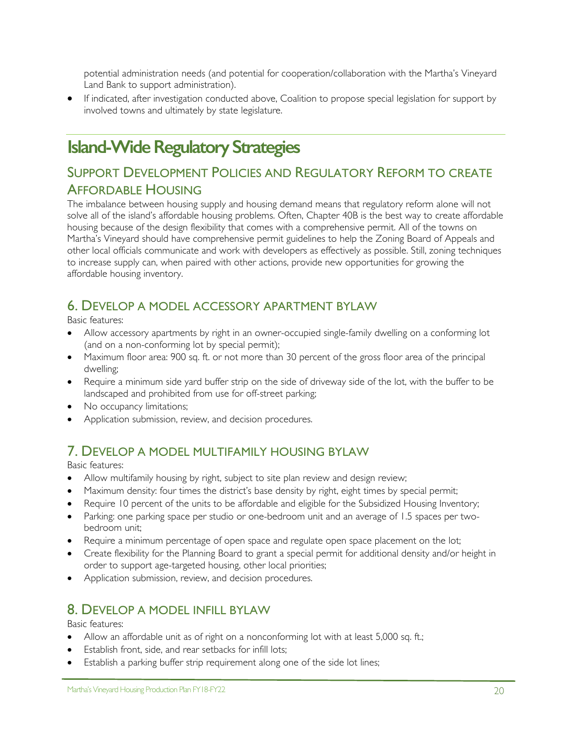potential administration needs (and potential for cooperation/collaboration with the Martha's Vineyard Land Bank to support administration).

- If indicated, after investigation conducted above, Coalition to propose special legislation for support by involved towns and ultimately by state legislature.

# Island-Wide Regulatory Strategies

## Support Development Policies and Regulatory Reform to Create Affordable Housing

The imbalance between housing supply and housing demand means that regulatory reform alone will not solve all of the island's affordable housing problems. Often, Chapter 40B is the best way to create affordable housing because of the design flexibility that comes with a comprehensive permit. All of the towns on Martha's Vineyard should have comprehensive permit guidelines to help the Zoning Board of Appeals and other local officials communicate and work with developers as effectively as possible. Still, zoning techniques to increase supply can, when paired with other actions, provide new opportunities for growing the affordable housing inventory.

## 6. Develop a Model Accessory Apartment Bylaw

Basic features:

- Allow accessory apartments by right in an owner-occupied single-family dwelling on a conforming lot (and on a non-conforming lot by special permit);
- Maximum floor area: 900 sq. ft. or not more than 30 percent of the gross floor area of the principal dwelling;
- Require a minimum side yard buffer strip on the side of driveway side of the lot, with the buffer to be landscaped and prohibited from use for off-street parking;
- No occupancy limitations;
- Application submission, review, and decision procedures.

## 7. Develop a Model Multifamily Housing Bylaw

Basic features:

- Allow multifamily housing by right, subject to site plan review and design review;
- Maximum density: four times the district's base density by right, eight times by special permit;
- Require 10 percent of the units to be affordable and eligible for the Subsidized Housing Inventory;
- Parking: one parking space per studio or one-bedroom unit and an average of 1.5 spaces per two-bedroom unit;
- Require a minimum percentage of open space and regulate open space placement on the lot;
- Create flexibility for the Planning Board to grant a special permit for additional density and/or height in order to support age-targeted housing, other local priorities;
- Application submission, review, and decision procedures.

## 8. Develop a Model Infill Bylaw

Basic features:

- Allow an affordable unit as of right on a nonconforming lot with at least 5,000 sq. ft.;
- Establish front, side, and rear setbacks for infill lots;
- Establish a parking buffer strip requirement along one of the side lot lines;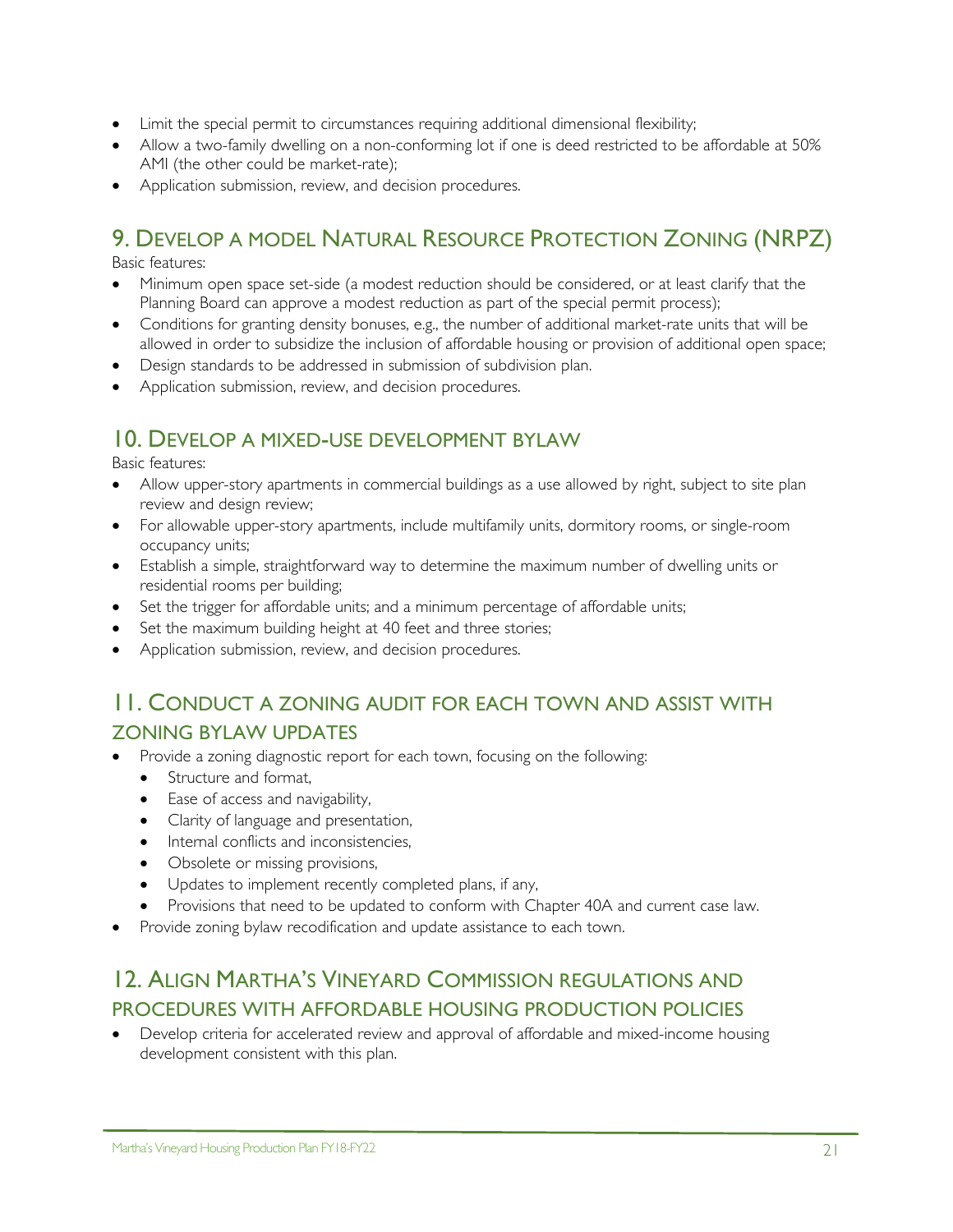- Limit the special permit to circumstances requiring additional dimensional flexibility;
- Allow a two-family dwelling on a non-conforming lot if one is deed restricted to be affordable at 50% AMI (the other could be market-rate);
- Application submission, review, and decision procedures.

## 9. Develop a model Natural Resource Protection Zoning (NRPZ)

Basic features:

- Minimum open space set-side (a modest reduction should be considered, or at least clarify that the Planning Board can approve a modest reduction as part of the special permit process);
- Conditions for granting density bonuses, e.g., the number of additional market-rate units that will be allowed in order to subsidize the inclusion of affordable housing or provision of additional open space;
- Design standards to be addressed in submission of subdivision plan.
- Application submission, review, and decision procedures.

## 10. Develop a mixed-use development bylaw

Basic features:

- Allow upper-story apartments in commercial buildings as a use allowed by right, subject to site plan review and design review;
- For allowable upper-story apartments, include multifamily units, dormitory rooms, or single-room occupancy units;
- Establish a simple, straightforward way to determine the maximum number of dwelling units or residential rooms per building;
- Set the trigger for affordable units; and a minimum percentage of affordable units;
- Set the maximum building height at 40 feet and three stories;
- Application submission, review, and decision procedures.

## 11. Conduct a zoning audit for each town and assist with zoning bylaw updates

- Provide a zoning diagnostic report for each town, focusing on the following:
  - Structure and format,
  - Ease of access and navigability,
  - Clarity of language and presentation,
  - Internal conflicts and inconsistencies,
  - Obsolete or missing provisions,
  - Updates to implement recently completed plans, if any,
  - Provisions that need to be updated to conform with Chapter 40A and current case law.
- Provide zoning bylaw recodification and update assistance to each town.

## 12. Align Martha's Vineyard Commission regulations and procedures with affordable housing production policies

- Develop criteria for accelerated review and approval of affordable and mixed-income housing development consistent with this plan.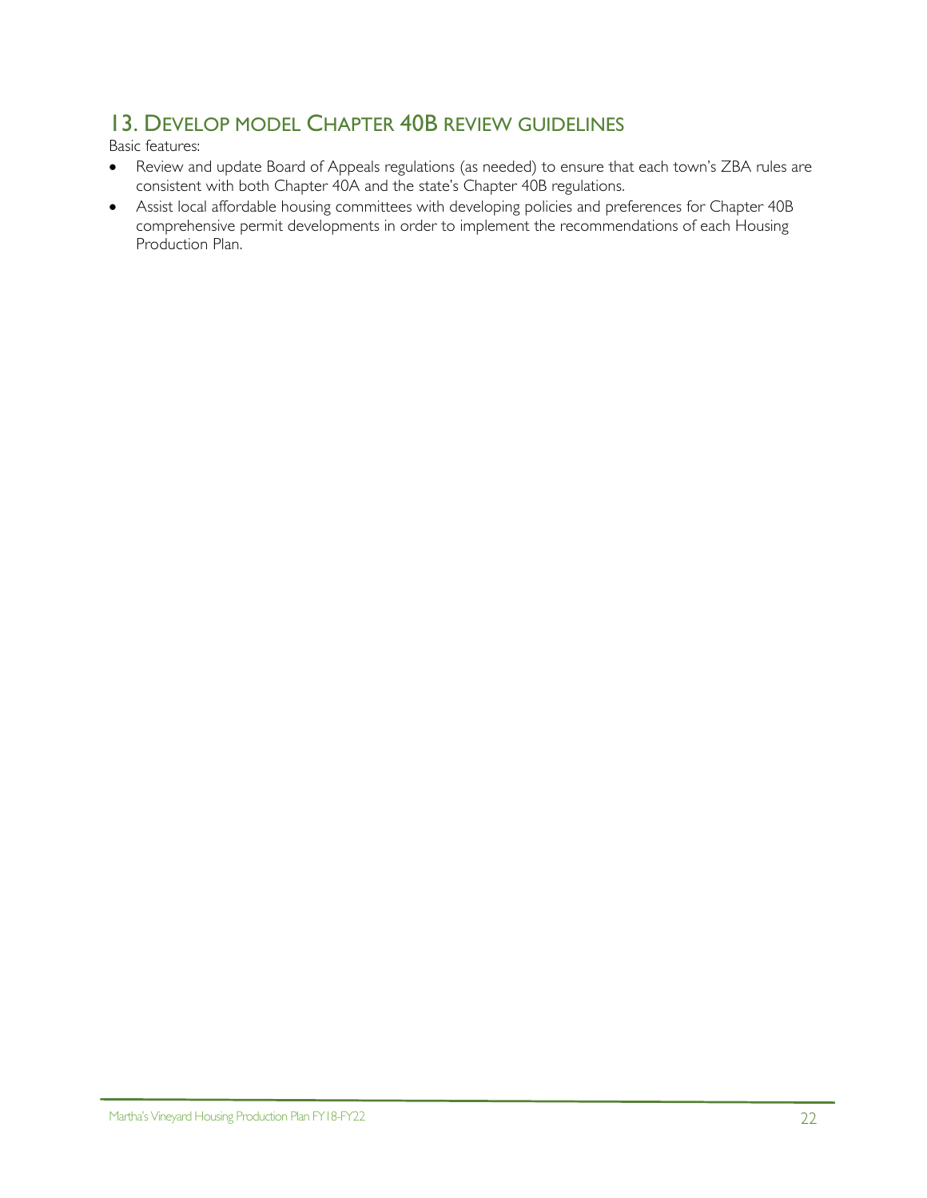## 13. Develop model Chapter 40B review guidelines

Basic features:

- Review and update Board of Appeals regulations (as needed) to ensure that each town's ZBA rules are consistent with both Chapter 40A and the state's Chapter 40B regulations.
- Assist local affordable housing committees with developing policies and preferences for Chapter 40B comprehensive permit developments in order to implement the recommendations of each Housing Production Plan.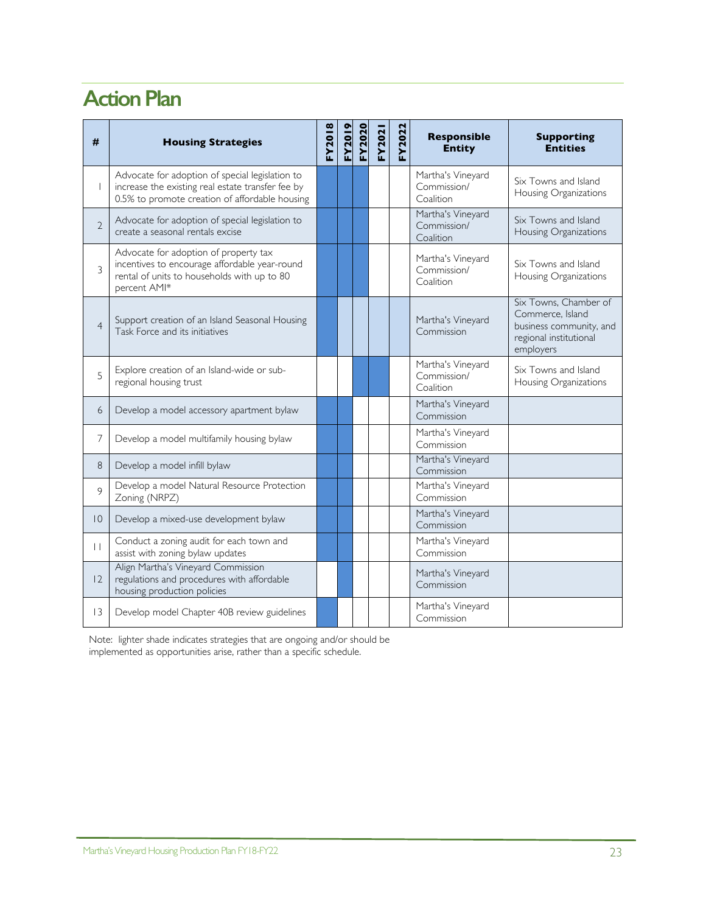# Action Plan

Shading key used below: ■ = scheduled; □ = lighter shade (see note below the table).

| # | Housing Strategies | FY2018 | FY2019 | FY2020 | FY2021 | FY2022 | Responsible Entity | Supporting Entities |
|---|---|---|---|---|---|---|---|---|
| 1 | Advocate for adoption of special legislation to increase the existing real estate transfer fee by 0.5% to promote creation of affordable housing | ■ | ■ | ■ | | | Martha's Vineyard Commission/ Coalition | Six Towns and Island Housing Organizations |
| 2 | Advocate for adoption of special legislation to create a seasonal rentals excise | ■ | ■ | ■ | | | Martha's Vineyard Commission/ Coalition | Six Towns and Island Housing Organizations |
| 3 | Advocate for adoption of property tax incentives to encourage affordable year-round rental of units to households with up to 80 percent AMI* | ■ | ■ | ■ | | | Martha's Vineyard Commission/ Coalition | Six Towns and Island Housing Organizations |
| 4 | Support creation of an Island Seasonal Housing Task Force and its initiatives | ■ | □ | □ | □ | □ | Martha's Vineyard Commission | Six Towns, Chamber of Commerce, Island business community, and regional institutional employers |
| 5 | Explore creation of an Island-wide or sub-regional housing trust | | | ■ | ■ | | Martha's Vineyard Commission/ Coalition | Six Towns and Island Housing Organizations |
| 6 | Develop a model accessory apartment bylaw | ■ | ■ | | | | Martha's Vineyard Commission | |
| 7 | Develop a model multifamily housing bylaw | ■ | ■ | | | | Martha's Vineyard Commission | |
| 8 | Develop a model infill bylaw | ■ | ■ | | | | Martha's Vineyard Commission | |
| 9 | Develop a model Natural Resource Protection Zoning (NRPZ) | ■ | ■ | | | | Martha's Vineyard Commission | |
| 10 | Develop a mixed-use development bylaw | ■ | ■ | | | | Martha's Vineyard Commission | |
| 11 | Conduct a zoning audit for each town and assist with zoning bylaw updates | ■ | ■ | | | | Martha's Vineyard Commission | |
| 12 | Align Martha's Vineyard Commission regulations and procedures with affordable housing production policies | | ■ | | | | Martha's Vineyard Commission | |
| 13 | Develop model Chapter 40B review guidelines | ■ | | | | | Martha's Vineyard Commission | |

Note: lighter shade indicates strategies that are ongoing and/or should be implemented as opportunities arise, rather than a specific schedule.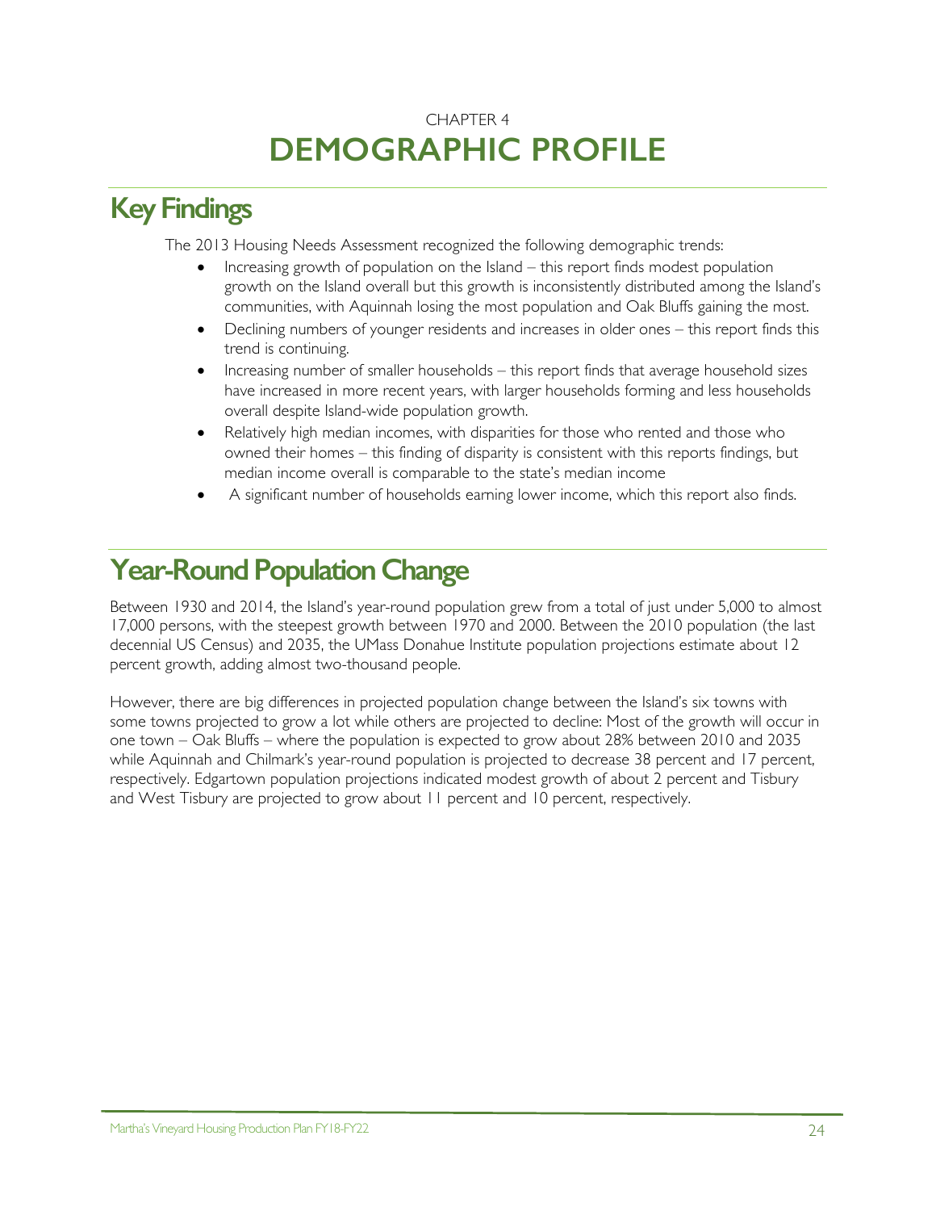CHAPTER 4

# DEMOGRAPHIC PROFILE

## Key Findings

The 2013 Housing Needs Assessment recognized the following demographic trends:

- Increasing growth of population on the Island – this report finds modest population growth on the Island overall but this growth is inconsistently distributed among the Island's communities, with Aquinnah losing the most population and Oak Bluffs gaining the most.
- Declining numbers of younger residents and increases in older ones – this report finds this trend is continuing.
- Increasing number of smaller households – this report finds that average household sizes have increased in more recent years, with larger households forming and less households overall despite Island-wide population growth.
- Relatively high median incomes, with disparities for those who rented and those who owned their homes – this finding of disparity is consistent with this reports findings, but median income overall is comparable to the state's median income
- A significant number of households earning lower income, which this report also finds.

## Year-Round Population Change

Between 1930 and 2014, the Island's year-round population grew from a total of just under 5,000 to almost 17,000 persons, with the steepest growth between 1970 and 2000. Between the 2010 population (the last decennial US Census) and 2035, the UMass Donahue Institute population projections estimate about 12 percent growth, adding almost two-thousand people.

However, there are big differences in projected population change between the Island's six towns with some towns projected to grow a lot while others are projected to decline: Most of the growth will occur in one town – Oak Bluffs – where the population is expected to grow about 28% between 2010 and 2035 while Aquinnah and Chilmark's year-round population is projected to decrease 38 percent and 17 percent, respectively. Edgartown population projections indicated modest growth of about 2 percent and Tisbury and West Tisbury are projected to grow about 11 percent and 10 percent, respectively.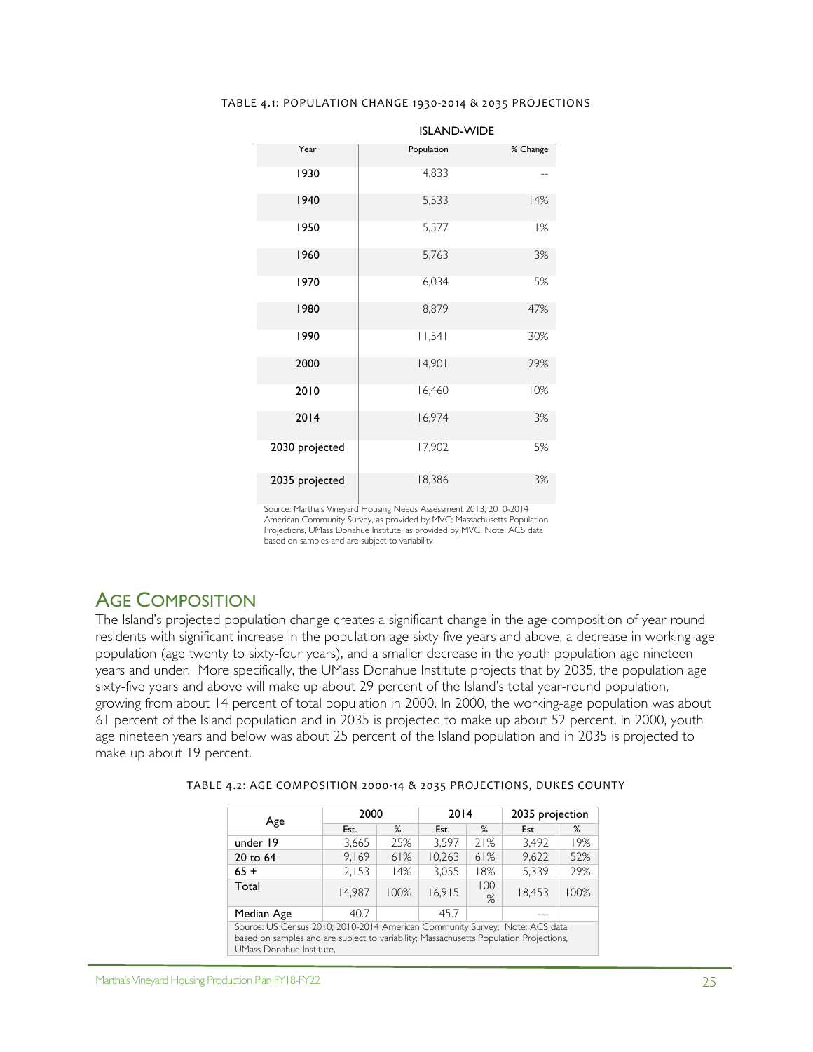TABLE 4.1: POPULATION CHANGE 1930-2014 & 2035 PROJECTIONS

| | ISLAND-WIDE | |
|---|---|---|
| Year | Population | % Change |
| 1930 | 4,833 | -- |
| 1940 | 5,533 | 14% |
| 1950 | 5,577 | 1% |
| 1960 | 5,763 | 3% |
| 1970 | 6,034 | 5% |
| 1980 | 8,879 | 47% |
| 1990 | 11,541 | 30% |
| 2000 | 14,901 | 29% |
| 2010 | 16,460 | 10% |
| 2014 | 16,974 | 3% |
| 2030 projected | 17,902 | 5% |
| 2035 projected | 18,386 | 3% |

Source: Martha's Vineyard Housing Needs Assessment 2013; 2010-2014 American Community Survey, as provided by MVC; Massachusetts Population Projections, UMass Donahue Institute, as provided by MVC. Note: ACS data based on samples and are subject to variability

## Age Composition

The Island's projected population change creates a significant change in the age-composition of year-round residents with significant increase in the population age sixty-five years and above, a decrease in working-age population (age twenty to sixty-four years), and a smaller decrease in the youth population age nineteen years and under. More specifically, the UMass Donahue Institute projects that by 2035, the population age sixty-five years and above will make up about 29 percent of the Island's total year-round population, growing from about 14 percent of total population in 2000. In 2000, the working-age population was about 61 percent of the Island population and in 2035 is projected to make up about 52 percent. In 2000, youth age nineteen years and below was about 25 percent of the Island population and in 2035 is projected to make up about 19 percent.

TABLE 4.2: AGE COMPOSITION 2000-14 & 2035 PROJECTIONS, DUKES COUNTY

| Age | 2000 | | 2014 | | 2035 projection | |
|---|---|---|---|---|---|---|
| | Est. | % | Est. | % | Est. | % |
| under 19 | 3,665 | 25% | 3,597 | 21% | 3,492 | 19% |
| 20 to 64 | 9,169 | 61% | 10,263 | 61% | 9,622 | 52% |
| 65 + | 2,153 | 14% | 3,055 | 18% | 5,339 | 29% |
| Total | 14,987 | 100% | 16,915 | 100% | 18,453 | 100% |
| Median Age | 40.7 | | 45.7 | | --- | |

Source: US Census 2010; 2010-2014 American Community Survey; Note: ACS data based on samples and are subject to variability; Massachusetts Population Projections, UMass Donahue Institute,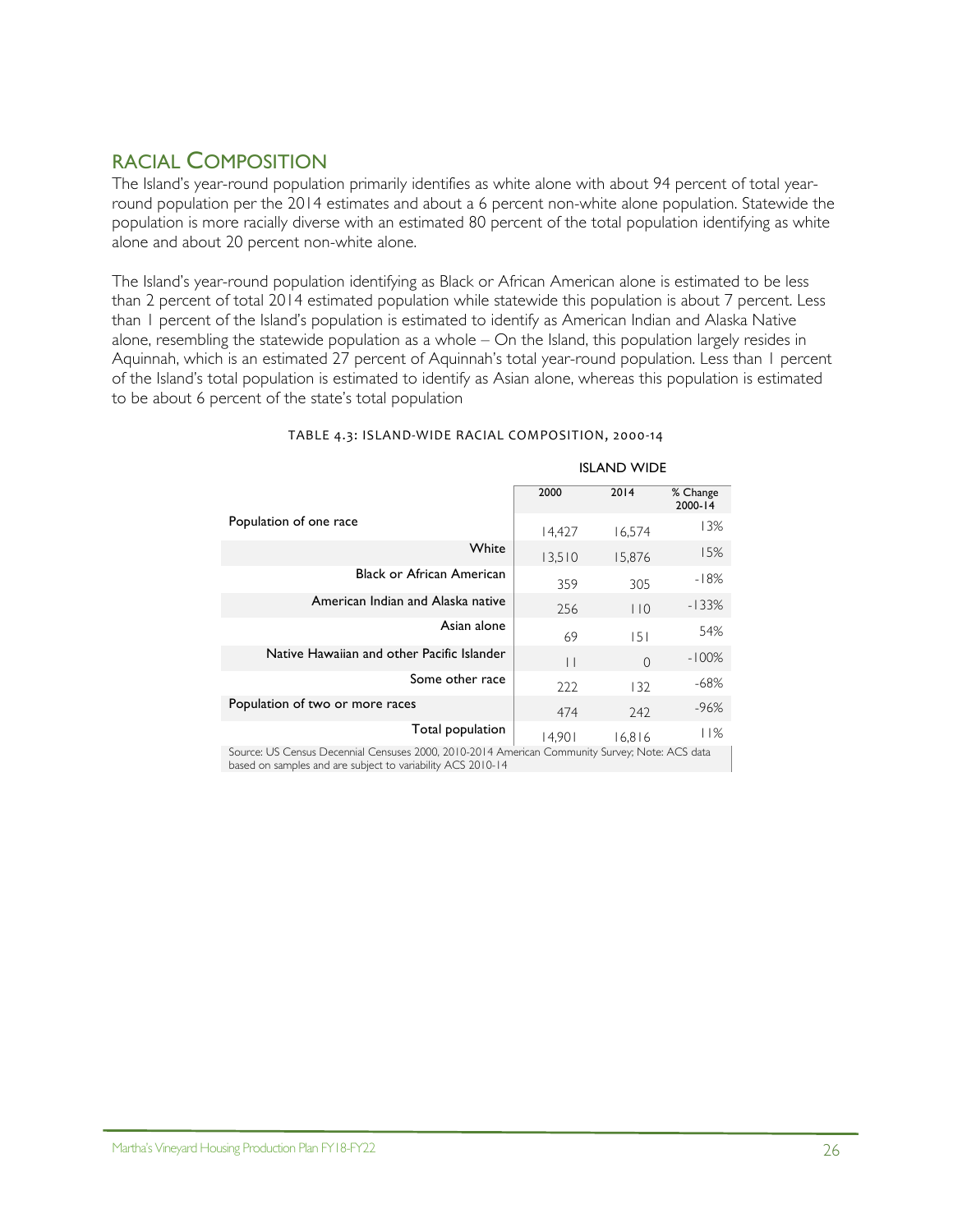## RACIAL COMPOSITION

The Island's year-round population primarily identifies as white alone with about 94 percent of total year-round population per the 2014 estimates and about a 6 percent non-white alone population. Statewide the population is more racially diverse with an estimated 80 percent of the total population identifying as white alone and about 20 percent non-white alone.

The Island's year-round population identifying as Black or African American alone is estimated to be less than 2 percent of total 2014 estimated population while statewide this population is about 7 percent. Less than 1 percent of the Island's population is estimated to identify as American Indian and Alaska Native alone, resembling the statewide population as a whole – On the Island, this population largely resides in Aquinnah, which is an estimated 27 percent of Aquinnah's total year-round population. Less than 1 percent of the Island's total population is estimated to identify as Asian alone, whereas this population is estimated to be about 6 percent of the state's total population

TABLE 4.3: ISLAND-WIDE RACIAL COMPOSITION, 2000-14

| | ISLAND WIDE | | |
|---|---|---|---|
| | 2000 | 2014 | % Change 2000-14 |
| Population of one race | 14,427 | 16,574 | 13% |
| White | 13,510 | 15,876 | 15% |
| Black or African American | 359 | 305 | -18% |
| American Indian and Alaska native | 256 | 110 | -133% |
| Asian alone | 69 | 151 | 54% |
| Native Hawaiian and other Pacific Islander | 11 | 0 | -100% |
| Some other race | 222 | 132 | -68% |
| Population of two or more races | 474 | 242 | -96% |
| Total population | 14,901 | 16,816 | 11% |

Source: US Census Decennial Censuses 2000, 2010-2014 American Community Survey; Note: ACS data based on samples and are subject to variability ACS 2010-14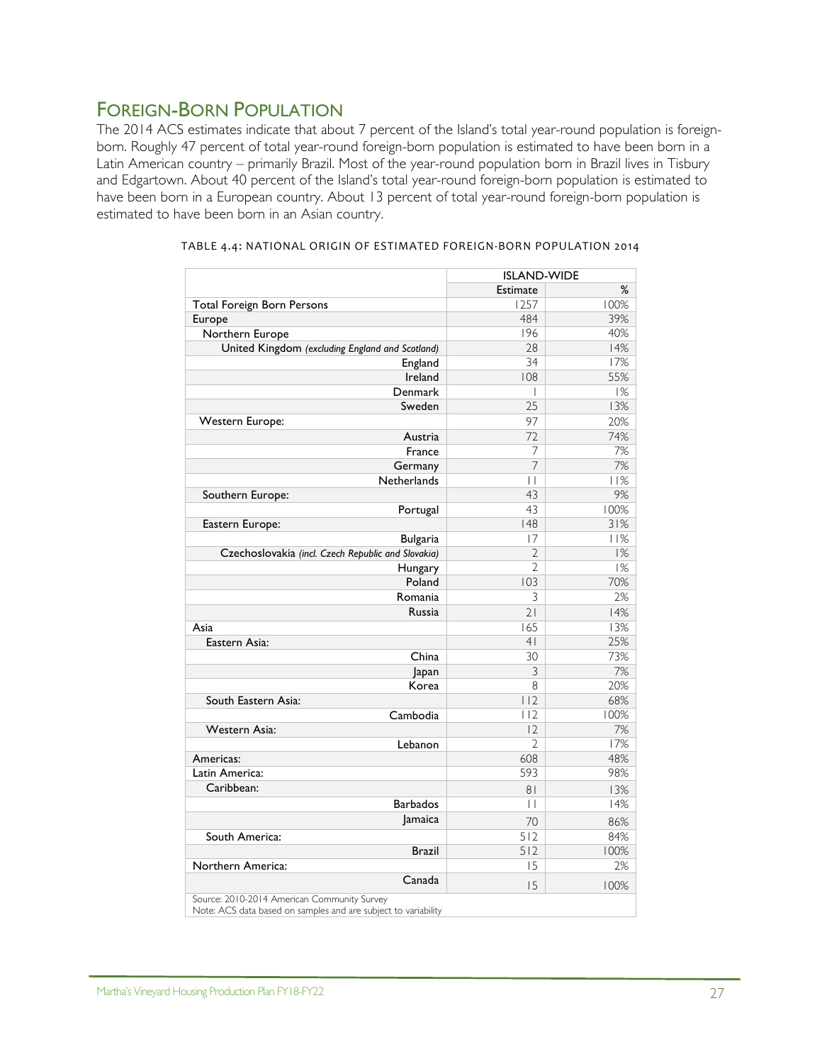## Foreign-Born Population

The 2014 ACS estimates indicate that about 7 percent of the Island's total year-round population is foreign-born. Roughly 47 percent of total year-round foreign-born population is estimated to have been born in a Latin American country – primarily Brazil. Most of the year-round population born in Brazil lives in Tisbury and Edgartown. About 40 percent of the Island's total year-round foreign-born population is estimated to have been born in a European country. About 13 percent of total year-round foreign-born population is estimated to have been born in an Asian country.

TABLE 4.4: NATIONAL ORIGIN OF ESTIMATED FOREIGN-BORN POPULATION 2014

| | ISLAND-WIDE | |
|---|---|---|
| | Estimate | % |
| Total Foreign Born Persons | 1257 | 100% |
| Europe | 484 | 39% |
| Northern Europe | 196 | 40% |
| United Kingdom *(excluding England and Scotland)* | 28 | 14% |
| England | 34 | 17% |
| Ireland | 108 | 55% |
| Denmark | 1 | 1% |
| Sweden | 25 | 13% |
| Western Europe: | 97 | 20% |
| Austria | 72 | 74% |
| France | 7 | 7% |
| Germany | 7 | 7% |
| Netherlands | 11 | 11% |
| Southern Europe: | 43 | 9% |
| Portugal | 43 | 100% |
| Eastern Europe: | 148 | 31% |
| Bulgaria | 17 | 11% |
| Czechoslovakia *(incl. Czech Republic and Slovakia)* | 2 | 1% |
| Hungary | 2 | 1% |
| Poland | 103 | 70% |
| Romania | 3 | 2% |
| Russia | 21 | 14% |
| Asia | 165 | 13% |
| Eastern Asia: | 41 | 25% |
| China | 30 | 73% |
| Japan | 3 | 7% |
| Korea | 8 | 20% |
| South Eastern Asia: | 112 | 68% |
| Cambodia | 112 | 100% |
| Western Asia: | 12 | 7% |
| Lebanon | 2 | 17% |
| Americas: | 608 | 48% |
| Latin America: | 593 | 98% |
| Caribbean: | 81 | 13% |
| Barbados | 11 | 14% |
| Jamaica | 70 | 86% |
| South America: | 512 | 84% |
| Brazil | 512 | 100% |
| Northern America: | 15 | 2% |
| Canada | 15 | 100% |

Source: 2010-2014 American Community Survey
Note: ACS data based on samples and are subject to variability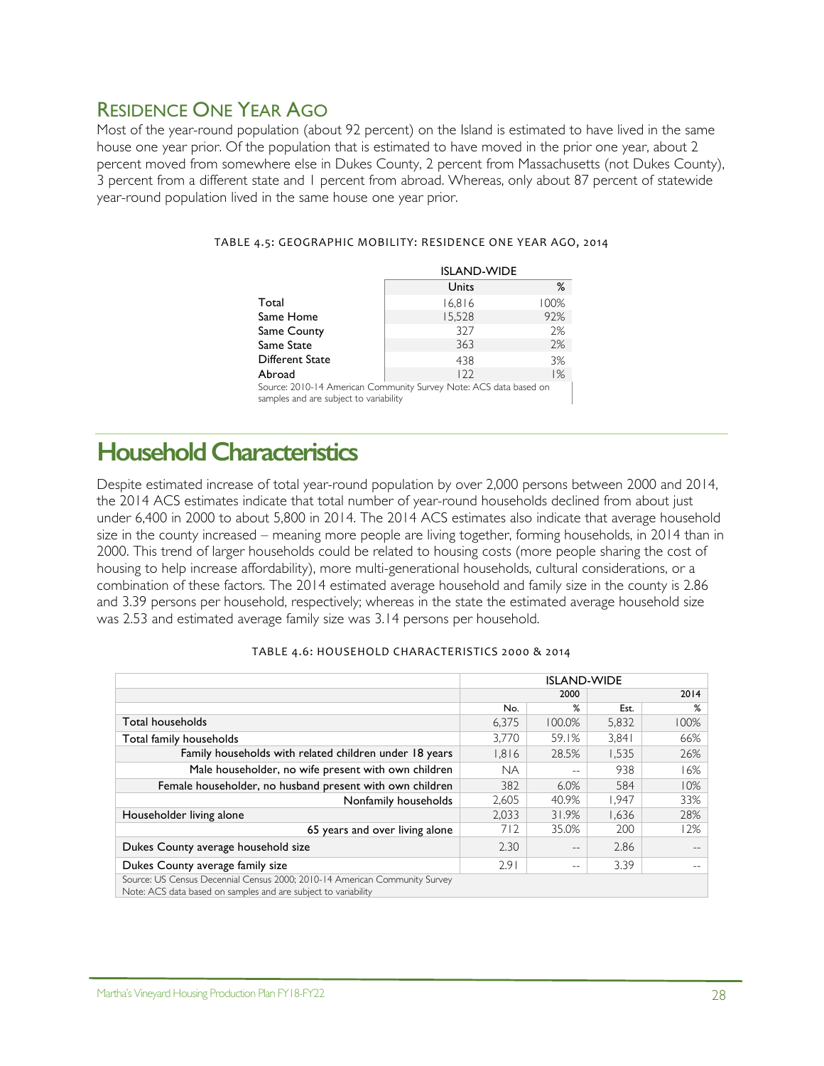## Residence One Year Ago

Most of the year-round population (about 92 percent) on the Island is estimated to have lived in the same house one year prior. Of the population that is estimated to have moved in the prior one year, about 2 percent moved from somewhere else in Dukes County, 2 percent from Massachusetts (not Dukes County), 3 percent from a different state and 1 percent from abroad. Whereas, only about 87 percent of statewide year-round population lived in the same house one year prior.

TABLE 4.5: GEOGRAPHIC MOBILITY: RESIDENCE ONE YEAR AGO, 2014

| | ISLAND-WIDE | |
|---|---|---|
| | Units | % |
| Total | 16,816 | 100% |
| Same Home | 15,528 | 92% |
| Same County | 327 | 2% |
| Same State | 363 | 2% |
| Different State | 438 | 3% |
| Abroad | 122 | 1% |

Source: 2010-14 American Community Survey Note: ACS data based on samples and are subject to variability

# Household Characteristics

Despite estimated increase of total year-round population by over 2,000 persons between 2000 and 2014, the 2014 ACS estimates indicate that total number of year-round households declined from about just under 6,400 in 2000 to about 5,800 in 2014. The 2014 ACS estimates also indicate that average household size in the county increased – meaning more people are living together, forming households, in 2014 than in 2000. This trend of larger households could be related to housing costs (more people sharing the cost of housing to help increase affordability), more multi-generational households, cultural considerations, or a combination of these factors. The 2014 estimated average household and family size in the county is 2.86 and 3.39 persons per household, respectively; whereas in the state the estimated average household size was 2.53 and estimated average family size was 3.14 persons per household.

TABLE 4.6: HOUSEHOLD CHARACTERISTICS 2000 & 2014

| | ISLAND-WIDE | | | |
|---|---|---|---|---|
| | 2000 | | 2014 | |
| | No. | % | Est. | % |
| Total households | 6,375 | 100.0% | 5,832 | 100% |
| Total family households | 3,770 | 59.1% | 3,841 | 66% |
| Family households with related children under 18 years | 1,816 | 28.5% | 1,535 | 26% |
| Male householder, no wife present with own children | NA | -- | 938 | 16% |
| Female householder, no husband present with own children | 382 | 6.0% | 584 | 10% |
| Nonfamily households | 2,605 | 40.9% | 1,947 | 33% |
| Householder living alone | 2,033 | 31.9% | 1,636 | 28% |
| 65 years and over living alone | 712 | 35.0% | 200 | 12% |
| Dukes County average household size | 2.30 | -- | 2.86 | -- |
| Dukes County average family size | 2.91 | -- | 3.39 | -- |

Source: US Census Decennial Census 2000; 2010-14 American Community Survey
Note: ACS data based on samples and are subject to variability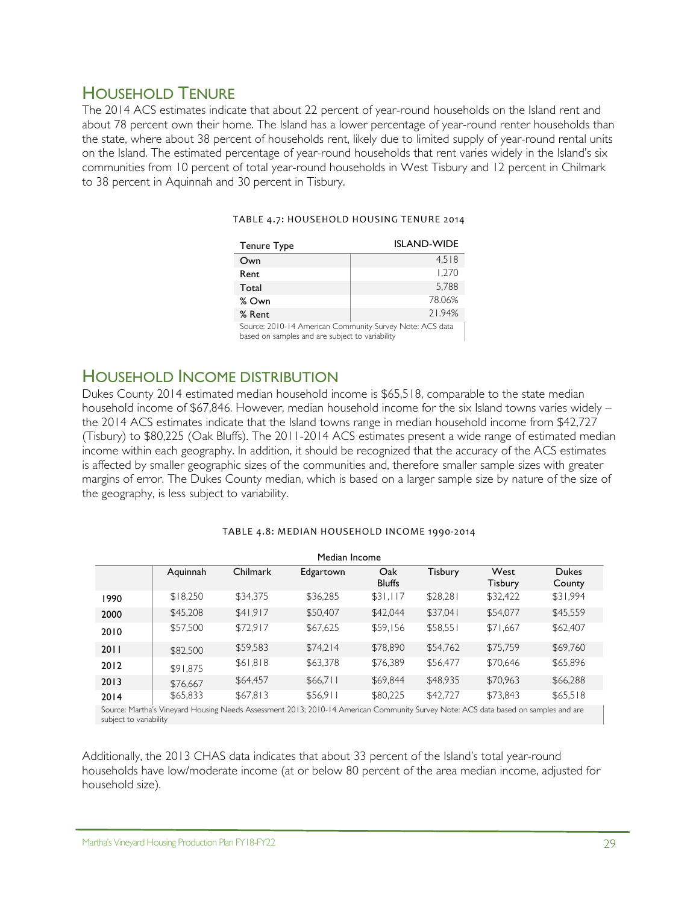## HOUSEHOLD TENURE

The 2014 ACS estimates indicate that about 22 percent of year-round households on the Island rent and about 78 percent own their home. The Island has a lower percentage of year-round renter households than the state, where about 38 percent of households rent, likely due to limited supply of year-round rental units on the Island. The estimated percentage of year-round households that rent varies widely in the Island's six communities from 10 percent of total year-round households in West Tisbury and 12 percent in Chilmark to 38 percent in Aquinnah and 30 percent in Tisbury.

TABLE 4.7: HOUSEHOLD HOUSING TENURE 2014

| Tenure Type | ISLAND-WIDE |
|---|---|
| Own | 4,518 |
| Rent | 1,270 |
| Total | 5,788 |
| % Own | 78.06% |
| % Rent | 21.94% |

Source: 2010-14 American Community Survey Note: ACS data based on samples and are subject to variability

## HOUSEHOLD INCOME DISTRIBUTION

Dukes County 2014 estimated median household income is $65,518, comparable to the state median household income of $67,846. However, median household income for the six Island towns varies widely – the 2014 ACS estimates indicate that the Island towns range in median household income from $42,727 (Tisbury) to $80,225 (Oak Bluffs). The 2011-2014 ACS estimates present a wide range of estimated median income within each geography. In addition, it should be recognized that the accuracy of the ACS estimates is affected by smaller geographic sizes of the communities and, therefore smaller sample sizes with greater margins of error. The Dukes County median, which is based on a larger sample size by nature of the size of the geography, is less subject to variability.

TABLE 4.8: MEDIAN HOUSEHOLD INCOME 1990-2014

| | Median Income | | | | | | |
|---|---|---|---|---|---|---|---|
| | Aquinnah | Chilmark | Edgartown | Oak Bluffs | Tisbury | West Tisbury | Dukes County |
| 1990 | $18,250 | $34,375 | $36,285 | $31,117 | $28,281 | $32,422 | $31,994 |
| 2000 | $45,208 | $41,917 | $50,407 | $42,044 | $37,041 | $54,077 | $45,559 |
| 2010 | $57,500 | $72,917 | $67,625 | $59,156 | $58,551 | $71,667 | $62,407 |
| 2011 | $82,500 | $59,583 | $74,214 | $78,890 | $54,762 | $75,759 | $69,760 |
| 2012 | $91,875 | $61,818 | $63,378 | $76,389 | $56,477 | $70,646 | $65,896 |
| 2013 | $76,667 | $64,457 | $66,711 | $69,844 | $48,935 | $70,963 | $66,288 |
| 2014 | $65,833 | $67,813 | $56,911 | $80,225 | $42,727 | $73,843 | $65,518 |

Source: Martha's Vineyard Housing Needs Assessment 2013; 2010-14 American Community Survey Note: ACS data based on samples and are subject to variability

Additionally, the 2013 CHAS data indicates that about 33 percent of the Island's total year-round households have low/moderate income (at or below 80 percent of the area median income, adjusted for household size).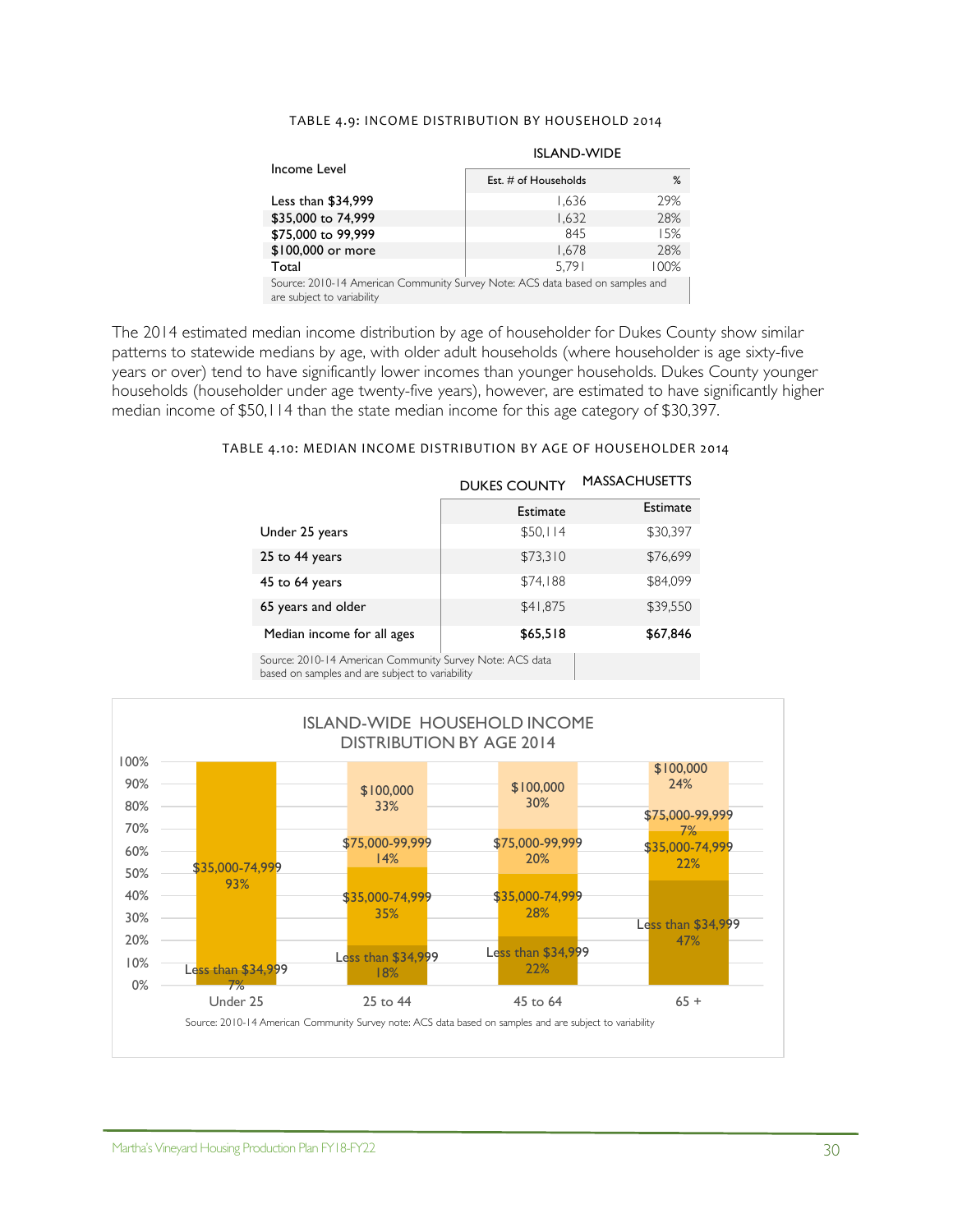TABLE 4.9: INCOME DISTRIBUTION BY HOUSEHOLD 2014

| Income Level | ISLAND-WIDE | |
|---|---|---|
| | Est. # of Households | % |
| Less than $34,999 | 1,636 | 29% |
| $35,000 to 74,999 | 1,632 | 28% |
| $75,000 to 99,999 | 845 | 15% |
| $100,000 or more | 1,678 | 28% |
| Total | 5,791 | 100% |

Source: 2010-14 American Community Survey Note: ACS data based on samples and are subject to variability

The 2014 estimated median income distribution by age of householder for Dukes County show similar patterns to statewide medians by age, with older adult households (where householder is age sixty-five years or over) tend to have significantly lower incomes than younger households. Dukes County younger households (householder under age twenty-five years), however, are estimated to have significantly higher median income of $50,114 than the state median income for this age category of $30,397.

TABLE 4.10: MEDIAN INCOME DISTRIBUTION BY AGE OF HOUSEHOLDER 2014

| | DUKES COUNTY | MASSACHUSETTS |
|---|---|---|
| | Estimate | Estimate |
| Under 25 years | $50,114 | $30,397 |
| 25 to 44 years | $73,310 | $76,699 |
| 45 to 64 years | $74,188 | $84,099 |
| 65 years and older | $41,875 | $39,550 |
| Median income for all ages | **$65,518** | **$67,846** |

Source: 2010-14 American Community Survey Note: ACS data based on samples and are subject to variability

ISLAND-WIDE HOUSEHOLD INCOME DISTRIBUTION BY AGE 2014

| Income | Under 25 | 25 to 44 | 45 to 64 | 65 + |
|---|---|---|---|---|
| Less than $34,999 | 7% | 18% | 22% | 47% |
| $35,000-74,999 | 93% | 35% | 28% | 22% |
| $75,000-99,999 | | 14% | 20% | 7% |
| $100,000 | | 33% | 30% | 24% |

Source: 2010-14 American Community Survey note: ACS data based on samples and are subject to variability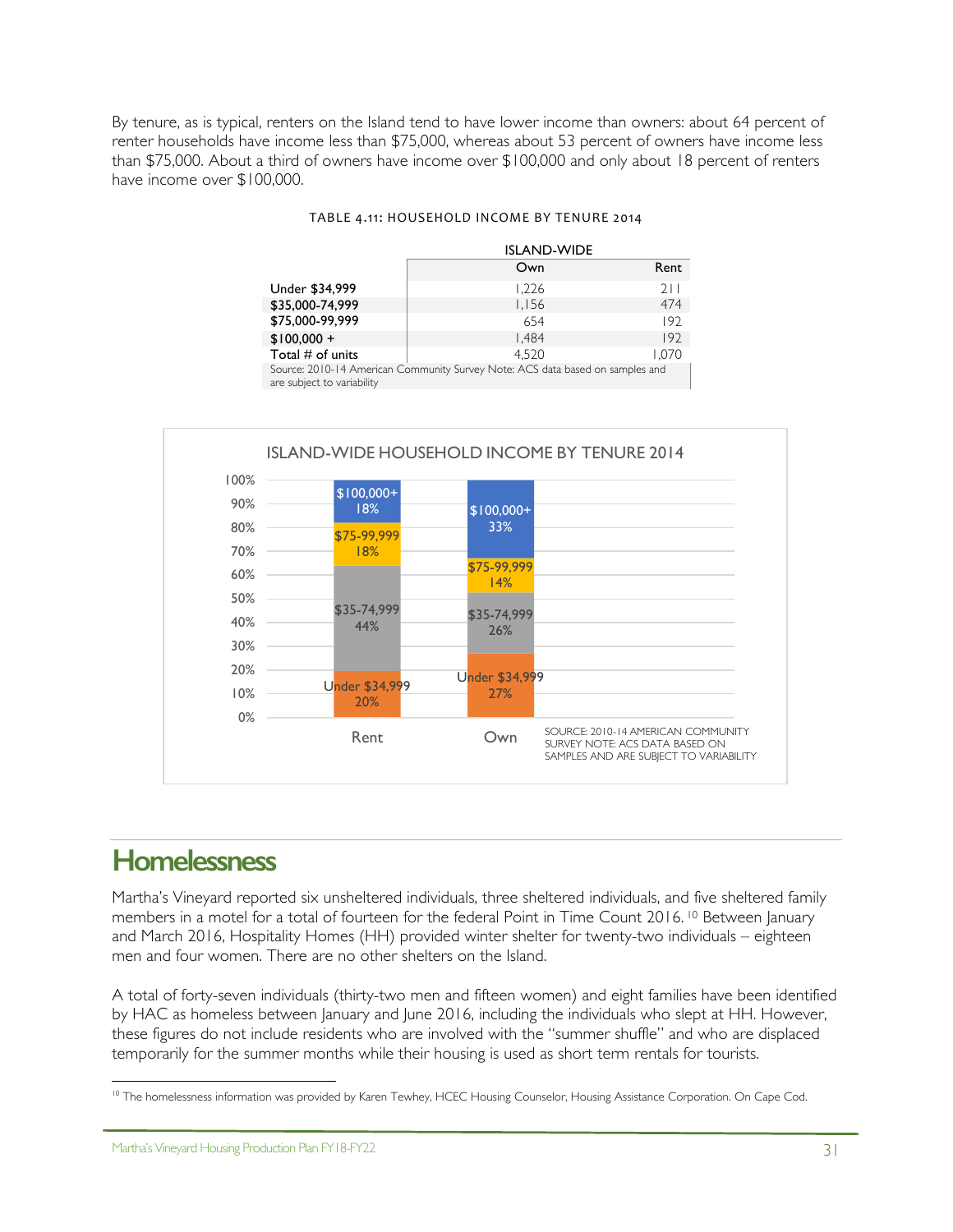By tenure, as is typical, renters on the Island tend to have lower income than owners: about 64 percent of renter households have income less than $75,000, whereas about 53 percent of owners have income less than $75,000. About a third of owners have income over $100,000 and only about 18 percent of renters have income over $100,000.

TABLE 4.11: HOUSEHOLD INCOME BY TENURE 2014

| | ISLAND-WIDE | |
|---|---|---|
| | Own | Rent |
| Under $34,999 | 1,226 | 211 |
| $35,000-74,999 | 1,156 | 474 |
| $75,000-99,999 | 654 | 192 |
| $100,000 + | 1,484 | 192 |
| Total # of units | 4,520 | 1,070 |

Source: 2010-14 American Community Survey Note: ACS data based on samples and are subject to variability

ISLAND-WIDE HOUSEHOLD INCOME BY TENURE 2014

| | Rent | Own |
|---|---|---|
| Under $34,999 | 20% | 27% |
| $35-74,999 | 44% | 26% |
| $75-99,999 | 18% | 14% |
| $100,000+ | 18% | 33% |

SOURCE: 2010-14 AMERICAN COMMUNITY SURVEY NOTE: ACS DATA BASED ON SAMPLES AND ARE SUBJECT TO VARIABILITY

## Homelessness

Martha's Vineyard reported six unsheltered individuals, three sheltered individuals, and five sheltered family members in a motel for a total of fourteen for the federal Point in Time Count 2016.[10] Between January and March 2016, Hospitality Homes (HH) provided winter shelter for twenty-two individuals – eighteen men and four women. There are no other shelters on the Island.

A total of forty-seven individuals (thirty-two men and fifteen women) and eight families have been identified by HAC as homeless between January and June 2016, including the individuals who slept at HH. However, these figures do not include residents who are involved with the "summer shuffle" and who are displaced temporarily for the summer months while their housing is used as short term rentals for tourists.

[10] The homelessness information was provided by Karen Tewhey, HCEC Housing Counselor, Housing Assistance Corporation. On Cape Cod.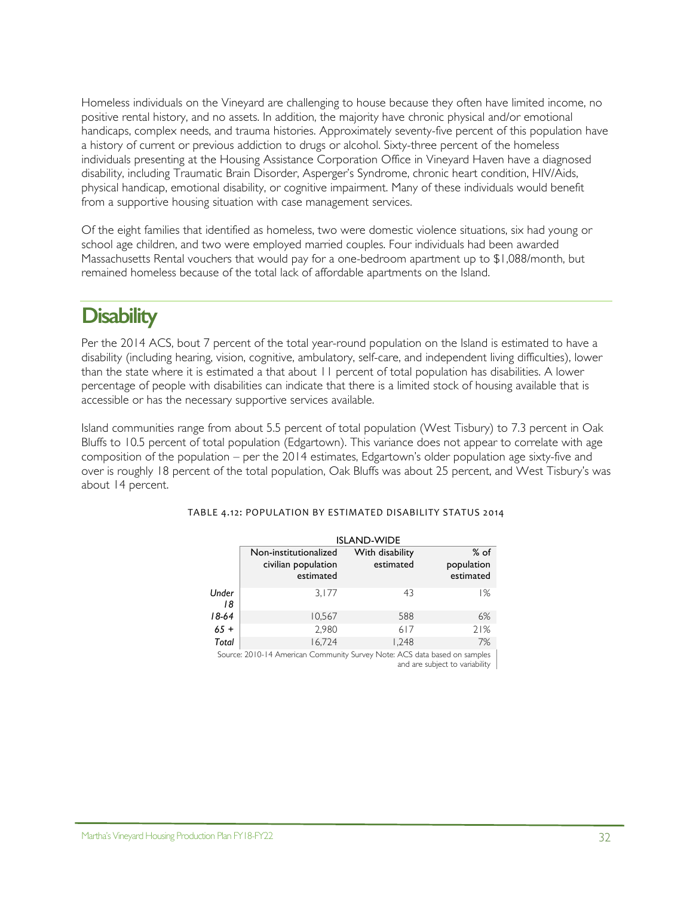Homeless individuals on the Vineyard are challenging to house because they often have limited income, no positive rental history, and no assets. In addition, the majority have chronic physical and/or emotional handicaps, complex needs, and trauma histories. Approximately seventy-five percent of this population have a history of current or previous addiction to drugs or alcohol. Sixty-three percent of the homeless individuals presenting at the Housing Assistance Corporation Office in Vineyard Haven have a diagnosed disability, including Traumatic Brain Disorder, Asperger's Syndrome, chronic heart condition, HIV/Aids, physical handicap, emotional disability, or cognitive impairment. Many of these individuals would benefit from a supportive housing situation with case management services.

Of the eight families that identified as homeless, two were domestic violence situations, six had young or school age children, and two were employed married couples. Four individuals had been awarded Massachusetts Rental vouchers that would pay for a one-bedroom apartment up to $1,088/month, but remained homeless because of the total lack of affordable apartments on the Island.

# Disability

Per the 2014 ACS, bout 7 percent of the total year-round population on the Island is estimated to have a disability (including hearing, vision, cognitive, ambulatory, self-care, and independent living difficulties), lower than the state where it is estimated a that about 11 percent of total population has disabilities. A lower percentage of people with disabilities can indicate that there is a limited stock of housing available that is accessible or has the necessary supportive services available.

Island communities range from about 5.5 percent of total population (West Tisbury) to 7.3 percent in Oak Bluffs to 10.5 percent of total population (Edgartown). This variance does not appear to correlate with age composition of the population – per the 2014 estimates, Edgartown's older population age sixty-five and over is roughly 18 percent of the total population, Oak Bluffs was about 25 percent, and West Tisbury's was about 14 percent.

TABLE 4.12: POPULATION BY ESTIMATED DISABILITY STATUS 2014

| | ISLAND-WIDE | | |
|---|---|---|---|
| | Non-institutionalized civilian population estimated | With disability estimated | % of population estimated |
| *Under 18* | 3,177 | 43 | 1% |
| *18-64* | 10,567 | 588 | 6% |
| *65 +* | 2,980 | 617 | 21% |
| *Total* | 16,724 | 1,248 | 7% |

Source: 2010-14 American Community Survey Note: ACS data based on samples and are subject to variability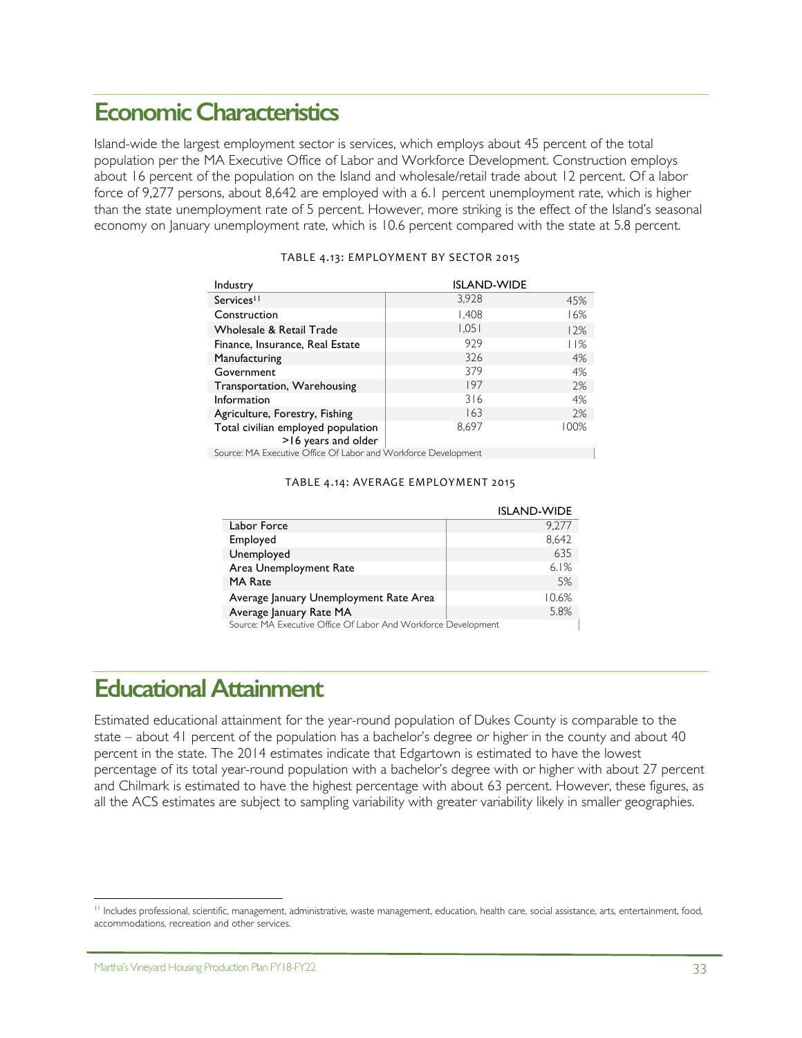# Economic Characteristics

Island-wide the largest employment sector is services, which employs about 45 percent of the total population per the MA Executive Office of Labor and Workforce Development. Construction employs about 16 percent of the population on the Island and wholesale/retail trade about 12 percent. Of a labor force of 9,277 persons, about 8,642 are employed with a 6.1 percent unemployment rate, which is higher than the state unemployment rate of 5 percent. However, more striking is the effect of the Island's seasonal economy on January unemployment rate, which is 10.6 percent compared with the state at 5.8 percent.

TABLE 4.13: EMPLOYMENT BY SECTOR 2015

| Industry | ISLAND-WIDE | |
|---|---|---|
| Services[11] | 3,928 | 45% |
| Construction | 1,408 | 16% |
| Wholesale & Retail Trade | 1,051 | 12% |
| Finance, Insurance, Real Estate | 929 | 11% |
| Manufacturing | 326 | 4% |
| Government | 379 | 4% |
| Transportation, Warehousing | 197 | 2% |
| Information | 316 | 4% |
| Agriculture, Forestry, Fishing | 163 | 2% |
| Total civilian employed population >16 years and older | 8,697 | 100% |

Source: MA Executive Office Of Labor and Workforce Development

TABLE 4.14: AVERAGE EMPLOYMENT 2015

| | ISLAND-WIDE |
|---|---|
| Labor Force | 9,277 |
| Employed | 8,642 |
| Unemployed | 635 |
| Area Unemployment Rate | 6.1% |
| MA Rate | 5% |
| Average January Unemployment Rate Area | 10.6% |
| Average January Rate MA | 5.8% |

Source: MA Executive Office Of Labor And Workforce Development

# Educational Attainment

Estimated educational attainment for the year-round population of Dukes County is comparable to the state – about 41 percent of the population has a bachelor's degree or higher in the county and about 40 percent in the state. The 2014 estimates indicate that Edgartown is estimated to have the lowest percentage of its total year-round population with a bachelor's degree with or higher with about 27 percent and Chilmark is estimated to have the highest percentage with about 63 percent. However, these figures, as all the ACS estimates are subject to sampling variability with greater variability likely in smaller geographies.

[11] Includes professional, scientific, management, administrative, waste management, education, health care, social assistance, arts, entertainment, food, accommodations, recreation and other services.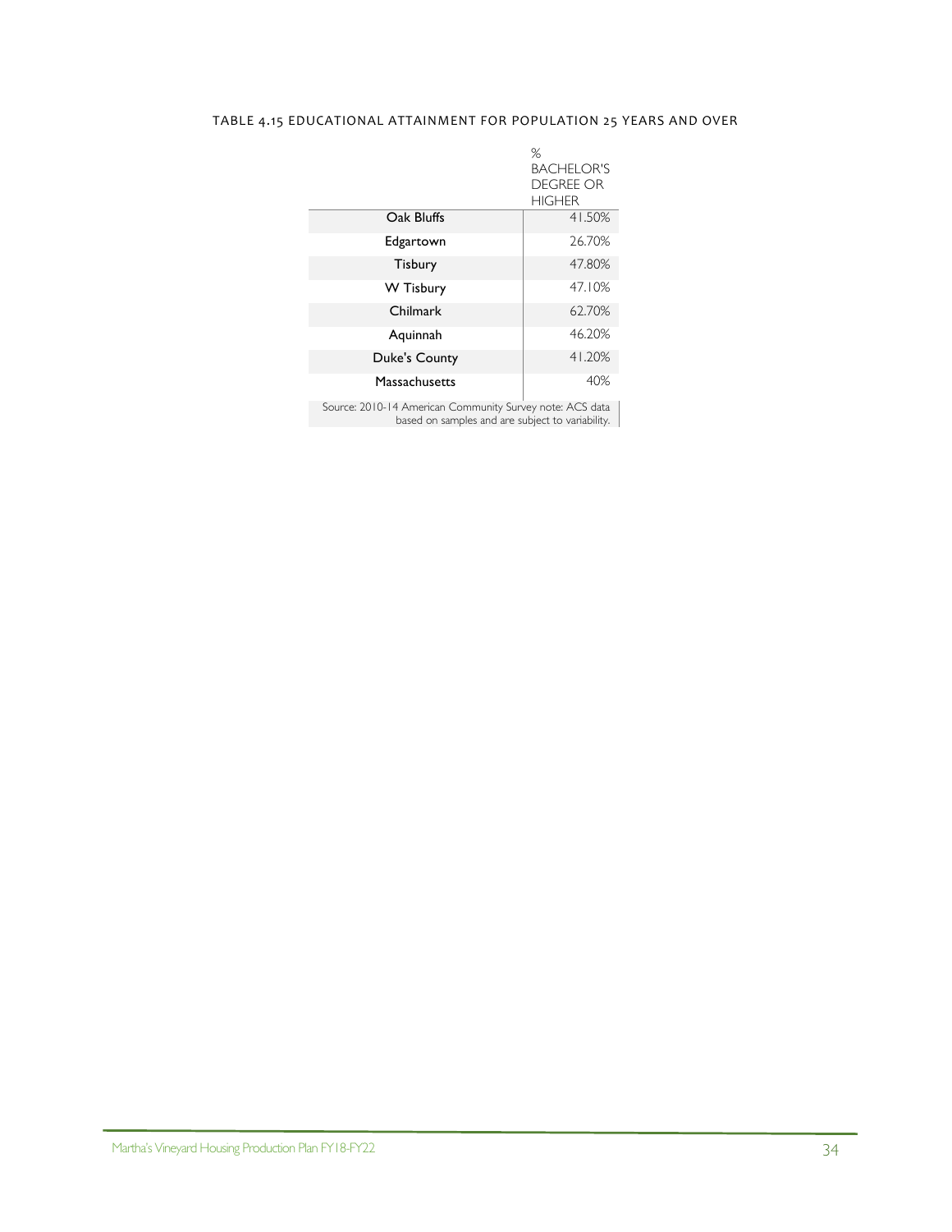TABLE 4.15 EDUCATIONAL ATTAINMENT FOR POPULATION 25 YEARS AND OVER

| | % BACHELOR'S DEGREE OR HIGHER |
|---|---|
| Oak Bluffs | 41.50% |
| Edgartown | 26.70% |
| Tisbury | 47.80% |
| W Tisbury | 47.10% |
| Chilmark | 62.70% |
| Aquinnah | 46.20% |
| Duke's County | 41.20% |
| Massachusetts | 40% |

Source: 2010-14 American Community Survey note: ACS data based on samples and are subject to variability.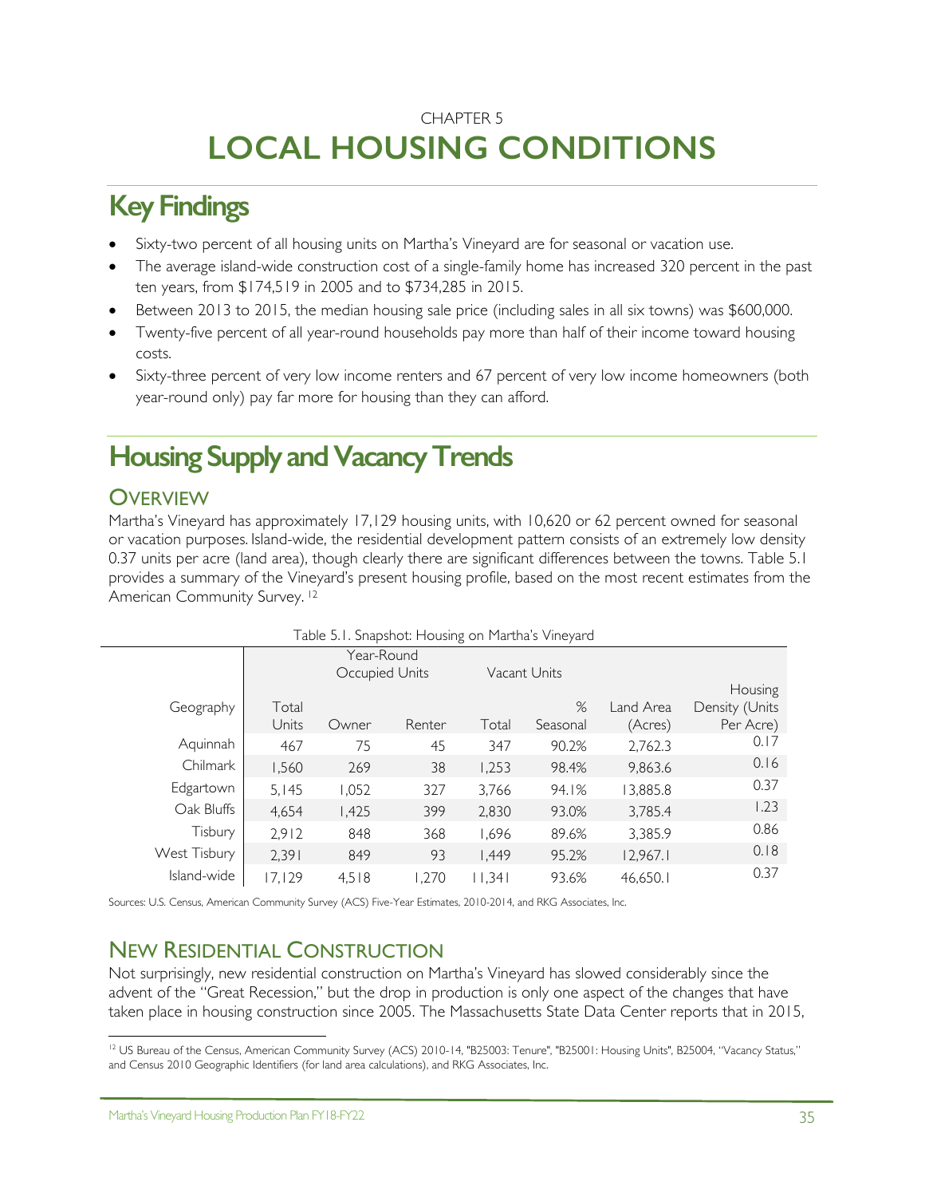CHAPTER 5

# LOCAL HOUSING CONDITIONS

## Key Findings

- Sixty-two percent of all housing units on Martha's Vineyard are for seasonal or vacation use.
- The average island-wide construction cost of a single-family home has increased 320 percent in the past ten years, from $174,519 in 2005 and to $734,285 in 2015.
- Between 2013 to 2015, the median housing sale price (including sales in all six towns) was $600,000.
- Twenty-five percent of all year-round households pay more than half of their income toward housing costs.
- Sixty-three percent of very low income renters and 67 percent of very low income homeowners (both year-round only) pay far more for housing than they can afford.

## Housing Supply and Vacancy Trends

### Overview

Martha's Vineyard has approximately 17,129 housing units, with 10,620 or 62 percent owned for seasonal or vacation purposes. Island-wide, the residential development pattern consists of an extremely low density 0.37 units per acre (land area), though clearly there are significant differences between the towns. Table 5.1 provides a summary of the Vineyard's present housing profile, based on the most recent estimates from the American Community Survey. [12]

Table 5.1. Snapshot: Housing on Martha's Vineyard

| | | Year-Round Occupied Units | | Vacant Units | | | |
|---|---|---|---|---|---|---|---|
| Geography | Total Units | Owner | Renter | Total | % Seasonal | Land Area (Acres) | Housing Density (Units Per Acre) |
| Aquinnah | 467 | 75 | 45 | 347 | 90.2% | 2,762.3 | 0.17 |
| Chilmark | 1,560 | 269 | 38 | 1,253 | 98.4% | 9,863.6 | 0.16 |
| Edgartown | 5,145 | 1,052 | 327 | 3,766 | 94.1% | 13,885.8 | 0.37 |
| Oak Bluffs | 4,654 | 1,425 | 399 | 2,830 | 93.0% | 3,785.4 | 1.23 |
| Tisbury | 2,912 | 848 | 368 | 1,696 | 89.6% | 3,385.9 | 0.86 |
| West Tisbury | 2,391 | 849 | 93 | 1,449 | 95.2% | 12,967.1 | 0.18 |
| Island-wide | 17,129 | 4,518 | 1,270 | 11,341 | 93.6% | 46,650.1 | 0.37 |

Sources: U.S. Census, American Community Survey (ACS) Five-Year Estimates, 2010-2014, and RKG Associates, Inc.

### New Residential Construction

Not surprisingly, new residential construction on Martha's Vineyard has slowed considerably since the advent of the "Great Recession," but the drop in production is only one aspect of the changes that have taken place in housing construction since 2005. The Massachusetts State Data Center reports that in 2015,

[12] US Bureau of the Census, American Community Survey (ACS) 2010-14, "B25003: Tenure", "B25001: Housing Units", B25004, "Vacancy Status," and Census 2010 Geographic Identifiers (for land area calculations), and RKG Associates, Inc.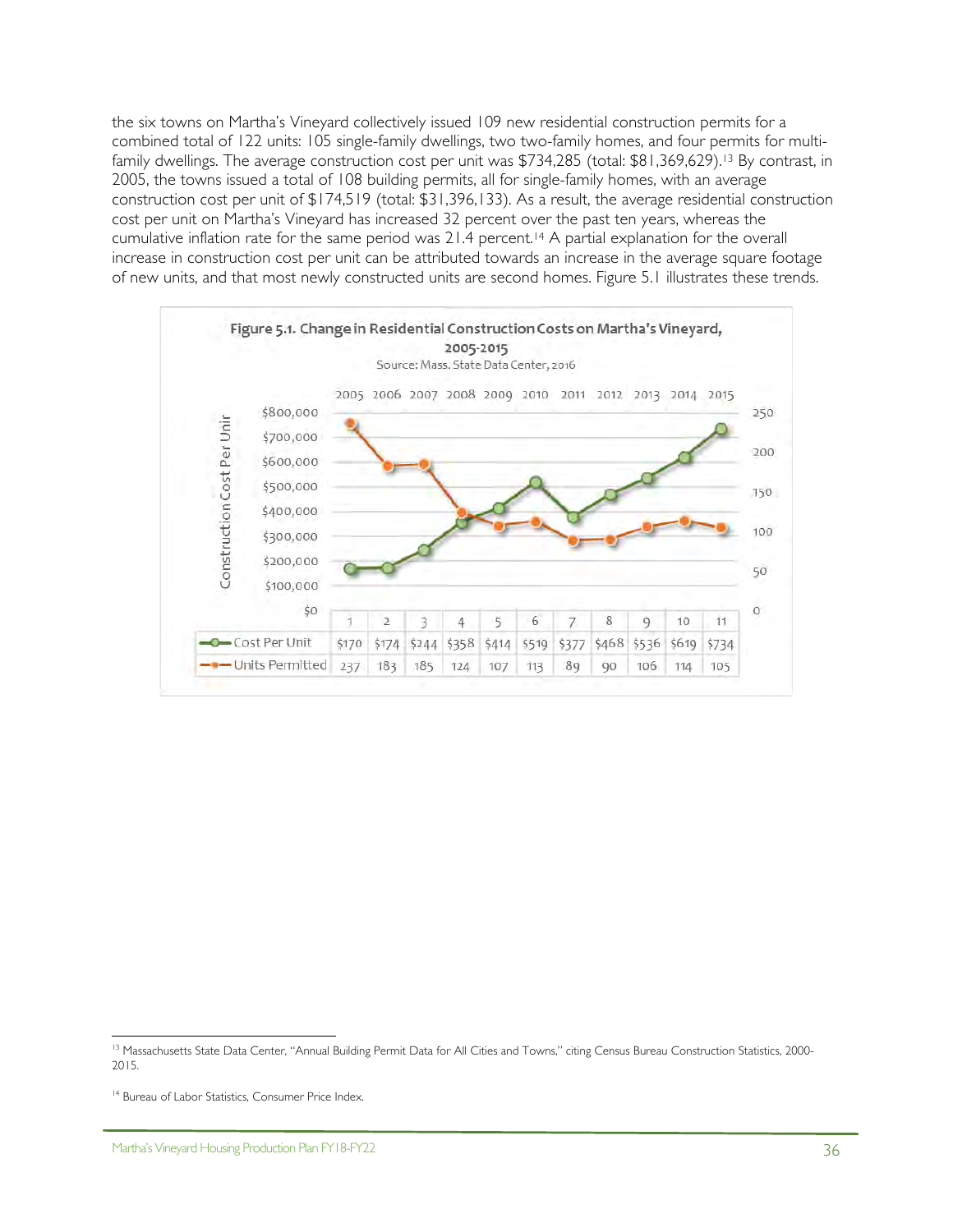the six towns on Martha's Vineyard collectively issued 109 new residential construction permits for a combined total of 122 units: 105 single-family dwellings, two two-family homes, and four permits for multi-family dwellings. The average construction cost per unit was $734,285 (total: $81,369,629).[13] By contrast, in 2005, the towns issued a total of 108 building permits, all for single-family homes, with an average construction cost per unit of $174,519 (total: $31,396,133). As a result, the average residential construction cost per unit on Martha's Vineyard has increased 32 percent over the past ten years, whereas the cumulative inflation rate for the same period was 21.4 percent.[14] A partial explanation for the overall increase in construction cost per unit can be attributed towards an increase in the average square footage of new units, and that most newly constructed units are second homes. Figure 5.1 illustrates these trends.

**Figure 5.1. Change in Residential Construction Costs on Martha's Vineyard, 2005-2015**

Source: Mass. State Data Center, 2016

| | 2005 | 2006 | 2007 | 2008 | 2009 | 2010 | 2011 | 2012 | 2013 | 2014 | 2015 |
|---|---|---|---|---|---|---|---|---|---|---|---|
| | 1 | 2 | 3 | 4 | 5 | 6 | 7 | 8 | 9 | 10 | 11 |
| Cost Per Unit | $170 | $174 | $244 | $358 | $414 | $519 | $377 | $468 | $536 | $619 | $734 |
| Units Permitted | 237 | 183 | 185 | 124 | 107 | 113 | 89 | 90 | 106 | 114 | 105 |

[13] Massachusetts State Data Center, "Annual Building Permit Data for All Cities and Towns," citing Census Bureau Construction Statistics, 2000-2015.

[14] Bureau of Labor Statistics, Consumer Price Index.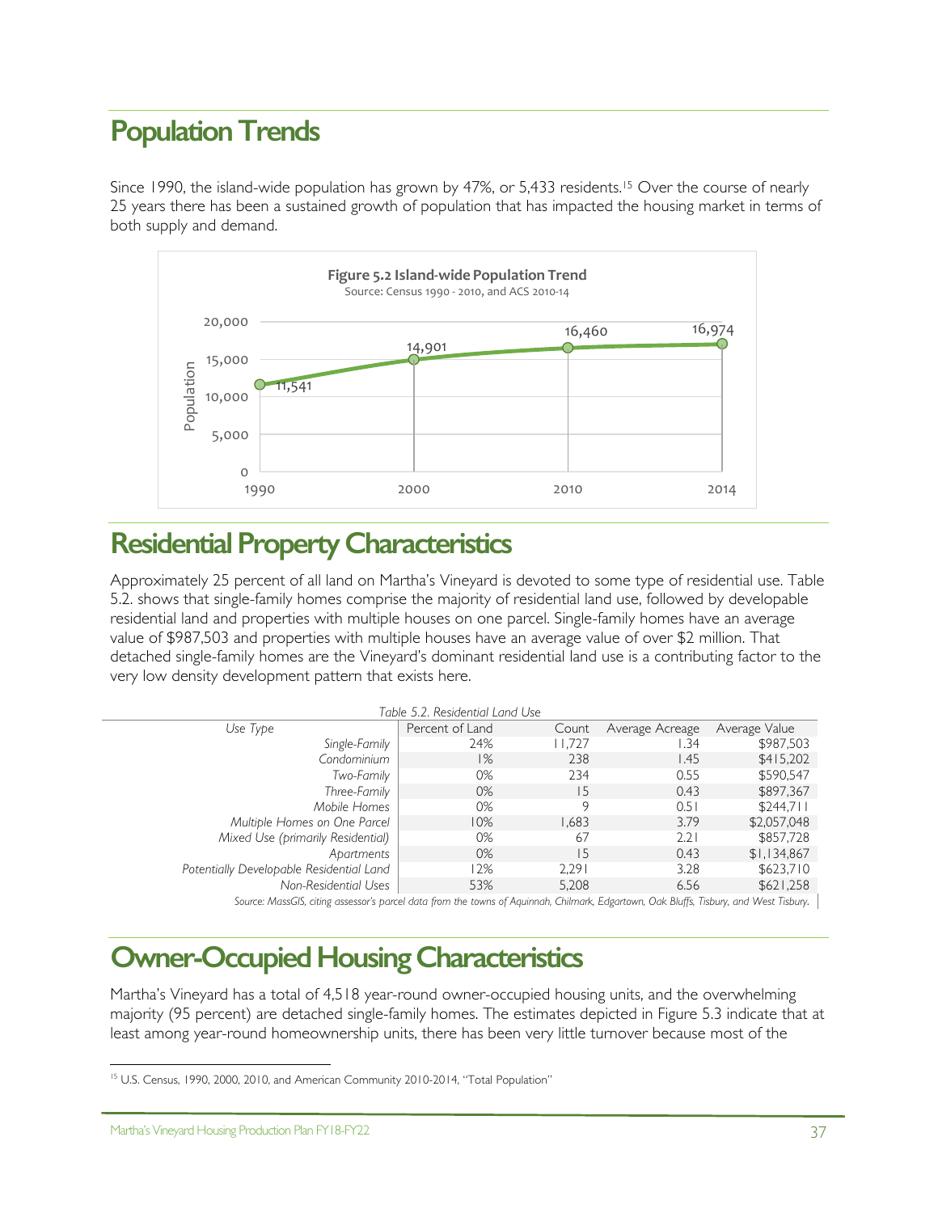## Population Trends

Since 1990, the island-wide population has grown by 47%, or 5,433 residents.[15] Over the course of nearly 25 years there has been a sustained growth of population that has impacted the housing market in terms of both supply and demand.

**Figure 5.2 Island-wide Population Trend**
Source: Census 1990 - 2010, and ACS 2010-14

| Year | Population |
|---|---|
| 1990 | 11,541 |
| 2000 | 14,901 |
| 2010 | 16,460 |
| 2014 | 16,974 |

## Residential Property Characteristics

Approximately 25 percent of all land on Martha's Vineyard is devoted to some type of residential use. Table 5.2. shows that single-family homes comprise the majority of residential land use, followed by developable residential land and properties with multiple houses on one parcel. Single-family homes have an average value of $987,503 and properties with multiple houses have an average value of over $2 million. That detached single-family homes are the Vineyard's dominant residential land use is a contributing factor to the very low density development pattern that exists here.

*Table 5.2. Residential Land Use*

| Use Type | Percent of Land | Count | Average Acreage | Average Value |
|---|---|---|---|---|
| Single-Family | 24% | 11,727 | 1.34 | $987,503 |
| Condominium | 1% | 238 | 1.45 | $415,202 |
| Two-Family | 0% | 234 | 0.55 | $590,547 |
| Three-Family | 0% | 15 | 0.43 | $897,367 |
| Mobile Homes | 0% | 9 | 0.51 | $244,711 |
| Multiple Homes on One Parcel | 10% | 1,683 | 3.79 | $2,057,048 |
| Mixed Use (primarily Residential) | 0% | 67 | 2.21 | $857,728 |
| Apartments | 0% | 15 | 0.43 | $1,134,867 |
| Potentially Developable Residential Land | 12% | 2,291 | 3.28 | $623,710 |
| Non-Residential Uses | 53% | 5,208 | 6.56 | $621,258 |

*Source: MassGIS, citing assessor's parcel data from the towns of Aquinnah, Chilmark, Edgartown, Oak Bluffs, Tisbury, and West Tisbury.*

## Owner-Occupied Housing Characteristics

Martha's Vineyard has a total of 4,518 year-round owner-occupied housing units, and the overwhelming majority (95 percent) are detached single-family homes. The estimates depicted in Figure 5.3 indicate that at least among year-round homeownership units, there has been very little turnover because most of the

[15] U.S. Census, 1990, 2000, 2010, and American Community 2010-2014, "Total Population"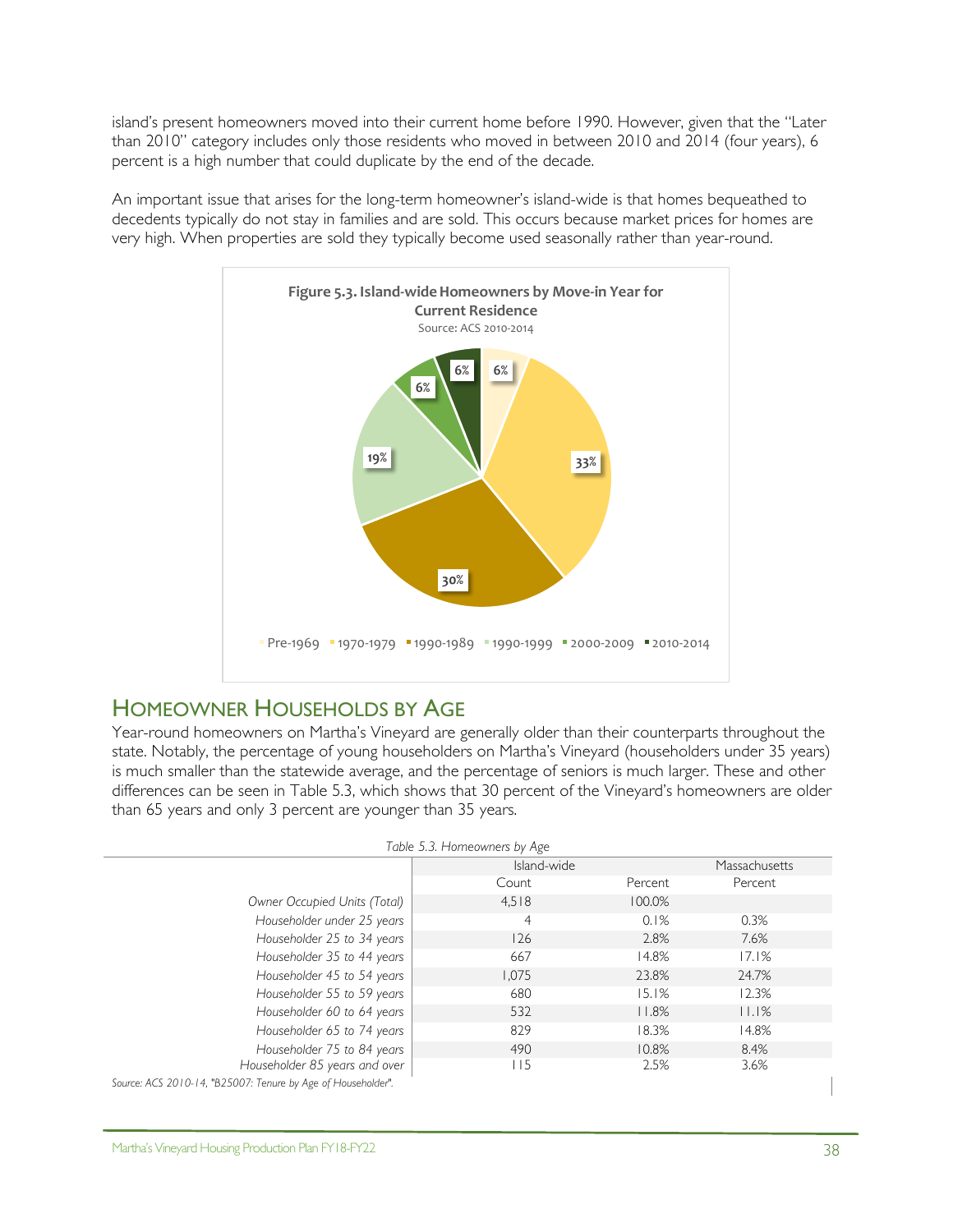island's present homeowners moved into their current home before 1990. However, given that the "Later than 2010" category includes only those residents who moved in between 2010 and 2014 (four years), 6 percent is a high number that could duplicate by the end of the decade.

An important issue that arises for the long-term homeowner's island-wide is that homes bequeathed to decedents typically do not stay in families and are sold. This occurs because market prices for homes are very high. When properties are sold they typically become used seasonally rather than year-round.

**Figure 5.3. Island-wide Homeowners by Move-in Year for Current Residence**

Source: ACS 2010-2014

| Move-in Year | Percent |
|---|---|
| Pre-1969 | 6% |
| 1970-1979 | 33% |
| 1990-1989 | 30% |
| 1990-1999 | 19% |
| 2000-2009 | 6% |
| 2010-2014 | 6% |

## Homeowner Households by Age

Year-round homeowners on Martha's Vineyard are generally older than their counterparts throughout the state. Notably, the percentage of young householders on Martha's Vineyard (householders under 35 years) is much smaller than the statewide average, and the percentage of seniors is much larger. These and other differences can be seen in Table 5.3, which shows that 30 percent of the Vineyard's homeowners are older than 65 years and only 3 percent are younger than 35 years.

*Table 5.3. Homeowners by Age*

| | Island-wide | | Massachusetts |
|---|---|---|---|
| | Count | Percent | Percent |
| *Owner Occupied Units (Total)* | 4,518 | 100.0% | |
| *Householder under 25 years* | 4 | 0.1% | 0.3% |
| *Householder 25 to 34 years* | 126 | 2.8% | 7.6% |
| *Householder 35 to 44 years* | 667 | 14.8% | 17.1% |
| *Householder 45 to 54 years* | 1,075 | 23.8% | 24.7% |
| *Householder 55 to 59 years* | 680 | 15.1% | 12.3% |
| *Householder 60 to 64 years* | 532 | 11.8% | 11.1% |
| *Householder 65 to 74 years* | 829 | 18.3% | 14.8% |
| *Householder 75 to 84 years* | 490 | 10.8% | 8.4% |
| *Householder 85 years and over* | 115 | 2.5% | 3.6% |

*Source: ACS 2010-14, "B25007: Tenure by Age of Householder".*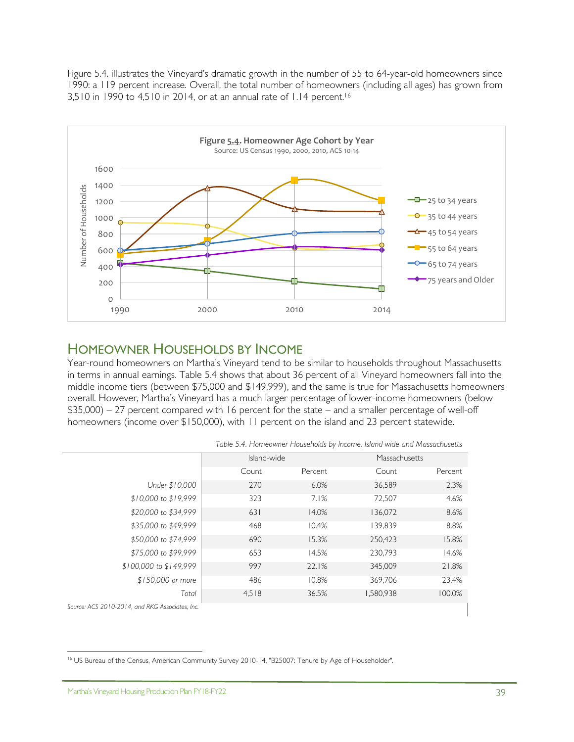Figure 5.4. illustrates the Vineyard's dramatic growth in the number of 55 to 64-year-old homeowners since 1990: a 119 percent increase. Overall, the total number of homeowners (including all ages) has grown from 3,510 in 1990 to 4,510 in 2014, or at an annual rate of 1.14 percent.[16]

**Figure 5.4. Homeowner Age Cohort by Year**
Source: US Census 1990, 2000, 2010, ACS 10-14

## Homeowner Households by Income

Year-round homeowners on Martha's Vineyard tend to be similar to households throughout Massachusetts in terms in annual earnings. Table 5.4 shows that about 36 percent of all Vineyard homeowners fall into the middle income tiers (between $75,000 and $149,999), and the same is true for Massachusetts homeowners overall. However, Martha's Vineyard has a much larger percentage of lower-income homeowners (below $35,000) – 27 percent compared with 16 percent for the state – and a smaller percentage of well-off homeowners (income over $150,000), with 11 percent on the island and 23 percent statewide.

*Table 5.4. Homeowner Households by Income, Island-wide and Massachusetts*

| | Island-wide | | Massachusetts | |
|---|---|---|---|---|
| | Count | Percent | Count | Percent |
| *Under $10,000* | 270 | 6.0% | 36,589 | 2.3% |
| *$10,000 to $19,999* | 323 | 7.1% | 72,507 | 4.6% |
| *$20,000 to $34,999* | 631 | 14.0% | 136,072 | 8.6% |
| *$35,000 to $49,999* | 468 | 10.4% | 139,839 | 8.8% |
| *$50,000 to $74,999* | 690 | 15.3% | 250,423 | 15.8% |
| *$75,000 to $99,999* | 653 | 14.5% | 230,793 | 14.6% |
| *$100,000 to $149,999* | 997 | 22.1% | 345,009 | 21.8% |
| *$150,000 or more* | 486 | 10.8% | 369,706 | 23.4% |
| *Total* | 4,518 | 36.5% | 1,580,938 | 100.0% |

*Source: ACS 2010-2014, and RKG Associates, Inc.*

[16] US Bureau of the Census, American Community Survey 2010-14, "B25007: Tenure by Age of Householder".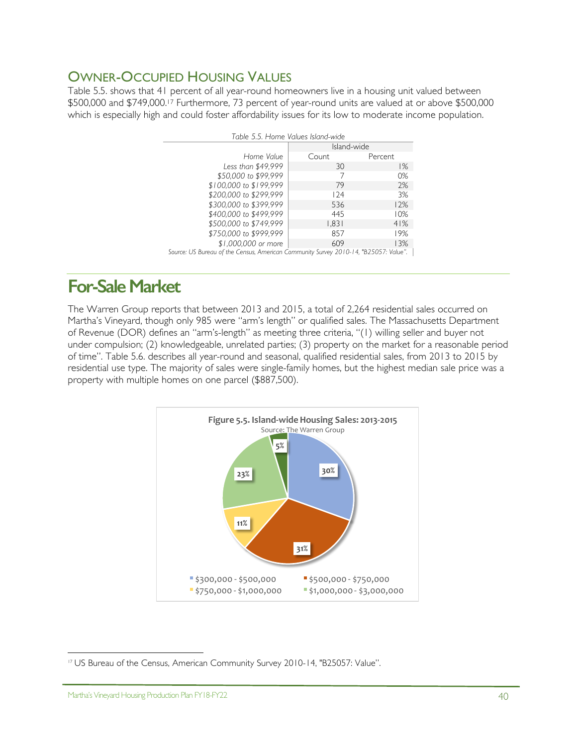## Owner-Occupied Housing Values

Table 5.5. shows that 41 percent of all year-round homeowners live in a housing unit valued between $500,000 and $749,000.[17] Furthermore, 73 percent of year-round units are valued at or above $500,000 which is especially high and could foster affordability issues for its low to moderate income population.

*Table 5.5. Home Values Island-wide*

| | Island-wide | |
|---|---|---|
| *Home Value* | Count | Percent |
| *Less than $49,999* | 30 | 1% |
| *$50,000 to $99,999* | 7 | 0% |
| *$100,000 to $199,999* | 79 | 2% |
| *$200,000 to $299,999* | 124 | 3% |
| *$300,000 to $399,999* | 536 | 12% |
| *$400,000 to $499,999* | 445 | 10% |
| *$500,000 to $749,999* | 1,831 | 41% |
| *$750,000 to $999,999* | 857 | 19% |
| *$1,000,000 or more* | 609 | 13% |

*Source: US Bureau of the Census, American Community Survey 2010-14, "B25057: Value".*

# For-Sale Market

The Warren Group reports that between 2013 and 2015, a total of 2,264 residential sales occurred on Martha's Vineyard, though only 985 were "arm's length" or qualified sales. The Massachusetts Department of Revenue (DOR) defines an "arm's-length" as meeting three criteria, "(1) willing seller and buyer not under compulsion; (2) knowledgeable, unrelated parties; (3) property on the market for a reasonable period of time". Table 5.6. describes all year-round and seasonal, qualified residential sales, from 2013 to 2015 by residential use type. The majority of sales were single-family homes, but the highest median sale price was a property with multiple homes on one parcel ($887,500).

**Figure 5.5. Island-wide Housing Sales: 2013-2015**
Source: The Warren Group

| Price Range | Percent |
|---|---|
| $300,000 - $500,000 | 30% |
| $500,000 - $750,000 | 31% |
| $750,000 - $1,000,000 | 11% |
| $1,000,000 - $3,000,000 | 23% |
| (unlabeled) | 5% |

[17] US Bureau of the Census, American Community Survey 2010-14, "B25057: Value".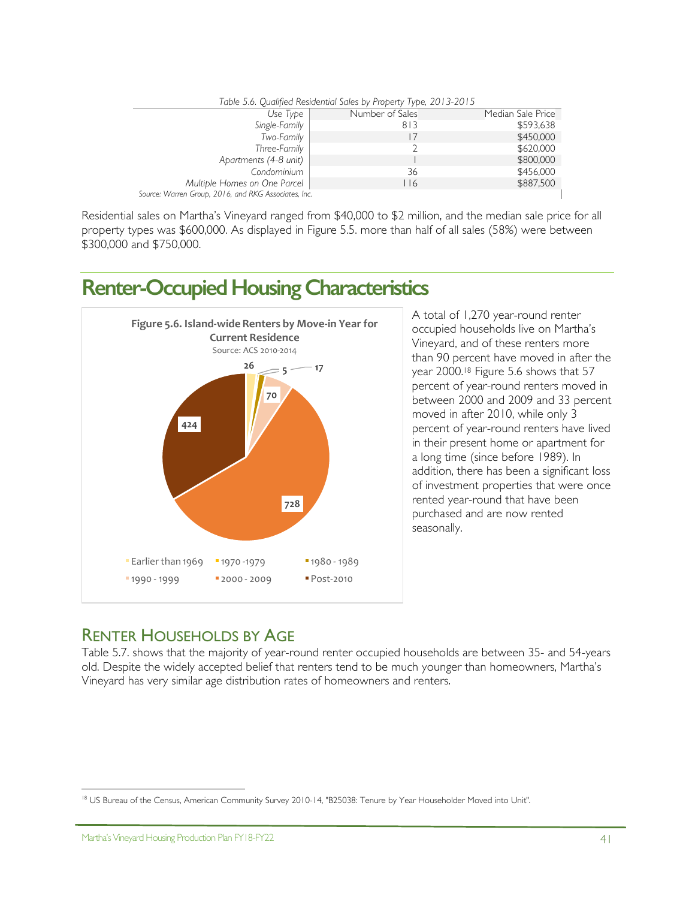*Table 5.6. Qualified Residential Sales by Property Type, 2013-2015*

| Use Type | Number of Sales | Median Sale Price |
|---|---|---|
| Single-Family | 813 | $593,638 |
| Two-Family | 17 | $450,000 |
| Three-Family | 2 | $620,000 |
| Apartments (4-8 unit) | 1 | $800,000 |
| Condominium | 36 | $456,000 |
| Multiple Homes on One Parcel | 116 | $887,500 |

*Source: Warren Group, 2016, and RKG Associates, Inc.*

Residential sales on Martha's Vineyard ranged from $40,000 to $2 million, and the median sale price for all property types was $600,000. As displayed in Figure 5.5. more than half of all sales (58%) were between $300,000 and $750,000.

# Renter-Occupied Housing Characteristics

**Figure 5.6. Island-wide Renters by Move-in Year for Current Residence**
Source: ACS 2010-2014

| Move-in Year | Renters |
|---|---|
| Earlier than 1969 | 26 |
| 1970 -1979 | 5 |
| 1980 - 1989 | 17 |
| 1990 - 1999 | 70 |
| 2000 - 2009 | 728 |
| Post-2010 | 424 |

A total of 1,270 year-round renter occupied households live on Martha's Vineyard, and of these renters more than 90 percent have moved in after the year 2000.[18] Figure 5.6 shows that 57 percent of year-round renters moved in between 2000 and 2009 and 33 percent moved in after 2010, while only 3 percent of year-round renters have lived in their present home or apartment for a long time (since before 1989). In addition, there has been a significant loss of investment properties that were once rented year-round that have been purchased and are now rented seasonally.

## Renter Households by Age

Table 5.7. shows that the majority of year-round renter occupied households are between 35- and 54-years old. Despite the widely accepted belief that renters tend to be much younger than homeowners, Martha's Vineyard has very similar age distribution rates of homeowners and renters.

[18] US Bureau of the Census, American Community Survey 2010-14, "B25038: Tenure by Year Householder Moved into Unit".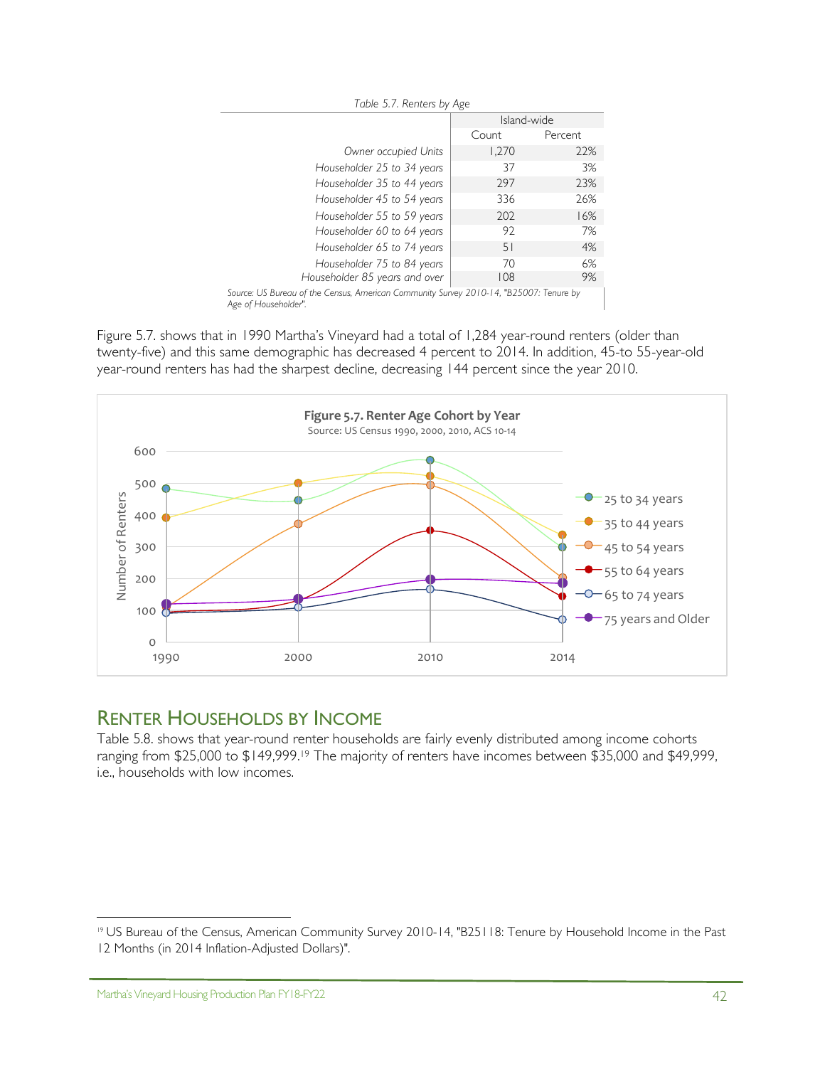*Table 5.7. Renters by Age*

| | Island-wide | |
|---|---|---|
| | Count | Percent |
| *Owner occupied Units* | 1,270 | 22% |
| *Householder 25 to 34 years* | 37 | 3% |
| *Householder 35 to 44 years* | 297 | 23% |
| *Householder 45 to 54 years* | 336 | 26% |
| *Householder 55 to 59 years* | 202 | 16% |
| *Householder 60 to 64 years* | 92 | 7% |
| *Householder 65 to 74 years* | 51 | 4% |
| *Householder 75 to 84 years* | 70 | 6% |
| *Householder 85 years and over* | 108 | 9% |

*Source: US Bureau of the Census, American Community Survey 2010-14, "B25007: Tenure by Age of Householder".*

Figure 5.7. shows that in 1990 Martha's Vineyard had a total of 1,284 year-round renters (older than twenty-five) and this same demographic has decreased 4 percent to 2014. In addition, 45-to 55-year-old year-round renters has had the sharpest decline, decreasing 144 percent since the year 2010.

**Figure 5.7. Renter Age Cohort by Year**
Source: US Census 1990, 2000, 2010, ACS 10-14

## Renter Households by Income

Table 5.8. shows that year-round renter households are fairly evenly distributed among income cohorts ranging from $25,000 to $149,999.[19] The majority of renters have incomes between $35,000 and $49,999, i.e., households with low incomes.

[19] US Bureau of the Census, American Community Survey 2010-14, "B25118: Tenure by Household Income in the Past 12 Months (in 2014 Inflation-Adjusted Dollars)".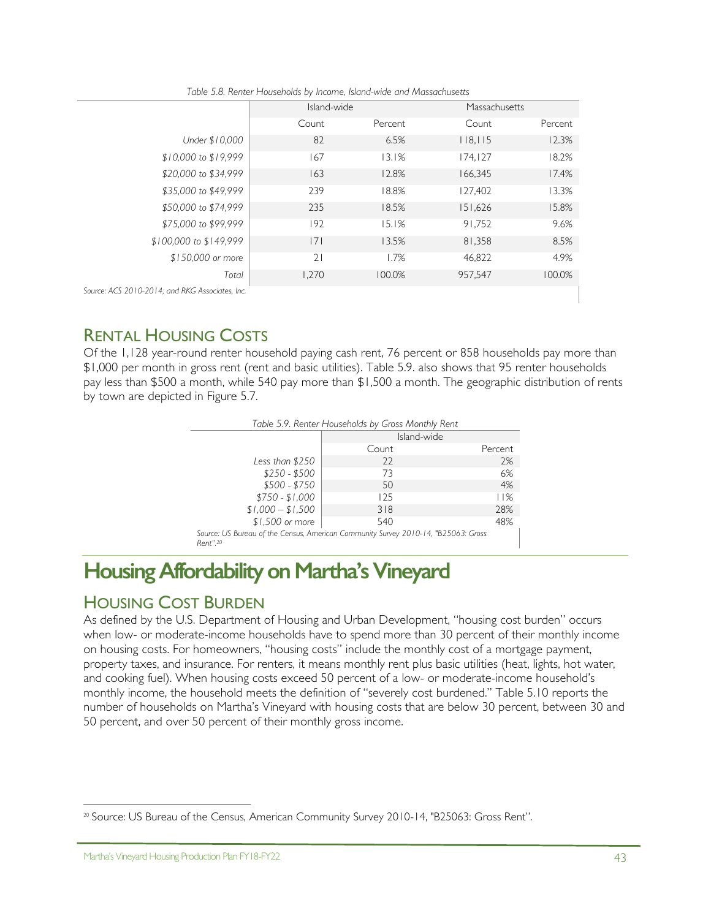Table 5.8. Renter Households by Income, Island-wide and Massachusetts

| | Island-wide | | Massachusetts | |
|---|---|---|---|---|
| | Count | Percent | Count | Percent |
| *Under $10,000* | 82 | 6.5% | 118,115 | 12.3% |
| *$10,000 to $19,999* | 167 | 13.1% | 174,127 | 18.2% |
| *$20,000 to $34,999* | 163 | 12.8% | 166,345 | 17.4% |
| *$35,000 to $49,999* | 239 | 18.8% | 127,402 | 13.3% |
| *$50,000 to $74,999* | 235 | 18.5% | 151,626 | 15.8% |
| *$75,000 to $99,999* | 192 | 15.1% | 91,752 | 9.6% |
| *$100,000 to $149,999* | 171 | 13.5% | 81,358 | 8.5% |
| *$150,000 or more* | 21 | 1.7% | 46,822 | 4.9% |
| *Total* | 1,270 | 100.0% | 957,547 | 100.0% |

*Source: ACS 2010-2014, and RKG Associates, Inc.*

## RENTAL HOUSING COSTS

Of the 1,128 year-round renter household paying cash rent, 76 percent or 858 households pay more than $1,000 per month in gross rent (rent and basic utilities). Table 5.9. also shows that 95 renter households pay less than $500 a month, while 540 pay more than $1,500 a month. The geographic distribution of rents by town are depicted in Figure 5.7.

Table 5.9. Renter Households by Gross Monthly Rent

| | Island-wide | |
|---|---|---|
| | Count | Percent |
| *Less than $250* | 22 | 2% |
| *$250 - $500* | 73 | 6% |
| *$500 - $750* | 50 | 4% |
| *$750 - $1,000* | 125 | 11% |
| *$1,000 – $1,500* | 318 | 28% |
| *$1,500 or more* | 540 | 48% |

*Source: US Bureau of the Census, American Community Survey 2010-14, "B25063: Gross Rent".[20]*

# Housing Affordability on Martha's Vineyard

## HOUSING COST BURDEN

As defined by the U.S. Department of Housing and Urban Development, "housing cost burden" occurs when low- or moderate-income households have to spend more than 30 percent of their monthly income on housing costs. For homeowners, "housing costs" include the monthly cost of a mortgage payment, property taxes, and insurance. For renters, it means monthly rent plus basic utilities (heat, lights, hot water, and cooking fuel). When housing costs exceed 50 percent of a low- or moderate-income household's monthly income, the household meets the definition of "severely cost burdened." Table 5.10 reports the number of households on Martha's Vineyard with housing costs that are below 30 percent, between 30 and 50 percent, and over 50 percent of their monthly gross income.

[20] Source: US Bureau of the Census, American Community Survey 2010-14, "B25063: Gross Rent".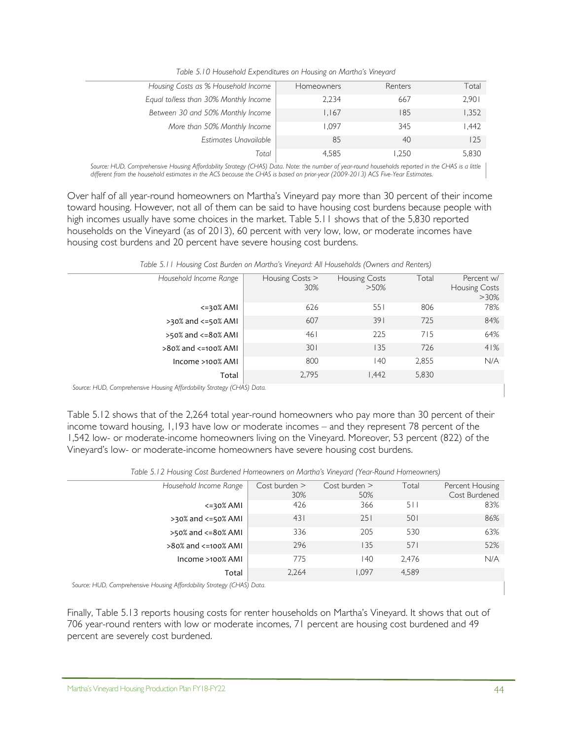*Table 5.10 Household Expenditures on Housing on Martha's Vineyard*

| Housing Costs as % Household Income | Homeowners | Renters | Total |
|---|---|---|---|
| Equal to/less than 30% Monthly Income | 2,234 | 667 | 2,901 |
| Between 30 and 50% Monthly Income | 1,167 | 185 | 1,352 |
| More than 50% Monthly Income | 1,097 | 345 | 1,442 |
| Estimates Unavailable | 85 | 40 | 125 |
| Total | 4,585 | 1,250 | 5,830 |

*Source: HUD, Comprehensive Housing Affordability Strategy (CHAS) Data. Note: the number of year-round households reported in the CHAS is a little different from the household estimates in the ACS because the CHAS is based on prior-year (2009-2013) ACS Five-Year Estimates.*

Over half of all year-round homeowners on Martha's Vineyard pay more than 30 percent of their income toward housing. However, not all of them can be said to have housing cost burdens because people with high incomes usually have some choices in the market. Table 5.11 shows that of the 5,830 reported households on the Vineyard (as of 2013), 60 percent with very low, low, or moderate incomes have housing cost burdens and 20 percent have severe housing cost burdens.

*Table 5.11 Housing Cost Burden on Martha's Vineyard: All Households (Owners and Renters)*

| Household Income Range | Housing Costs > 30% | Housing Costs >50% | Total | Percent w/ Housing Costs >30% |
|---|---|---|---|---|
| <=30% AMI | 626 | 551 | 806 | 78% |
| >30% and <=50% AMI | 607 | 391 | 725 | 84% |
| >50% and <=80% AMI | 461 | 225 | 715 | 64% |
| >80% and <=100% AMI | 301 | 135 | 726 | 41% |
| Income >100% AMI | 800 | 140 | 2,855 | N/A |
| Total | 2,795 | 1,442 | 5,830 | |

*Source: HUD, Comprehensive Housing Affordability Strategy (CHAS) Data.*

Table 5.12 shows that of the 2,264 total year-round homeowners who pay more than 30 percent of their income toward housing, 1,193 have low or moderate incomes – and they represent 78 percent of the 1,542 low- or moderate-income homeowners living on the Vineyard. Moreover, 53 percent (822) of the Vineyard's low- or moderate-income homeowners have severe housing cost burdens.

*Table 5.12 Housing Cost Burdened Homeowners on Martha's Vineyard (Year-Round Homeowners)*

| Household Income Range | Cost burden > 30% | Cost burden > 50% | Total | Percent Housing Cost Burdened |
|---|---|---|---|---|
| <=30% AMI | 426 | 366 | 511 | 83% |
| >30% and <=50% AMI | 431 | 251 | 501 | 86% |
| >50% and <=80% AMI | 336 | 205 | 530 | 63% |
| >80% and <=100% AMI | 296 | 135 | 571 | 52% |
| Income >100% AMI | 775 | 140 | 2,476 | N/A |
| Total | 2,264 | 1,097 | 4,589 | |

*Source: HUD, Comprehensive Housing Affordability Strategy (CHAS) Data.*

Finally, Table 5.13 reports housing costs for renter households on Martha's Vineyard. It shows that out of 706 year-round renters with low or moderate incomes, 71 percent are housing cost burdened and 49 percent are severely cost burdened.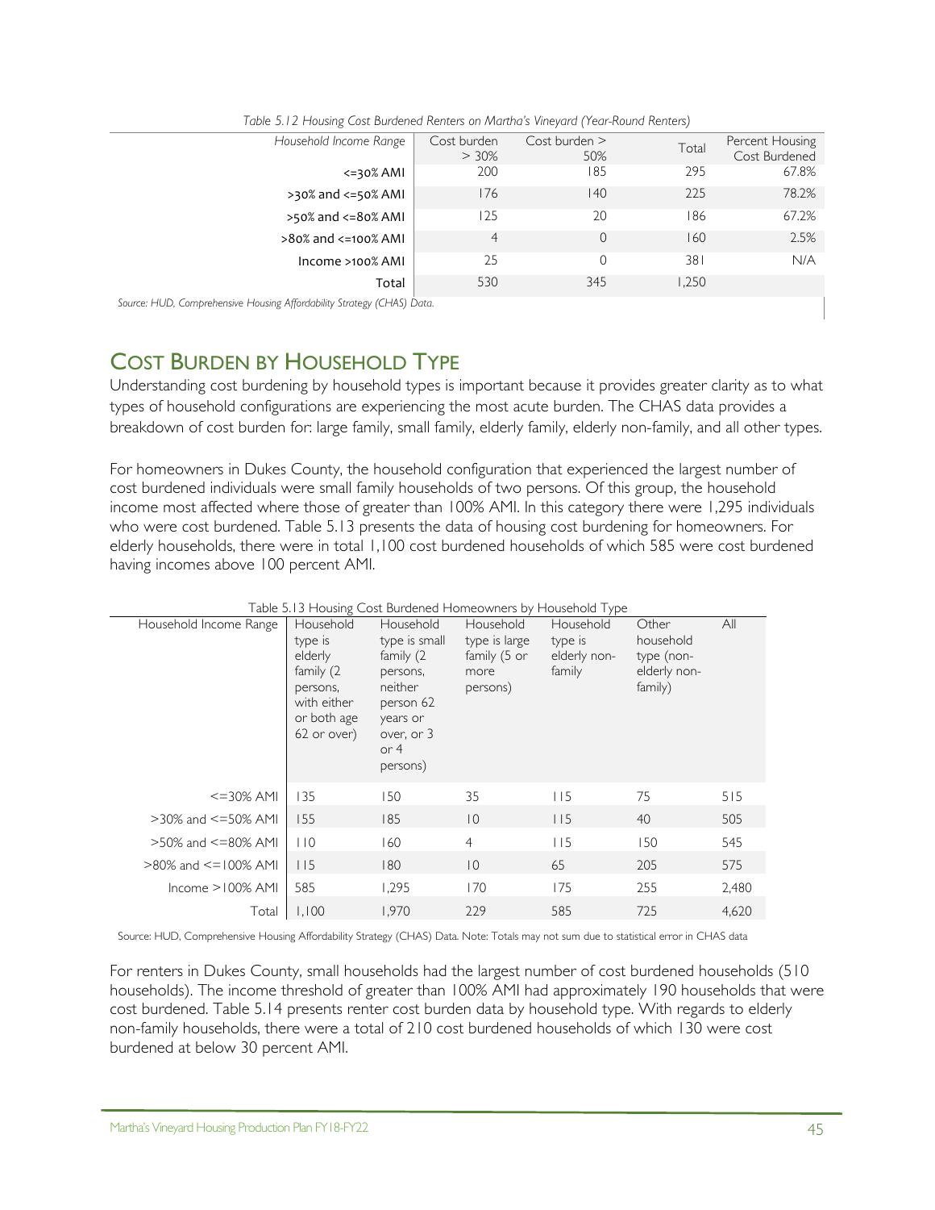*Table 5.12 Housing Cost Burdened Renters on Martha's Vineyard (Year-Round Renters)*

| Household Income Range | Cost burden > 30% | Cost burden > 50% | Total | Percent Housing Cost Burdened |
|---|---|---|---|---|
| <=30% AMI | 200 | 185 | 295 | 67.8% |
| >30% and <=50% AMI | 176 | 140 | 225 | 78.2% |
| >50% and <=80% AMI | 125 | 20 | 186 | 67.2% |
| >80% and <=100% AMI | 4 | 0 | 160 | 2.5% |
| Income >100% AMI | 25 | 0 | 381 | N/A |
| Total | 530 | 345 | 1,250 | |

*Source: HUD, Comprehensive Housing Affordability Strategy (CHAS) Data.*

## Cost Burden by Household Type

Understanding cost burdening by household types is important because it provides greater clarity as to what types of household configurations are experiencing the most acute burden. The CHAS data provides a breakdown of cost burden for: large family, small family, elderly family, elderly non-family, and all other types.

For homeowners in Dukes County, the household configuration that experienced the largest number of cost burdened individuals were small family households of two persons. Of this group, the household income most affected where those of greater than 100% AMI. In this category there were 1,295 individuals who were cost burdened. Table 5.13 presents the data of housing cost burdening for homeowners. For elderly households, there were in total 1,100 cost burdened households of which 585 were cost burdened having incomes above 100 percent AMI.

Table 5.13 Housing Cost Burdened Homeowners by Household Type

| Household Income Range | Household type is elderly family (2 persons, with either or both age 62 or over) | Household type is small family (2 persons, neither person 62 years or over, or 3 or 4 persons) | Household type is large family (5 or more persons) | Household type is elderly non-family | Other household type (non-elderly non-family) | All |
|---|---|---|---|---|---|---|
| <=30% AMI | 135 | 150 | 35 | 115 | 75 | 515 |
| >30% and <=50% AMI | 155 | 185 | 10 | 115 | 40 | 505 |
| >50% and <=80% AMI | 110 | 160 | 4 | 115 | 150 | 545 |
| >80% and <=100% AMI | 115 | 180 | 10 | 65 | 205 | 575 |
| Income >100% AMI | 585 | 1,295 | 170 | 175 | 255 | 2,480 |
| Total | 1,100 | 1,970 | 229 | 585 | 725 | 4,620 |

Source: HUD, Comprehensive Housing Affordability Strategy (CHAS) Data. Note: Totals may not sum due to statistical error in CHAS data

For renters in Dukes County, small households had the largest number of cost burdened households (510 households). The income threshold of greater than 100% AMI had approximately 190 households that were cost burdened. Table 5.14 presents renter cost burden data by household type. With regards to elderly non-family households, there were a total of 210 cost burdened households of which 130 were cost burdened at below 30 percent AMI.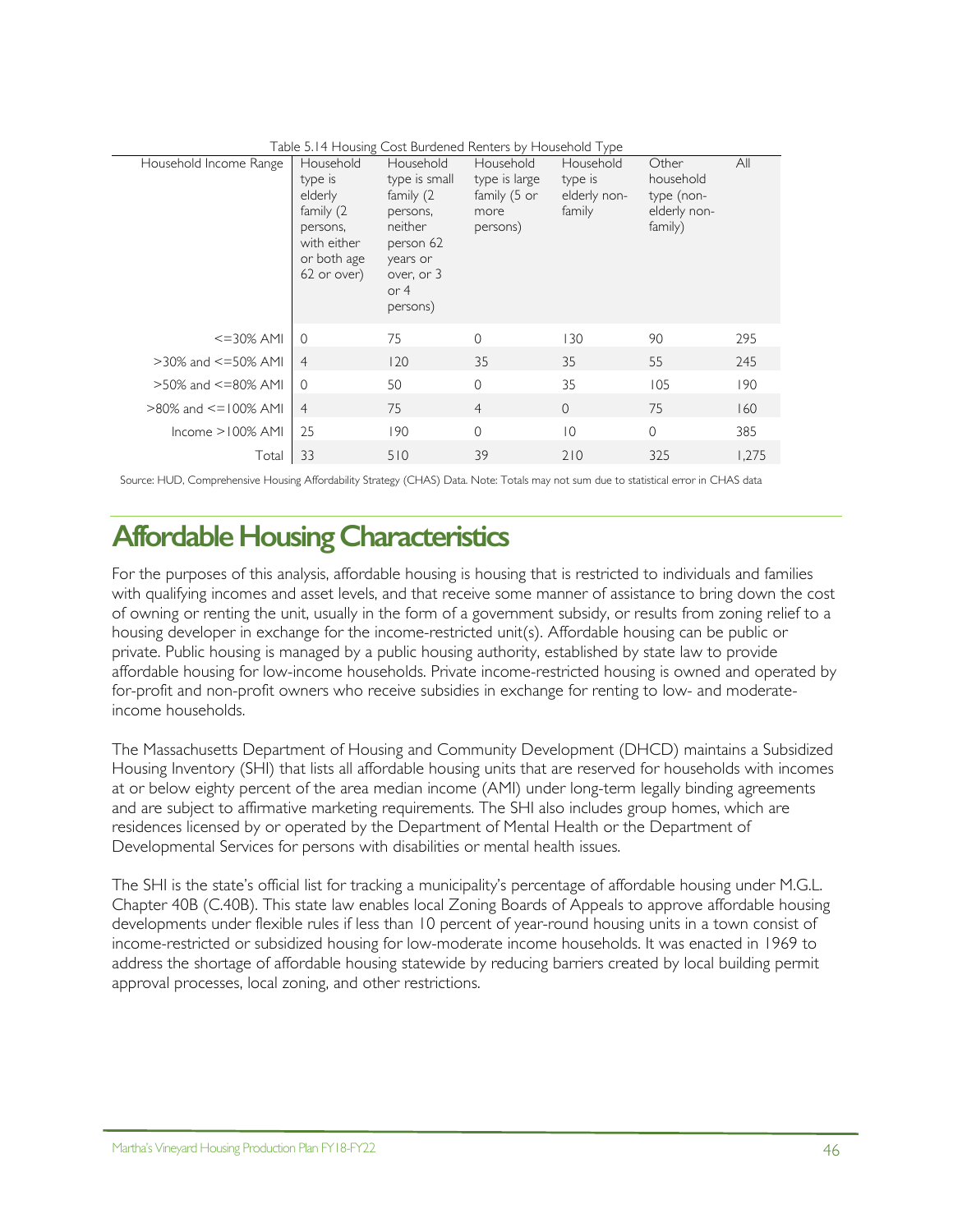Table 5.14 Housing Cost Burdened Renters by Household Type

| Household Income Range | Household type is elderly family (2 persons, with either or both age 62 or over) | Household type is small family (2 persons, neither person 62 years or over, or 3 or 4 persons) | Household type is large family (5 or more persons) | Household type is elderly non-family | Other household type (non-elderly non-family) | All |
|---|---|---|---|---|---|---|
| <=30% AMI | 0 | 75 | 0 | 130 | 90 | 295 |
| >30% and <=50% AMI | 4 | 120 | 35 | 35 | 55 | 245 |
| >50% and <=80% AMI | 0 | 50 | 0 | 35 | 105 | 190 |
| >80% and <=100% AMI | 4 | 75 | 4 | 0 | 75 | 160 |
| Income >100% AMI | 25 | 190 | 0 | 10 | 0 | 385 |
| Total | 33 | 510 | 39 | 210 | 325 | 1,275 |

Source: HUD, Comprehensive Housing Affordability Strategy (CHAS) Data. Note: Totals may not sum due to statistical error in CHAS data

# Affordable Housing Characteristics

For the purposes of this analysis, affordable housing is housing that is restricted to individuals and families with qualifying incomes and asset levels, and that receive some manner of assistance to bring down the cost of owning or renting the unit, usually in the form of a government subsidy, or results from zoning relief to a housing developer in exchange for the income-restricted unit(s). Affordable housing can be public or private. Public housing is managed by a public housing authority, established by state law to provide affordable housing for low-income households. Private income-restricted housing is owned and operated by for-profit and non-profit owners who receive subsidies in exchange for renting to low- and moderate-income households.

The Massachusetts Department of Housing and Community Development (DHCD) maintains a Subsidized Housing Inventory (SHI) that lists all affordable housing units that are reserved for households with incomes at or below eighty percent of the area median income (AMI) under long-term legally binding agreements and are subject to affirmative marketing requirements. The SHI also includes group homes, which are residences licensed by or operated by the Department of Mental Health or the Department of Developmental Services for persons with disabilities or mental health issues.

The SHI is the state's official list for tracking a municipality's percentage of affordable housing under M.G.L. Chapter 40B (C.40B). This state law enables local Zoning Boards of Appeals to approve affordable housing developments under flexible rules if less than 10 percent of year-round housing units in a town consist of income-restricted or subsidized housing for low-moderate income households. It was enacted in 1969 to address the shortage of affordable housing statewide by reducing barriers created by local building permit approval processes, local zoning, and other restrictions.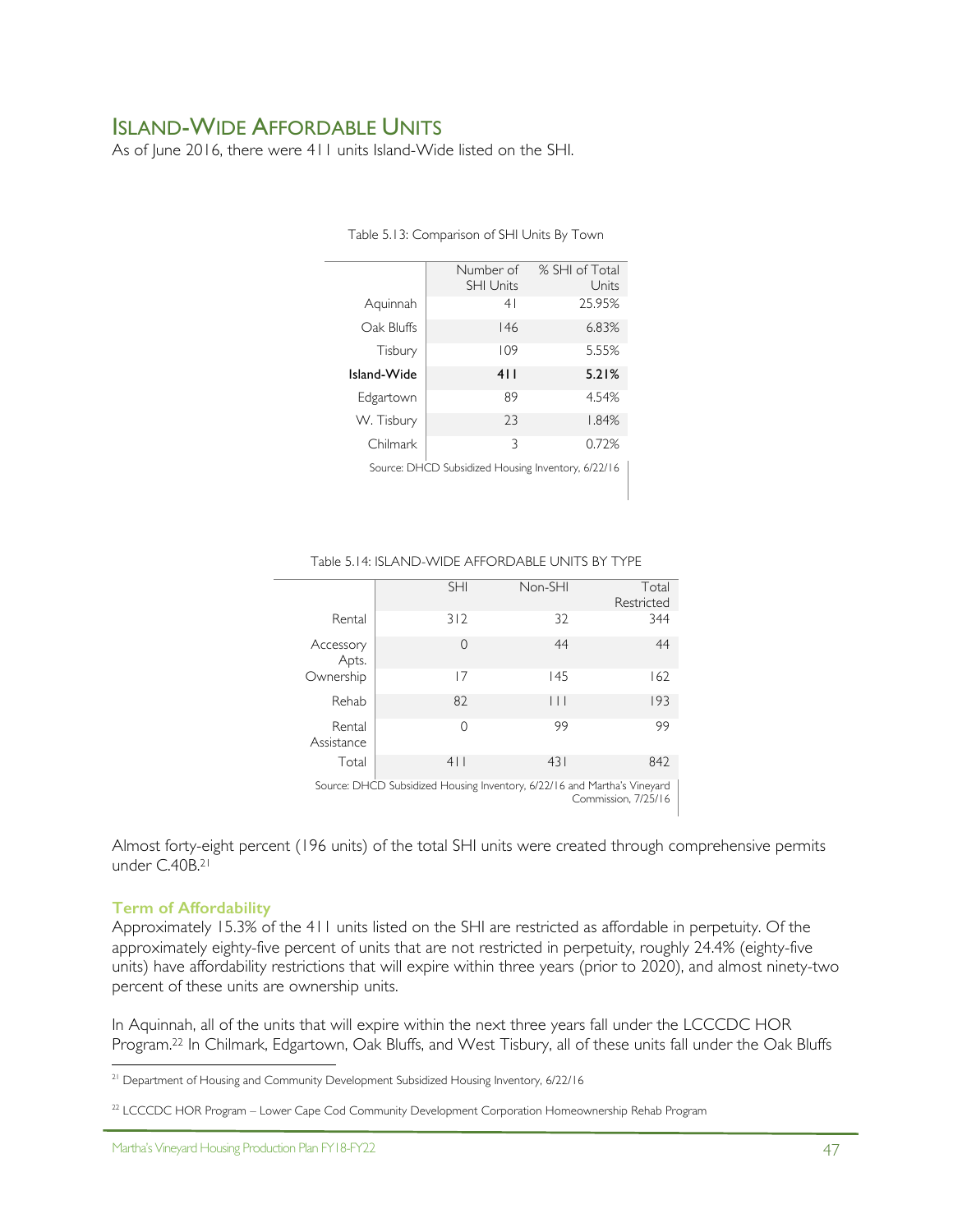## Island-Wide Affordable Units

As of June 2016, there were 411 units Island-Wide listed on the SHI.

Table 5.13: Comparison of SHI Units By Town

| | Number of SHI Units | % SHI of Total Units |
|---|---|---|
| Aquinnah | 41 | 25.95% |
| Oak Bluffs | 146 | 6.83% |
| Tisbury | 109 | 5.55% |
| **Island-Wide** | **411** | **5.21%** |
| Edgartown | 89 | 4.54% |
| W. Tisbury | 23 | 1.84% |
| Chilmark | 3 | 0.72% |

Source: DHCD Subsidized Housing Inventory, 6/22/16

Table 5.14: ISLAND-WIDE AFFORDABLE UNITS BY TYPE

| | SHI | Non-SHI | Total Restricted |
|---|---|---|---|
| Rental | 312 | 32 | 344 |
| Accessory Apts. | 0 | 44 | 44 |
| Ownership | 17 | 145 | 162 |
| Rehab | 82 | 111 | 193 |
| Rental Assistance | 0 | 99 | 99 |
| Total | 411 | 431 | 842 |

Source: DHCD Subsidized Housing Inventory, 6/22/16 and Martha's Vineyard Commission, 7/25/16

Almost forty-eight percent (196 units) of the total SHI units were created through comprehensive permits under C.40B.[21]

### Term of Affordability

Approximately 15.3% of the 411 units listed on the SHI are restricted as affordable in perpetuity. Of the approximately eighty-five percent of units that are not restricted in perpetuity, roughly 24.4% (eighty-five units) have affordability restrictions that will expire within three years (prior to 2020), and almost ninety-two percent of these units are ownership units.

In Aquinnah, all of the units that will expire within the next three years fall under the LCCCDC HOR Program.[22] In Chilmark, Edgartown, Oak Bluffs, and West Tisbury, all of these units fall under the Oak Bluffs

[21] Department of Housing and Community Development Subsidized Housing Inventory, 6/22/16

[22] LCCCDC HOR Program – Lower Cape Cod Community Development Corporation Homeownership Rehab Program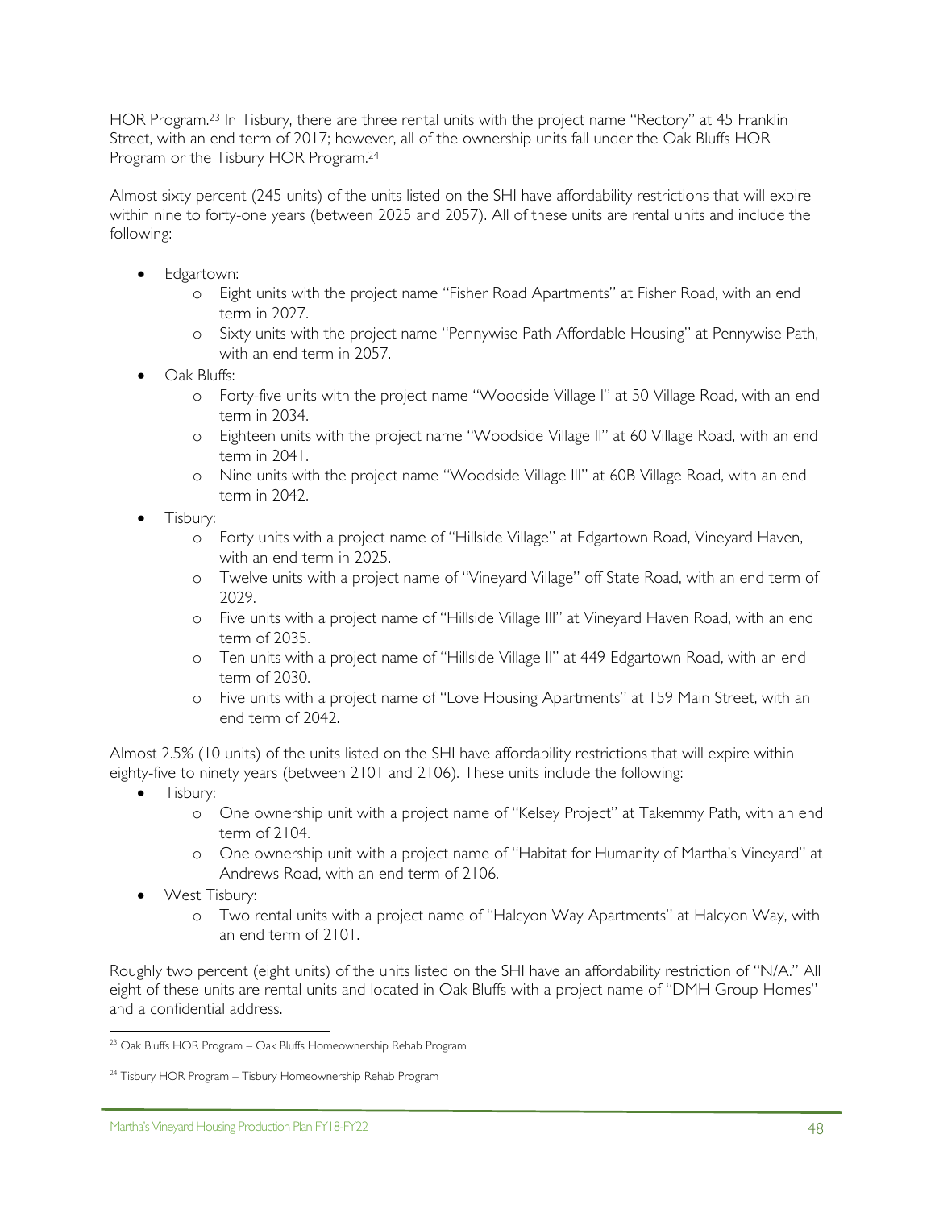HOR Program.[23] In Tisbury, there are three rental units with the project name "Rectory" at 45 Franklin Street, with an end term of 2017; however, all of the ownership units fall under the Oak Bluffs HOR Program or the Tisbury HOR Program.[24]

Almost sixty percent (245 units) of the units listed on the SHI have affordability restrictions that will expire within nine to forty-one years (between 2025 and 2057). All of these units are rental units and include the following:

- Edgartown:
  - Eight units with the project name "Fisher Road Apartments" at Fisher Road, with an end term in 2027.
  - Sixty units with the project name "Pennywise Path Affordable Housing" at Pennywise Path, with an end term in 2057.
- Oak Bluffs:
  - Forty-five units with the project name "Woodside Village I" at 50 Village Road, with an end term in 2034.
  - Eighteen units with the project name "Woodside Village II" at 60 Village Road, with an end term in 2041.
  - Nine units with the project name "Woodside Village III" at 60B Village Road, with an end term in 2042.
- Tisbury:
  - Forty units with a project name of "Hillside Village" at Edgartown Road, Vineyard Haven, with an end term in 2025.
  - Twelve units with a project name of "Vineyard Village" off State Road, with an end term of 2029.
  - Five units with a project name of "Hillside Village III" at Vineyard Haven Road, with an end term of 2035.
  - Ten units with a project name of "Hillside Village II" at 449 Edgartown Road, with an end term of 2030.
  - Five units with a project name of "Love Housing Apartments" at 159 Main Street, with an end term of 2042.

Almost 2.5% (10 units) of the units listed on the SHI have affordability restrictions that will expire within eighty-five to ninety years (between 2101 and 2106). These units include the following:

- Tisbury:
  - One ownership unit with a project name of "Kelsey Project" at Takemmy Path, with an end term of 2104.
  - One ownership unit with a project name of "Habitat for Humanity of Martha's Vineyard" at Andrews Road, with an end term of 2106.
- West Tisbury:
  - Two rental units with a project name of "Halcyon Way Apartments" at Halcyon Way, with an end term of 2101.

Roughly two percent (eight units) of the units listed on the SHI have an affordability restriction of "N/A." All eight of these units are rental units and located in Oak Bluffs with a project name of "DMH Group Homes" and a confidential address.

---

[23] Oak Bluffs HOR Program – Oak Bluffs Homeownership Rehab Program

[24] Tisbury HOR Program – Tisbury Homeownership Rehab Program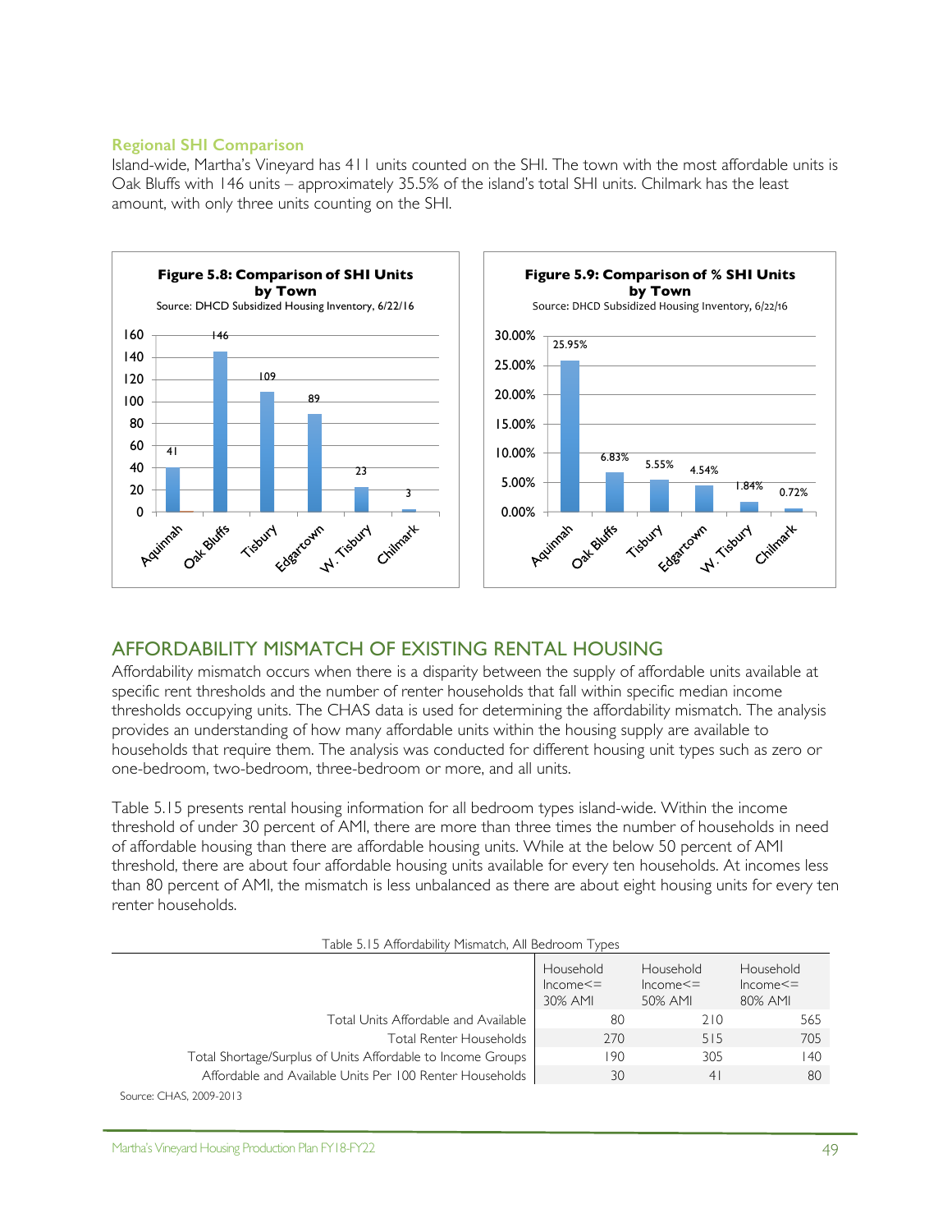### Regional SHI Comparison

Island-wide, Martha's Vineyard has 411 units counted on the SHI. The town with the most affordable units is Oak Bluffs with 146 units – approximately 35.5% of the island's total SHI units. Chilmark has the least amount, with only three units counting on the SHI.

**Figure 5.8: Comparison of SHI Units by Town**
Source: DHCD Subsidized Housing Inventory, 6/22/16

| Town | SHI Units |
|---|---|
| Aquinnah | 41 |
| Oak Bluffs | 146 |
| Tisbury | 109 |
| Edgartown | 89 |
| W. Tisbury | 23 |
| Chilmark | 3 |

**Figure 5.9: Comparison of % SHI Units by Town**
Source: DHCD Subsidized Housing Inventory, 6/22/16

| Town | % SHI Units |
|---|---|
| Aquinnah | 25.95% |
| Oak Bluffs | 6.83% |
| Tisbury | 5.55% |
| Edgartown | 4.54% |
| W. Tisbury | 1.84% |
| Chilmark | 0.72% |

## AFFORDABILITY MISMATCH OF EXISTING RENTAL HOUSING

Affordability mismatch occurs when there is a disparity between the supply of affordable units available at specific rent thresholds and the number of renter households that fall within specific median income thresholds occupying units. The CHAS data is used for determining the affordability mismatch. The analysis provides an understanding of how many affordable units within the housing supply are available to households that require them. The analysis was conducted for different housing unit types such as zero or one-bedroom, two-bedroom, three-bedroom or more, and all units.

Table 5.15 presents rental housing information for all bedroom types island-wide. Within the income threshold of under 30 percent of AMI, there are more than three times the number of households in need of affordable housing than there are affordable housing units. While at the below 50 percent of AMI threshold, there are about four affordable housing units available for every ten households. At incomes less than 80 percent of AMI, the mismatch is less unbalanced as there are about eight housing units for every ten renter households.

Table 5.15 Affordability Mismatch, All Bedroom Types

| | Household Income<= 30% AMI | Household Income<= 50% AMI | Household Income<= 80% AMI |
|---|---|---|---|
| Total Units Affordable and Available | 80 | 210 | 565 |
| Total Renter Households | 270 | 515 | 705 |
| Total Shortage/Surplus of Units Affordable to Income Groups | 190 | 305 | 140 |
| Affordable and Available Units Per 100 Renter Households | 30 | 41 | 80 |

Source: CHAS, 2009-2013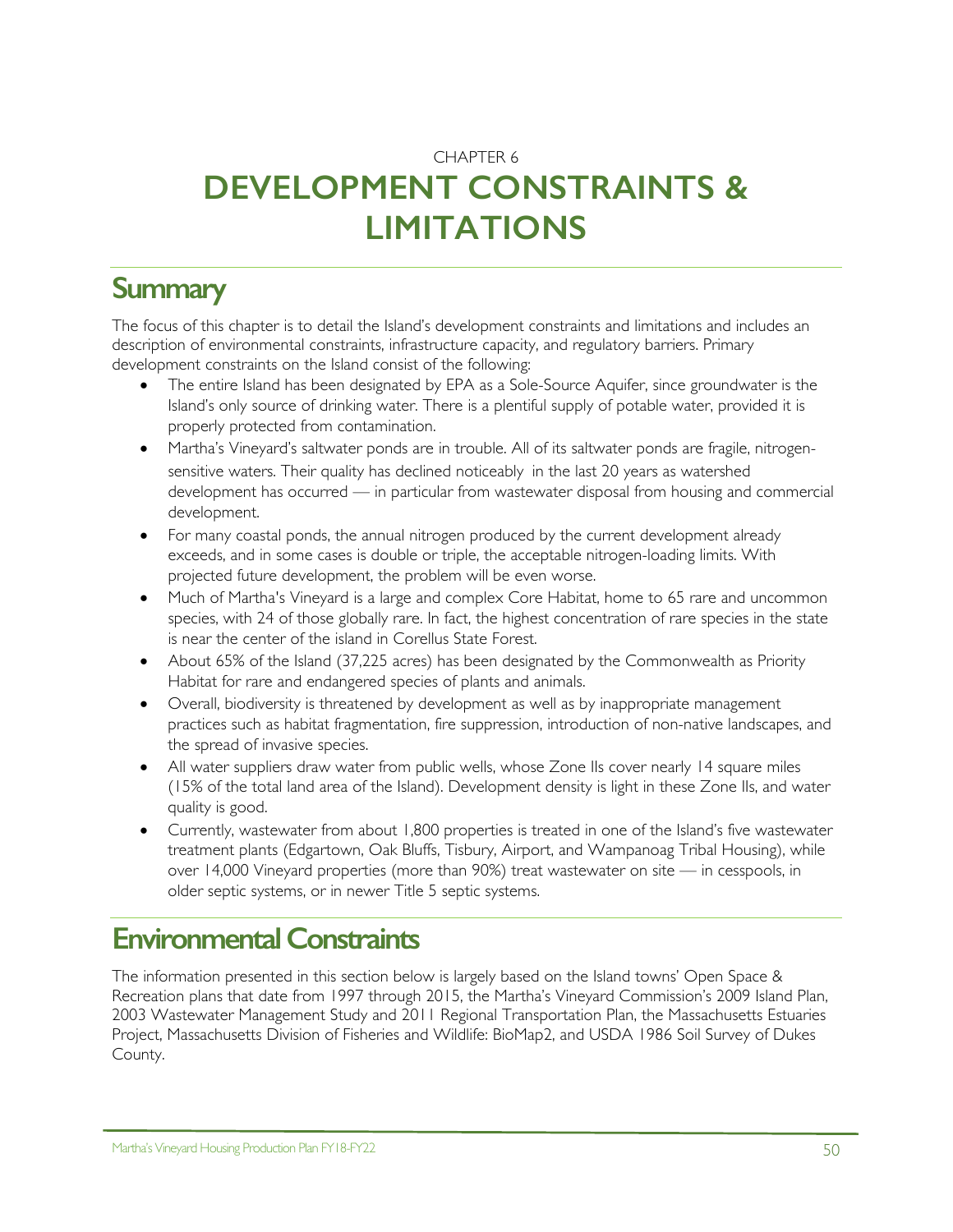CHAPTER 6

# DEVELOPMENT CONSTRAINTS & LIMITATIONS

## Summary

The focus of this chapter is to detail the Island's development constraints and limitations and includes an description of environmental constraints, infrastructure capacity, and regulatory barriers. Primary development constraints on the Island consist of the following:

- The entire Island has been designated by EPA as a Sole-Source Aquifer, since groundwater is the Island's only source of drinking water. There is a plentiful supply of potable water, provided it is properly protected from contamination.
- Martha's Vineyard's saltwater ponds are in trouble. All of its saltwater ponds are fragile, nitrogen-sensitive waters. Their quality has declined noticeably in the last 20 years as watershed development has occurred — in particular from wastewater disposal from housing and commercial development.
- For many coastal ponds, the annual nitrogen produced by the current development already exceeds, and in some cases is double or triple, the acceptable nitrogen-loading limits. With projected future development, the problem will be even worse.
- Much of Martha's Vineyard is a large and complex Core Habitat, home to 65 rare and uncommon species, with 24 of those globally rare. In fact, the highest concentration of rare species in the state is near the center of the island in Corellus State Forest.
- About 65% of the Island (37,225 acres) has been designated by the Commonwealth as Priority Habitat for rare and endangered species of plants and animals.
- Overall, biodiversity is threatened by development as well as by inappropriate management practices such as habitat fragmentation, fire suppression, introduction of non-native landscapes, and the spread of invasive species.
- All water suppliers draw water from public wells, whose Zone IIs cover nearly 14 square miles (15% of the total land area of the Island). Development density is light in these Zone IIs, and water quality is good.
- Currently, wastewater from about 1,800 properties is treated in one of the Island's five wastewater treatment plants (Edgartown, Oak Bluffs, Tisbury, Airport, and Wampanoag Tribal Housing), while over 14,000 Vineyard properties (more than 90%) treat wastewater on site — in cesspools, in older septic systems, or in newer Title 5 septic systems.

## Environmental Constraints

The information presented in this section below is largely based on the Island towns' Open Space & Recreation plans that date from 1997 through 2015, the Martha's Vineyard Commission's 2009 Island Plan, 2003 Wastewater Management Study and 2011 Regional Transportation Plan, the Massachusetts Estuaries Project, Massachusetts Division of Fisheries and Wildlife: BioMap2, and USDA 1986 Soil Survey of Dukes County.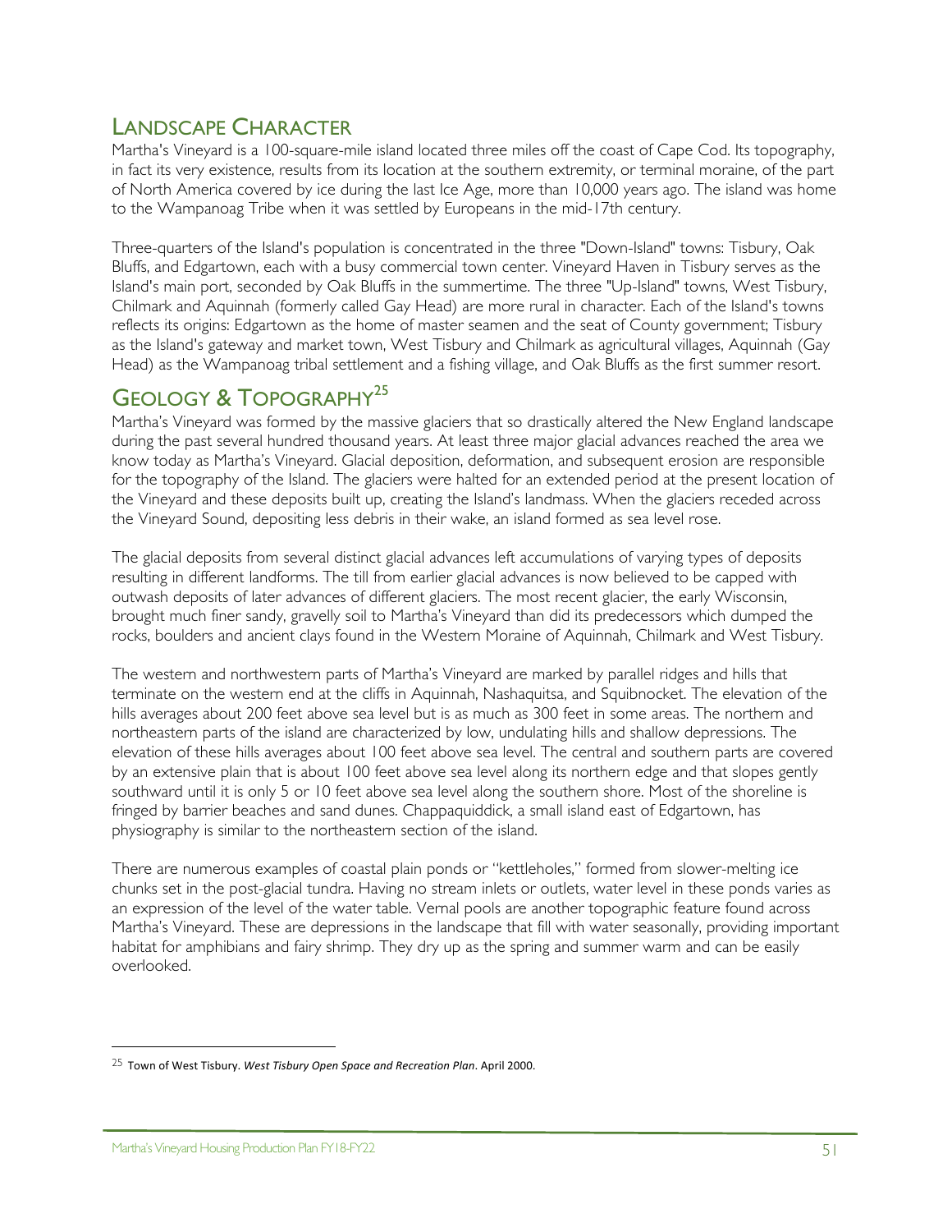## LANDSCAPE CHARACTER

Martha's Vineyard is a 100-square-mile island located three miles off the coast of Cape Cod. Its topography, in fact its very existence, results from its location at the southern extremity, or terminal moraine, of the part of North America covered by ice during the last Ice Age, more than 10,000 years ago. The island was home to the Wampanoag Tribe when it was settled by Europeans in the mid-17th century.

Three-quarters of the Island's population is concentrated in the three "Down-Island" towns: Tisbury, Oak Bluffs, and Edgartown, each with a busy commercial town center. Vineyard Haven in Tisbury serves as the Island's main port, seconded by Oak Bluffs in the summertime. The three "Up-Island" towns, West Tisbury, Chilmark and Aquinnah (formerly called Gay Head) are more rural in character. Each of the Island's towns reflects its origins: Edgartown as the home of master seamen and the seat of County government; Tisbury as the Island's gateway and market town, West Tisbury and Chilmark as agricultural villages, Aquinnah (Gay Head) as the Wampanoag tribal settlement and a fishing village, and Oak Bluffs as the first summer resort.

## GEOLOGY & TOPOGRAPHY[25]

Martha's Vineyard was formed by the massive glaciers that so drastically altered the New England landscape during the past several hundred thousand years. At least three major glacial advances reached the area we know today as Martha's Vineyard. Glacial deposition, deformation, and subsequent erosion are responsible for the topography of the Island. The glaciers were halted for an extended period at the present location of the Vineyard and these deposits built up, creating the Island's landmass. When the glaciers receded across the Vineyard Sound, depositing less debris in their wake, an island formed as sea level rose.

The glacial deposits from several distinct glacial advances left accumulations of varying types of deposits resulting in different landforms. The till from earlier glacial advances is now believed to be capped with outwash deposits of later advances of different glaciers. The most recent glacier, the early Wisconsin, brought much finer sandy, gravelly soil to Martha's Vineyard than did its predecessors which dumped the rocks, boulders and ancient clays found in the Western Moraine of Aquinnah, Chilmark and West Tisbury.

The western and northwestern parts of Martha's Vineyard are marked by parallel ridges and hills that terminate on the western end at the cliffs in Aquinnah, Nashaquitsa, and Squibnocket. The elevation of the hills averages about 200 feet above sea level but is as much as 300 feet in some areas. The northern and northeastern parts of the island are characterized by low, undulating hills and shallow depressions. The elevation of these hills averages about 100 feet above sea level. The central and southern parts are covered by an extensive plain that is about 100 feet above sea level along its northern edge and that slopes gently southward until it is only 5 or 10 feet above sea level along the southern shore. Most of the shoreline is fringed by barrier beaches and sand dunes. Chappaquiddick, a small island east of Edgartown, has physiography is similar to the northeastern section of the island.

There are numerous examples of coastal plain ponds or "kettleholes," formed from slower-melting ice chunks set in the post-glacial tundra. Having no stream inlets or outlets, water level in these ponds varies as an expression of the level of the water table. Vernal pools are another topographic feature found across Martha's Vineyard. These are depressions in the landscape that fill with water seasonally, providing important habitat for amphibians and fairy shrimp. They dry up as the spring and summer warm and can be easily overlooked.

---

[25] Town of West Tisbury. *West Tisbury Open Space and Recreation Plan*. April 2000.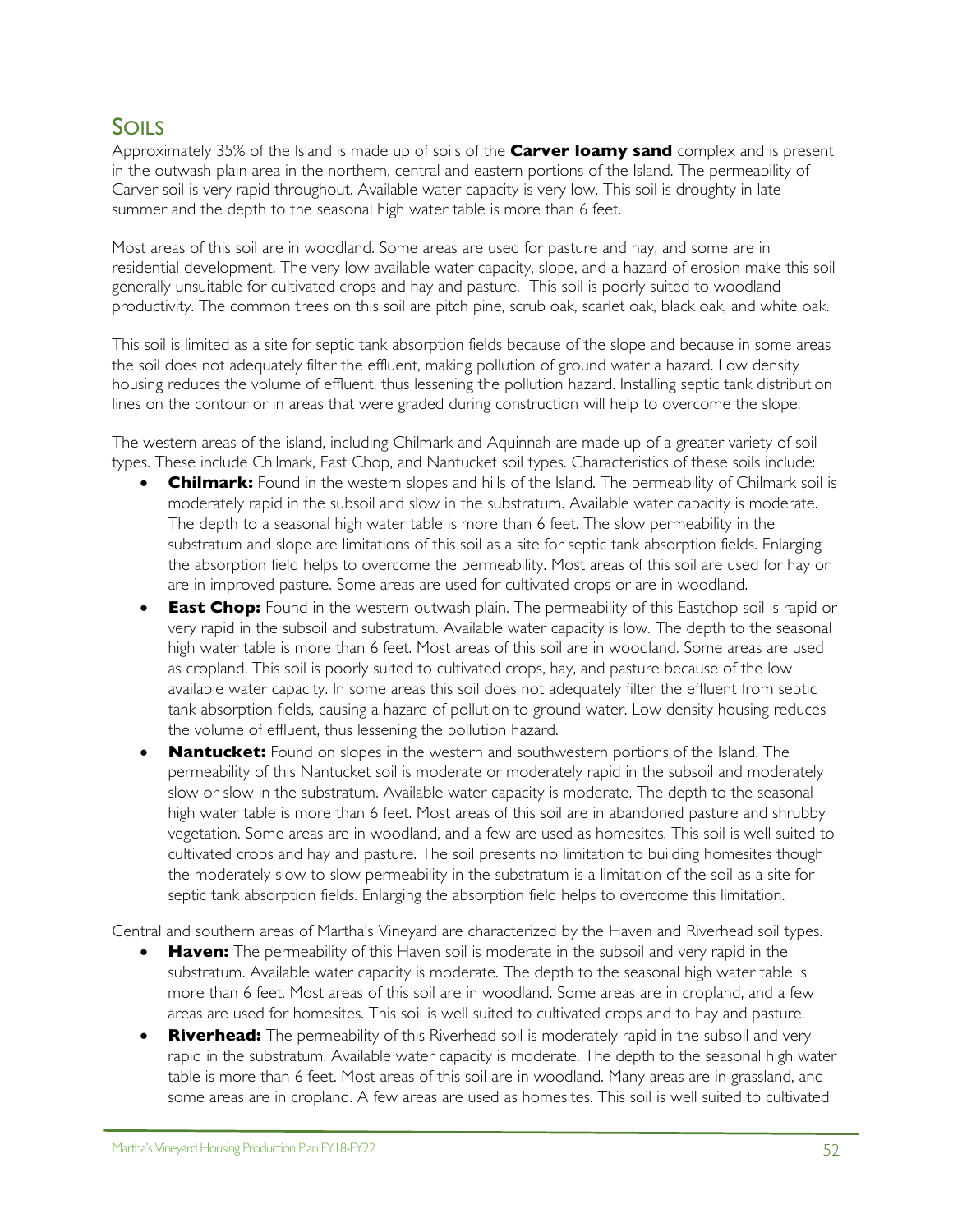## SOILS

Approximately 35% of the Island is made up of soils of the **Carver loamy sand** complex and is present in the outwash plain area in the northern, central and eastern portions of the Island. The permeability of Carver soil is very rapid throughout. Available water capacity is very low. This soil is droughty in late summer and the depth to the seasonal high water table is more than 6 feet.

Most areas of this soil are in woodland. Some areas are used for pasture and hay, and some are in residential development. The very low available water capacity, slope, and a hazard of erosion make this soil generally unsuitable for cultivated crops and hay and pasture. This soil is poorly suited to woodland productivity. The common trees on this soil are pitch pine, scrub oak, scarlet oak, black oak, and white oak.

This soil is limited as a site for septic tank absorption fields because of the slope and because in some areas the soil does not adequately filter the effluent, making pollution of ground water a hazard. Low density housing reduces the volume of effluent, thus lessening the pollution hazard. Installing septic tank distribution lines on the contour or in areas that were graded during construction will help to overcome the slope.

The western areas of the island, including Chilmark and Aquinnah are made up of a greater variety of soil types. These include Chilmark, East Chop, and Nantucket soil types. Characteristics of these soils include:

- **Chilmark:** Found in the western slopes and hills of the Island. The permeability of Chilmark soil is moderately rapid in the subsoil and slow in the substratum. Available water capacity is moderate. The depth to a seasonal high water table is more than 6 feet. The slow permeability in the substratum and slope are limitations of this soil as a site for septic tank absorption fields. Enlarging the absorption field helps to overcome the permeability. Most areas of this soil are used for hay or are in improved pasture. Some areas are used for cultivated crops or are in woodland.
- **East Chop:** Found in the western outwash plain. The permeability of this Eastchop soil is rapid or very rapid in the subsoil and substratum. Available water capacity is low. The depth to the seasonal high water table is more than 6 feet. Most areas of this soil are in woodland. Some areas are used as cropland. This soil is poorly suited to cultivated crops, hay, and pasture because of the low available water capacity. In some areas this soil does not adequately filter the effluent from septic tank absorption fields, causing a hazard of pollution to ground water. Low density housing reduces the volume of effluent, thus lessening the pollution hazard.
- **Nantucket:** Found on slopes in the western and southwestern portions of the Island. The permeability of this Nantucket soil is moderate or moderately rapid in the subsoil and moderately slow or slow in the substratum. Available water capacity is moderate. The depth to the seasonal high water table is more than 6 feet. Most areas of this soil are in abandoned pasture and shrubby vegetation. Some areas are in woodland, and a few are used as homesites. This soil is well suited to cultivated crops and hay and pasture. The soil presents no limitation to building homesites though the moderately slow to slow permeability in the substratum is a limitation of the soil as a site for septic tank absorption fields. Enlarging the absorption field helps to overcome this limitation.

Central and southern areas of Martha's Vineyard are characterized by the Haven and Riverhead soil types.

- **Haven:** The permeability of this Haven soil is moderate in the subsoil and very rapid in the substratum. Available water capacity is moderate. The depth to the seasonal high water table is more than 6 feet. Most areas of this soil are in woodland. Some areas are in cropland, and a few areas are used for homesites. This soil is well suited to cultivated crops and to hay and pasture.
- **Riverhead:** The permeability of this Riverhead soil is moderately rapid in the subsoil and very rapid in the substratum. Available water capacity is moderate. The depth to the seasonal high water table is more than 6 feet. Most areas of this soil are in woodland. Many areas are in grassland, and some areas are in cropland. A few areas are used as homesites. This soil is well suited to cultivated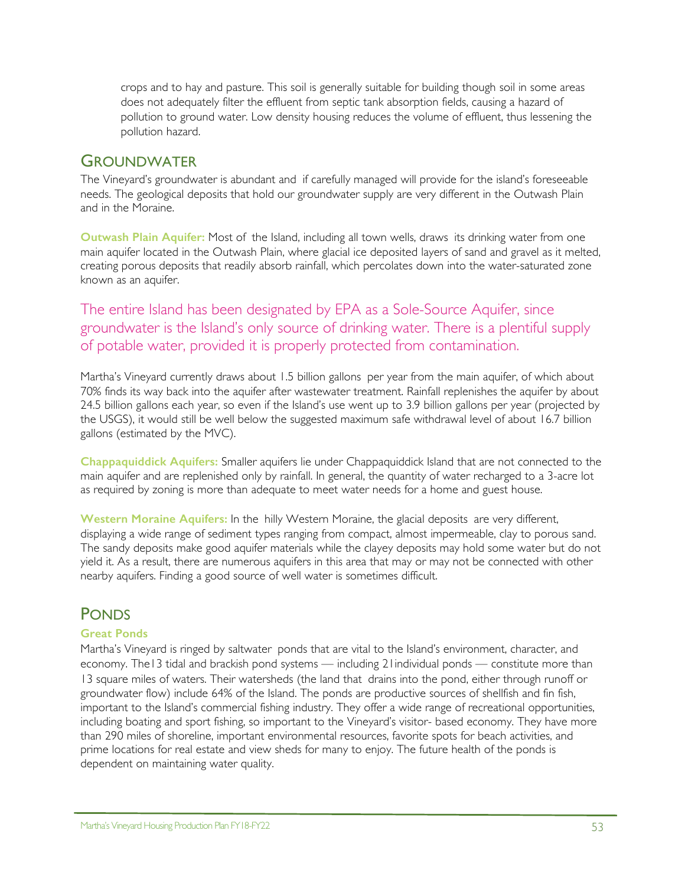crops and to hay and pasture. This soil is generally suitable for building though soil in some areas does not adequately filter the effluent from septic tank absorption fields, causing a hazard of pollution to ground water. Low density housing reduces the volume of effluent, thus lessening the pollution hazard.

## Groundwater

The Vineyard's groundwater is abundant and if carefully managed will provide for the island's foreseeable needs. The geological deposits that hold our groundwater supply are very different in the Outwash Plain and in the Moraine.

**Outwash Plain Aquifer:** Most of the Island, including all town wells, draws its drinking water from one main aquifer located in the Outwash Plain, where glacial ice deposited layers of sand and gravel as it melted, creating porous deposits that readily absorb rainfall, which percolates down into the water-saturated zone known as an aquifer.

The entire Island has been designated by EPA as a Sole-Source Aquifer, since groundwater is the Island's only source of drinking water. There is a plentiful supply of potable water, provided it is properly protected from contamination.

Martha's Vineyard currently draws about 1.5 billion gallons per year from the main aquifer, of which about 70% finds its way back into the aquifer after wastewater treatment. Rainfall replenishes the aquifer by about 24.5 billion gallons each year, so even if the Island's use went up to 3.9 billion gallons per year (projected by the USGS), it would still be well below the suggested maximum safe withdrawal level of about 16.7 billion gallons (estimated by the MVC).

**Chappaquiddick Aquifers:** Smaller aquifers lie under Chappaquiddick Island that are not connected to the main aquifer and are replenished only by rainfall. In general, the quantity of water recharged to a 3-acre lot as required by zoning is more than adequate to meet water needs for a home and guest house.

**Western Moraine Aquifers:** In the hilly Western Moraine, the glacial deposits are very different, displaying a wide range of sediment types ranging from compact, almost impermeable, clay to porous sand. The sandy deposits make good aquifer materials while the clayey deposits may hold some water but do not yield it. As a result, there are numerous aquifers in this area that may or may not be connected with other nearby aquifers. Finding a good source of well water is sometimes difficult.

## Ponds

### Great Ponds

Martha's Vineyard is ringed by saltwater ponds that are vital to the Island's environment, character, and economy. The 13 tidal and brackish pond systems — including 21 individual ponds — constitute more than 13 square miles of waters. Their watersheds (the land that drains into the pond, either through runoff or groundwater flow) include 64% of the Island. The ponds are productive sources of shellfish and fin fish, important to the Island's commercial fishing industry. They offer a wide range of recreational opportunities, including boating and sport fishing, so important to the Vineyard's visitor- based economy. They have more than 290 miles of shoreline, important environmental resources, favorite spots for beach activities, and prime locations for real estate and view sheds for many to enjoy. The future health of the ponds is dependent on maintaining water quality.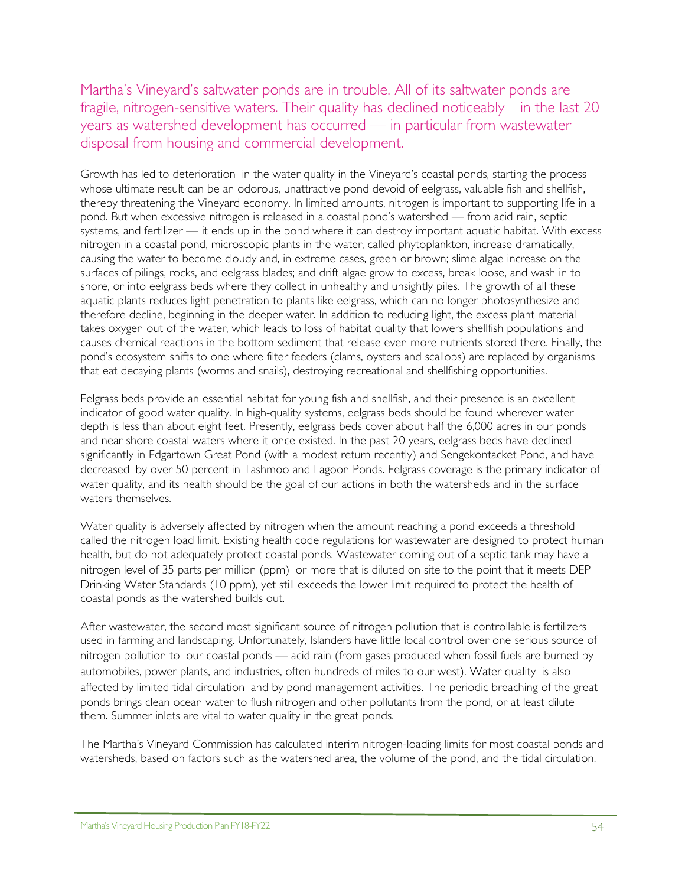Martha's Vineyard's saltwater ponds are in trouble. All of its saltwater ponds are fragile, nitrogen-sensitive waters. Their quality has declined noticeably in the last 20 years as watershed development has occurred — in particular from wastewater disposal from housing and commercial development.

Growth has led to deterioration in the water quality in the Vineyard's coastal ponds, starting the process whose ultimate result can be an odorous, unattractive pond devoid of eelgrass, valuable fish and shellfish, thereby threatening the Vineyard economy. In limited amounts, nitrogen is important to supporting life in a pond. But when excessive nitrogen is released in a coastal pond's watershed — from acid rain, septic systems, and fertilizer — it ends up in the pond where it can destroy important aquatic habitat. With excess nitrogen in a coastal pond, microscopic plants in the water, called phytoplankton, increase dramatically, causing the water to become cloudy and, in extreme cases, green or brown; slime algae increase on the surfaces of pilings, rocks, and eelgrass blades; and drift algae grow to excess, break loose, and wash in to shore, or into eelgrass beds where they collect in unhealthy and unsightly piles. The growth of all these aquatic plants reduces light penetration to plants like eelgrass, which can no longer photosynthesize and therefore decline, beginning in the deeper water. In addition to reducing light, the excess plant material takes oxygen out of the water, which leads to loss of habitat quality that lowers shellfish populations and causes chemical reactions in the bottom sediment that release even more nutrients stored there. Finally, the pond's ecosystem shifts to one where filter feeders (clams, oysters and scallops) are replaced by organisms that eat decaying plants (worms and snails), destroying recreational and shellfishing opportunities.

Eelgrass beds provide an essential habitat for young fish and shellfish, and their presence is an excellent indicator of good water quality. In high-quality systems, eelgrass beds should be found wherever water depth is less than about eight feet. Presently, eelgrass beds cover about half the 6,000 acres in our ponds and near shore coastal waters where it once existed. In the past 20 years, eelgrass beds have declined significantly in Edgartown Great Pond (with a modest return recently) and Sengekontacket Pond, and have decreased by over 50 percent in Tashmoo and Lagoon Ponds. Eelgrass coverage is the primary indicator of water quality, and its health should be the goal of our actions in both the watersheds and in the surface waters themselves.

Water quality is adversely affected by nitrogen when the amount reaching a pond exceeds a threshold called the nitrogen load limit. Existing health code regulations for wastewater are designed to protect human health, but do not adequately protect coastal ponds. Wastewater coming out of a septic tank may have a nitrogen level of 35 parts per million (ppm) or more that is diluted on site to the point that it meets DEP Drinking Water Standards (10 ppm), yet still exceeds the lower limit required to protect the health of coastal ponds as the watershed builds out.

After wastewater, the second most significant source of nitrogen pollution that is controllable is fertilizers used in farming and landscaping. Unfortunately, Islanders have little local control over one serious source of nitrogen pollution to our coastal ponds — acid rain (from gases produced when fossil fuels are burned by automobiles, power plants, and industries, often hundreds of miles to our west). Water quality is also affected by limited tidal circulation and by pond management activities. The periodic breaching of the great ponds brings clean ocean water to flush nitrogen and other pollutants from the pond, or at least dilute them. Summer inlets are vital to water quality in the great ponds.

The Martha's Vineyard Commission has calculated interim nitrogen-loading limits for most coastal ponds and watersheds, based on factors such as the watershed area, the volume of the pond, and the tidal circulation.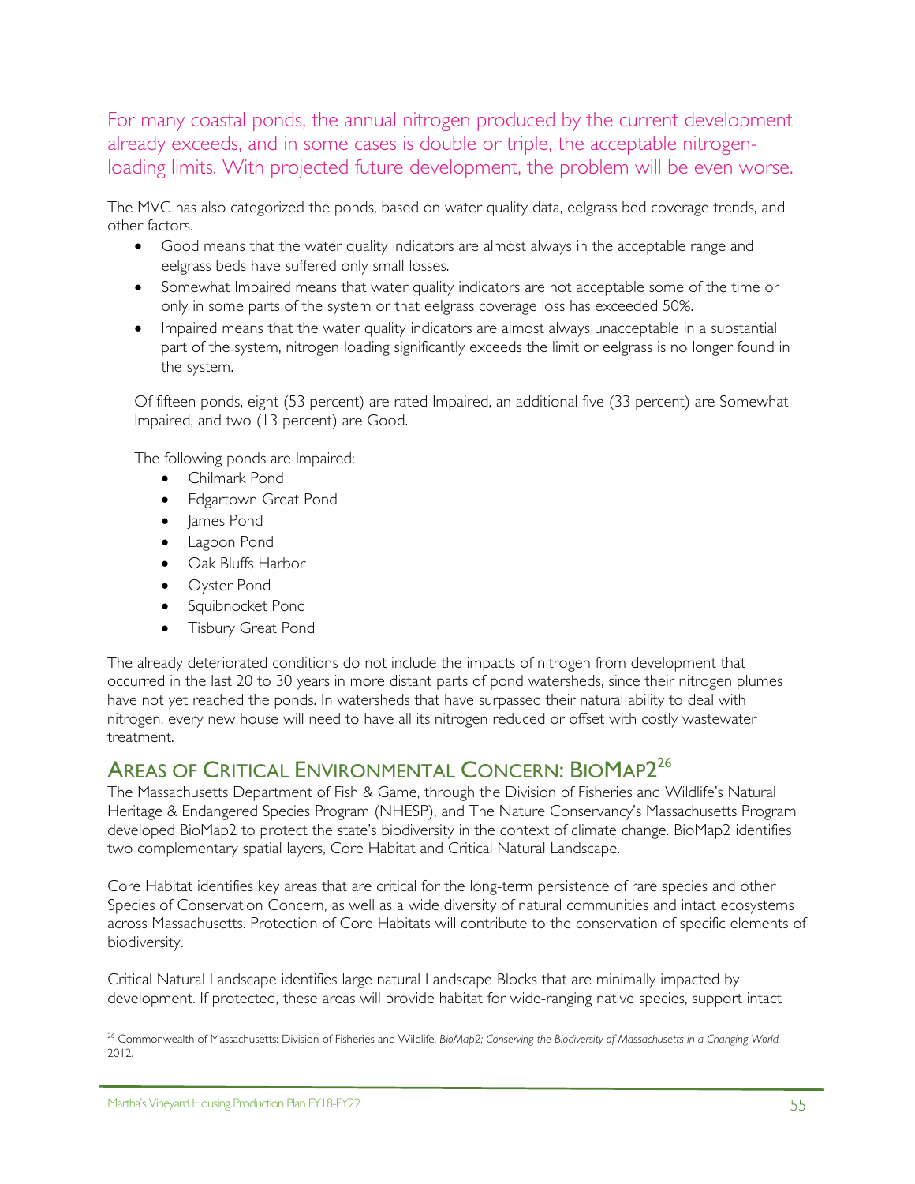For many coastal ponds, the annual nitrogen produced by the current development already exceeds, and in some cases is double or triple, the acceptable nitrogen-loading limits. With projected future development, the problem will be even worse.

The MVC has also categorized the ponds, based on water quality data, eelgrass bed coverage trends, and other factors.

- Good means that the water quality indicators are almost always in the acceptable range and eelgrass beds have suffered only small losses.
- Somewhat Impaired means that water quality indicators are not acceptable some of the time or only in some parts of the system or that eelgrass coverage loss has exceeded 50%.
- Impaired means that the water quality indicators are almost always unacceptable in a substantial part of the system, nitrogen loading significantly exceeds the limit or eelgrass is no longer found in the system.

Of fifteen ponds, eight (53 percent) are rated Impaired, an additional five (33 percent) are Somewhat Impaired, and two (13 percent) are Good.

The following ponds are Impaired:

- Chilmark Pond
- Edgartown Great Pond
- James Pond
- Lagoon Pond
- Oak Bluffs Harbor
- Oyster Pond
- Squibnocket Pond
- Tisbury Great Pond

The already deteriorated conditions do not include the impacts of nitrogen from development that occurred in the last 20 to 30 years in more distant parts of pond watersheds, since their nitrogen plumes have not yet reached the ponds. In watersheds that have surpassed their natural ability to deal with nitrogen, every new house will need to have all its nitrogen reduced or offset with costly wastewater treatment.

## Areas of Critical Environmental Concern: BioMap2[26]

The Massachusetts Department of Fish & Game, through the Division of Fisheries and Wildlife's Natural Heritage & Endangered Species Program (NHESP), and The Nature Conservancy's Massachusetts Program developed BioMap2 to protect the state's biodiversity in the context of climate change. BioMap2 identifies two complementary spatial layers, Core Habitat and Critical Natural Landscape.

Core Habitat identifies key areas that are critical for the long-term persistence of rare species and other Species of Conservation Concern, as well as a wide diversity of natural communities and intact ecosystems across Massachusetts. Protection of Core Habitats will contribute to the conservation of specific elements of biodiversity.

Critical Natural Landscape identifies large natural Landscape Blocks that are minimally impacted by development. If protected, these areas will provide habitat for wide-ranging native species, support intact

[26] Commonwealth of Massachusetts: Division of Fisheries and Wildlife. *BioMap2; Conserving the Biodiversity of Massachusetts in a Changing World.* 2012.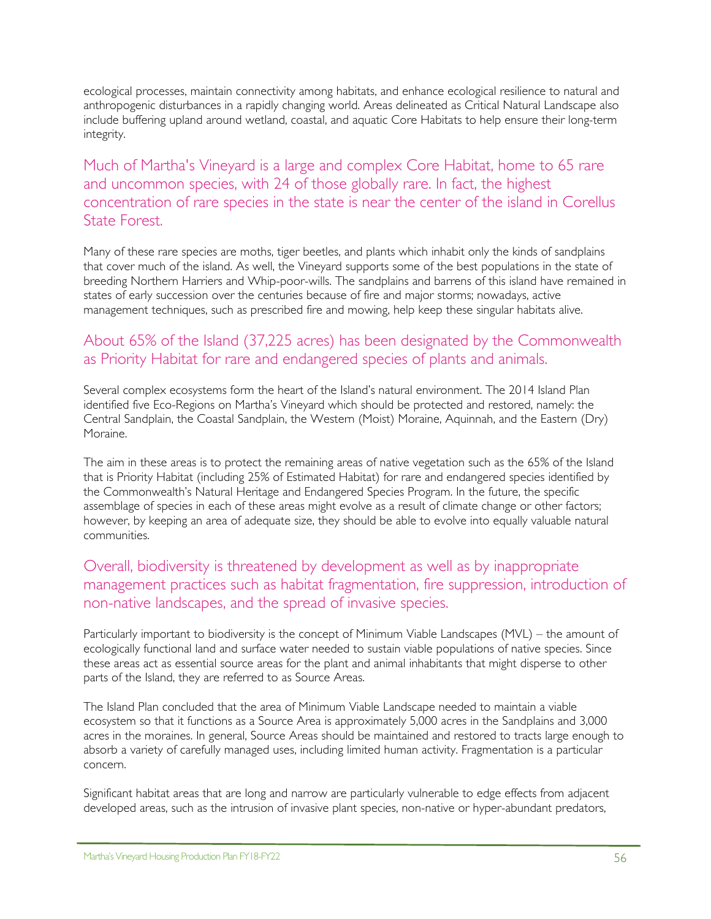ecological processes, maintain connectivity among habitats, and enhance ecological resilience to natural and anthropogenic disturbances in a rapidly changing world. Areas delineated as Critical Natural Landscape also include buffering upland around wetland, coastal, and aquatic Core Habitats to help ensure their long-term integrity.

### Much of Martha's Vineyard is a large and complex Core Habitat, home to 65 rare and uncommon species, with 24 of those globally rare. In fact, the highest concentration of rare species in the state is near the center of the island in Corellus State Forest.

Many of these rare species are moths, tiger beetles, and plants which inhabit only the kinds of sandplains that cover much of the island. As well, the Vineyard supports some of the best populations in the state of breeding Northern Harriers and Whip-poor-wills. The sandplains and barrens of this island have remained in states of early succession over the centuries because of fire and major storms; nowadays, active management techniques, such as prescribed fire and mowing, help keep these singular habitats alive.

### About 65% of the Island (37,225 acres) has been designated by the Commonwealth as Priority Habitat for rare and endangered species of plants and animals.

Several complex ecosystems form the heart of the Island's natural environment. The 2014 Island Plan identified five Eco-Regions on Martha's Vineyard which should be protected and restored, namely: the Central Sandplain, the Coastal Sandplain, the Western (Moist) Moraine, Aquinnah, and the Eastern (Dry) Moraine.

The aim in these areas is to protect the remaining areas of native vegetation such as the 65% of the Island that is Priority Habitat (including 25% of Estimated Habitat) for rare and endangered species identified by the Commonwealth's Natural Heritage and Endangered Species Program. In the future, the specific assemblage of species in each of these areas might evolve as a result of climate change or other factors; however, by keeping an area of adequate size, they should be able to evolve into equally valuable natural communities.

### Overall, biodiversity is threatened by development as well as by inappropriate management practices such as habitat fragmentation, fire suppression, introduction of non-native landscapes, and the spread of invasive species.

Particularly important to biodiversity is the concept of Minimum Viable Landscapes (MVL) – the amount of ecologically functional land and surface water needed to sustain viable populations of native species. Since these areas act as essential source areas for the plant and animal inhabitants that might disperse to other parts of the Island, they are referred to as Source Areas.

The Island Plan concluded that the area of Minimum Viable Landscape needed to maintain a viable ecosystem so that it functions as a Source Area is approximately 5,000 acres in the Sandplains and 3,000 acres in the moraines. In general, Source Areas should be maintained and restored to tracts large enough to absorb a variety of carefully managed uses, including limited human activity. Fragmentation is a particular concern.

Significant habitat areas that are long and narrow are particularly vulnerable to edge effects from adjacent developed areas, such as the intrusion of invasive plant species, non-native or hyper-abundant predators,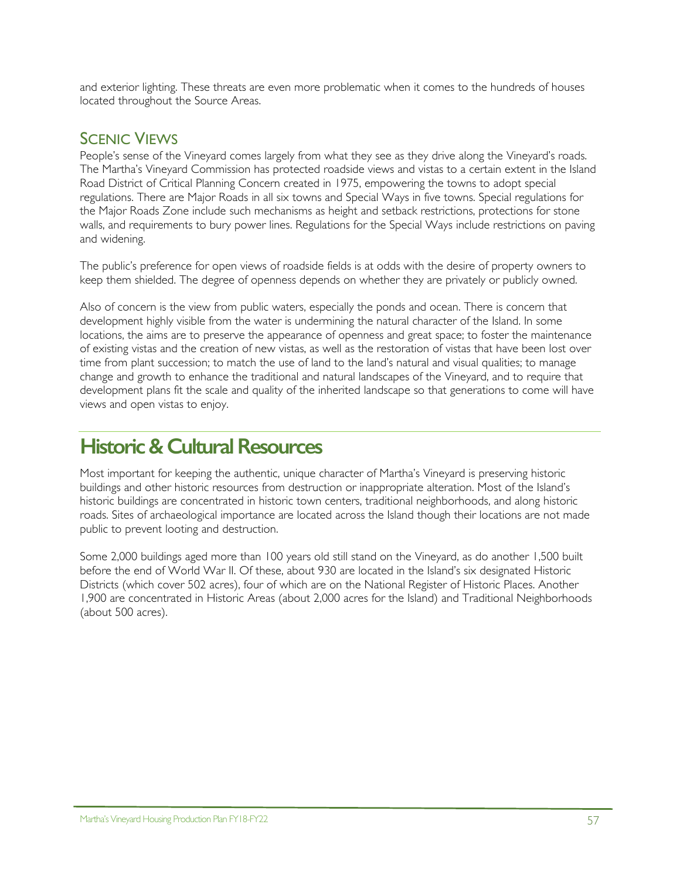and exterior lighting. These threats are even more problematic when it comes to the hundreds of houses located throughout the Source Areas.

## Scenic Views

People's sense of the Vineyard comes largely from what they see as they drive along the Vineyard's roads. The Martha's Vineyard Commission has protected roadside views and vistas to a certain extent in the Island Road District of Critical Planning Concern created in 1975, empowering the towns to adopt special regulations. There are Major Roads in all six towns and Special Ways in five towns. Special regulations for the Major Roads Zone include such mechanisms as height and setback restrictions, protections for stone walls, and requirements to bury power lines. Regulations for the Special Ways include restrictions on paving and widening.

The public's preference for open views of roadside fields is at odds with the desire of property owners to keep them shielded. The degree of openness depends on whether they are privately or publicly owned.

Also of concern is the view from public waters, especially the ponds and ocean. There is concern that development highly visible from the water is undermining the natural character of the Island. In some locations, the aims are to preserve the appearance of openness and great space; to foster the maintenance of existing vistas and the creation of new vistas, as well as the restoration of vistas that have been lost over time from plant succession; to match the use of land to the land's natural and visual qualities; to manage change and growth to enhance the traditional and natural landscapes of the Vineyard, and to require that development plans fit the scale and quality of the inherited landscape so that generations to come will have views and open vistas to enjoy.

# Historic & Cultural Resources

Most important for keeping the authentic, unique character of Martha's Vineyard is preserving historic buildings and other historic resources from destruction or inappropriate alteration. Most of the Island's historic buildings are concentrated in historic town centers, traditional neighborhoods, and along historic roads. Sites of archaeological importance are located across the Island though their locations are not made public to prevent looting and destruction.

Some 2,000 buildings aged more than 100 years old still stand on the Vineyard, as do another 1,500 built before the end of World War II. Of these, about 930 are located in the Island's six designated Historic Districts (which cover 502 acres), four of which are on the National Register of Historic Places. Another 1,900 are concentrated in Historic Areas (about 2,000 acres for the Island) and Traditional Neighborhoods (about 500 acres).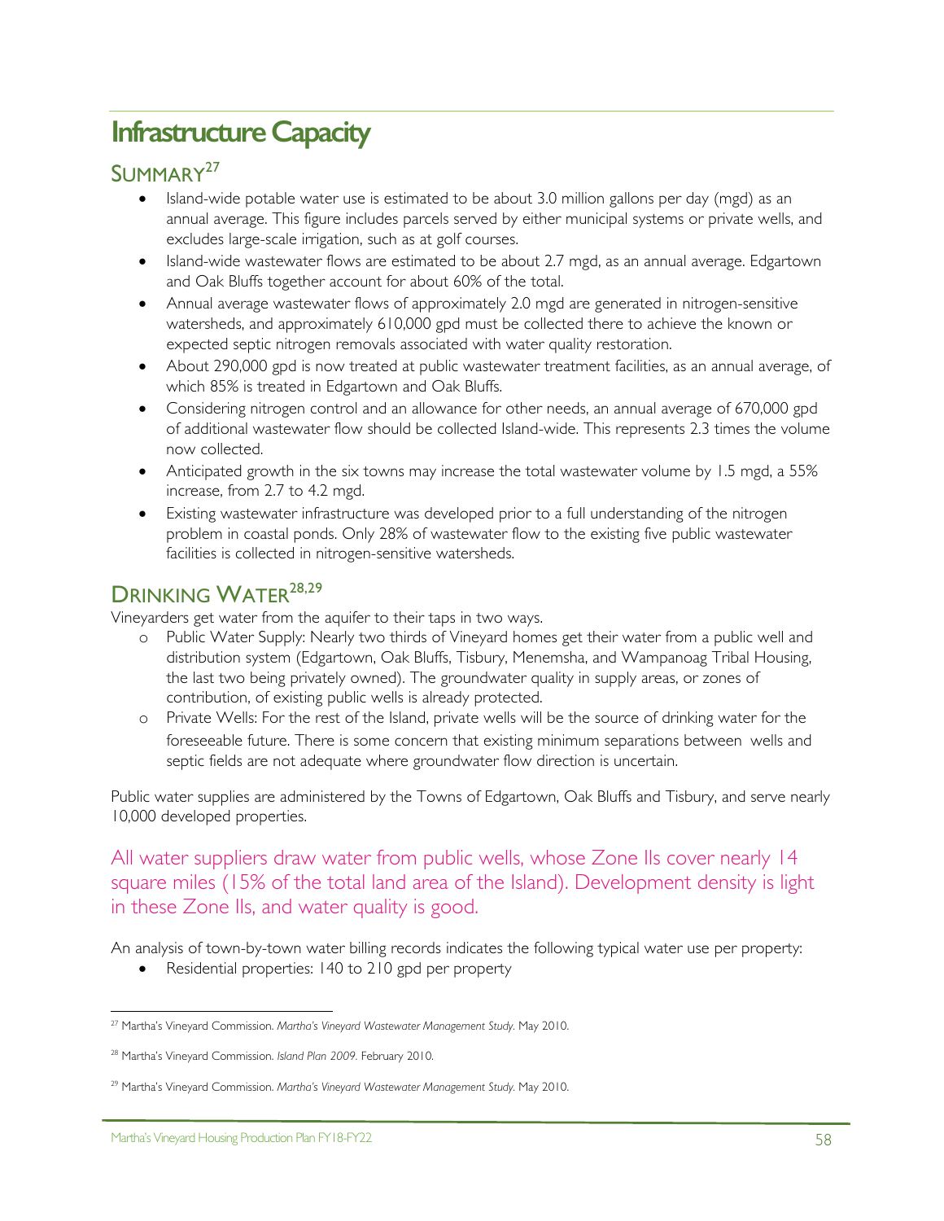# Infrastructure Capacity

## Summary[27]

- Island-wide potable water use is estimated to be about 3.0 million gallons per day (mgd) as an annual average. This figure includes parcels served by either municipal systems or private wells, and excludes large-scale irrigation, such as at golf courses.
- Island-wide wastewater flows are estimated to be about 2.7 mgd, as an annual average. Edgartown and Oak Bluffs together account for about 60% of the total.
- Annual average wastewater flows of approximately 2.0 mgd are generated in nitrogen-sensitive watersheds, and approximately 610,000 gpd must be collected there to achieve the known or expected septic nitrogen removals associated with water quality restoration.
- About 290,000 gpd is now treated at public wastewater treatment facilities, as an annual average, of which 85% is treated in Edgartown and Oak Bluffs.
- Considering nitrogen control and an allowance for other needs, an annual average of 670,000 gpd of additional wastewater flow should be collected Island-wide. This represents 2.3 times the volume now collected.
- Anticipated growth in the six towns may increase the total wastewater volume by 1.5 mgd, a 55% increase, from 2.7 to 4.2 mgd.
- Existing wastewater infrastructure was developed prior to a full understanding of the nitrogen problem in coastal ponds. Only 28% of wastewater flow to the existing five public wastewater facilities is collected in nitrogen-sensitive watersheds.

## Drinking Water[28,29]

Vineyarders get water from the aquifer to their taps in two ways.

- Public Water Supply: Nearly two thirds of Vineyard homes get their water from a public well and distribution system (Edgartown, Oak Bluffs, Tisbury, Menemsha, and Wampanoag Tribal Housing, the last two being privately owned). The groundwater quality in supply areas, or zones of contribution, of existing public wells is already protected.
- Private Wells: For the rest of the Island, private wells will be the source of drinking water for the foreseeable future. There is some concern that existing minimum separations between wells and septic fields are not adequate where groundwater flow direction is uncertain.

Public water supplies are administered by the Towns of Edgartown, Oak Bluffs and Tisbury, and serve nearly 10,000 developed properties.

All water suppliers draw water from public wells, whose Zone IIs cover nearly 14 square miles (15% of the total land area of the Island). Development density is light in these Zone IIs, and water quality is good.

An analysis of town-by-town water billing records indicates the following typical water use per property:

- Residential properties: 140 to 210 gpd per property

[27] Martha's Vineyard Commission. *Martha's Vineyard Wastewater Management Study.* May 2010.

[28] Martha's Vineyard Commission. *Island Plan 2009.* February 2010.

[29] Martha's Vineyard Commission. *Martha's Vineyard Wastewater Management Study.* May 2010.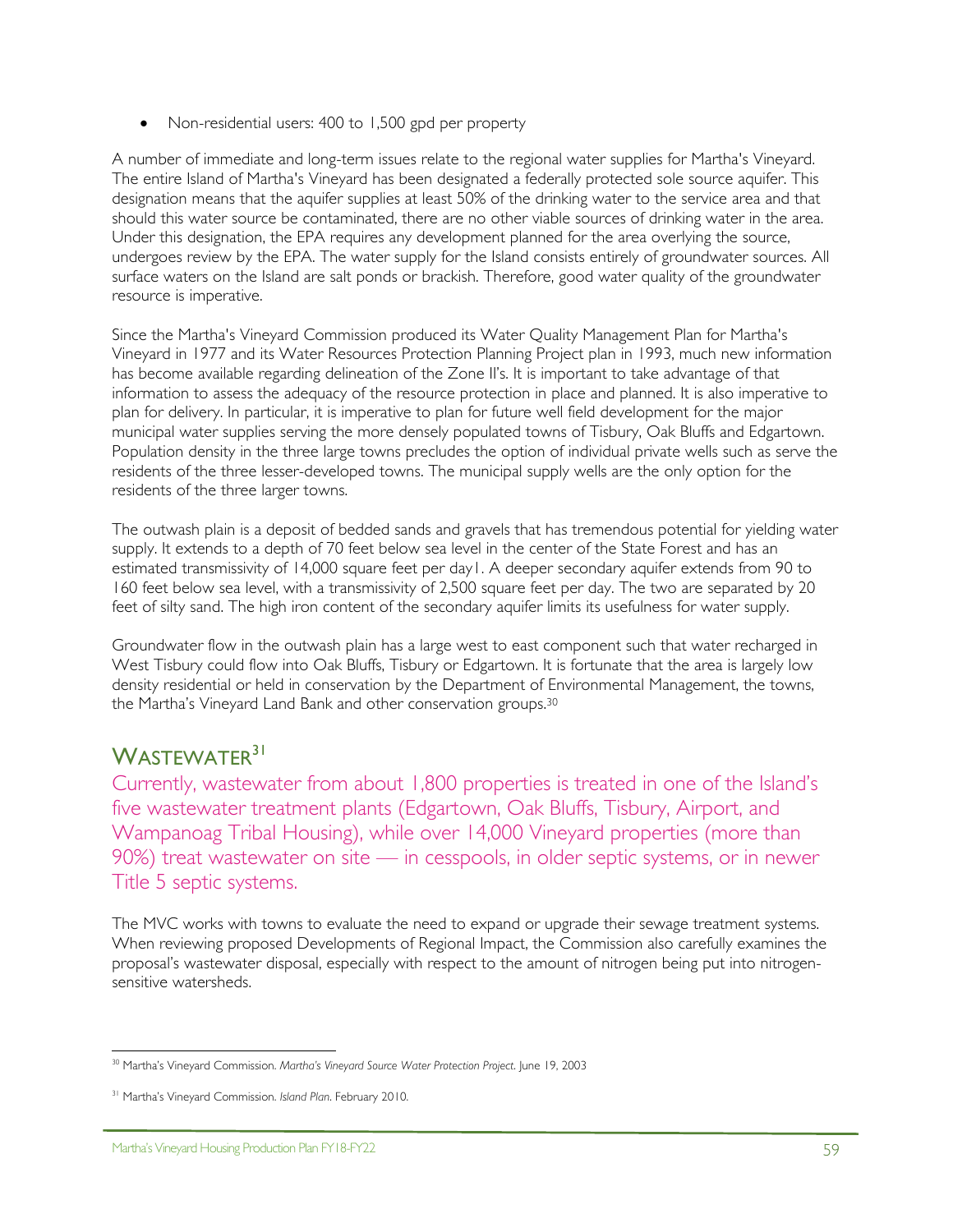- Non-residential users: 400 to 1,500 gpd per property

A number of immediate and long-term issues relate to the regional water supplies for Martha's Vineyard. The entire Island of Martha's Vineyard has been designated a federally protected sole source aquifer. This designation means that the aquifer supplies at least 50% of the drinking water to the service area and that should this water source be contaminated, there are no other viable sources of drinking water in the area. Under this designation, the EPA requires any development planned for the area overlying the source, undergoes review by the EPA. The water supply for the Island consists entirely of groundwater sources. All surface waters on the Island are salt ponds or brackish. Therefore, good water quality of the groundwater resource is imperative.

Since the Martha's Vineyard Commission produced its Water Quality Management Plan for Martha's Vineyard in 1977 and its Water Resources Protection Planning Project plan in 1993, much new information has become available regarding delineation of the Zone II's. It is important to take advantage of that information to assess the adequacy of the resource protection in place and planned. It is also imperative to plan for delivery. In particular, it is imperative to plan for future well field development for the major municipal water supplies serving the more densely populated towns of Tisbury, Oak Bluffs and Edgartown. Population density in the three large towns precludes the option of individual private wells such as serve the residents of the three lesser-developed towns. The municipal supply wells are the only option for the residents of the three larger towns.

The outwash plain is a deposit of bedded sands and gravels that has tremendous potential for yielding water supply. It extends to a depth of 70 feet below sea level in the center of the State Forest and has an estimated transmissivity of 14,000 square feet per day1. A deeper secondary aquifer extends from 90 to 160 feet below sea level, with a transmissivity of 2,500 square feet per day. The two are separated by 20 feet of silty sand. The high iron content of the secondary aquifer limits its usefulness for water supply.

Groundwater flow in the outwash plain has a large west to east component such that water recharged in West Tisbury could flow into Oak Bluffs, Tisbury or Edgartown. It is fortunate that the area is largely low density residential or held in conservation by the Department of Environmental Management, the towns, the Martha's Vineyard Land Bank and other conservation groups.[30]

## Wastewater[31]

Currently, wastewater from about 1,800 properties is treated in one of the Island's five wastewater treatment plants (Edgartown, Oak Bluffs, Tisbury, Airport, and Wampanoag Tribal Housing), while over 14,000 Vineyard properties (more than 90%) treat wastewater on site — in cesspools, in older septic systems, or in newer Title 5 septic systems.

The MVC works with towns to evaluate the need to expand or upgrade their sewage treatment systems. When reviewing proposed Developments of Regional Impact, the Commission also carefully examines the proposal's wastewater disposal, especially with respect to the amount of nitrogen being put into nitrogen-sensitive watersheds.

[30] Martha's Vineyard Commission. *Martha's Vineyard Source Water Protection Project*. June 19, 2003

[31] Martha's Vineyard Commission. *Island Plan*. February 2010.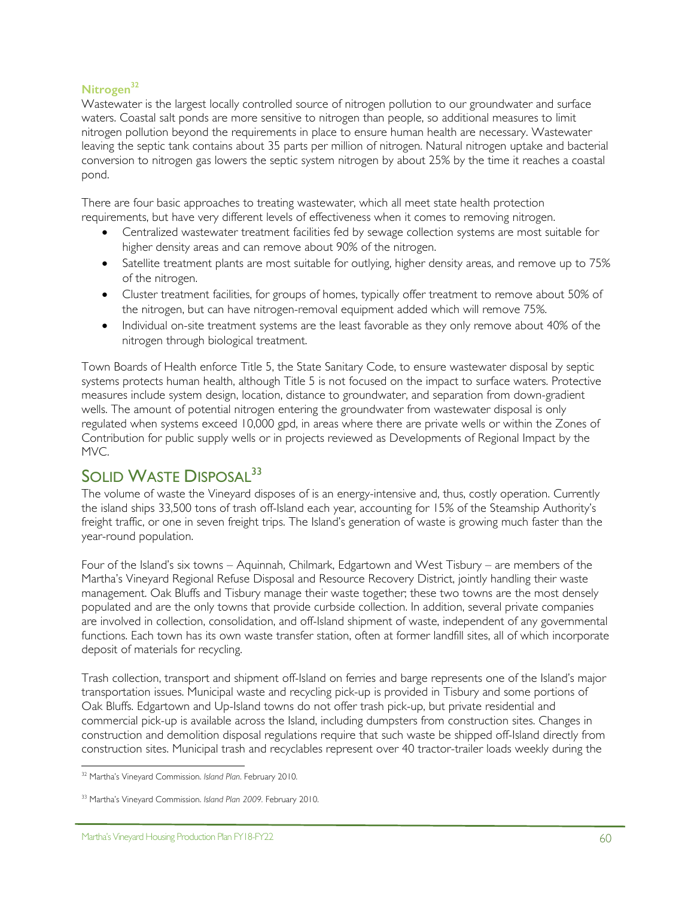### Nitrogen[32]

Wastewater is the largest locally controlled source of nitrogen pollution to our groundwater and surface waters. Coastal salt ponds are more sensitive to nitrogen than people, so additional measures to limit nitrogen pollution beyond the requirements in place to ensure human health are necessary. Wastewater leaving the septic tank contains about 35 parts per million of nitrogen. Natural nitrogen uptake and bacterial conversion to nitrogen gas lowers the septic system nitrogen by about 25% by the time it reaches a coastal pond.

There are four basic approaches to treating wastewater, which all meet state health protection requirements, but have very different levels of effectiveness when it comes to removing nitrogen.

- Centralized wastewater treatment facilities fed by sewage collection systems are most suitable for higher density areas and can remove about 90% of the nitrogen.
- Satellite treatment plants are most suitable for outlying, higher density areas, and remove up to 75% of the nitrogen.
- Cluster treatment facilities, for groups of homes, typically offer treatment to remove about 50% of the nitrogen, but can have nitrogen-removal equipment added which will remove 75%.
- Individual on-site treatment systems are the least favorable as they only remove about 40% of the nitrogen through biological treatment.

Town Boards of Health enforce Title 5, the State Sanitary Code, to ensure wastewater disposal by septic systems protects human health, although Title 5 is not focused on the impact to surface waters. Protective measures include system design, location, distance to groundwater, and separation from down-gradient wells. The amount of potential nitrogen entering the groundwater from wastewater disposal is only regulated when systems exceed 10,000 gpd, in areas where there are private wells or within the Zones of Contribution for public supply wells or in projects reviewed as Developments of Regional Impact by the MVC.

## Solid Waste Disposal[33]

The volume of waste the Vineyard disposes of is an energy-intensive and, thus, costly operation. Currently the island ships 33,500 tons of trash off-Island each year, accounting for 15% of the Steamship Authority's freight traffic, or one in seven freight trips. The Island's generation of waste is growing much faster than the year-round population.

Four of the Island's six towns – Aquinnah, Chilmark, Edgartown and West Tisbury – are members of the Martha's Vineyard Regional Refuse Disposal and Resource Recovery District, jointly handling their waste management. Oak Bluffs and Tisbury manage their waste together; these two towns are the most densely populated and are the only towns that provide curbside collection. In addition, several private companies are involved in collection, consolidation, and off-Island shipment of waste, independent of any governmental functions. Each town has its own waste transfer station, often at former landfill sites, all of which incorporate deposit of materials for recycling.

Trash collection, transport and shipment off-Island on ferries and barge represents one of the Island's major transportation issues. Municipal waste and recycling pick-up is provided in Tisbury and some portions of Oak Bluffs. Edgartown and Up-Island towns do not offer trash pick-up, but private residential and commercial pick-up is available across the Island, including dumpsters from construction sites. Changes in construction and demolition disposal regulations require that such waste be shipped off-Island directly from construction sites. Municipal trash and recyclables represent over 40 tractor-trailer loads weekly during the

---

[32] Martha's Vineyard Commission. *Island Plan*. February 2010.

[33] Martha's Vineyard Commission. *Island Plan 2009*. February 2010.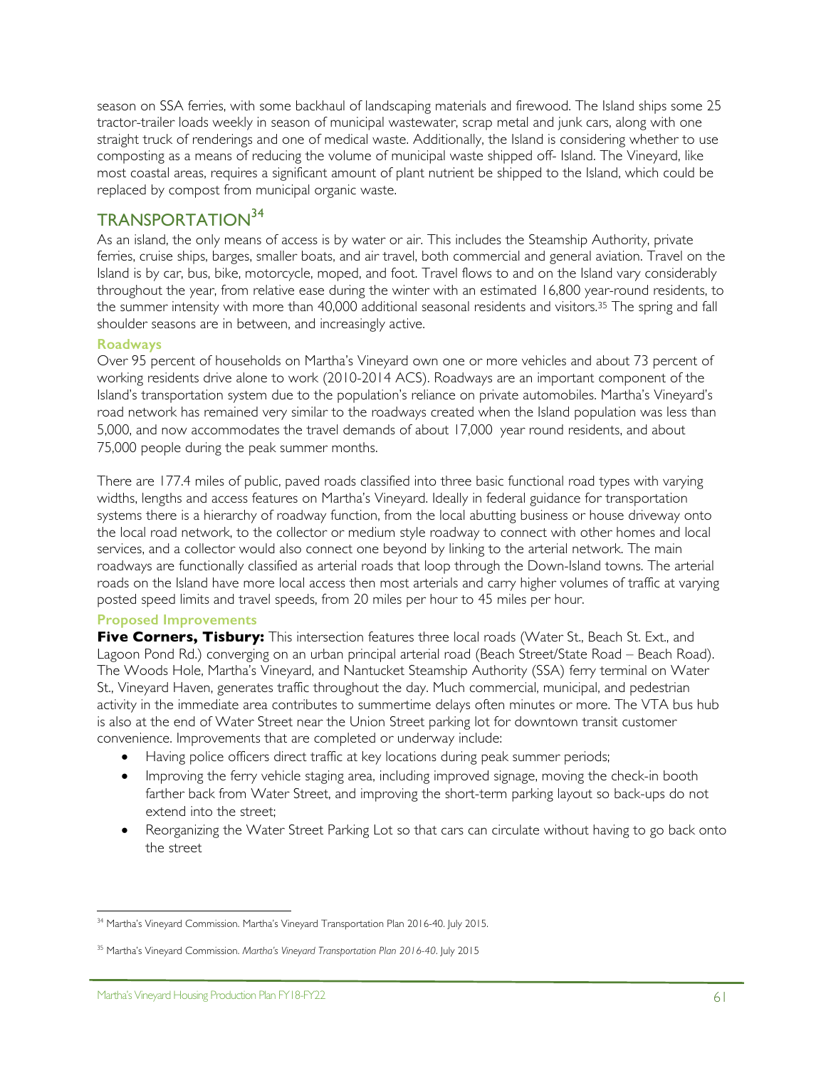season on SSA ferries, with some backhaul of landscaping materials and firewood. The Island ships some 25 tractor-trailer loads weekly in season of municipal wastewater, scrap metal and junk cars, along with one straight truck of renderings and one of medical waste. Additionally, the Island is considering whether to use composting as a means of reducing the volume of municipal waste shipped off- Island. The Vineyard, like most coastal areas, requires a significant amount of plant nutrient be shipped to the Island, which could be replaced by compost from municipal organic waste.

## TRANSPORTATION[34]

As an island, the only means of access is by water or air. This includes the Steamship Authority, private ferries, cruise ships, barges, smaller boats, and air travel, both commercial and general aviation. Travel on the Island is by car, bus, bike, motorcycle, moped, and foot. Travel flows to and on the Island vary considerably throughout the year, from relative ease during the winter with an estimated 16,800 year-round residents, to the summer intensity with more than 40,000 additional seasonal residents and visitors.[35] The spring and fall shoulder seasons are in between, and increasingly active.

### Roadways

Over 95 percent of households on Martha's Vineyard own one or more vehicles and about 73 percent of working residents drive alone to work (2010-2014 ACS). Roadways are an important component of the Island's transportation system due to the population's reliance on private automobiles. Martha's Vineyard's road network has remained very similar to the roadways created when the Island population was less than 5,000, and now accommodates the travel demands of about 17,000 year round residents, and about 75,000 people during the peak summer months.

There are 177.4 miles of public, paved roads classified into three basic functional road types with varying widths, lengths and access features on Martha's Vineyard. Ideally in federal guidance for transportation systems there is a hierarchy of roadway function, from the local abutting business or house driveway onto the local road network, to the collector or medium style roadway to connect with other homes and local services, and a collector would also connect one beyond by linking to the arterial network. The main roadways are functionally classified as arterial roads that loop through the Down-Island towns. The arterial roads on the Island have more local access then most arterials and carry higher volumes of traffic at varying posted speed limits and travel speeds, from 20 miles per hour to 45 miles per hour.

### Proposed Improvements

**Five Corners, Tisbury:** This intersection features three local roads (Water St., Beach St. Ext., and Lagoon Pond Rd.) converging on an urban principal arterial road (Beach Street/State Road – Beach Road). The Woods Hole, Martha's Vineyard, and Nantucket Steamship Authority (SSA) ferry terminal on Water St., Vineyard Haven, generates traffic throughout the day. Much commercial, municipal, and pedestrian activity in the immediate area contributes to summertime delays often minutes or more. The VTA bus hub is also at the end of Water Street near the Union Street parking lot for downtown transit customer convenience. Improvements that are completed or underway include:

- Having police officers direct traffic at key locations during peak summer periods;
- Improving the ferry vehicle staging area, including improved signage, moving the check-in booth farther back from Water Street, and improving the short-term parking layout so back-ups do not extend into the street;
- Reorganizing the Water Street Parking Lot so that cars can circulate without having to go back onto the street

---

[34] Martha's Vineyard Commission. Martha's Vineyard Transportation Plan 2016-40. July 2015.

[35] Martha's Vineyard Commission. *Martha's Vineyard Transportation Plan 2016-40*. July 2015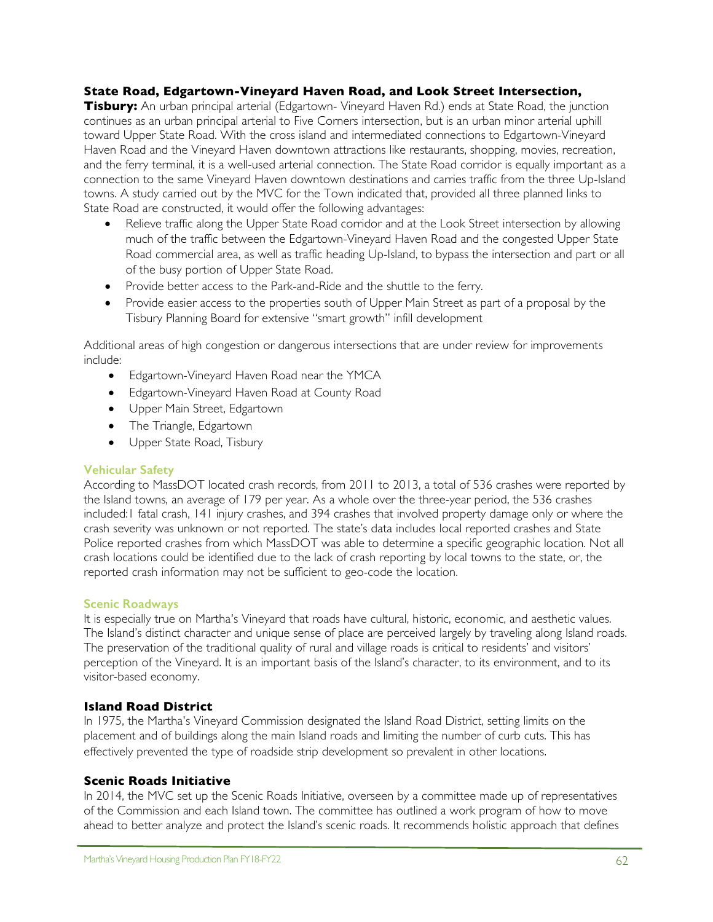**State Road, Edgartown-Vineyard Haven Road, and Look Street Intersection, Tisbury:** An urban principal arterial (Edgartown- Vineyard Haven Rd.) ends at State Road, the junction continues as an urban principal arterial to Five Corners intersection, but is an urban minor arterial uphill toward Upper State Road. With the cross island and intermediated connections to Edgartown-Vineyard Haven Road and the Vineyard Haven downtown attractions like restaurants, shopping, movies, recreation, and the ferry terminal, it is a well-used arterial connection. The State Road corridor is equally important as a connection to the same Vineyard Haven downtown destinations and carries traffic from the three Up-Island towns. A study carried out by the MVC for the Town indicated that, provided all three planned links to State Road are constructed, it would offer the following advantages:

- Relieve traffic along the Upper State Road corridor and at the Look Street intersection by allowing much of the traffic between the Edgartown-Vineyard Haven Road and the congested Upper State Road commercial area, as well as traffic heading Up-Island, to bypass the intersection and part or all of the busy portion of Upper State Road.
- Provide better access to the Park-and-Ride and the shuttle to the ferry.
- Provide easier access to the properties south of Upper Main Street as part of a proposal by the Tisbury Planning Board for extensive "smart growth" infill development

Additional areas of high congestion or dangerous intersections that are under review for improvements include:

- Edgartown-Vineyard Haven Road near the YMCA
- Edgartown-Vineyard Haven Road at County Road
- Upper Main Street, Edgartown
- The Triangle, Edgartown
- Upper State Road, Tisbury

### Vehicular Safety

According to MassDOT located crash records, from 2011 to 2013, a total of 536 crashes were reported by the Island towns, an average of 179 per year. As a whole over the three-year period, the 536 crashes included:1 fatal crash, 141 injury crashes, and 394 crashes that involved property damage only or where the crash severity was unknown or not reported. The state's data includes local reported crashes and State Police reported crashes from which MassDOT was able to determine a specific geographic location. Not all crash locations could be identified due to the lack of crash reporting by local towns to the state, or, the reported crash information may not be sufficient to geo-code the location.

### Scenic Roadways

It is especially true on Martha's Vineyard that roads have cultural, historic, economic, and aesthetic values. The Island's distinct character and unique sense of place are perceived largely by traveling along Island roads. The preservation of the traditional quality of rural and village roads is critical to residents' and visitors' perception of the Vineyard. It is an important basis of the Island's character, to its environment, and to its visitor-based economy.

#### Island Road District

In 1975, the Martha's Vineyard Commission designated the Island Road District, setting limits on the placement and of buildings along the main Island roads and limiting the number of curb cuts. This has effectively prevented the type of roadside strip development so prevalent in other locations.

#### Scenic Roads Initiative

In 2014, the MVC set up the Scenic Roads Initiative, overseen by a committee made up of representatives of the Commission and each Island town. The committee has outlined a work program of how to move ahead to better analyze and protect the Island's scenic roads. It recommends holistic approach that defines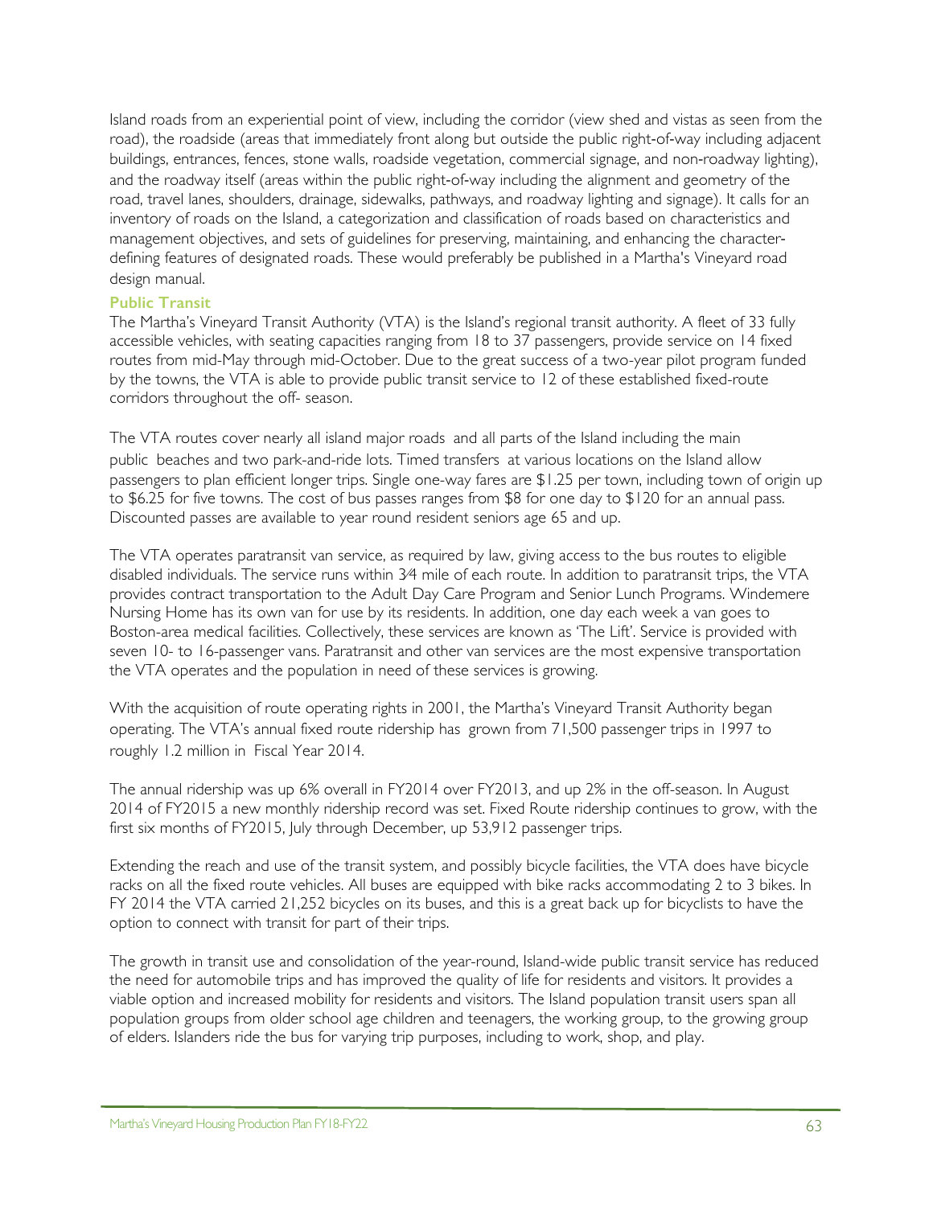Island roads from an experiential point of view, including the corridor (view shed and vistas as seen from the road), the roadside (areas that immediately front along but outside the public right-of-way including adjacent buildings, entrances, fences, stone walls, roadside vegetation, commercial signage, and non-roadway lighting), and the roadway itself (areas within the public right-of-way including the alignment and geometry of the road, travel lanes, shoulders, drainage, sidewalks, pathways, and roadway lighting and signage). It calls for an inventory of roads on the Island, a categorization and classification of roads based on characteristics and management objectives, and sets of guidelines for preserving, maintaining, and enhancing the character-defining features of designated roads. These would preferably be published in a Martha's Vineyard road design manual.

### Public Transit

The Martha's Vineyard Transit Authority (VTA) is the Island's regional transit authority. A fleet of 33 fully accessible vehicles, with seating capacities ranging from 18 to 37 passengers, provide service on 14 fixed routes from mid-May through mid-October. Due to the great success of a two-year pilot program funded by the towns, the VTA is able to provide public transit service to 12 of these established fixed-route corridors throughout the off- season.

The VTA routes cover nearly all island major roads and all parts of the Island including the main public beaches and two park-and-ride lots. Timed transfers at various locations on the Island allow passengers to plan efficient longer trips. Single one-way fares are $1.25 per town, including town of origin up to $6.25 for five towns. The cost of bus passes ranges from $8 for one day to $120 for an annual pass. Discounted passes are available to year round resident seniors age 65 and up.

The VTA operates paratransit van service, as required by law, giving access to the bus routes to eligible disabled individuals. The service runs within 3⁄4 mile of each route. In addition to paratransit trips, the VTA provides contract transportation to the Adult Day Care Program and Senior Lunch Programs. Windemere Nursing Home has its own van for use by its residents. In addition, one day each week a van goes to Boston-area medical facilities. Collectively, these services are known as 'The Lift'. Service is provided with seven 10- to 16-passenger vans. Paratransit and other van services are the most expensive transportation the VTA operates and the population in need of these services is growing.

With the acquisition of route operating rights in 2001, the Martha's Vineyard Transit Authority began operating. The VTA's annual fixed route ridership has grown from 71,500 passenger trips in 1997 to roughly 1.2 million in Fiscal Year 2014.

The annual ridership was up 6% overall in FY2014 over FY2013, and up 2% in the off-season. In August 2014 of FY2015 a new monthly ridership record was set. Fixed Route ridership continues to grow, with the first six months of FY2015, July through December, up 53,912 passenger trips.

Extending the reach and use of the transit system, and possibly bicycle facilities, the VTA does have bicycle racks on all the fixed route vehicles. All buses are equipped with bike racks accommodating 2 to 3 bikes. In FY 2014 the VTA carried 21,252 bicycles on its buses, and this is a great back up for bicyclists to have the option to connect with transit for part of their trips.

The growth in transit use and consolidation of the year-round, Island-wide public transit service has reduced the need for automobile trips and has improved the quality of life for residents and visitors. It provides a viable option and increased mobility for residents and visitors. The Island population transit users span all population groups from older school age children and teenagers, the working group, to the growing group of elders. Islanders ride the bus for varying trip purposes, including to work, shop, and play.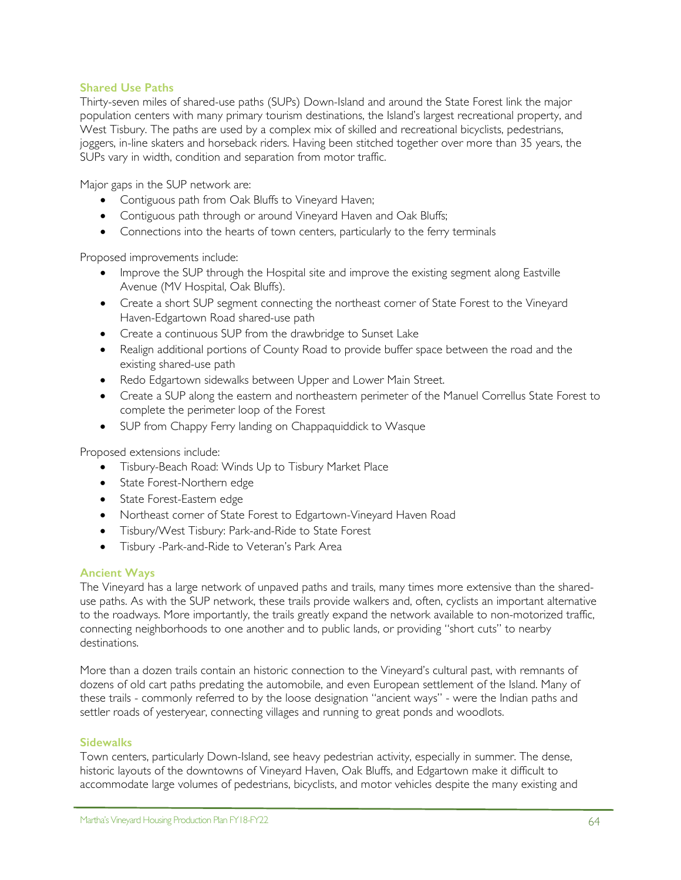### Shared Use Paths

Thirty-seven miles of shared-use paths (SUPs) Down-Island and around the State Forest link the major population centers with many primary tourism destinations, the Island's largest recreational property, and West Tisbury. The paths are used by a complex mix of skilled and recreational bicyclists, pedestrians, joggers, in-line skaters and horseback riders. Having been stitched together over more than 35 years, the SUPs vary in width, condition and separation from motor traffic.

Major gaps in the SUP network are:

- Contiguous path from Oak Bluffs to Vineyard Haven;
- Contiguous path through or around Vineyard Haven and Oak Bluffs;
- Connections into the hearts of town centers, particularly to the ferry terminals

Proposed improvements include:

- Improve the SUP through the Hospital site and improve the existing segment along Eastville Avenue (MV Hospital, Oak Bluffs).
- Create a short SUP segment connecting the northeast corner of State Forest to the Vineyard Haven-Edgartown Road shared-use path
- Create a continuous SUP from the drawbridge to Sunset Lake
- Realign additional portions of County Road to provide buffer space between the road and the existing shared-use path
- Redo Edgartown sidewalks between Upper and Lower Main Street.
- Create a SUP along the eastern and northeastern perimeter of the Manuel Correllus State Forest to complete the perimeter loop of the Forest
- SUP from Chappy Ferry landing on Chappaquiddick to Wasque

Proposed extensions include:

- Tisbury-Beach Road: Winds Up to Tisbury Market Place
- State Forest-Northern edge
- State Forest-Eastern edge
- Northeast corner of State Forest to Edgartown-Vineyard Haven Road
- Tisbury/West Tisbury: Park-and-Ride to State Forest
- Tisbury -Park-and-Ride to Veteran's Park Area

### Ancient Ways

The Vineyard has a large network of unpaved paths and trails, many times more extensive than the shared-use paths. As with the SUP network, these trails provide walkers and, often, cyclists an important alternative to the roadways. More importantly, the trails greatly expand the network available to non-motorized traffic, connecting neighborhoods to one another and to public lands, or providing "short cuts" to nearby destinations.

More than a dozen trails contain an historic connection to the Vineyard's cultural past, with remnants of dozens of old cart paths predating the automobile, and even European settlement of the Island. Many of these trails - commonly referred to by the loose designation "ancient ways" - were the Indian paths and settler roads of yesteryear, connecting villages and running to great ponds and woodlots.

### Sidewalks

Town centers, particularly Down-Island, see heavy pedestrian activity, especially in summer. The dense, historic layouts of the downtowns of Vineyard Haven, Oak Bluffs, and Edgartown make it difficult to accommodate large volumes of pedestrians, bicyclists, and motor vehicles despite the many existing and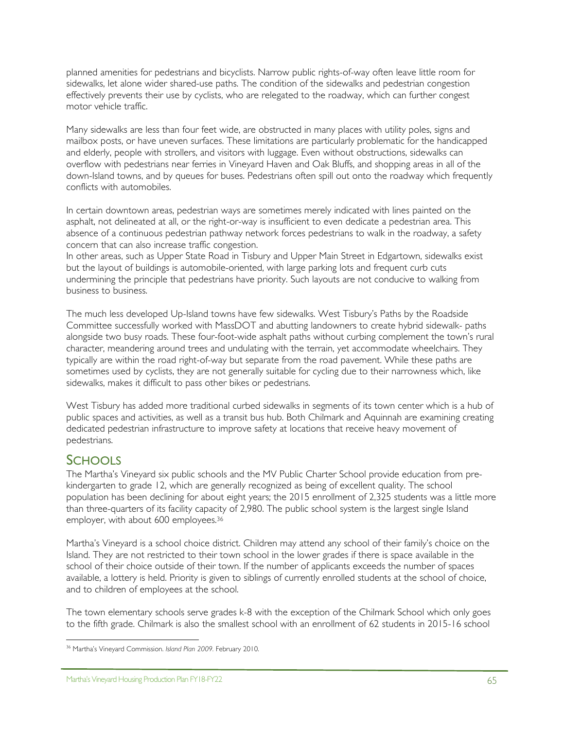planned amenities for pedestrians and bicyclists. Narrow public rights-of-way often leave little room for sidewalks, let alone wider shared-use paths. The condition of the sidewalks and pedestrian congestion effectively prevents their use by cyclists, who are relegated to the roadway, which can further congest motor vehicle traffic.

Many sidewalks are less than four feet wide, are obstructed in many places with utility poles, signs and mailbox posts, or have uneven surfaces. These limitations are particularly problematic for the handicapped and elderly, people with strollers, and visitors with luggage. Even without obstructions, sidewalks can overflow with pedestrians near ferries in Vineyard Haven and Oak Bluffs, and shopping areas in all of the down-Island towns, and by queues for buses. Pedestrians often spill out onto the roadway which frequently conflicts with automobiles.

In certain downtown areas, pedestrian ways are sometimes merely indicated with lines painted on the asphalt, not delineated at all, or the right-or-way is insufficient to even dedicate a pedestrian area. This absence of a continuous pedestrian pathway network forces pedestrians to walk in the roadway, a safety concern that can also increase traffic congestion.
In other areas, such as Upper State Road in Tisbury and Upper Main Street in Edgartown, sidewalks exist but the layout of buildings is automobile-oriented, with large parking lots and frequent curb cuts undermining the principle that pedestrians have priority. Such layouts are not conducive to walking from business to business.

The much less developed Up-Island towns have few sidewalks. West Tisbury's Paths by the Roadside Committee successfully worked with MassDOT and abutting landowners to create hybrid sidewalk- paths alongside two busy roads. These four-foot-wide asphalt paths without curbing complement the town's rural character, meandering around trees and undulating with the terrain, yet accommodate wheelchairs. They typically are within the road right-of-way but separate from the road pavement. While these paths are sometimes used by cyclists, they are not generally suitable for cycling due to their narrowness which, like sidewalks, makes it difficult to pass other bikes or pedestrians.

West Tisbury has added more traditional curbed sidewalks in segments of its town center which is a hub of public spaces and activities, as well as a transit bus hub. Both Chilmark and Aquinnah are examining creating dedicated pedestrian infrastructure to improve safety at locations that receive heavy movement of pedestrians.

## Schools

The Martha's Vineyard six public schools and the MV Public Charter School provide education from pre-kindergarten to grade 12, which are generally recognized as being of excellent quality. The school population has been declining for about eight years; the 2015 enrollment of 2,325 students was a little more than three-quarters of its facility capacity of 2,980. The public school system is the largest single Island employer, with about 600 employees.[36]

Martha's Vineyard is a school choice district. Children may attend any school of their family's choice on the Island. They are not restricted to their town school in the lower grades if there is space available in the school of their choice outside of their town. If the number of applicants exceeds the number of spaces available, a lottery is held. Priority is given to siblings of currently enrolled students at the school of choice, and to children of employees at the school.

The town elementary schools serve grades k-8 with the exception of the Chilmark School which only goes to the fifth grade. Chilmark is also the smallest school with an enrollment of 62 students in 2015-16 school

[36] Martha's Vineyard Commission. *Island Plan 2009*. February 2010.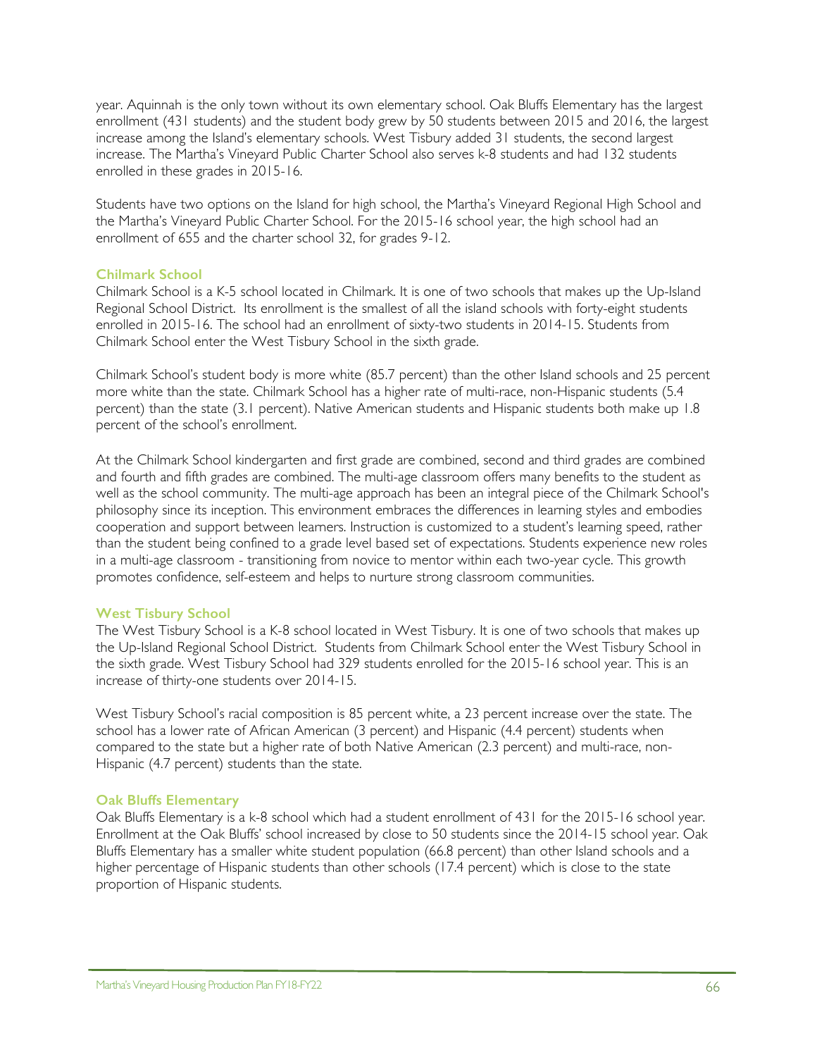year. Aquinnah is the only town without its own elementary school. Oak Bluffs Elementary has the largest enrollment (431 students) and the student body grew by 50 students between 2015 and 2016, the largest increase among the Island's elementary schools. West Tisbury added 31 students, the second largest increase. The Martha's Vineyard Public Charter School also serves k-8 students and had 132 students enrolled in these grades in 2015-16.

Students have two options on the Island for high school, the Martha's Vineyard Regional High School and the Martha's Vineyard Public Charter School. For the 2015-16 school year, the high school had an enrollment of 655 and the charter school 32, for grades 9-12.

### Chilmark School

Chilmark School is a K-5 school located in Chilmark. It is one of two schools that makes up the Up-Island Regional School District. Its enrollment is the smallest of all the island schools with forty-eight students enrolled in 2015-16. The school had an enrollment of sixty-two students in 2014-15. Students from Chilmark School enter the West Tisbury School in the sixth grade.

Chilmark School's student body is more white (85.7 percent) than the other Island schools and 25 percent more white than the state. Chilmark School has a higher rate of multi-race, non-Hispanic students (5.4 percent) than the state (3.1 percent). Native American students and Hispanic students both make up 1.8 percent of the school's enrollment.

At the Chilmark School kindergarten and first grade are combined, second and third grades are combined and fourth and fifth grades are combined. The multi-age classroom offers many benefits to the student as well as the school community. The multi-age approach has been an integral piece of the Chilmark School's philosophy since its inception. This environment embraces the differences in learning styles and embodies cooperation and support between learners. Instruction is customized to a student's learning speed, rather than the student being confined to a grade level based set of expectations. Students experience new roles in a multi-age classroom - transitioning from novice to mentor within each two-year cycle. This growth promotes confidence, self-esteem and helps to nurture strong classroom communities.

### West Tisbury School

The West Tisbury School is a K-8 school located in West Tisbury. It is one of two schools that makes up the Up-Island Regional School District. Students from Chilmark School enter the West Tisbury School in the sixth grade. West Tisbury School had 329 students enrolled for the 2015-16 school year. This is an increase of thirty-one students over 2014-15.

West Tisbury School's racial composition is 85 percent white, a 23 percent increase over the state. The school has a lower rate of African American (3 percent) and Hispanic (4.4 percent) students when compared to the state but a higher rate of both Native American (2.3 percent) and multi-race, non-Hispanic (4.7 percent) students than the state.

### Oak Bluffs Elementary

Oak Bluffs Elementary is a k-8 school which had a student enrollment of 431 for the 2015-16 school year. Enrollment at the Oak Bluffs' school increased by close to 50 students since the 2014-15 school year. Oak Bluffs Elementary has a smaller white student population (66.8 percent) than other Island schools and a higher percentage of Hispanic students than other schools (17.4 percent) which is close to the state proportion of Hispanic students.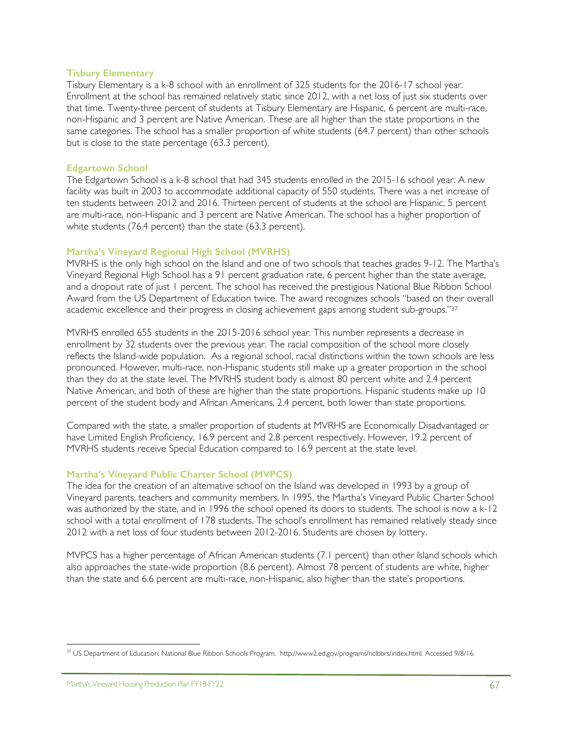### Tisbury Elementary

Tisbury Elementary is a k-8 school with an enrollment of 325 students for the 2016-17 school year. Enrollment at the school has remained relatively static since 2012, with a net loss of just six students over that time. Twenty-three percent of students at Tisbury Elementary are Hispanic, 6 percent are multi-race, non-Hispanic and 3 percent are Native American. These are all higher than the state proportions in the same categories. The school has a smaller proportion of white students (64.7 percent) than other schools but is close to the state percentage (63.3 percent).

### Edgartown School

The Edgartown School is a k-8 school that had 345 students enrolled in the 2015-16 school year. A new facility was built in 2003 to accommodate additional capacity of 550 students. There was a net increase of ten students between 2012 and 2016. Thirteen percent of students at the school are Hispanic, 5 percent are multi-race, non-Hispanic and 3 percent are Native American. The school has a higher proportion of white students (76.4 percent) than the state (63.3 percent).

### Martha's Vineyard Regional High School (MVRHS)

MVRHS is the only high school on the Island and one of two schools that teaches grades 9-12. The Martha's Vineyard Regional High School has a 91 percent graduation rate, 6 percent higher than the state average, and a dropout rate of just 1 percent. The school has received the prestigious National Blue Ribbon School Award from the US Department of Education twice. The award recognizes schools "based on their overall academic excellence and their progress in closing achievement gaps among student sub-groups."[37]

MVRHS enrolled 655 students in the 2015-2016 school year. This number represents a decrease in enrollment by 32 students over the previous year. The racial composition of the school more closely reflects the Island-wide population. As a regional school, racial distinctions within the town schools are less pronounced. However, multi-race, non-Hispanic students still make up a greater proportion in the school than they do at the state level. The MVRHS student body is almost 80 percent white and 2.4 percent Native American, and both of these are higher than the state proportions. Hispanic students make up 10 percent of the student body and African Americans, 2.4 percent, both lower than state proportions.

Compared with the state, a smaller proportion of students at MVRHS are Economically Disadvantaged or have Limited English Proficiency, 16.9 percent and 2.8 percent respectively. However, 19.2 percent of MVRHS students receive Special Education compared to 16.9 percent at the state level.

### Martha's Vineyard Public Charter School (MVPCS)

The idea for the creation of an alternative school on the Island was developed in 1993 by a group of Vineyard parents, teachers and community members. In 1995, the Martha's Vineyard Public Charter School was authorized by the state, and in 1996 the school opened its doors to students. The school is now a k-12 school with a total enrollment of 178 students. The school's enrollment has remained relatively steady since 2012 with a net loss of four students between 2012-2016. Students are chosen by lottery.

MVPCS has a higher percentage of African American students (7.1 percent) than other Island schools which also approaches the state-wide proportion (8.6 percent). Almost 78 percent of students are white, higher than the state and 6.6 percent are multi-race, non-Hispanic, also higher than the state's proportions.

---

[37] US Department of Education: National Blue Ribbon Schools Program. http://www2.ed.gov/programs/nclbbrs/index.html. Accessed 9/8/16.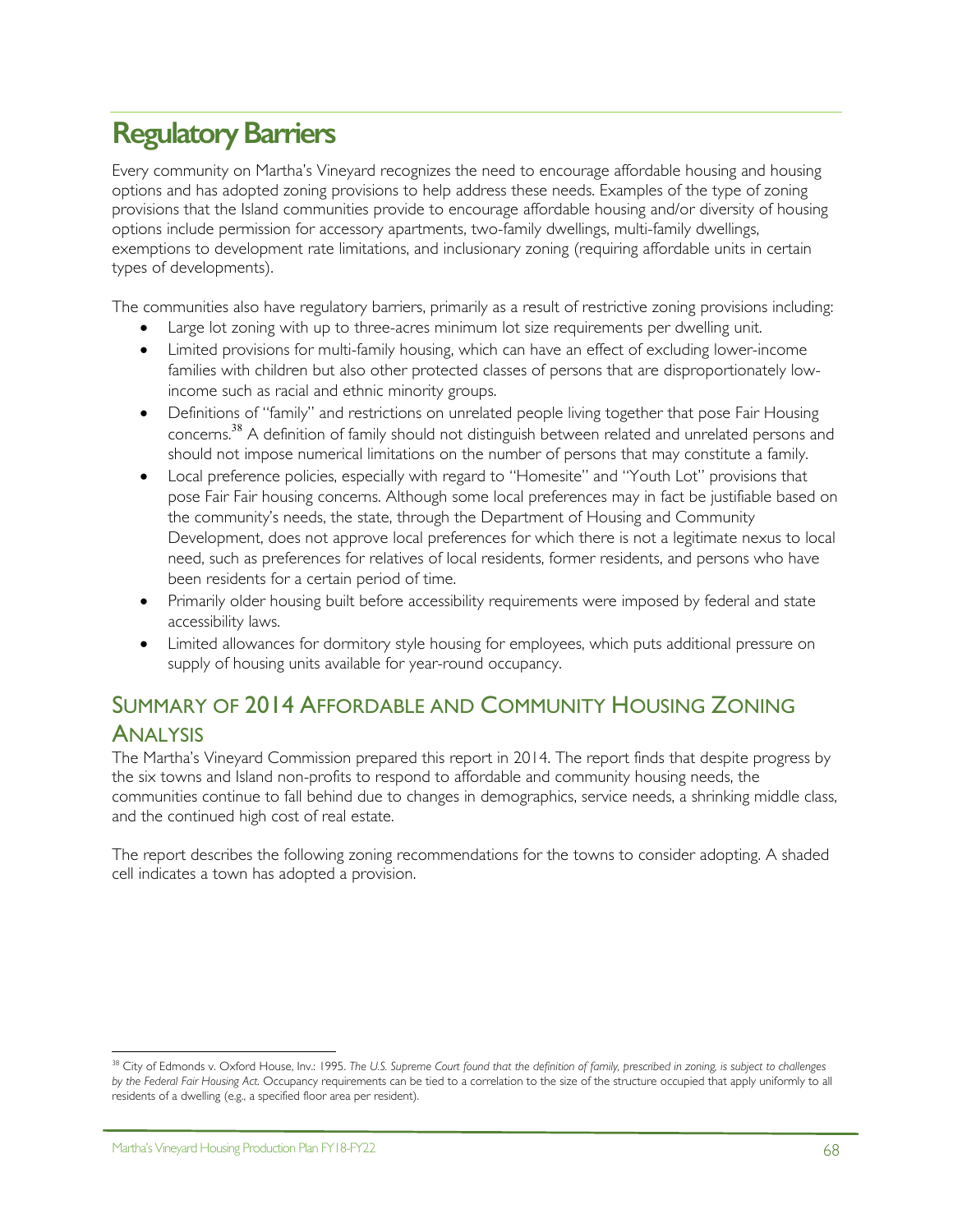# Regulatory Barriers

Every community on Martha's Vineyard recognizes the need to encourage affordable housing and housing options and has adopted zoning provisions to help address these needs. Examples of the type of zoning provisions that the Island communities provide to encourage affordable housing and/or diversity of housing options include permission for accessory apartments, two-family dwellings, multi-family dwellings, exemptions to development rate limitations, and inclusionary zoning (requiring affordable units in certain types of developments).

The communities also have regulatory barriers, primarily as a result of restrictive zoning provisions including:

- Large lot zoning with up to three-acres minimum lot size requirements per dwelling unit.
- Limited provisions for multi-family housing, which can have an effect of excluding lower-income families with children but also other protected classes of persons that are disproportionately low-income such as racial and ethnic minority groups.
- Definitions of "family" and restrictions on unrelated people living together that pose Fair Housing concerns.[38] A definition of family should not distinguish between related and unrelated persons and should not impose numerical limitations on the number of persons that may constitute a family.
- Local preference policies, especially with regard to "Homesite" and "Youth Lot" provisions that pose Fair Fair housing concerns. Although some local preferences may in fact be justifiable based on the community's needs, the state, through the Department of Housing and Community Development, does not approve local preferences for which there is not a legitimate nexus to local need, such as preferences for relatives of local residents, former residents, and persons who have been residents for a certain period of time.
- Primarily older housing built before accessibility requirements were imposed by federal and state accessibility laws.
- Limited allowances for dormitory style housing for employees, which puts additional pressure on supply of housing units available for year-round occupancy.

## Summary of 2014 Affordable and Community Housing Zoning Analysis

The Martha's Vineyard Commission prepared this report in 2014. The report finds that despite progress by the six towns and Island non-profits to respond to affordable and community housing needs, the communities continue to fall behind due to changes in demographics, service needs, a shrinking middle class, and the continued high cost of real estate.

The report describes the following zoning recommendations for the towns to consider adopting. A shaded cell indicates a town has adopted a provision.

---

[38] City of Edmonds v. Oxford House, Inv.: 1995. *The U.S. Supreme Court found that the definition of family, prescribed in zoning, is subject to challenges by the Federal Fair Housing Act.* Occupancy requirements can be tied to a correlation to the size of the structure occupied that apply uniformly to all residents of a dwelling (e.g., a specified floor area per resident).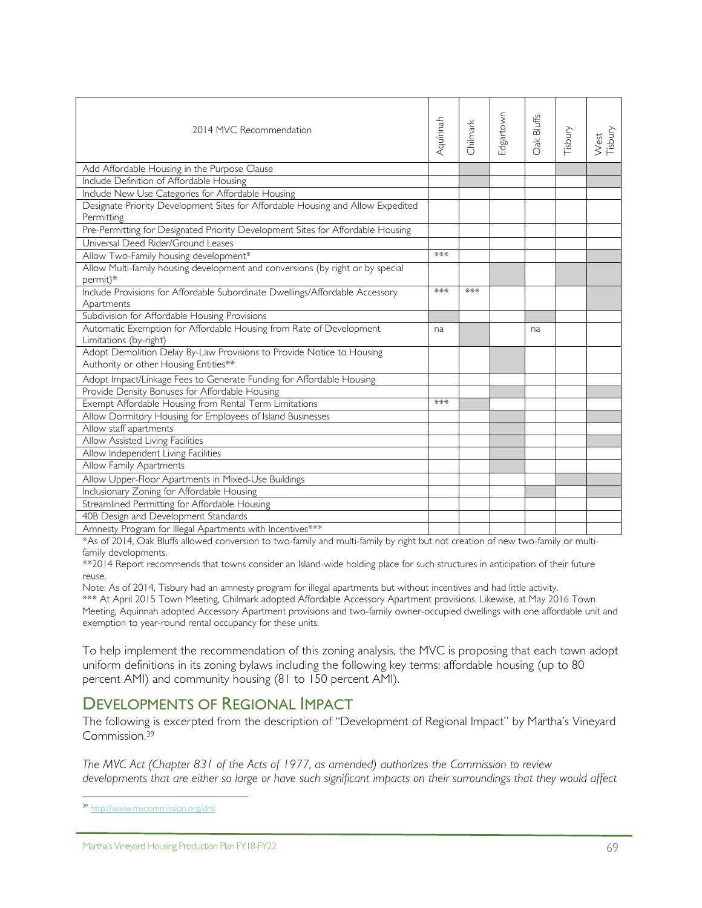| 2014 MVC Recommendation | Aquinnah | Chilmark | Edgartown | Oak Bluffs | Tisbury | West Tisbury |
|---|---|---|---|---|---|---|
| Add Affordable Housing in the Purpose Clause | | | | | | |
| Include Definition of Affordable Housing | | | | | | |
| Include New Use Categories for Affordable Housing | | | | | | |
| Designate Priority Development Sites for Affordable Housing and Allow Expedited Permitting | | | | | | |
| Pre-Permitting for Designated Priority Development Sites for Affordable Housing | | | | | | |
| Universal Deed Rider/Ground Leases | | | | | | |
| Allow Two-Family housing development* | *** | | | | | |
| Allow Multi-family housing development and conversions (by right or by special permit)* | | | | | | |
| Include Provisions for Affordable Subordinate Dwellings/Affordable Accessory Apartments | *** | *** | | | | |
| Subdivision for Affordable Housing Provisions | | | | | | |
| Automatic Exemption for Affordable Housing from Rate of Development Limitations (by-right) | na | | | na | | |
| Adopt Demolition Delay By-Law Provisions to Provide Notice to Housing Authority or other Housing Entities** | | | | | | |
| Adopt Impact/Linkage Fees to Generate Funding for Affordable Housing | | | | | | |
| Provide Density Bonuses for Affordable Housing | | | | | | |
| Exempt Affordable Housing from Rental Term Limitations | *** | | | | | |
| Allow Dormitory Housing for Employees of Island Businesses | | | | | | |
| Allow staff apartments | | | | | | |
| Allow Assisted Living Facilities | | | | | | |
| Allow Independent Living Facilities | | | | | | |
| Allow Family Apartments | | | | | | |
| Allow Upper-Floor Apartments in Mixed-Use Buildings | | | | | | |
| Inclusionary Zoning for Affordable Housing | | | | | | |
| Streamlined Permitting for Affordable Housing | | | | | | |
| 40B Design and Development Standards | | | | | | |
| Amnesty Program for Illegal Apartments with Incentives*** | | | | | | |

*As of 2014, Oak Bluffs allowed conversion to two-family and multi-family by right but not creation of new two-family or multi-family developments.

**2014 Report recommends that towns consider an Island-wide holding place for such structures in anticipation of their future reuse.

Note: As of 2014, Tisbury had an amnesty program for illegal apartments but without incentives and had little activity.

*** At April 2015 Town Meeting, Chilmark adopted Affordable Accessory Apartment provisions. Likewise, at May 2016 Town Meeting, Aquinnah adopted Accessory Apartment provisions and two-family owner-occupied dwellings with one affordable unit and exemption to year-round rental occupancy for these units.

To help implement the recommendation of this zoning analysis, the MVC is proposing that each town adopt uniform definitions in its zoning bylaws including the following key terms: affordable housing (up to 80 percent AMI) and community housing (81 to 150 percent AMI).

## Developments of Regional Impact

The following is excerpted from the description of "Development of Regional Impact" by Martha's Vineyard Commission.[39]

*The MVC Act (Chapter 831 of the Acts of 1977, as amended) authorizes the Commission to review developments that are either so large or have such significant impacts on their surroundings that they would affect*

[39] http://www.mvcommission.org/dris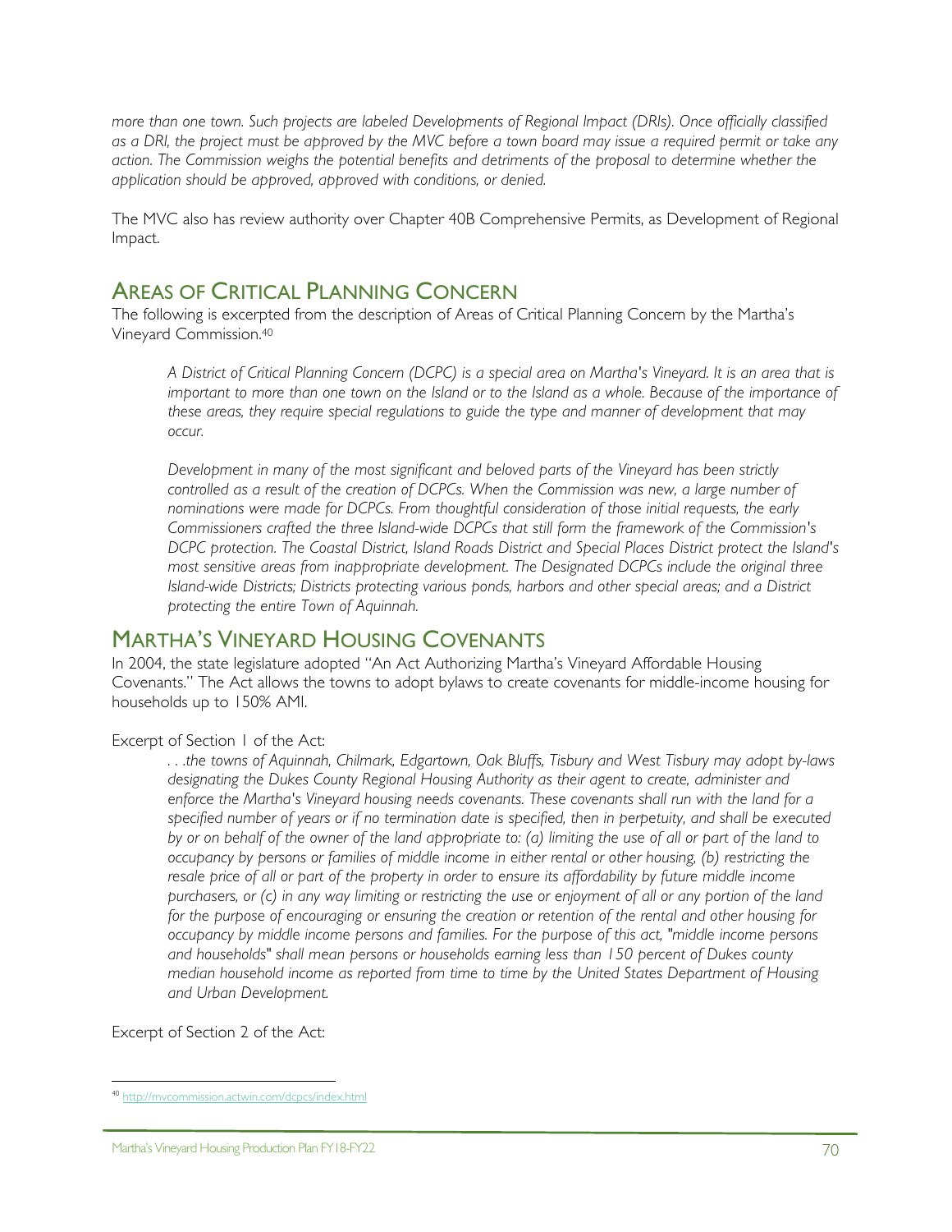*more than one town. Such projects are labeled Developments of Regional Impact (DRIs). Once officially classified as a DRI, the project must be approved by the MVC before a town board may issue a required permit or take any action. The Commission weighs the potential benefits and detriments of the proposal to determine whether the application should be approved, approved with conditions, or denied.*

The MVC also has review authority over Chapter 40B Comprehensive Permits, as Development of Regional Impact.

## Areas of Critical Planning Concern

The following is excerpted from the description of Areas of Critical Planning Concern by the Martha's Vineyard Commission.[40]

> *A District of Critical Planning Concern (DCPC) is a special area on Martha's Vineyard. It is an area that is important to more than one town on the Island or to the Island as a whole. Because of the importance of these areas, they require special regulations to guide the type and manner of development that may occur.*
>
> *Development in many of the most significant and beloved parts of the Vineyard has been strictly controlled as a result of the creation of DCPCs. When the Commission was new, a large number of nominations were made for DCPCs. From thoughtful consideration of those initial requests, the early Commissioners crafted the three Island-wide DCPCs that still form the framework of the Commission's DCPC protection. The Coastal District, Island Roads District and Special Places District protect the Island's most sensitive areas from inappropriate development. The Designated DCPCs include the original three Island-wide Districts; Districts protecting various ponds, harbors and other special areas; and a District protecting the entire Town of Aquinnah.*

## Martha's Vineyard Housing Covenants

In 2004, the state legislature adopted "An Act Authorizing Martha's Vineyard Affordable Housing Covenants." The Act allows the towns to adopt bylaws to create covenants for middle-income housing for households up to 150% AMI.

Excerpt of Section 1 of the Act:

> *. . .the towns of Aquinnah, Chilmark, Edgartown, Oak Bluffs, Tisbury and West Tisbury may adopt by-laws designating the Dukes County Regional Housing Authority as their agent to create, administer and enforce the Martha's Vineyard housing needs covenants. These covenants shall run with the land for a specified number of years or if no termination date is specified, then in perpetuity, and shall be executed by or on behalf of the owner of the land appropriate to: (a) limiting the use of all or part of the land to occupancy by persons or families of middle income in either rental or other housing, (b) restricting the resale price of all or part of the property in order to ensure its affordability by future middle income purchasers, or (c) in any way limiting or restricting the use or enjoyment of all or any portion of the land for the purpose of encouraging or ensuring the creation or retention of the rental and other housing for occupancy by middle income persons and families. For the purpose of this act, "middle income persons and households" shall mean persons or households earning less than 150 percent of Dukes county median household income as reported from time to time by the United States Department of Housing and Urban Development.*

Excerpt of Section 2 of the Act:

---

[40] http://mvcommission.actwin.com/dcpcs/index.html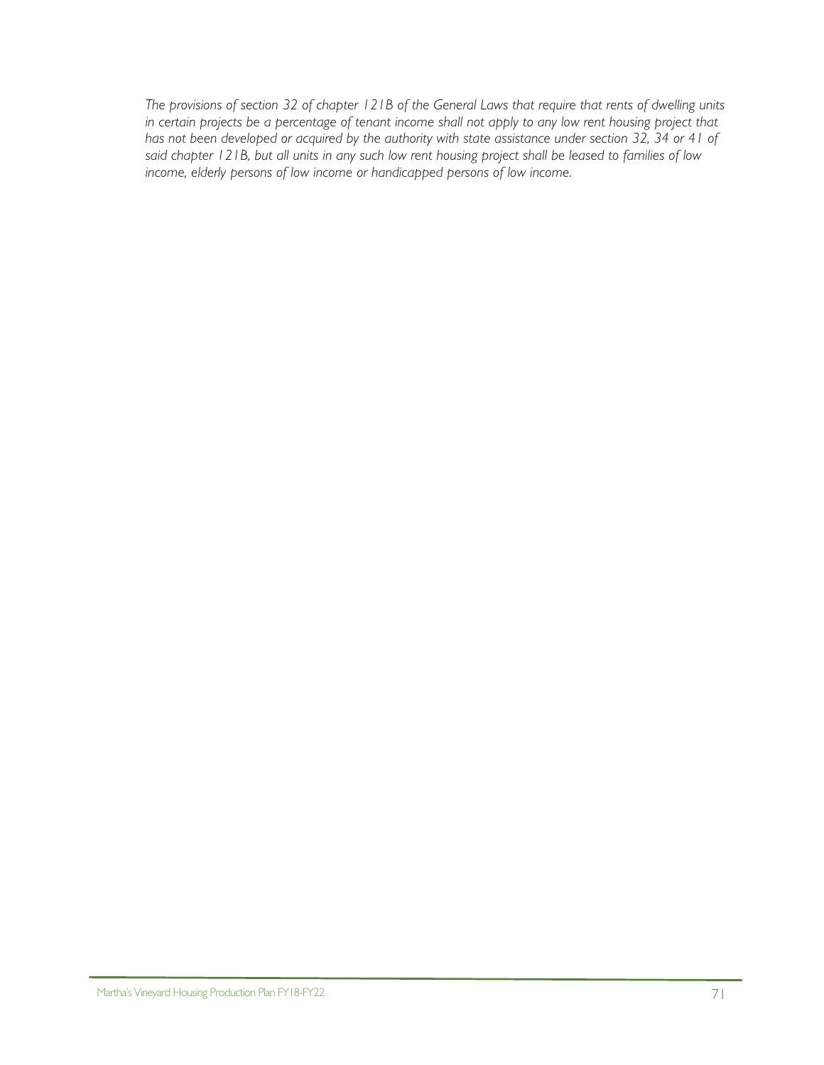*The provisions of section 32 of chapter 121B of the General Laws that require that rents of dwelling units in certain projects be a percentage of tenant income shall not apply to any low rent housing project that has not been developed or acquired by the authority with state assistance under section 32, 34 or 41 of said chapter 121B, but all units in any such low rent housing project shall be leased to families of low income, elderly persons of low income or handicapped persons of low income.*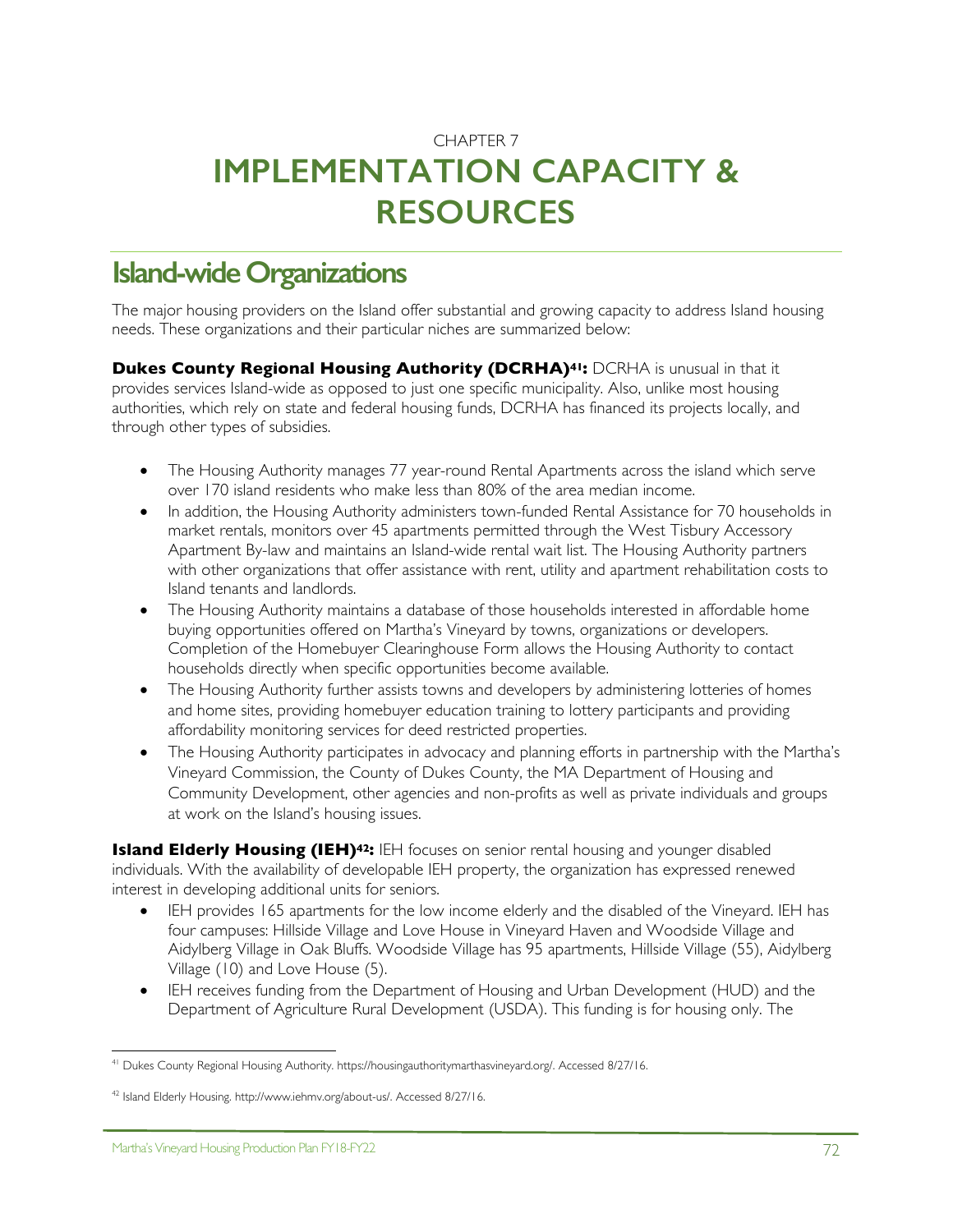CHAPTER 7

# IMPLEMENTATION CAPACITY & RESOURCES

## Island-wide Organizations

The major housing providers on the Island offer substantial and growing capacity to address Island housing needs. These organizations and their particular niches are summarized below:

**Dukes County Regional Housing Authority (DCRHA)[41]:** DCRHA is unusual in that it provides services Island-wide as opposed to just one specific municipality. Also, unlike most housing authorities, which rely on state and federal housing funds, DCRHA has financed its projects locally, and through other types of subsidies.

- The Housing Authority manages 77 year-round Rental Apartments across the island which serve over 170 island residents who make less than 80% of the area median income.
- In addition, the Housing Authority administers town-funded Rental Assistance for 70 households in market rentals, monitors over 45 apartments permitted through the West Tisbury Accessory Apartment By-law and maintains an Island-wide rental wait list. The Housing Authority partners with other organizations that offer assistance with rent, utility and apartment rehabilitation costs to Island tenants and landlords.
- The Housing Authority maintains a database of those households interested in affordable home buying opportunities offered on Martha's Vineyard by towns, organizations or developers. Completion of the Homebuyer Clearinghouse Form allows the Housing Authority to contact households directly when specific opportunities become available.
- The Housing Authority further assists towns and developers by administering lotteries of homes and home sites, providing homebuyer education training to lottery participants and providing affordability monitoring services for deed restricted properties.
- The Housing Authority participates in advocacy and planning efforts in partnership with the Martha's Vineyard Commission, the County of Dukes County, the MA Department of Housing and Community Development, other agencies and non-profits as well as private individuals and groups at work on the Island's housing issues.

**Island Elderly Housing (IEH)[42]:** IEH focuses on senior rental housing and younger disabled individuals. With the availability of developable IEH property, the organization has expressed renewed interest in developing additional units for seniors.

- IEH provides 165 apartments for the low income elderly and the disabled of the Vineyard. IEH has four campuses: Hillside Village and Love House in Vineyard Haven and Woodside Village and Aidylberg Village in Oak Bluffs. Woodside Village has 95 apartments, Hillside Village (55), Aidylberg Village (10) and Love House (5).
- IEH receives funding from the Department of Housing and Urban Development (HUD) and the Department of Agriculture Rural Development (USDA). This funding is for housing only. The

[41] Dukes County Regional Housing Authority. https://housingauthoritymarthasvineyard.org/. Accessed 8/27/16.

[42] Island Elderly Housing. http://www.iehmv.org/about-us/. Accessed 8/27/16.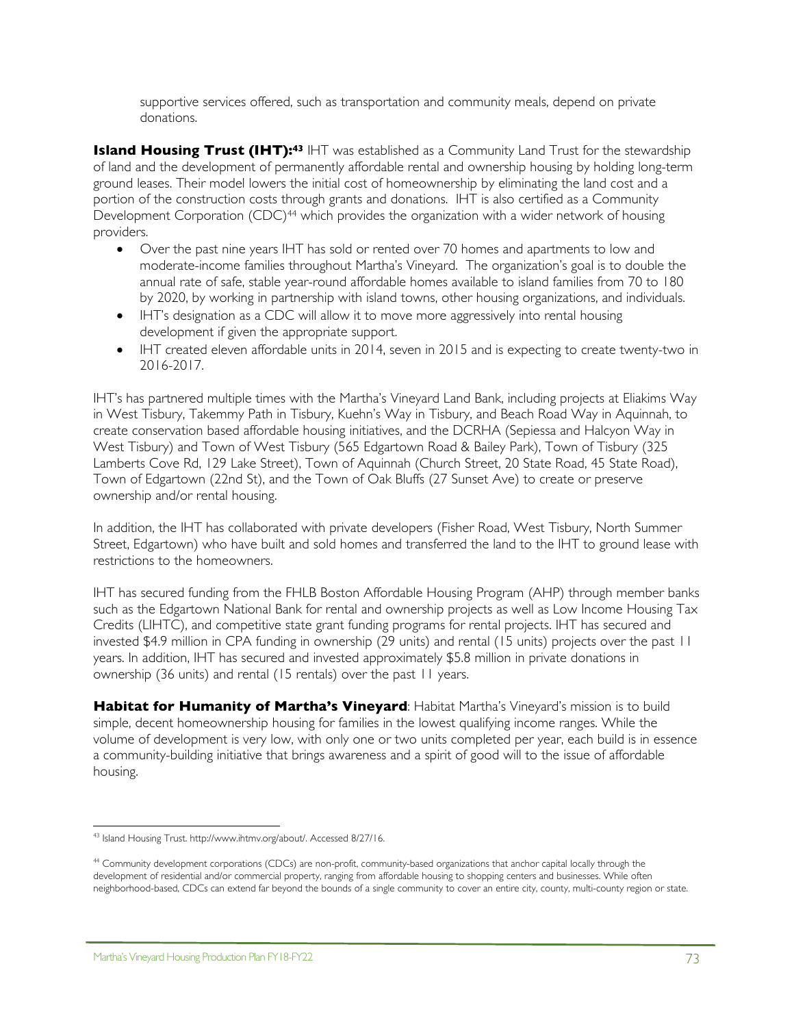supportive services offered, such as transportation and community meals, depend on private donations.

**Island Housing Trust (IHT):**[43] IHT was established as a Community Land Trust for the stewardship of land and the development of permanently affordable rental and ownership housing by holding long-term ground leases. Their model lowers the initial cost of homeownership by eliminating the land cost and a portion of the construction costs through grants and donations. IHT is also certified as a Community Development Corporation (CDC)[44] which provides the organization with a wider network of housing providers.

- Over the past nine years IHT has sold or rented over 70 homes and apartments to low and moderate-income families throughout Martha's Vineyard. The organization's goal is to double the annual rate of safe, stable year-round affordable homes available to island families from 70 to 180 by 2020, by working in partnership with island towns, other housing organizations, and individuals.
- IHT's designation as a CDC will allow it to move more aggressively into rental housing development if given the appropriate support.
- IHT created eleven affordable units in 2014, seven in 2015 and is expecting to create twenty-two in 2016-2017.

IHT's has partnered multiple times with the Martha's Vineyard Land Bank, including projects at Eliakims Way in West Tisbury, Takemmy Path in Tisbury, Kuehn's Way in Tisbury, and Beach Road Way in Aquinnah, to create conservation based affordable housing initiatives, and the DCRHA (Sepiessa and Halcyon Way in West Tisbury) and Town of West Tisbury (565 Edgartown Road & Bailey Park), Town of Tisbury (325 Lamberts Cove Rd, 129 Lake Street), Town of Aquinnah (Church Street, 20 State Road, 45 State Road), Town of Edgartown (22nd St), and the Town of Oak Bluffs (27 Sunset Ave) to create or preserve ownership and/or rental housing.

In addition, the IHT has collaborated with private developers (Fisher Road, West Tisbury, North Summer Street, Edgartown) who have built and sold homes and transferred the land to the IHT to ground lease with restrictions to the homeowners.

IHT has secured funding from the FHLB Boston Affordable Housing Program (AHP) through member banks such as the Edgartown National Bank for rental and ownership projects as well as Low Income Housing Tax Credits (LIHTC), and competitive state grant funding programs for rental projects. IHT has secured and invested $4.9 million in CPA funding in ownership (29 units) and rental (15 units) projects over the past 11 years. In addition, IHT has secured and invested approximately $5.8 million in private donations in ownership (36 units) and rental (15 rentals) over the past 11 years.

**Habitat for Humanity of Martha's Vineyard**: Habitat Martha's Vineyard's mission is to build simple, decent homeownership housing for families in the lowest qualifying income ranges. While the volume of development is very low, with only one or two units completed per year, each build is in essence a community-building initiative that brings awareness and a spirit of good will to the issue of affordable housing.

---

[43] Island Housing Trust. http://www.ihtmv.org/about/. Accessed 8/27/16.

[44] Community development corporations (CDCs) are non-profit, community-based organizations that anchor capital locally through the development of residential and/or commercial property, ranging from affordable housing to shopping centers and businesses. While often neighborhood-based, CDCs can extend far beyond the bounds of a single community to cover an entire city, county, multi-county region or state.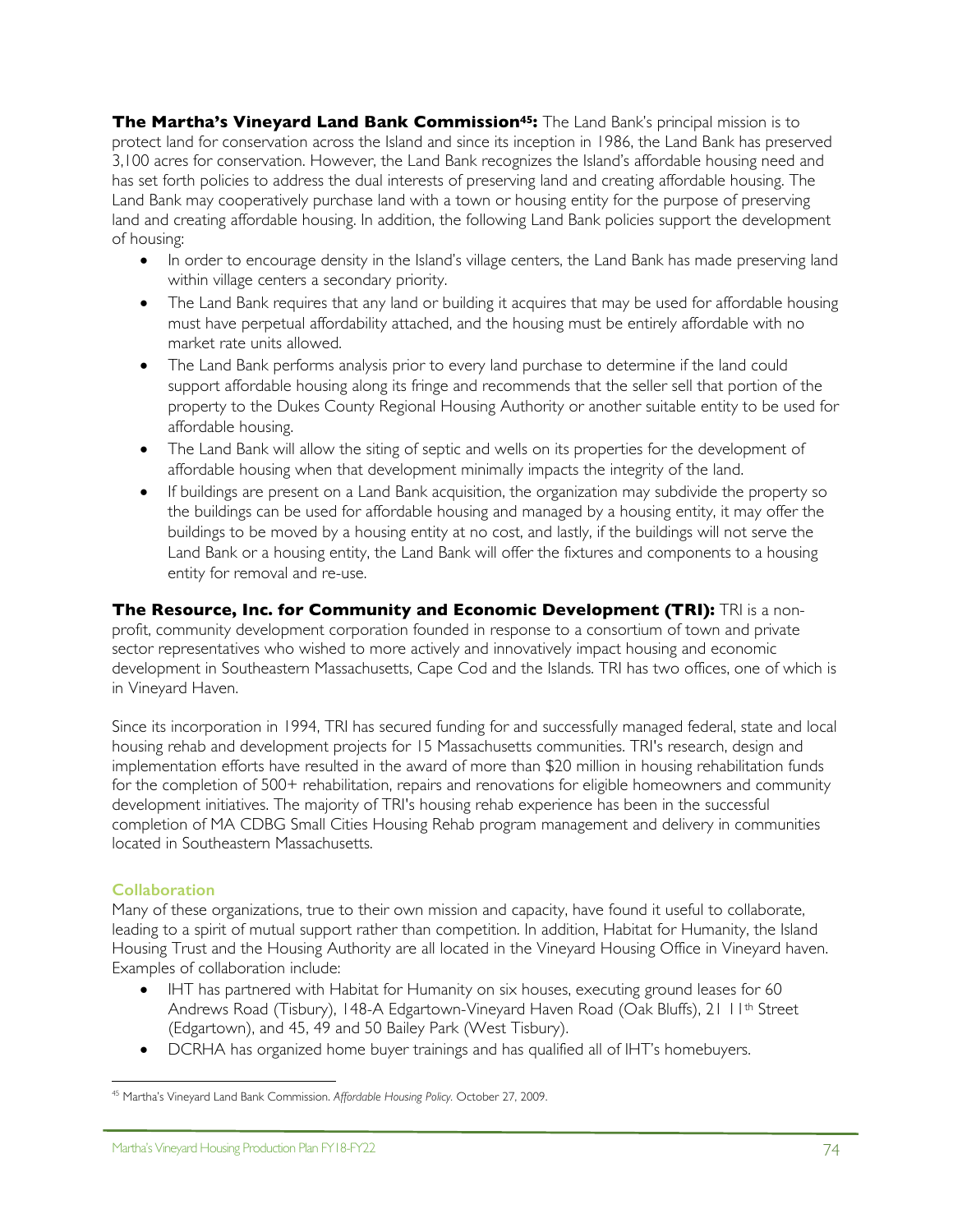**The Martha's Vineyard Land Bank Commission[45]:** The Land Bank's principal mission is to protect land for conservation across the Island and since its inception in 1986, the Land Bank has preserved 3,100 acres for conservation. However, the Land Bank recognizes the Island's affordable housing need and has set forth policies to address the dual interests of preserving land and creating affordable housing. The Land Bank may cooperatively purchase land with a town or housing entity for the purpose of preserving land and creating affordable housing. In addition, the following Land Bank policies support the development of housing:

- In order to encourage density in the Island's village centers, the Land Bank has made preserving land within village centers a secondary priority.
- The Land Bank requires that any land or building it acquires that may be used for affordable housing must have perpetual affordability attached, and the housing must be entirely affordable with no market rate units allowed.
- The Land Bank performs analysis prior to every land purchase to determine if the land could support affordable housing along its fringe and recommends that the seller sell that portion of the property to the Dukes County Regional Housing Authority or another suitable entity to be used for affordable housing.
- The Land Bank will allow the siting of septic and wells on its properties for the development of affordable housing when that development minimally impacts the integrity of the land.
- If buildings are present on a Land Bank acquisition, the organization may subdivide the property so the buildings can be used for affordable housing and managed by a housing entity, it may offer the buildings to be moved by a housing entity at no cost, and lastly, if the buildings will not serve the Land Bank or a housing entity, the Land Bank will offer the fixtures and components to a housing entity for removal and re-use.

**The Resource, Inc. for Community and Economic Development (TRI):** TRI is a non-profit, community development corporation founded in response to a consortium of town and private sector representatives who wished to more actively and innovatively impact housing and economic development in Southeastern Massachusetts, Cape Cod and the Islands. TRI has two offices, one of which is in Vineyard Haven.

Since its incorporation in 1994, TRI has secured funding for and successfully managed federal, state and local housing rehab and development projects for 15 Massachusetts communities. TRI's research, design and implementation efforts have resulted in the award of more than $20 million in housing rehabilitation funds for the completion of 500+ rehabilitation, repairs and renovations for eligible homeowners and community development initiatives. The majority of TRI's housing rehab experience has been in the successful completion of MA CDBG Small Cities Housing Rehab program management and delivery in communities located in Southeastern Massachusetts.

### Collaboration

Many of these organizations, true to their own mission and capacity, have found it useful to collaborate, leading to a spirit of mutual support rather than competition. In addition, Habitat for Humanity, the Island Housing Trust and the Housing Authority are all located in the Vineyard Housing Office in Vineyard haven. Examples of collaboration include:

- IHT has partnered with Habitat for Humanity on six houses, executing ground leases for 60 Andrews Road (Tisbury), 148-A Edgartown-Vineyard Haven Road (Oak Bluffs), 21 11th Street (Edgartown), and 45, 49 and 50 Bailey Park (West Tisbury).
- DCRHA has organized home buyer trainings and has qualified all of IHT's homebuyers.

[45] Martha's Vineyard Land Bank Commission. *Affordable Housing Policy.* October 27, 2009.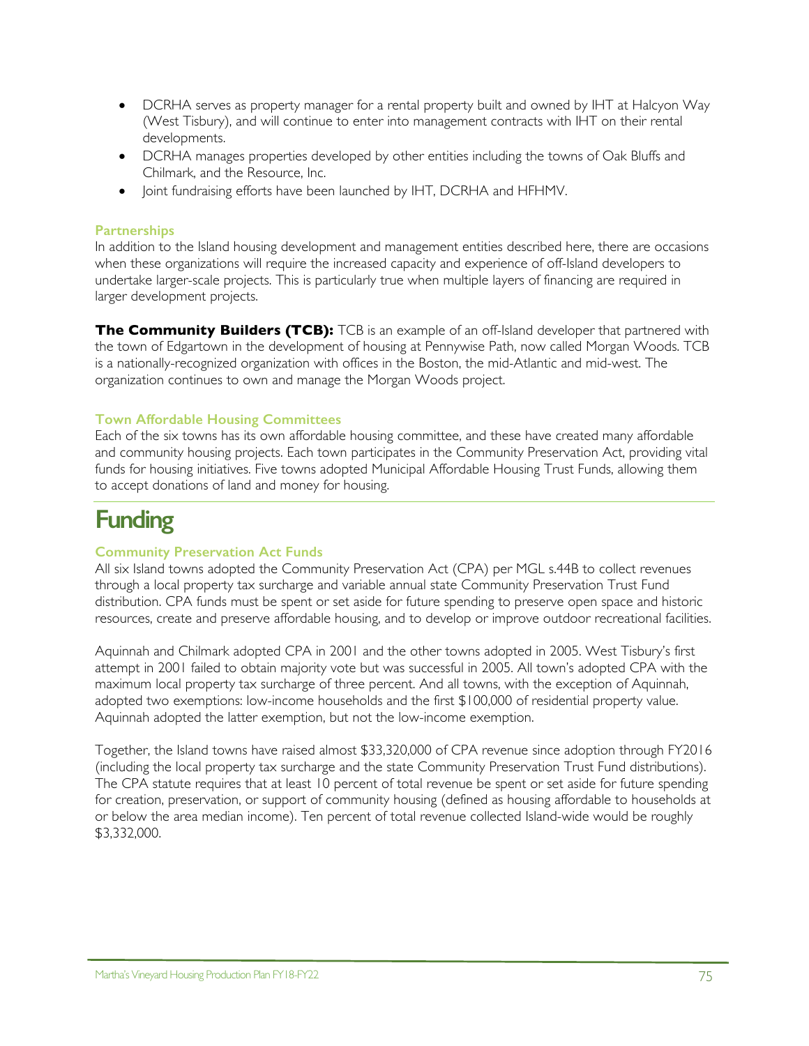- DCRHA serves as property manager for a rental property built and owned by IHT at Halcyon Way (West Tisbury), and will continue to enter into management contracts with IHT on their rental developments.
- DCRHA manages properties developed by other entities including the towns of Oak Bluffs and Chilmark, and the Resource, Inc.
- Joint fundraising efforts have been launched by IHT, DCRHA and HFHMV.

### Partnerships

In addition to the Island housing development and management entities described here, there are occasions when these organizations will require the increased capacity and experience of off-Island developers to undertake larger-scale projects. This is particularly true when multiple layers of financing are required in larger development projects.

**The Community Builders (TCB):** TCB is an example of an off-Island developer that partnered with the town of Edgartown in the development of housing at Pennywise Path, now called Morgan Woods. TCB is a nationally-recognized organization with offices in the Boston, the mid-Atlantic and mid-west. The organization continues to own and manage the Morgan Woods project.

### Town Affordable Housing Committees

Each of the six towns has its own affordable housing committee, and these have created many affordable and community housing projects. Each town participates in the Community Preservation Act, providing vital funds for housing initiatives. Five towns adopted Municipal Affordable Housing Trust Funds, allowing them to accept donations of land and money for housing.

## Funding

### Community Preservation Act Funds

All six Island towns adopted the Community Preservation Act (CPA) per MGL s.44B to collect revenues through a local property tax surcharge and variable annual state Community Preservation Trust Fund distribution. CPA funds must be spent or set aside for future spending to preserve open space and historic resources, create and preserve affordable housing, and to develop or improve outdoor recreational facilities.

Aquinnah and Chilmark adopted CPA in 2001 and the other towns adopted in 2005. West Tisbury's first attempt in 2001 failed to obtain majority vote but was successful in 2005. All town's adopted CPA with the maximum local property tax surcharge of three percent. And all towns, with the exception of Aquinnah, adopted two exemptions: low-income households and the first $100,000 of residential property value. Aquinnah adopted the latter exemption, but not the low-income exemption.

Together, the Island towns have raised almost $33,320,000 of CPA revenue since adoption through FY2016 (including the local property tax surcharge and the state Community Preservation Trust Fund distributions). The CPA statute requires that at least 10 percent of total revenue be spent or set aside for future spending for creation, preservation, or support of community housing (defined as housing affordable to households at or below the area median income). Ten percent of total revenue collected Island-wide would be roughly $3,332,000.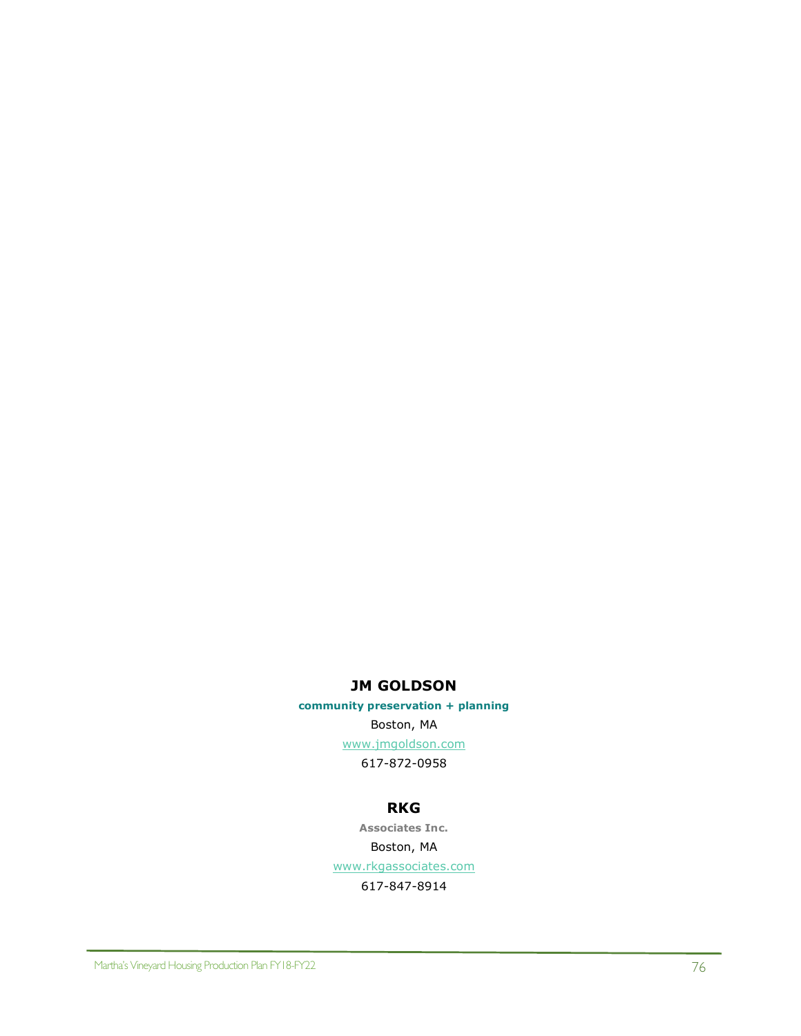**JM GOLDSON**

**community preservation + planning**

Boston, MA

www.jmgoldson.com

617-872-0958

**RKG**

**Associates Inc.**

Boston, MA

www.rkgassociates.com

617-847-8914